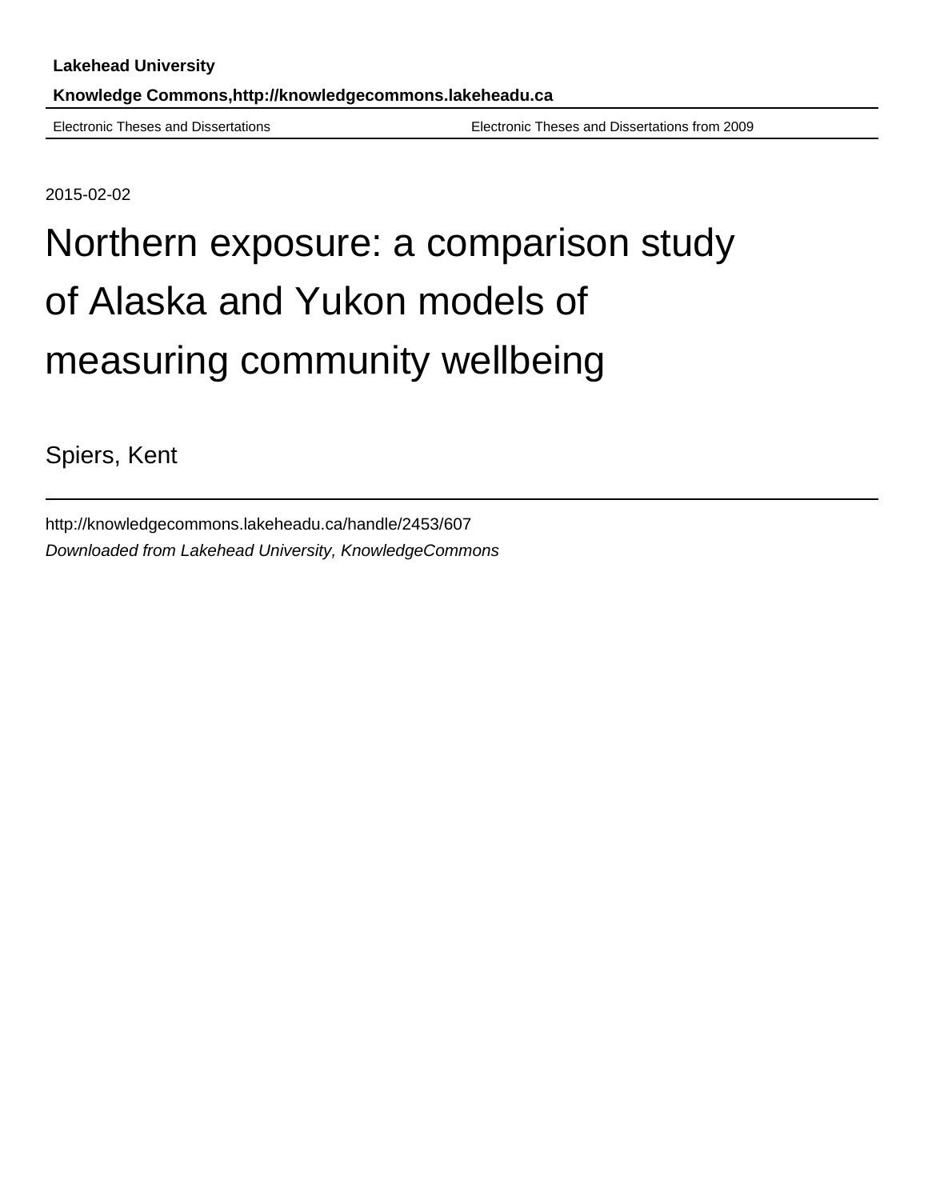**Lakehead University**

**Knowledge Commons,http://knowledgecommons.lakeheadu.ca**

Electronic Theses and Dissertations | Electronic Theses and Dissertations from 2009

2015-02-02

# Northern exposure: a comparison study of Alaska and Yukon models of measuring community wellbeing

Spiers, Kent

http://knowledgecommons.lakeheadu.ca/handle/2453/607

*Downloaded from Lakehead University, KnowledgeCommons*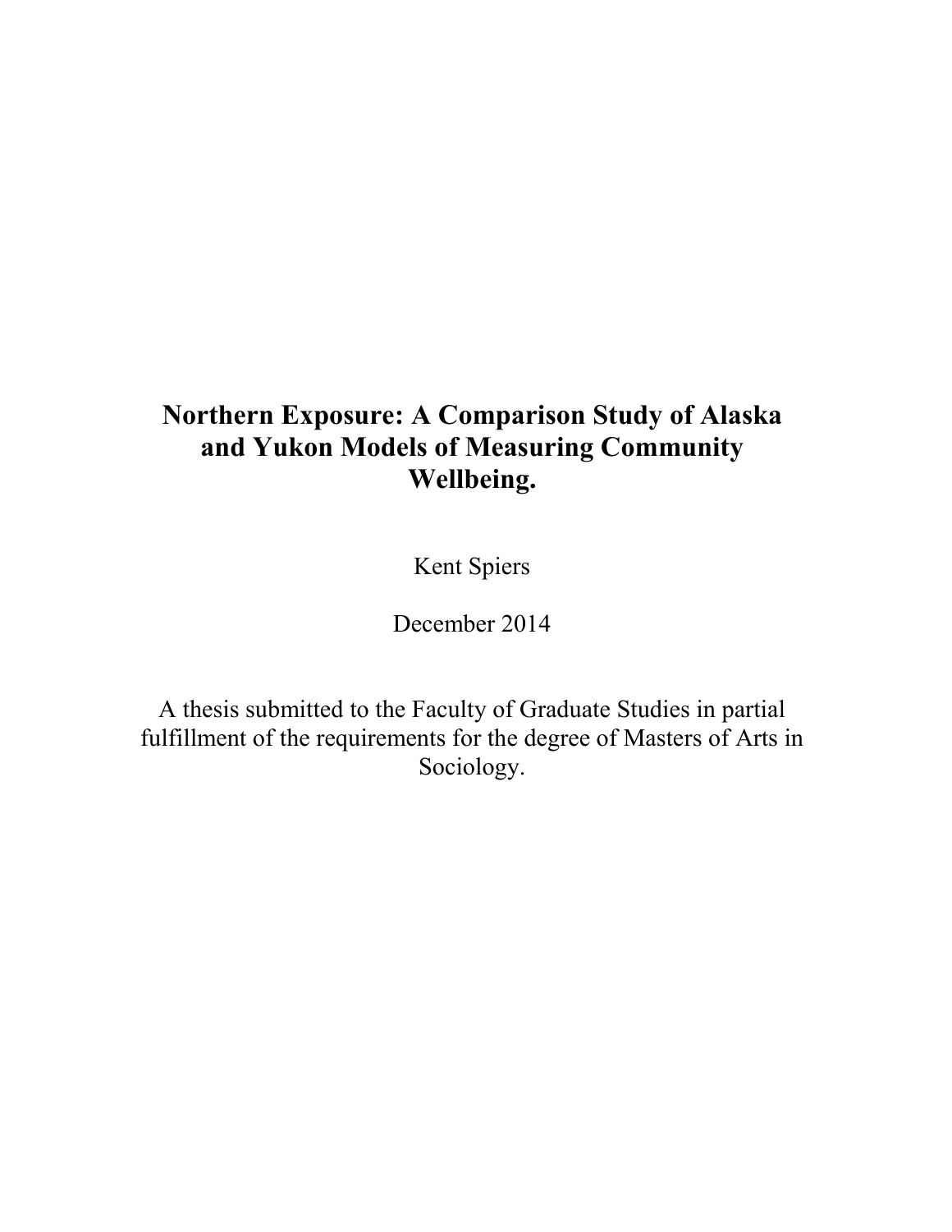# Northern Exposure: A Comparison Study of Alaska and Yukon Models of Measuring Community Wellbeing.

Kent Spiers

December 2014

A thesis submitted to the Faculty of Graduate Studies in partial fulfillment of the requirements for the degree of Masters of Arts in Sociology.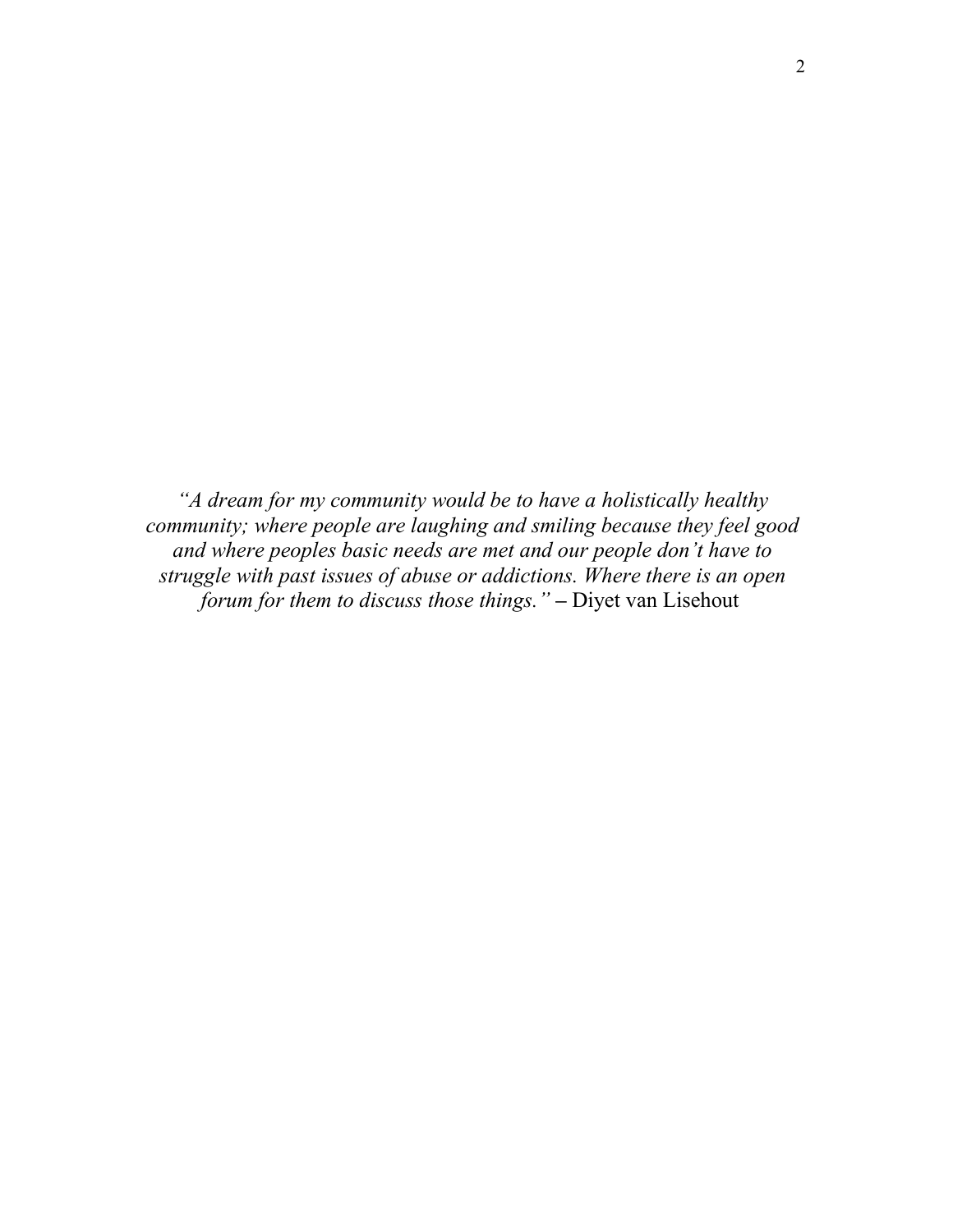*"A dream for my community would be to have a holistically healthy community; where people are laughing and smiling because they feel good and where peoples basic needs are met and our people don't have to struggle with past issues of abuse or addictions. Where there is an open forum for them to discuss those things."* – Diyet van Lisehout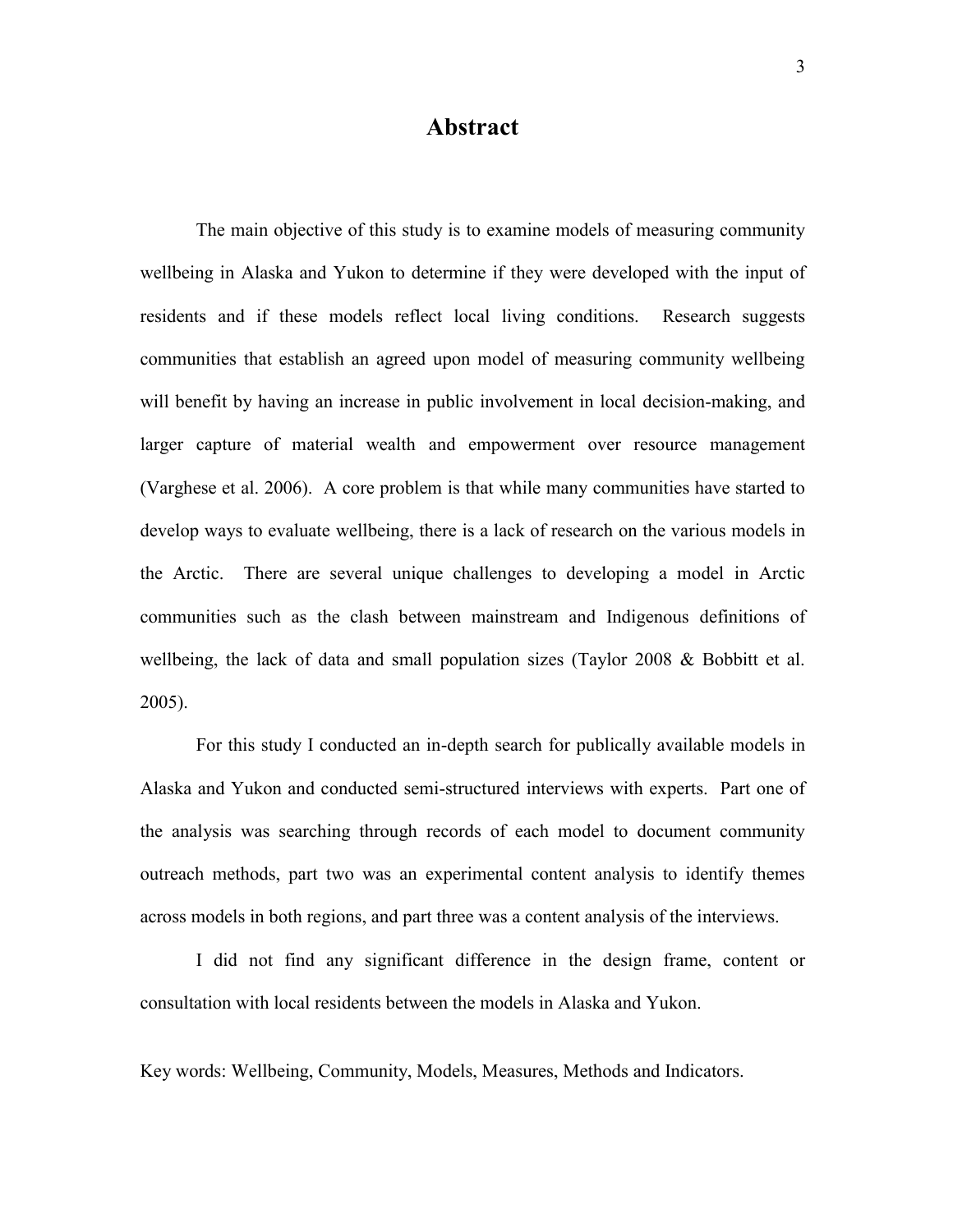# Abstract

The main objective of this study is to examine models of measuring community wellbeing in Alaska and Yukon to determine if they were developed with the input of residents and if these models reflect local living conditions. Research suggests communities that establish an agreed upon model of measuring community wellbeing will benefit by having an increase in public involvement in local decision-making, and larger capture of material wealth and empowerment over resource management (Varghese et al. 2006). A core problem is that while many communities have started to develop ways to evaluate wellbeing, there is a lack of research on the various models in the Arctic. There are several unique challenges to developing a model in Arctic communities such as the clash between mainstream and Indigenous definitions of wellbeing, the lack of data and small population sizes (Taylor 2008 & Bobbitt et al. 2005).

For this study I conducted an in-depth search for publically available models in Alaska and Yukon and conducted semi-structured interviews with experts. Part one of the analysis was searching through records of each model to document community outreach methods, part two was an experimental content analysis to identify themes across models in both regions, and part three was a content analysis of the interviews.

I did not find any significant difference in the design frame, content or consultation with local residents between the models in Alaska and Yukon.

Key words: Wellbeing, Community, Models, Measures, Methods and Indicators.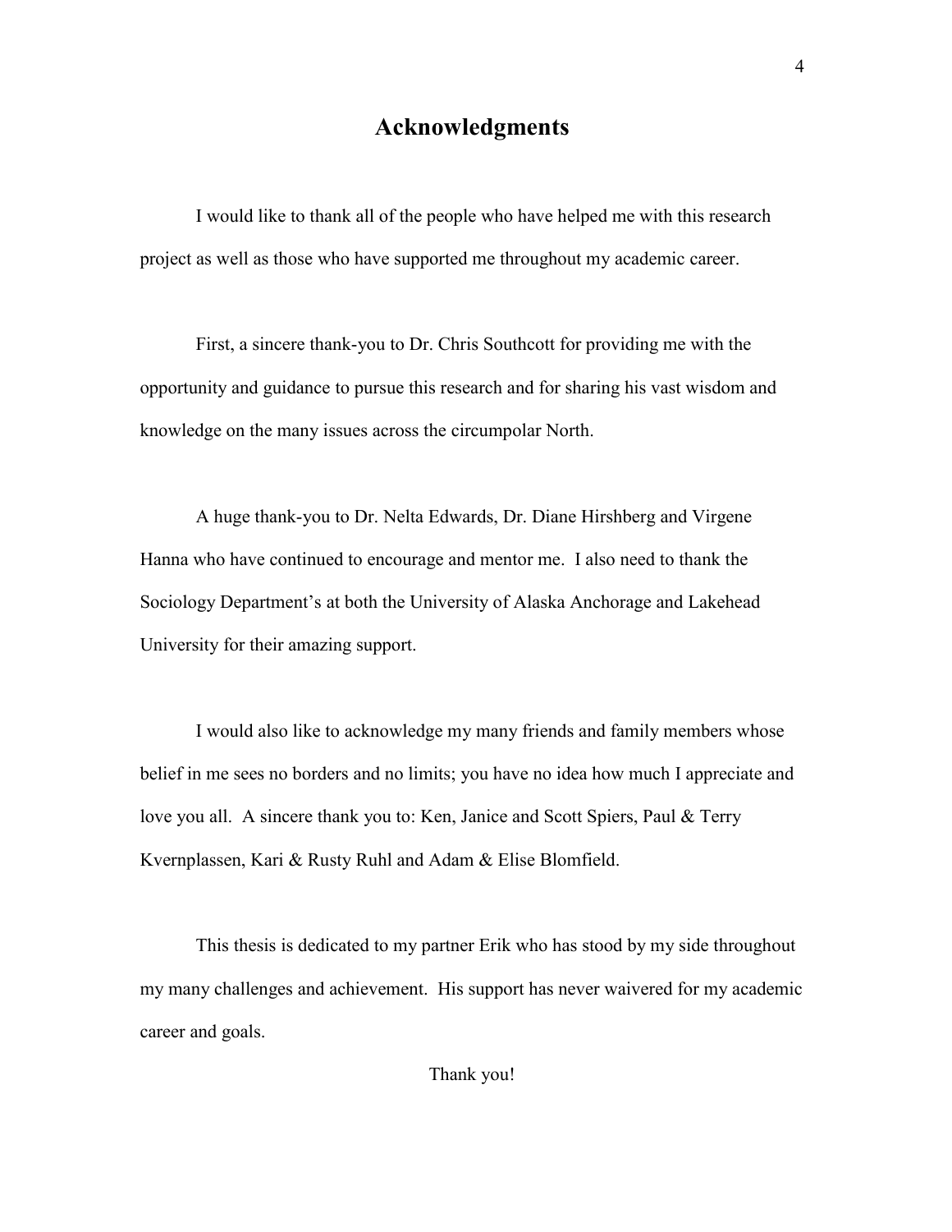# Acknowledgments

I would like to thank all of the people who have helped me with this research project as well as those who have supported me throughout my academic career.

First, a sincere thank-you to Dr. Chris Southcott for providing me with the opportunity and guidance to pursue this research and for sharing his vast wisdom and knowledge on the many issues across the circumpolar North.

A huge thank-you to Dr. Nelta Edwards, Dr. Diane Hirshberg and Virgene Hanna who have continued to encourage and mentor me. I also need to thank the Sociology Department's at both the University of Alaska Anchorage and Lakehead University for their amazing support.

I would also like to acknowledge my many friends and family members whose belief in me sees no borders and no limits; you have no idea how much I appreciate and love you all. A sincere thank you to: Ken, Janice and Scott Spiers, Paul & Terry Kvernplassen, Kari & Rusty Ruhl and Adam & Elise Blomfield.

This thesis is dedicated to my partner Erik who has stood by my side throughout my many challenges and achievement. His support has never waivered for my academic career and goals.

Thank you!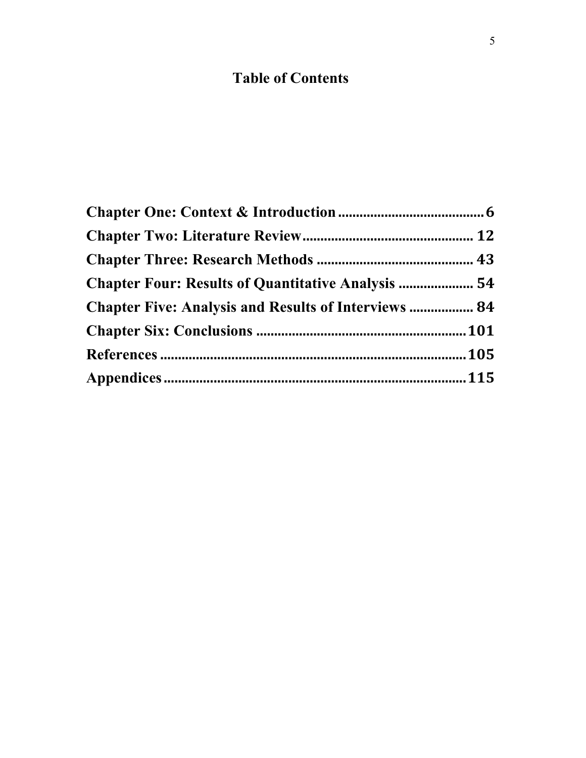# Table of Contents

**Chapter One: Context & Introduction** ........................................ **6**

**Chapter Two: Literature Review** ............................................... **12**

**Chapter Three: Research Methods** ........................................... **43**

**Chapter Four: Results of Quantitative Analysis** .................... **54**

**Chapter Five: Analysis and Results of Interviews** ................. **84**

**Chapter Six: Conclusions** ..........................................................**101**

**References** ....................................................................................**105**

**Appendices** ...................................................................................**115**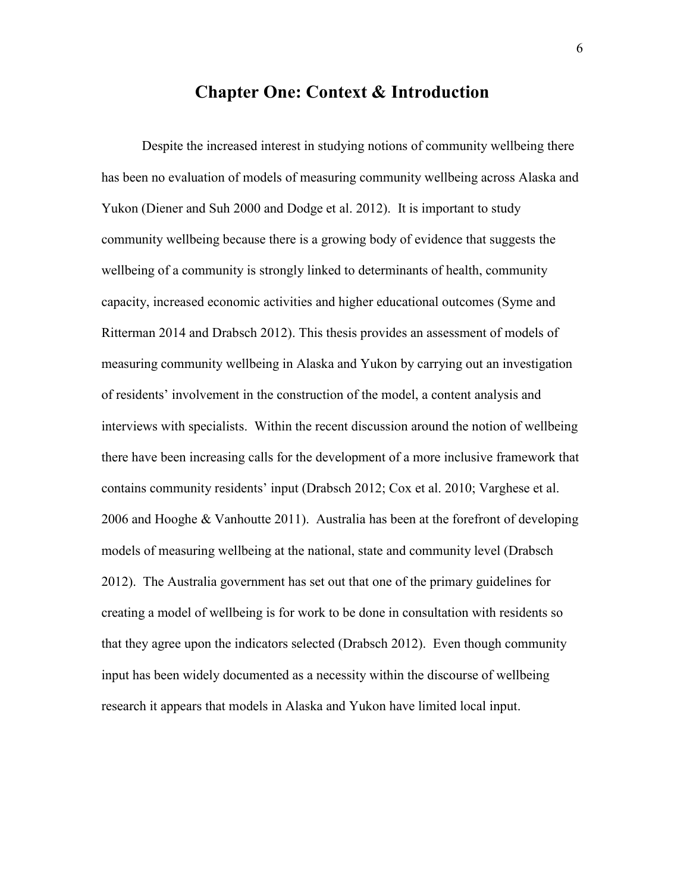# Chapter One: Context & Introduction

Despite the increased interest in studying notions of community wellbeing there has been no evaluation of models of measuring community wellbeing across Alaska and Yukon (Diener and Suh 2000 and Dodge et al. 2012). It is important to study community wellbeing because there is a growing body of evidence that suggests the wellbeing of a community is strongly linked to determinants of health, community capacity, increased economic activities and higher educational outcomes (Syme and Ritterman 2014 and Drabsch 2012). This thesis provides an assessment of models of measuring community wellbeing in Alaska and Yukon by carrying out an investigation of residents' involvement in the construction of the model, a content analysis and interviews with specialists. Within the recent discussion around the notion of wellbeing there have been increasing calls for the development of a more inclusive framework that contains community residents' input (Drabsch 2012; Cox et al. 2010; Varghese et al. 2006 and Hooghe & Vanhoutte 2011). Australia has been at the forefront of developing models of measuring wellbeing at the national, state and community level (Drabsch 2012). The Australia government has set out that one of the primary guidelines for creating a model of wellbeing is for work to be done in consultation with residents so that they agree upon the indicators selected (Drabsch 2012). Even though community input has been widely documented as a necessity within the discourse of wellbeing research it appears that models in Alaska and Yukon have limited local input.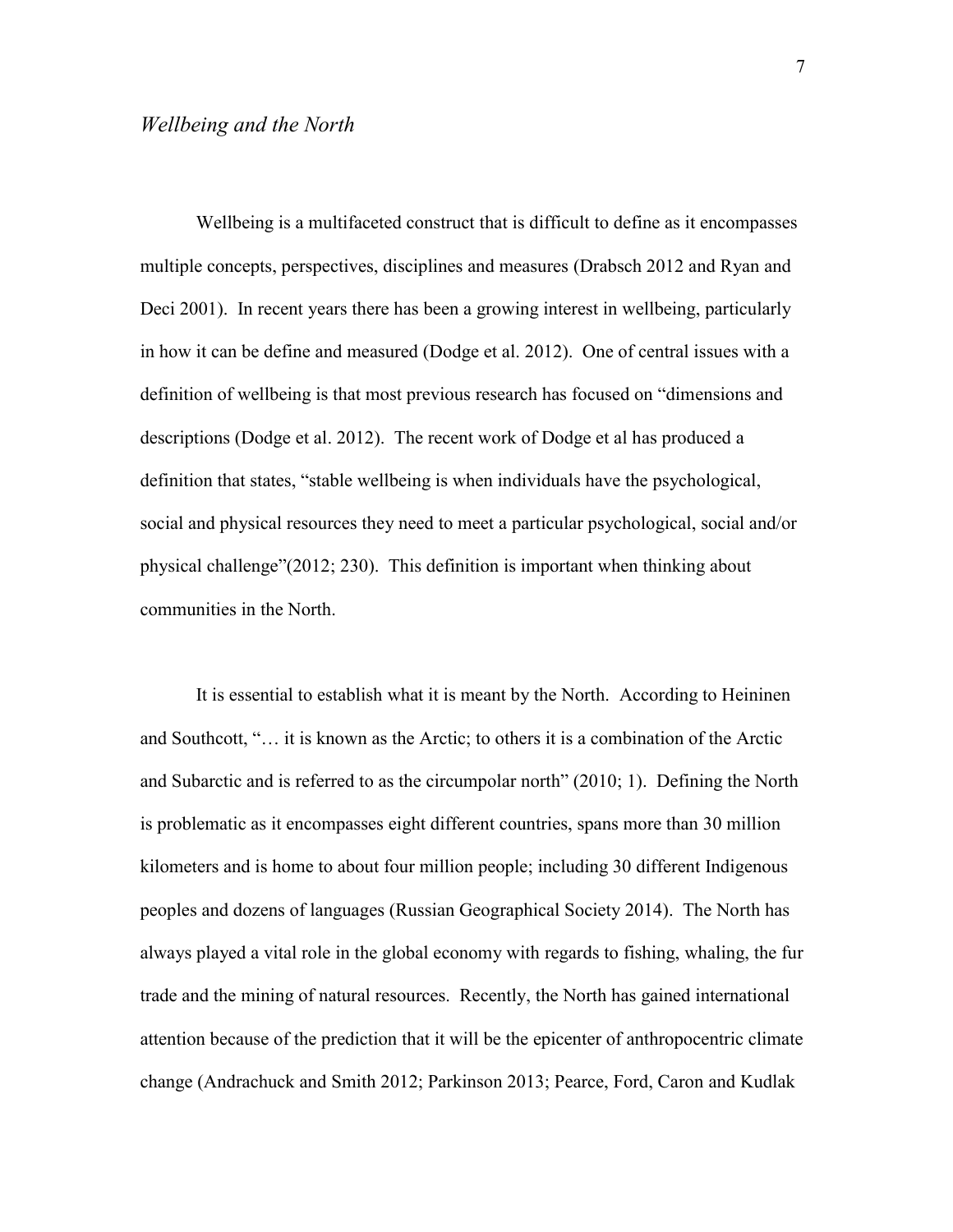*Wellbeing and the North*

Wellbeing is a multifaceted construct that is difficult to define as it encompasses multiple concepts, perspectives, disciplines and measures (Drabsch 2012 and Ryan and Deci 2001). In recent years there has been a growing interest in wellbeing, particularly in how it can be define and measured (Dodge et al. 2012). One of central issues with a definition of wellbeing is that most previous research has focused on "dimensions and descriptions (Dodge et al. 2012). The recent work of Dodge et al has produced a definition that states, "stable wellbeing is when individuals have the psychological, social and physical resources they need to meet a particular psychological, social and/or physical challenge"(2012; 230). This definition is important when thinking about communities in the North.

It is essential to establish what it is meant by the North. According to Heininen and Southcott, "… it is known as the Arctic; to others it is a combination of the Arctic and Subarctic and is referred to as the circumpolar north" (2010; 1). Defining the North is problematic as it encompasses eight different countries, spans more than 30 million kilometers and is home to about four million people; including 30 different Indigenous peoples and dozens of languages (Russian Geographical Society 2014). The North has always played a vital role in the global economy with regards to fishing, whaling, the fur trade and the mining of natural resources. Recently, the North has gained international attention because of the prediction that it will be the epicenter of anthropocentric climate change (Andrachuck and Smith 2012; Parkinson 2013; Pearce, Ford, Caron and Kudlak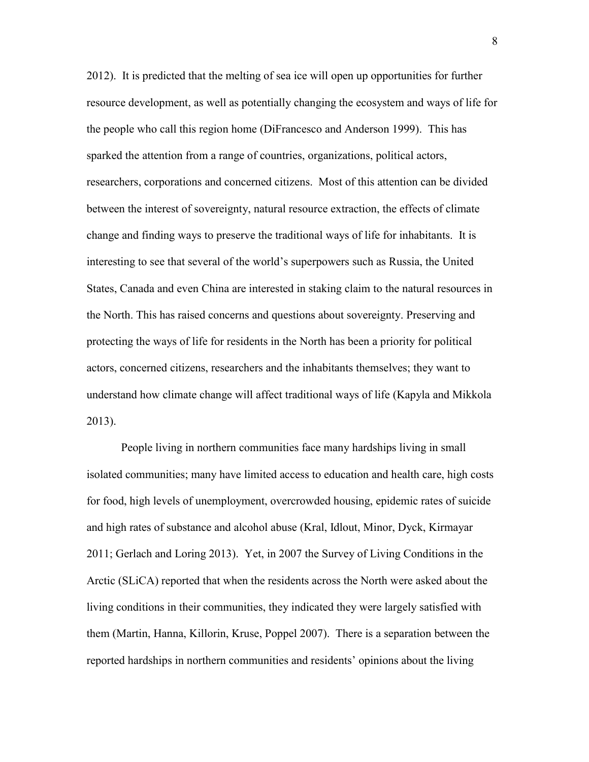2012). It is predicted that the melting of sea ice will open up opportunities for further resource development, as well as potentially changing the ecosystem and ways of life for the people who call this region home (DiFrancesco and Anderson 1999). This has sparked the attention from a range of countries, organizations, political actors, researchers, corporations and concerned citizens. Most of this attention can be divided between the interest of sovereignty, natural resource extraction, the effects of climate change and finding ways to preserve the traditional ways of life for inhabitants. It is interesting to see that several of the world's superpowers such as Russia, the United States, Canada and even China are interested in staking claim to the natural resources in the North. This has raised concerns and questions about sovereignty. Preserving and protecting the ways of life for residents in the North has been a priority for political actors, concerned citizens, researchers and the inhabitants themselves; they want to understand how climate change will affect traditional ways of life (Kapyla and Mikkola 2013).

People living in northern communities face many hardships living in small isolated communities; many have limited access to education and health care, high costs for food, high levels of unemployment, overcrowded housing, epidemic rates of suicide and high rates of substance and alcohol abuse (Kral, Idlout, Minor, Dyck, Kirmayar 2011; Gerlach and Loring 2013). Yet, in 2007 the Survey of Living Conditions in the Arctic (SLiCA) reported that when the residents across the North were asked about the living conditions in their communities, they indicated they were largely satisfied with them (Martin, Hanna, Killorin, Kruse, Poppel 2007). There is a separation between the reported hardships in northern communities and residents' opinions about the living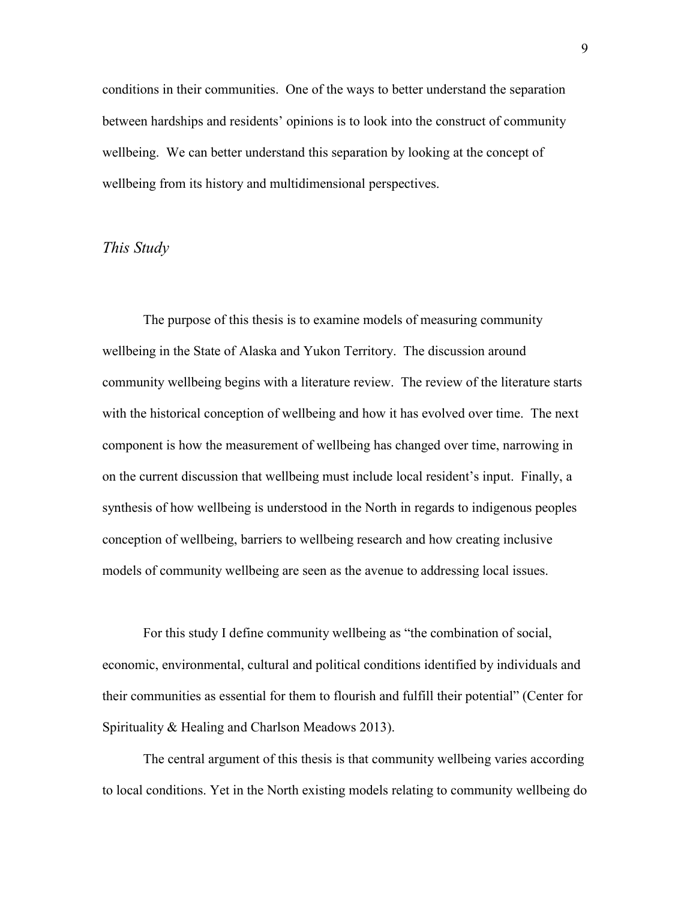conditions in their communities. One of the ways to better understand the separation between hardships and residents' opinions is to look into the construct of community wellbeing. We can better understand this separation by looking at the concept of wellbeing from its history and multidimensional perspectives.

### *This Study*

The purpose of this thesis is to examine models of measuring community wellbeing in the State of Alaska and Yukon Territory. The discussion around community wellbeing begins with a literature review. The review of the literature starts with the historical conception of wellbeing and how it has evolved over time. The next component is how the measurement of wellbeing has changed over time, narrowing in on the current discussion that wellbeing must include local resident's input. Finally, a synthesis of how wellbeing is understood in the North in regards to indigenous peoples conception of wellbeing, barriers to wellbeing research and how creating inclusive models of community wellbeing are seen as the avenue to addressing local issues.

For this study I define community wellbeing as "the combination of social, economic, environmental, cultural and political conditions identified by individuals and their communities as essential for them to flourish and fulfill their potential" (Center for Spirituality & Healing and Charlson Meadows 2013).

The central argument of this thesis is that community wellbeing varies according to local conditions. Yet in the North existing models relating to community wellbeing do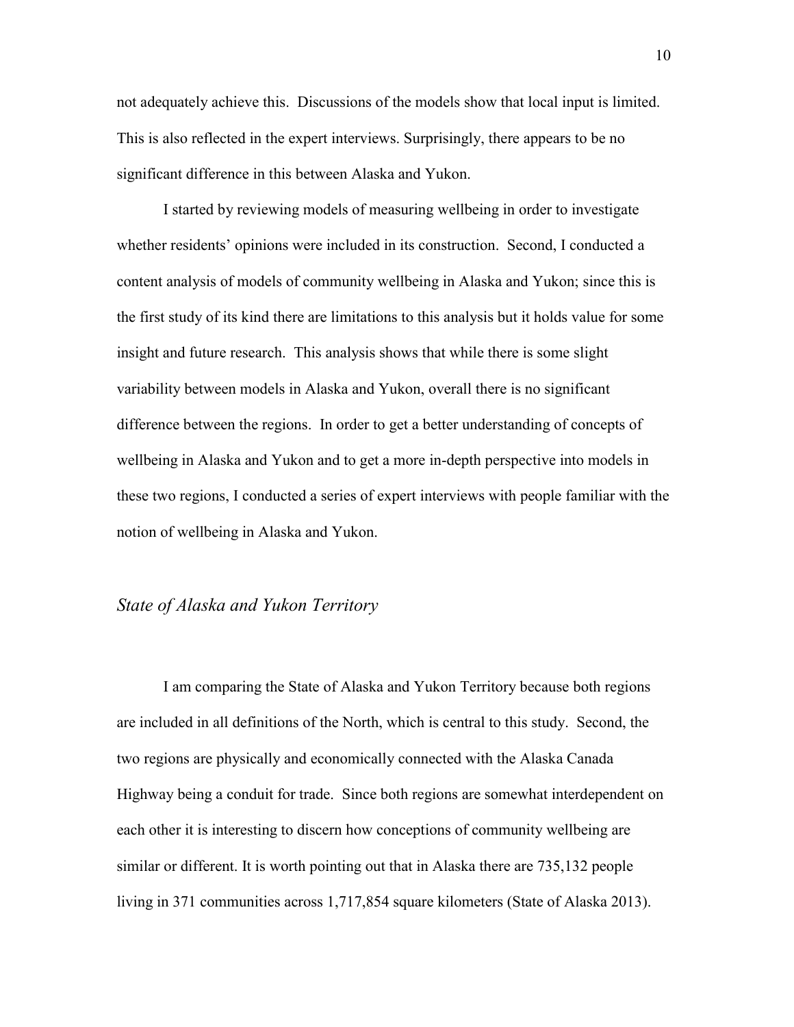not adequately achieve this. Discussions of the models show that local input is limited. This is also reflected in the expert interviews. Surprisingly, there appears to be no significant difference in this between Alaska and Yukon.

I started by reviewing models of measuring wellbeing in order to investigate whether residents' opinions were included in its construction. Second, I conducted a content analysis of models of community wellbeing in Alaska and Yukon; since this is the first study of its kind there are limitations to this analysis but it holds value for some insight and future research. This analysis shows that while there is some slight variability between models in Alaska and Yukon, overall there is no significant difference between the regions. In order to get a better understanding of concepts of wellbeing in Alaska and Yukon and to get a more in-depth perspective into models in these two regions, I conducted a series of expert interviews with people familiar with the notion of wellbeing in Alaska and Yukon.

## *State of Alaska and Yukon Territory*

I am comparing the State of Alaska and Yukon Territory because both regions are included in all definitions of the North, which is central to this study. Second, the two regions are physically and economically connected with the Alaska Canada Highway being a conduit for trade. Since both regions are somewhat interdependent on each other it is interesting to discern how conceptions of community wellbeing are similar or different. It is worth pointing out that in Alaska there are 735,132 people living in 371 communities across 1,717,854 square kilometers (State of Alaska 2013).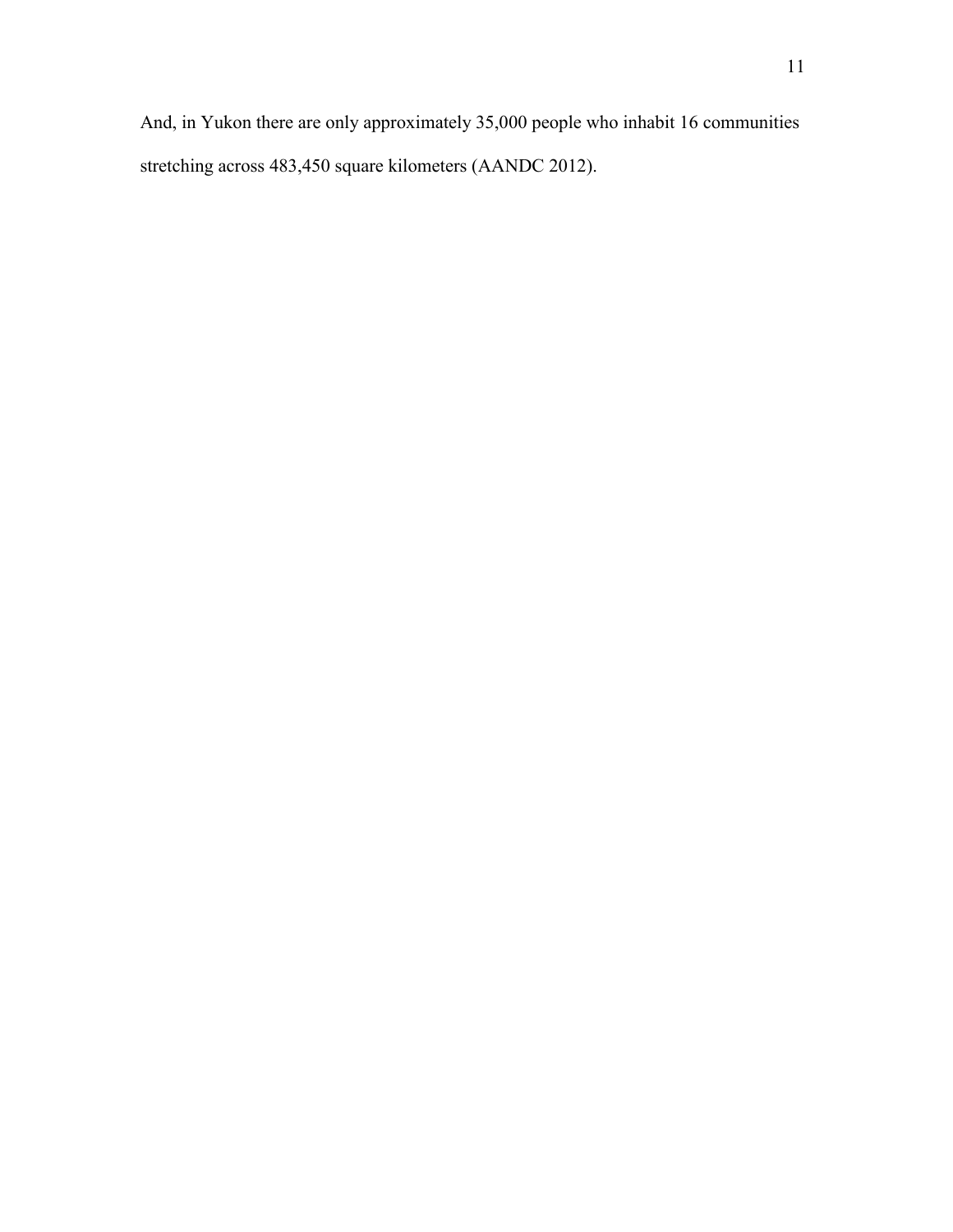And, in Yukon there are only approximately 35,000 people who inhabit 16 communities stretching across 483,450 square kilometers (AANDC 2012).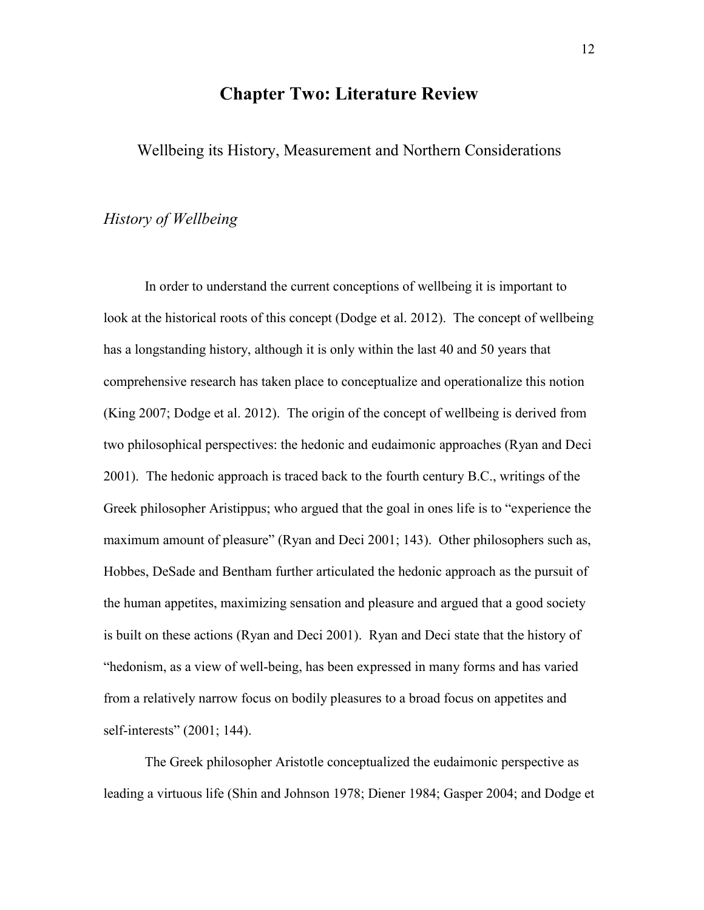# Chapter Two: Literature Review

## Wellbeing its History, Measurement and Northern Considerations

### *History of Wellbeing*

In order to understand the current conceptions of wellbeing it is important to look at the historical roots of this concept (Dodge et al. 2012). The concept of wellbeing has a longstanding history, although it is only within the last 40 and 50 years that comprehensive research has taken place to conceptualize and operationalize this notion (King 2007; Dodge et al. 2012). The origin of the concept of wellbeing is derived from two philosophical perspectives: the hedonic and eudaimonic approaches (Ryan and Deci 2001). The hedonic approach is traced back to the fourth century B.C., writings of the Greek philosopher Aristippus; who argued that the goal in ones life is to "experience the maximum amount of pleasure" (Ryan and Deci 2001; 143). Other philosophers such as, Hobbes, DeSade and Bentham further articulated the hedonic approach as the pursuit of the human appetites, maximizing sensation and pleasure and argued that a good society is built on these actions (Ryan and Deci 2001). Ryan and Deci state that the history of "hedonism, as a view of well-being, has been expressed in many forms and has varied from a relatively narrow focus on bodily pleasures to a broad focus on appetites and self-interests" (2001; 144).

The Greek philosopher Aristotle conceptualized the eudaimonic perspective as leading a virtuous life (Shin and Johnson 1978; Diener 1984; Gasper 2004; and Dodge et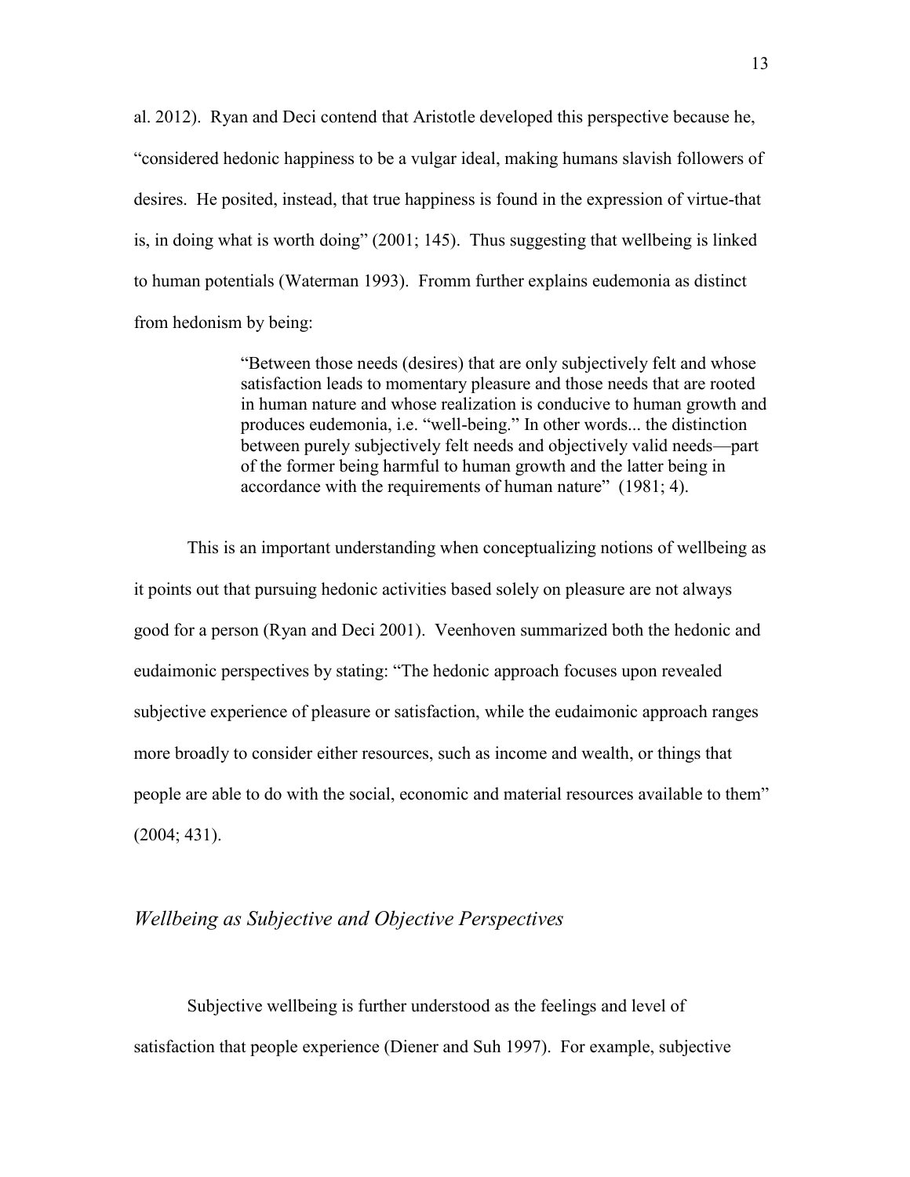al. 2012). Ryan and Deci contend that Aristotle developed this perspective because he, "considered hedonic happiness to be a vulgar ideal, making humans slavish followers of desires. He posited, instead, that true happiness is found in the expression of virtue-that is, in doing what is worth doing" (2001; 145). Thus suggesting that wellbeing is linked to human potentials (Waterman 1993). Fromm further explains eudemonia as distinct from hedonism by being:

> "Between those needs (desires) that are only subjectively felt and whose satisfaction leads to momentary pleasure and those needs that are rooted in human nature and whose realization is conducive to human growth and produces eudemonia, i.e. "well-being." In other words... the distinction between purely subjectively felt needs and objectively valid needs—part of the former being harmful to human growth and the latter being in accordance with the requirements of human nature" (1981; 4).

This is an important understanding when conceptualizing notions of wellbeing as it points out that pursuing hedonic activities based solely on pleasure are not always good for a person (Ryan and Deci 2001). Veenhoven summarized both the hedonic and eudaimonic perspectives by stating: "The hedonic approach focuses upon revealed subjective experience of pleasure or satisfaction, while the eudaimonic approach ranges more broadly to consider either resources, such as income and wealth, or things that people are able to do with the social, economic and material resources available to them" (2004; 431).

### *Wellbeing as Subjective and Objective Perspectives*

Subjective wellbeing is further understood as the feelings and level of satisfaction that people experience (Diener and Suh 1997). For example, subjective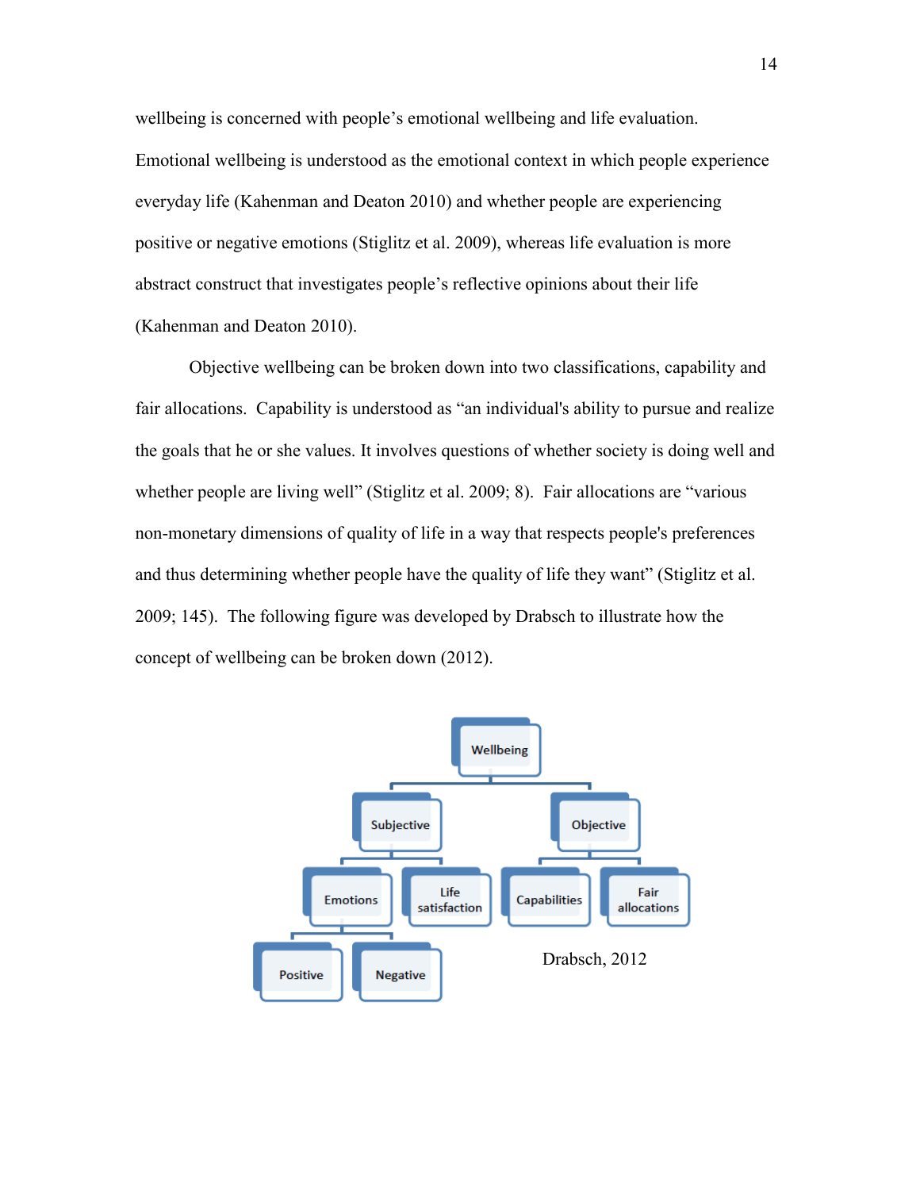wellbeing is concerned with people's emotional wellbeing and life evaluation. Emotional wellbeing is understood as the emotional context in which people experience everyday life (Kahenman and Deaton 2010) and whether people are experiencing positive or negative emotions (Stiglitz et al. 2009), whereas life evaluation is more abstract construct that investigates people's reflective opinions about their life (Kahenman and Deaton 2010).

Objective wellbeing can be broken down into two classifications, capability and fair allocations. Capability is understood as "an individual's ability to pursue and realize the goals that he or she values. It involves questions of whether society is doing well and whether people are living well" (Stiglitz et al. 2009; 8). Fair allocations are "various non-monetary dimensions of quality of life in a way that respects people's preferences and thus determining whether people have the quality of life they want" (Stiglitz et al. 2009; 145). The following figure was developed by Drabsch to illustrate how the concept of wellbeing can be broken down (2012).

- Wellbeing
  - Subjective
    - Emotions
      - Positive
      - Negative
    - Life satisfaction
  - Objective
    - Capabilities
    - Fair allocations

Drabsch, 2012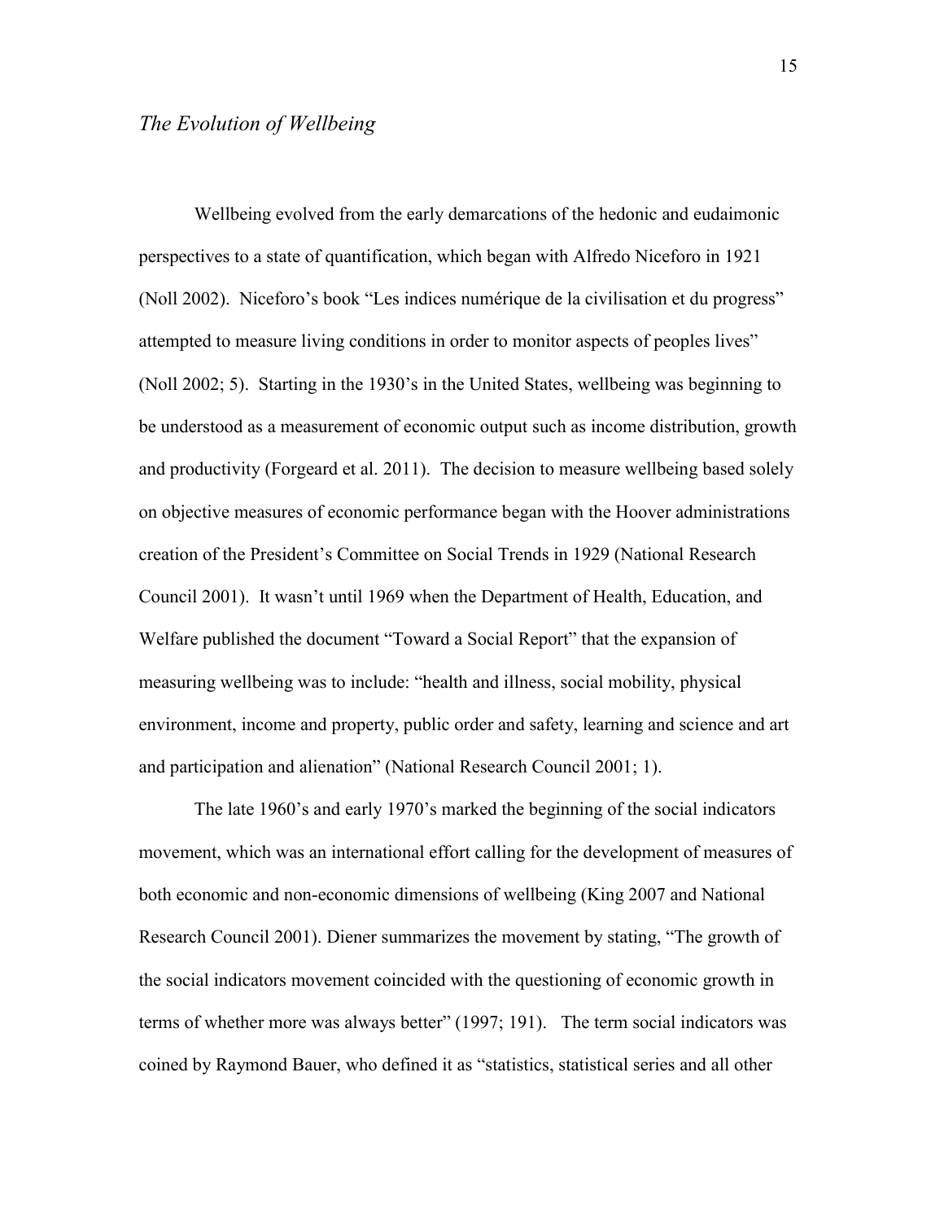## *The Evolution of Wellbeing*

Wellbeing evolved from the early demarcations of the hedonic and eudaimonic perspectives to a state of quantification, which began with Alfredo Niceforo in 1921 (Noll 2002). Niceforo's book "Les indices numérique de la civilisation et du progress" attempted to measure living conditions in order to monitor aspects of peoples lives" (Noll 2002; 5). Starting in the 1930's in the United States, wellbeing was beginning to be understood as a measurement of economic output such as income distribution, growth and productivity (Forgeard et al. 2011). The decision to measure wellbeing based solely on objective measures of economic performance began with the Hoover administrations creation of the President's Committee on Social Trends in 1929 (National Research Council 2001). It wasn't until 1969 when the Department of Health, Education, and Welfare published the document "Toward a Social Report" that the expansion of measuring wellbeing was to include: "health and illness, social mobility, physical environment, income and property, public order and safety, learning and science and art and participation and alienation" (National Research Council 2001; 1).

The late 1960's and early 1970's marked the beginning of the social indicators movement, which was an international effort calling for the development of measures of both economic and non-economic dimensions of wellbeing (King 2007 and National Research Council 2001). Diener summarizes the movement by stating, "The growth of the social indicators movement coincided with the questioning of economic growth in terms of whether more was always better" (1997; 191). The term social indicators was coined by Raymond Bauer, who defined it as "statistics, statistical series and all other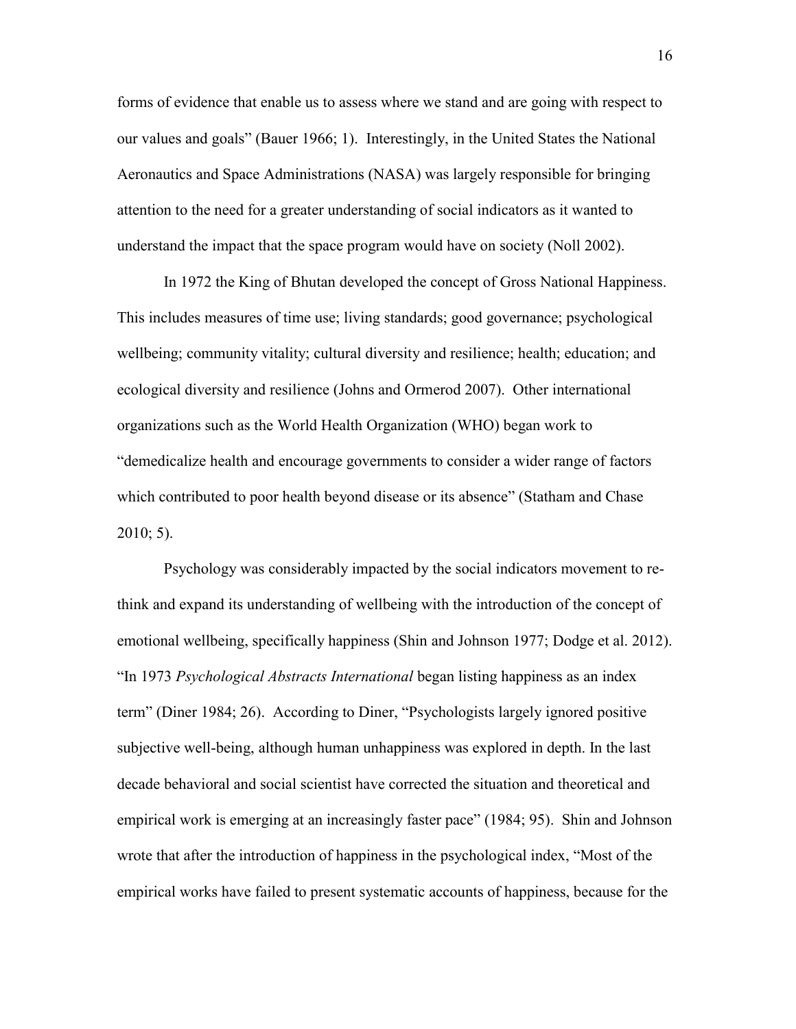forms of evidence that enable us to assess where we stand and are going with respect to our values and goals" (Bauer 1966; 1). Interestingly, in the United States the National Aeronautics and Space Administrations (NASA) was largely responsible for bringing attention to the need for a greater understanding of social indicators as it wanted to understand the impact that the space program would have on society (Noll 2002).

In 1972 the King of Bhutan developed the concept of Gross National Happiness. This includes measures of time use; living standards; good governance; psychological wellbeing; community vitality; cultural diversity and resilience; health; education; and ecological diversity and resilience (Johns and Ormerod 2007). Other international organizations such as the World Health Organization (WHO) began work to "demedicalize health and encourage governments to consider a wider range of factors which contributed to poor health beyond disease or its absence" (Statham and Chase 2010; 5).

Psychology was considerably impacted by the social indicators movement to re-think and expand its understanding of wellbeing with the introduction of the concept of emotional wellbeing, specifically happiness (Shin and Johnson 1977; Dodge et al. 2012). "In 1973 *Psychological Abstracts International* began listing happiness as an index term" (Diner 1984; 26). According to Diner, "Psychologists largely ignored positive subjective well-being, although human unhappiness was explored in depth. In the last decade behavioral and social scientist have corrected the situation and theoretical and empirical work is emerging at an increasingly faster pace" (1984; 95). Shin and Johnson wrote that after the introduction of happiness in the psychological index, "Most of the empirical works have failed to present systematic accounts of happiness, because for the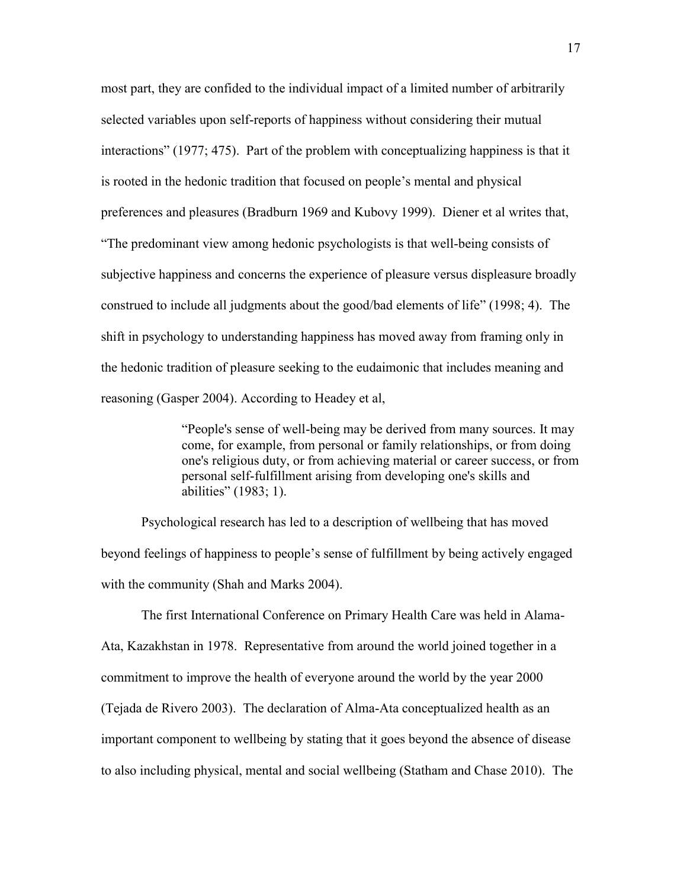most part, they are confided to the individual impact of a limited number of arbitrarily selected variables upon self-reports of happiness without considering their mutual interactions" (1977; 475). Part of the problem with conceptualizing happiness is that it is rooted in the hedonic tradition that focused on people's mental and physical preferences and pleasures (Bradburn 1969 and Kubovy 1999). Diener et al writes that, "The predominant view among hedonic psychologists is that well-being consists of subjective happiness and concerns the experience of pleasure versus displeasure broadly construed to include all judgments about the good/bad elements of life" (1998; 4). The shift in psychology to understanding happiness has moved away from framing only in the hedonic tradition of pleasure seeking to the eudaimonic that includes meaning and reasoning (Gasper 2004). According to Headey et al,

> "People's sense of well-being may be derived from many sources. It may come, for example, from personal or family relationships, or from doing one's religious duty, or from achieving material or career success, or from personal self-fulfillment arising from developing one's skills and abilities" (1983; 1).

Psychological research has led to a description of wellbeing that has moved beyond feelings of happiness to people's sense of fulfillment by being actively engaged with the community (Shah and Marks 2004).

The first International Conference on Primary Health Care was held in Alama-Ata, Kazakhstan in 1978. Representative from around the world joined together in a commitment to improve the health of everyone around the world by the year 2000 (Tejada de Rivero 2003). The declaration of Alma-Ata conceptualized health as an important component to wellbeing by stating that it goes beyond the absence of disease to also including physical, mental and social wellbeing (Statham and Chase 2010). The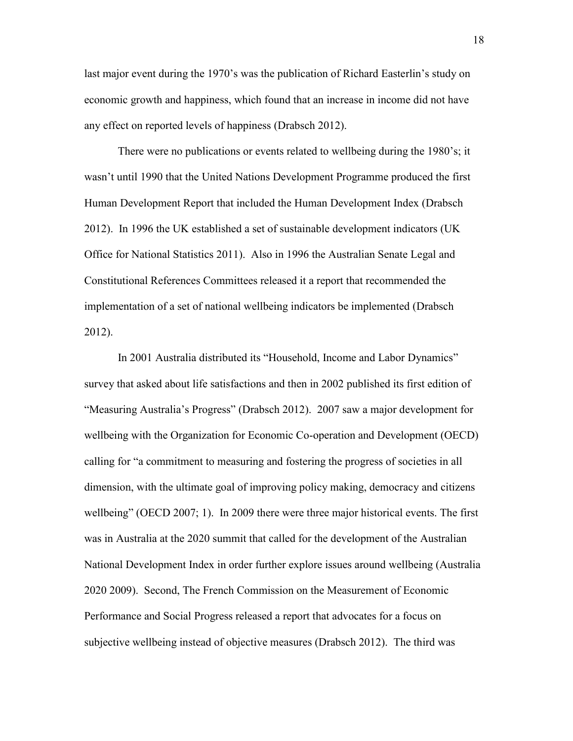last major event during the 1970's was the publication of Richard Easterlin's study on economic growth and happiness, which found that an increase in income did not have any effect on reported levels of happiness (Drabsch 2012).

There were no publications or events related to wellbeing during the 1980's; it wasn't until 1990 that the United Nations Development Programme produced the first Human Development Report that included the Human Development Index (Drabsch 2012). In 1996 the UK established a set of sustainable development indicators (UK Office for National Statistics 2011). Also in 1996 the Australian Senate Legal and Constitutional References Committees released it a report that recommended the implementation of a set of national wellbeing indicators be implemented (Drabsch 2012).

In 2001 Australia distributed its "Household, Income and Labor Dynamics" survey that asked about life satisfactions and then in 2002 published its first edition of "Measuring Australia's Progress" (Drabsch 2012). 2007 saw a major development for wellbeing with the Organization for Economic Co-operation and Development (OECD) calling for "a commitment to measuring and fostering the progress of societies in all dimension, with the ultimate goal of improving policy making, democracy and citizens wellbeing" (OECD 2007; 1). In 2009 there were three major historical events. The first was in Australia at the 2020 summit that called for the development of the Australian National Development Index in order further explore issues around wellbeing (Australia 2020 2009). Second, The French Commission on the Measurement of Economic Performance and Social Progress released a report that advocates for a focus on subjective wellbeing instead of objective measures (Drabsch 2012). The third was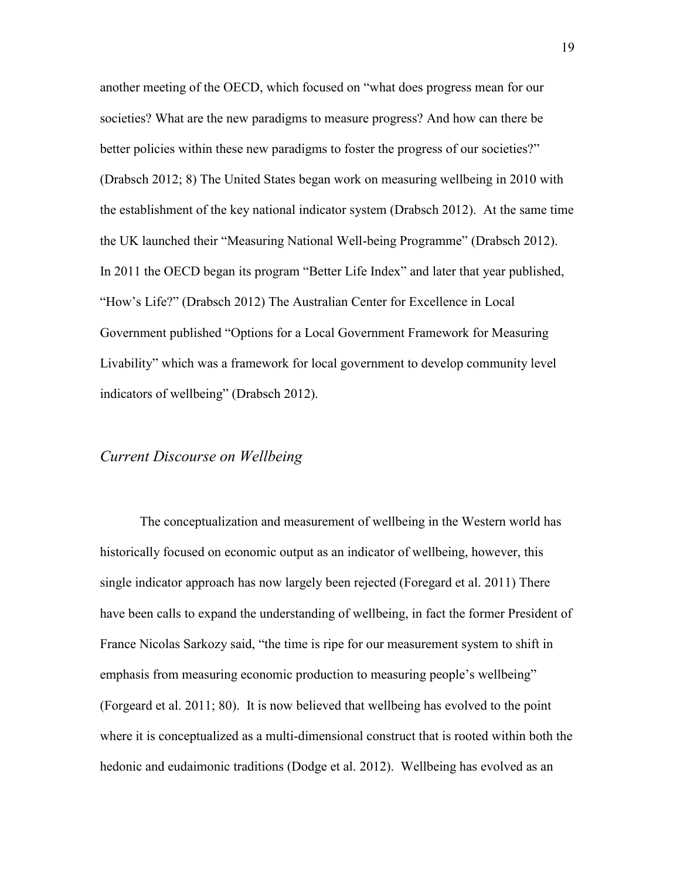another meeting of the OECD, which focused on "what does progress mean for our societies? What are the new paradigms to measure progress? And how can there be better policies within these new paradigms to foster the progress of our societies?" (Drabsch 2012; 8) The United States began work on measuring wellbeing in 2010 with the establishment of the key national indicator system (Drabsch 2012). At the same time the UK launched their "Measuring National Well-being Programme" (Drabsch 2012). In 2011 the OECD began its program "Better Life Index" and later that year published, "How's Life?" (Drabsch 2012) The Australian Center for Excellence in Local Government published "Options for a Local Government Framework for Measuring Livability" which was a framework for local government to develop community level indicators of wellbeing" (Drabsch 2012).

### *Current Discourse on Wellbeing*

The conceptualization and measurement of wellbeing in the Western world has historically focused on economic output as an indicator of wellbeing, however, this single indicator approach has now largely been rejected (Foregard et al. 2011) There have been calls to expand the understanding of wellbeing, in fact the former President of France Nicolas Sarkozy said, "the time is ripe for our measurement system to shift in emphasis from measuring economic production to measuring people's wellbeing" (Forgeard et al. 2011; 80). It is now believed that wellbeing has evolved to the point where it is conceptualized as a multi-dimensional construct that is rooted within both the hedonic and eudaimonic traditions (Dodge et al. 2012). Wellbeing has evolved as an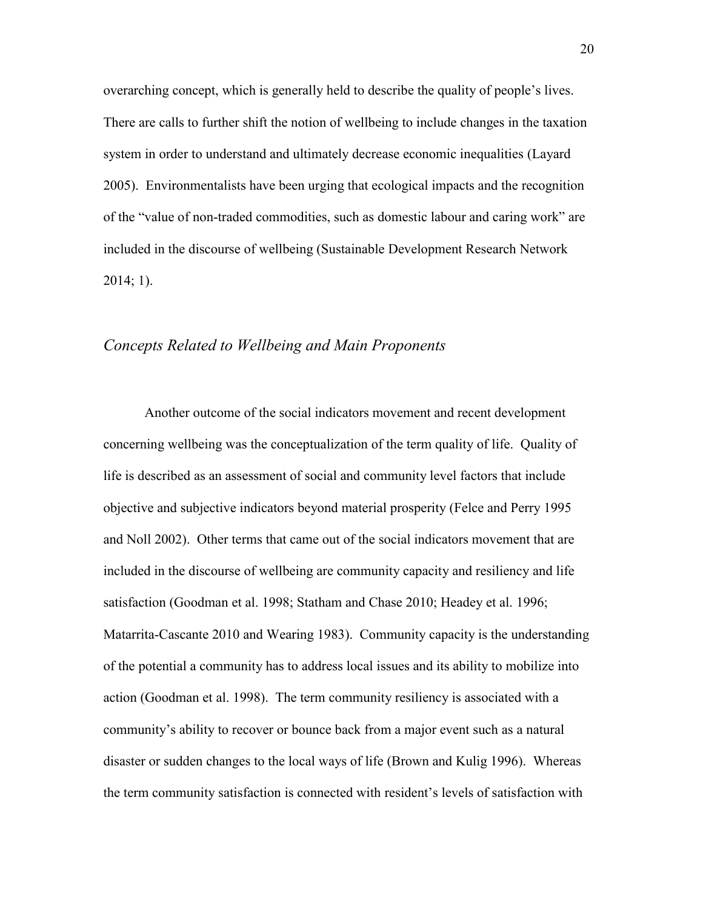overarching concept, which is generally held to describe the quality of people's lives. There are calls to further shift the notion of wellbeing to include changes in the taxation system in order to understand and ultimately decrease economic inequalities (Layard 2005). Environmentalists have been urging that ecological impacts and the recognition of the "value of non-traded commodities, such as domestic labour and caring work" are included in the discourse of wellbeing (Sustainable Development Research Network 2014; 1).

## *Concepts Related to Wellbeing and Main Proponents*

Another outcome of the social indicators movement and recent development concerning wellbeing was the conceptualization of the term quality of life. Quality of life is described as an assessment of social and community level factors that include objective and subjective indicators beyond material prosperity (Felce and Perry 1995 and Noll 2002). Other terms that came out of the social indicators movement that are included in the discourse of wellbeing are community capacity and resiliency and life satisfaction (Goodman et al. 1998; Statham and Chase 2010; Headey et al. 1996; Matarrita-Cascante 2010 and Wearing 1983). Community capacity is the understanding of the potential a community has to address local issues and its ability to mobilize into action (Goodman et al. 1998). The term community resiliency is associated with a community's ability to recover or bounce back from a major event such as a natural disaster or sudden changes to the local ways of life (Brown and Kulig 1996). Whereas the term community satisfaction is connected with resident's levels of satisfaction with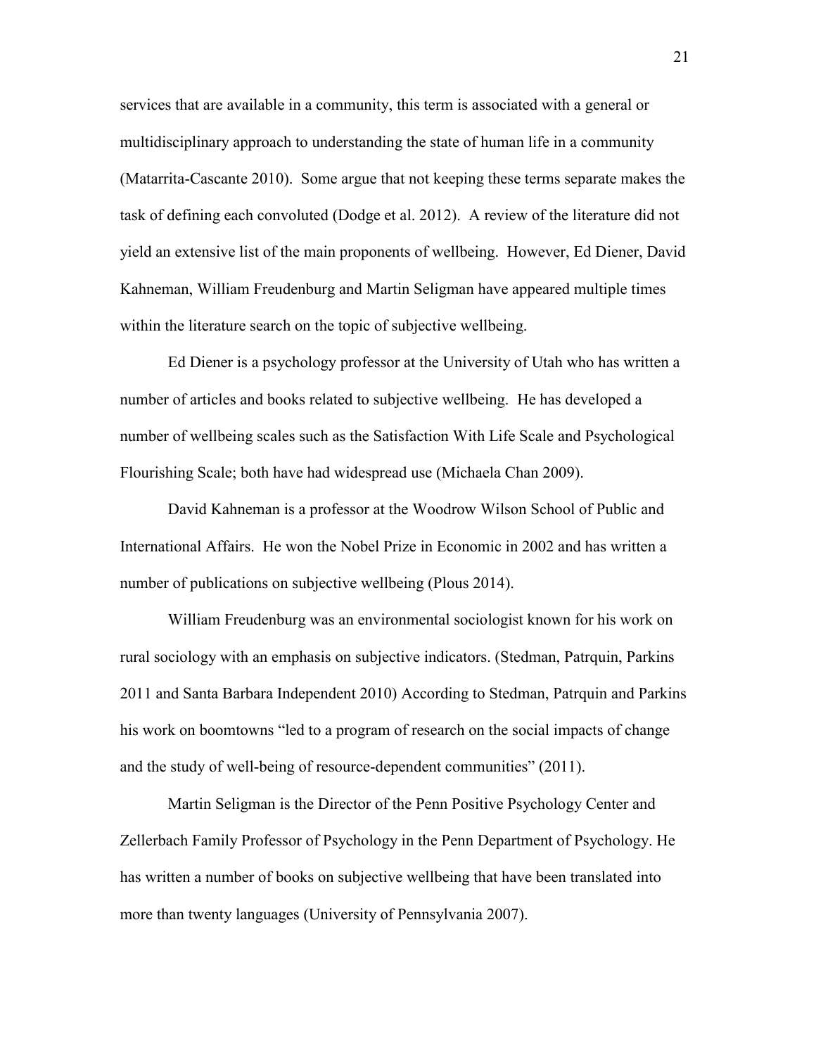services that are available in a community, this term is associated with a general or multidisciplinary approach to understanding the state of human life in a community (Matarrita-Cascante 2010). Some argue that not keeping these terms separate makes the task of defining each convoluted (Dodge et al. 2012). A review of the literature did not yield an extensive list of the main proponents of wellbeing. However, Ed Diener, David Kahneman, William Freudenburg and Martin Seligman have appeared multiple times within the literature search on the topic of subjective wellbeing.

Ed Diener is a psychology professor at the University of Utah who has written a number of articles and books related to subjective wellbeing. He has developed a number of wellbeing scales such as the Satisfaction With Life Scale and Psychological Flourishing Scale; both have had widespread use (Michaela Chan 2009).

David Kahneman is a professor at the Woodrow Wilson School of Public and International Affairs. He won the Nobel Prize in Economic in 2002 and has written a number of publications on subjective wellbeing (Plous 2014).

William Freudenburg was an environmental sociologist known for his work on rural sociology with an emphasis on subjective indicators. (Stedman, Patrquin, Parkins 2011 and Santa Barbara Independent 2010) According to Stedman, Patrquin and Parkins his work on boomtowns "led to a program of research on the social impacts of change and the study of well-being of resource-dependent communities" (2011).

Martin Seligman is the Director of the Penn Positive Psychology Center and Zellerbach Family Professor of Psychology in the Penn Department of Psychology. He has written a number of books on subjective wellbeing that have been translated into more than twenty languages (University of Pennsylvania 2007).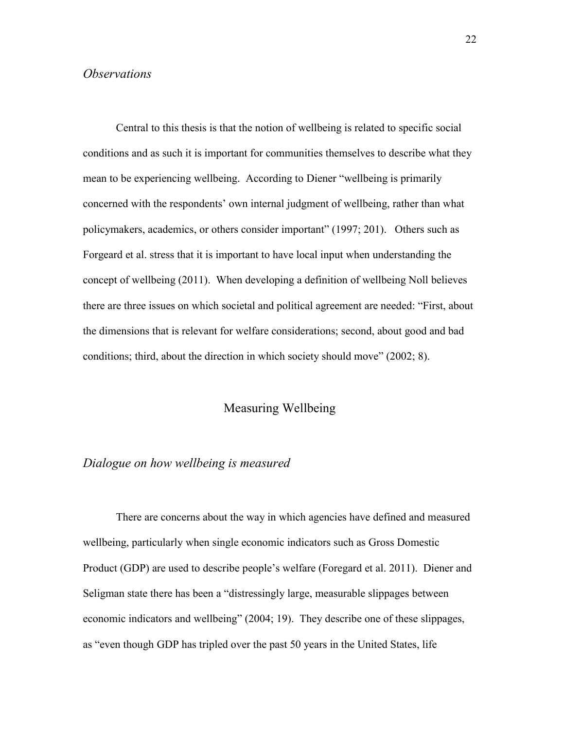### *Observations*

Central to this thesis is that the notion of wellbeing is related to specific social conditions and as such it is important for communities themselves to describe what they mean to be experiencing wellbeing. According to Diener "wellbeing is primarily concerned with the respondents' own internal judgment of wellbeing, rather than what policymakers, academics, or others consider important" (1997; 201). Others such as Forgeard et al. stress that it is important to have local input when understanding the concept of wellbeing (2011). When developing a definition of wellbeing Noll believes there are three issues on which societal and political agreement are needed: "First, about the dimensions that is relevant for welfare considerations; second, about good and bad conditions; third, about the direction in which society should move" (2002; 8).

## Measuring Wellbeing

### *Dialogue on how wellbeing is measured*

There are concerns about the way in which agencies have defined and measured wellbeing, particularly when single economic indicators such as Gross Domestic Product (GDP) are used to describe people's welfare (Foregard et al. 2011). Diener and Seligman state there has been a "distressingly large, measurable slippages between economic indicators and wellbeing" (2004; 19). They describe one of these slippages, as "even though GDP has tripled over the past 50 years in the United States, life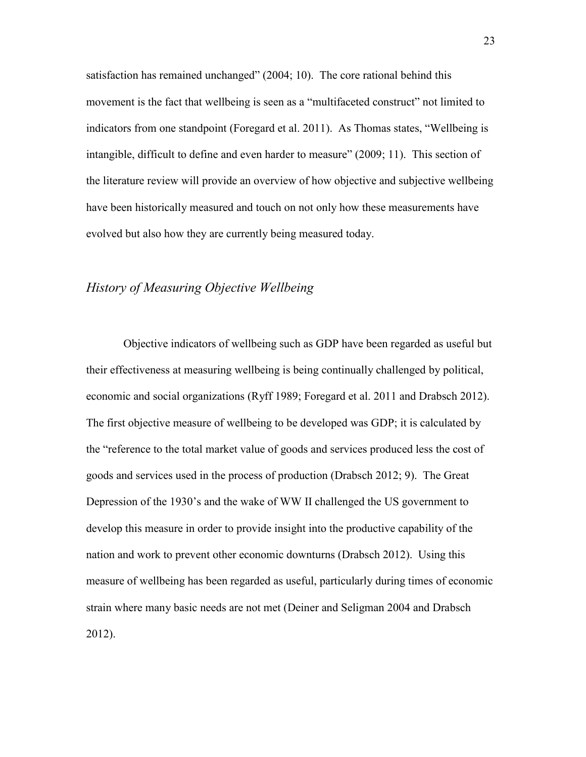satisfaction has remained unchanged" (2004; 10). The core rational behind this movement is the fact that wellbeing is seen as a "multifaceted construct" not limited to indicators from one standpoint (Foregard et al. 2011). As Thomas states, "Wellbeing is intangible, difficult to define and even harder to measure" (2009; 11). This section of the literature review will provide an overview of how objective and subjective wellbeing have been historically measured and touch on not only how these measurements have evolved but also how they are currently being measured today.

### *History of Measuring Objective Wellbeing*

Objective indicators of wellbeing such as GDP have been regarded as useful but their effectiveness at measuring wellbeing is being continually challenged by political, economic and social organizations (Ryff 1989; Foregard et al. 2011 and Drabsch 2012). The first objective measure of wellbeing to be developed was GDP; it is calculated by the "reference to the total market value of goods and services produced less the cost of goods and services used in the process of production (Drabsch 2012; 9). The Great Depression of the 1930's and the wake of WW II challenged the US government to develop this measure in order to provide insight into the productive capability of the nation and work to prevent other economic downturns (Drabsch 2012). Using this measure of wellbeing has been regarded as useful, particularly during times of economic strain where many basic needs are not met (Deiner and Seligman 2004 and Drabsch 2012).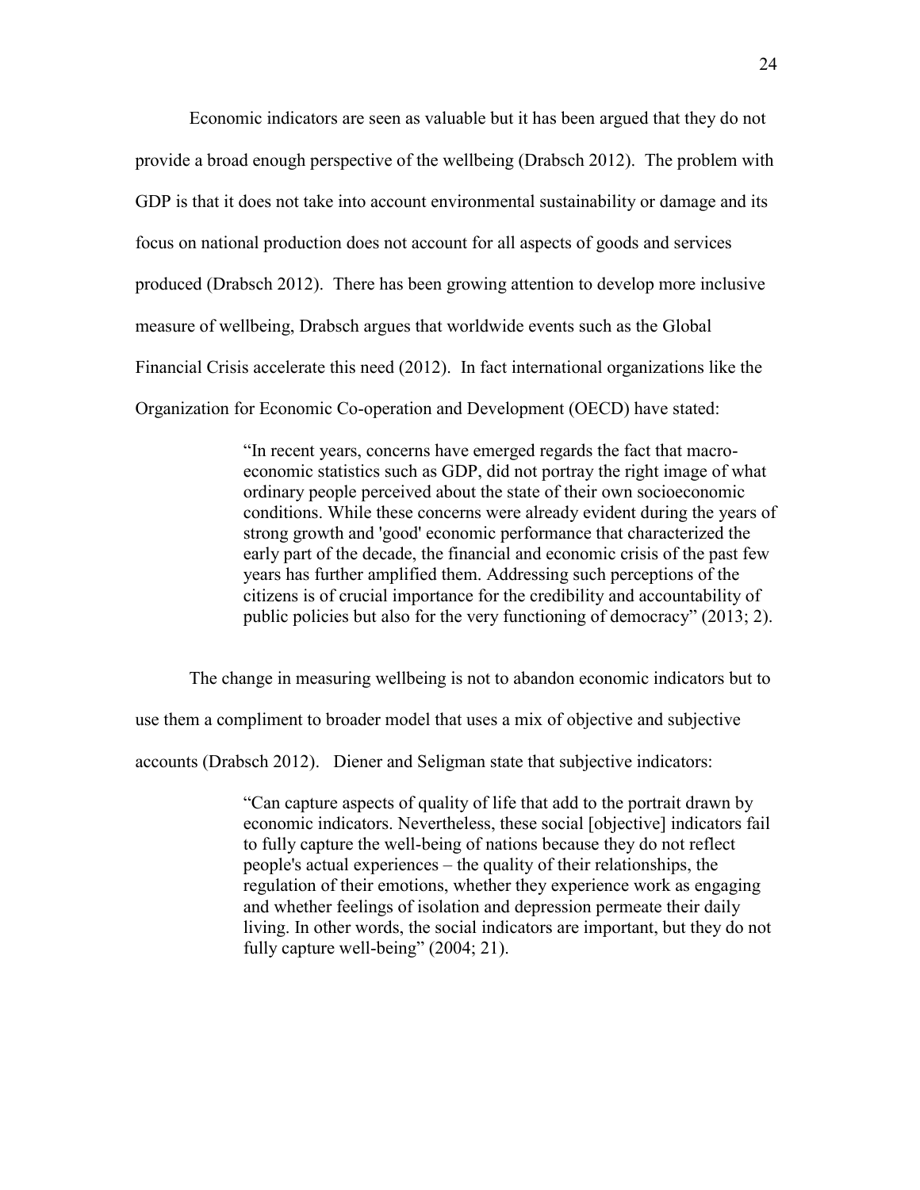Economic indicators are seen as valuable but it has been argued that they do not provide a broad enough perspective of the wellbeing (Drabsch 2012). The problem with GDP is that it does not take into account environmental sustainability or damage and its focus on national production does not account for all aspects of goods and services produced (Drabsch 2012). There has been growing attention to develop more inclusive measure of wellbeing, Drabsch argues that worldwide events such as the Global Financial Crisis accelerate this need (2012). In fact international organizations like the Organization for Economic Co-operation and Development (OECD) have stated:

> "In recent years, concerns have emerged regards the fact that macro-economic statistics such as GDP, did not portray the right image of what ordinary people perceived about the state of their own socioeconomic conditions. While these concerns were already evident during the years of strong growth and 'good' economic performance that characterized the early part of the decade, the financial and economic crisis of the past few years has further amplified them. Addressing such perceptions of the citizens is of crucial importance for the credibility and accountability of public policies but also for the very functioning of democracy" (2013; 2).

The change in measuring wellbeing is not to abandon economic indicators but to use them a compliment to broader model that uses a mix of objective and subjective accounts (Drabsch 2012). Diener and Seligman state that subjective indicators:

> "Can capture aspects of quality of life that add to the portrait drawn by economic indicators. Nevertheless, these social [objective] indicators fail to fully capture the well-being of nations because they do not reflect people's actual experiences – the quality of their relationships, the regulation of their emotions, whether they experience work as engaging and whether feelings of isolation and depression permeate their daily living. In other words, the social indicators are important, but they do not fully capture well-being" (2004; 21).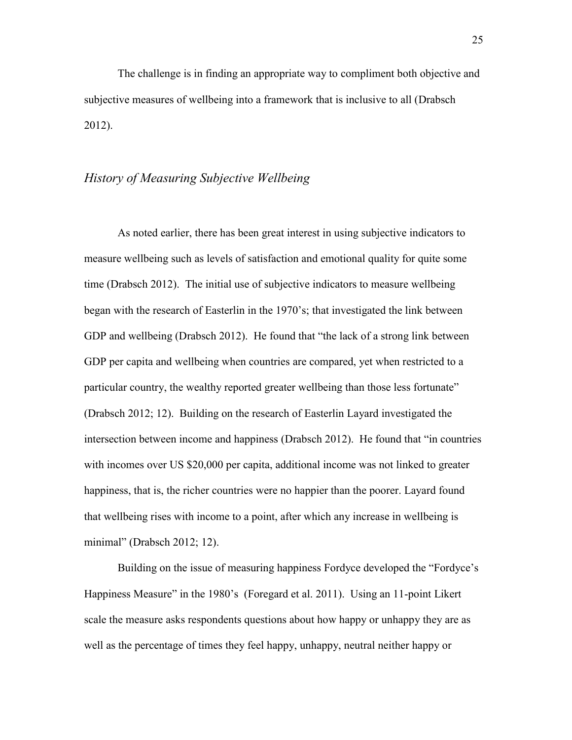The challenge is in finding an appropriate way to compliment both objective and subjective measures of wellbeing into a framework that is inclusive to all (Drabsch 2012).

### *History of Measuring Subjective Wellbeing*

As noted earlier, there has been great interest in using subjective indicators to measure wellbeing such as levels of satisfaction and emotional quality for quite some time (Drabsch 2012). The initial use of subjective indicators to measure wellbeing began with the research of Easterlin in the 1970's; that investigated the link between GDP and wellbeing (Drabsch 2012). He found that "the lack of a strong link between GDP per capita and wellbeing when countries are compared, yet when restricted to a particular country, the wealthy reported greater wellbeing than those less fortunate" (Drabsch 2012; 12). Building on the research of Easterlin Layard investigated the intersection between income and happiness (Drabsch 2012). He found that "in countries with incomes over US $20,000 per capita, additional income was not linked to greater happiness, that is, the richer countries were no happier than the poorer. Layard found that wellbeing rises with income to a point, after which any increase in wellbeing is minimal" (Drabsch 2012; 12).

Building on the issue of measuring happiness Fordyce developed the "Fordyce's Happiness Measure" in the 1980's (Foregard et al. 2011). Using an 11-point Likert scale the measure asks respondents questions about how happy or unhappy they are as well as the percentage of times they feel happy, unhappy, neutral neither happy or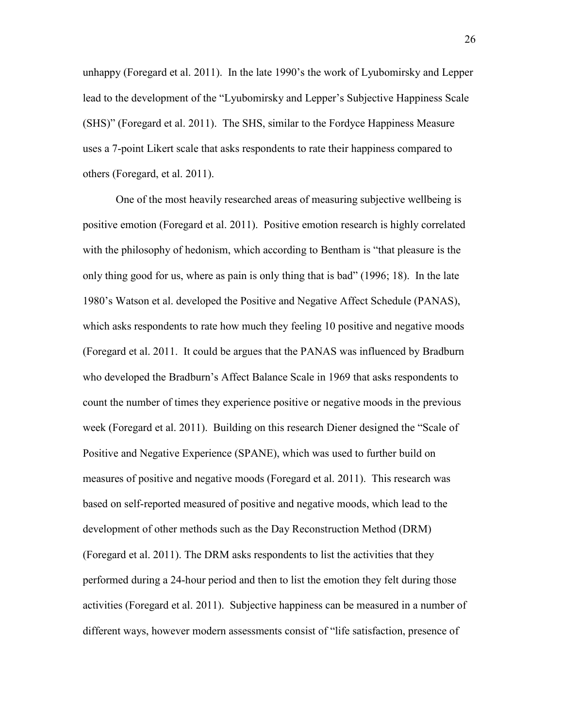unhappy (Foregard et al. 2011). In the late 1990's the work of Lyubomirsky and Lepper lead to the development of the "Lyubomirsky and Lepper's Subjective Happiness Scale (SHS)" (Foregard et al. 2011). The SHS, similar to the Fordyce Happiness Measure uses a 7-point Likert scale that asks respondents to rate their happiness compared to others (Foregard, et al. 2011).

One of the most heavily researched areas of measuring subjective wellbeing is positive emotion (Foregard et al. 2011). Positive emotion research is highly correlated with the philosophy of hedonism, which according to Bentham is "that pleasure is the only thing good for us, where as pain is only thing that is bad" (1996; 18). In the late 1980's Watson et al. developed the Positive and Negative Affect Schedule (PANAS), which asks respondents to rate how much they feeling 10 positive and negative moods (Foregard et al. 2011. It could be argues that the PANAS was influenced by Bradburn who developed the Bradburn's Affect Balance Scale in 1969 that asks respondents to count the number of times they experience positive or negative moods in the previous week (Foregard et al. 2011). Building on this research Diener designed the "Scale of Positive and Negative Experience (SPANE), which was used to further build on measures of positive and negative moods (Foregard et al. 2011). This research was based on self-reported measured of positive and negative moods, which lead to the development of other methods such as the Day Reconstruction Method (DRM) (Foregard et al. 2011). The DRM asks respondents to list the activities that they performed during a 24-hour period and then to list the emotion they felt during those activities (Foregard et al. 2011). Subjective happiness can be measured in a number of different ways, however modern assessments consist of "life satisfaction, presence of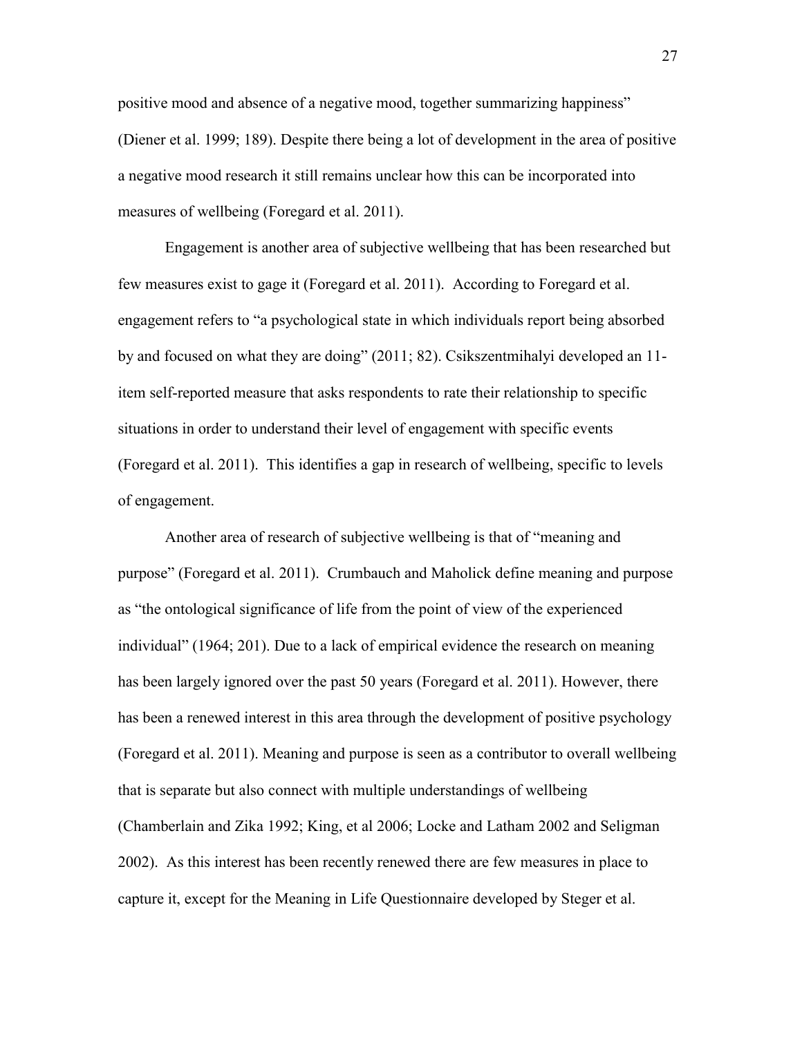positive mood and absence of a negative mood, together summarizing happiness" (Diener et al. 1999; 189). Despite there being a lot of development in the area of positive a negative mood research it still remains unclear how this can be incorporated into measures of wellbeing (Foregard et al. 2011).

Engagement is another area of subjective wellbeing that has been researched but few measures exist to gage it (Foregard et al. 2011). According to Foregard et al. engagement refers to "a psychological state in which individuals report being absorbed by and focused on what they are doing" (2011; 82). Csikszentmihalyi developed an 11-item self-reported measure that asks respondents to rate their relationship to specific situations in order to understand their level of engagement with specific events (Foregard et al. 2011). This identifies a gap in research of wellbeing, specific to levels of engagement.

Another area of research of subjective wellbeing is that of "meaning and purpose" (Foregard et al. 2011). Crumbauch and Maholick define meaning and purpose as "the ontological significance of life from the point of view of the experienced individual" (1964; 201). Due to a lack of empirical evidence the research on meaning has been largely ignored over the past 50 years (Foregard et al. 2011). However, there has been a renewed interest in this area through the development of positive psychology (Foregard et al. 2011). Meaning and purpose is seen as a contributor to overall wellbeing that is separate but also connect with multiple understandings of wellbeing (Chamberlain and Zika 1992; King, et al 2006; Locke and Latham 2002 and Seligman 2002). As this interest has been recently renewed there are few measures in place to capture it, except for the Meaning in Life Questionnaire developed by Steger et al.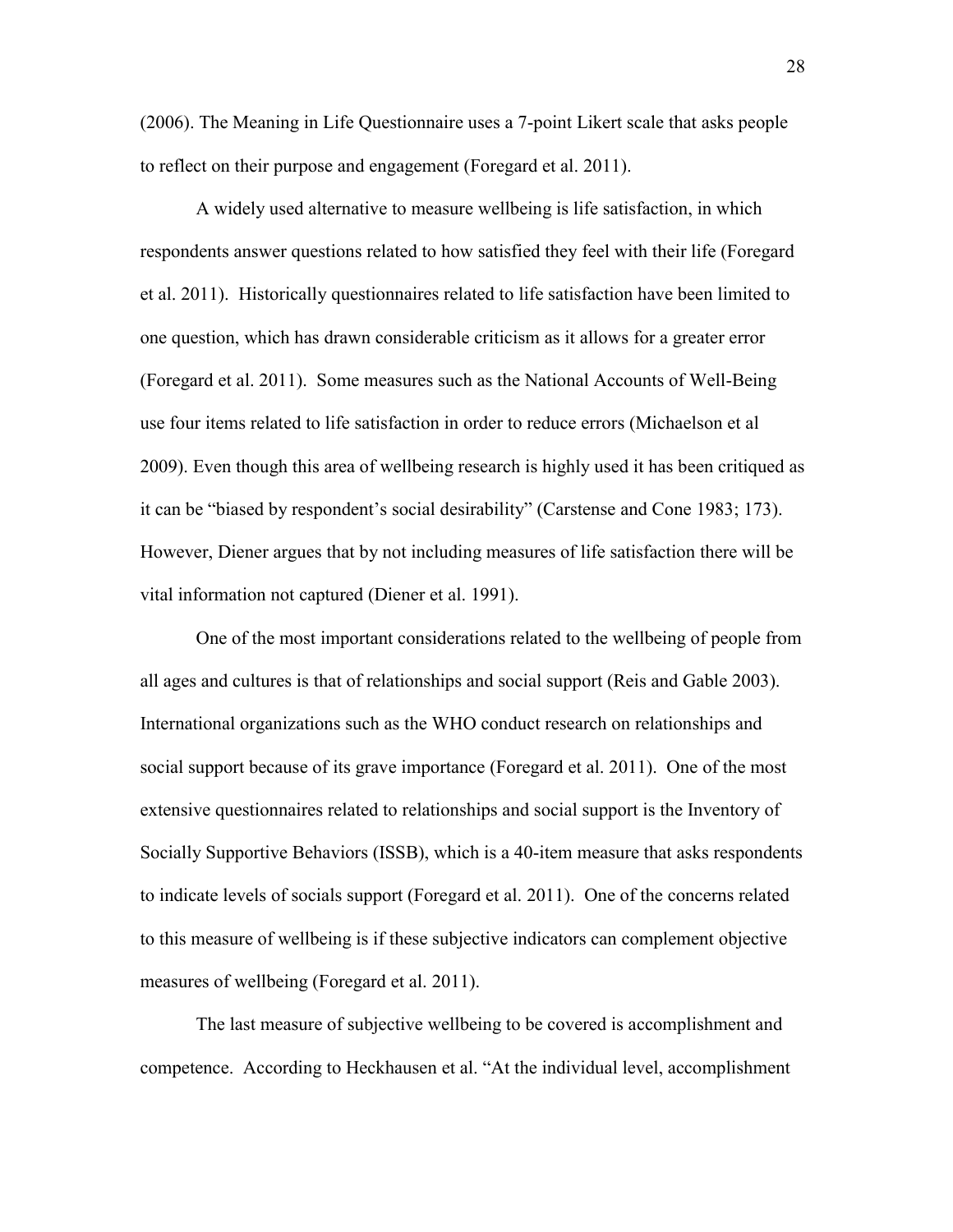(2006). The Meaning in Life Questionnaire uses a 7-point Likert scale that asks people to reflect on their purpose and engagement (Foregard et al. 2011).

A widely used alternative to measure wellbeing is life satisfaction, in which respondents answer questions related to how satisfied they feel with their life (Foregard et al. 2011). Historically questionnaires related to life satisfaction have been limited to one question, which has drawn considerable criticism as it allows for a greater error (Foregard et al. 2011). Some measures such as the National Accounts of Well-Being use four items related to life satisfaction in order to reduce errors (Michaelson et al 2009). Even though this area of wellbeing research is highly used it has been critiqued as it can be "biased by respondent's social desirability" (Carstense and Cone 1983; 173). However, Diener argues that by not including measures of life satisfaction there will be vital information not captured (Diener et al. 1991).

One of the most important considerations related to the wellbeing of people from all ages and cultures is that of relationships and social support (Reis and Gable 2003). International organizations such as the WHO conduct research on relationships and social support because of its grave importance (Foregard et al. 2011). One of the most extensive questionnaires related to relationships and social support is the Inventory of Socially Supportive Behaviors (ISSB), which is a 40-item measure that asks respondents to indicate levels of socials support (Foregard et al. 2011). One of the concerns related to this measure of wellbeing is if these subjective indicators can complement objective measures of wellbeing (Foregard et al. 2011).

The last measure of subjective wellbeing to be covered is accomplishment and competence. According to Heckhausen et al. "At the individual level, accomplishment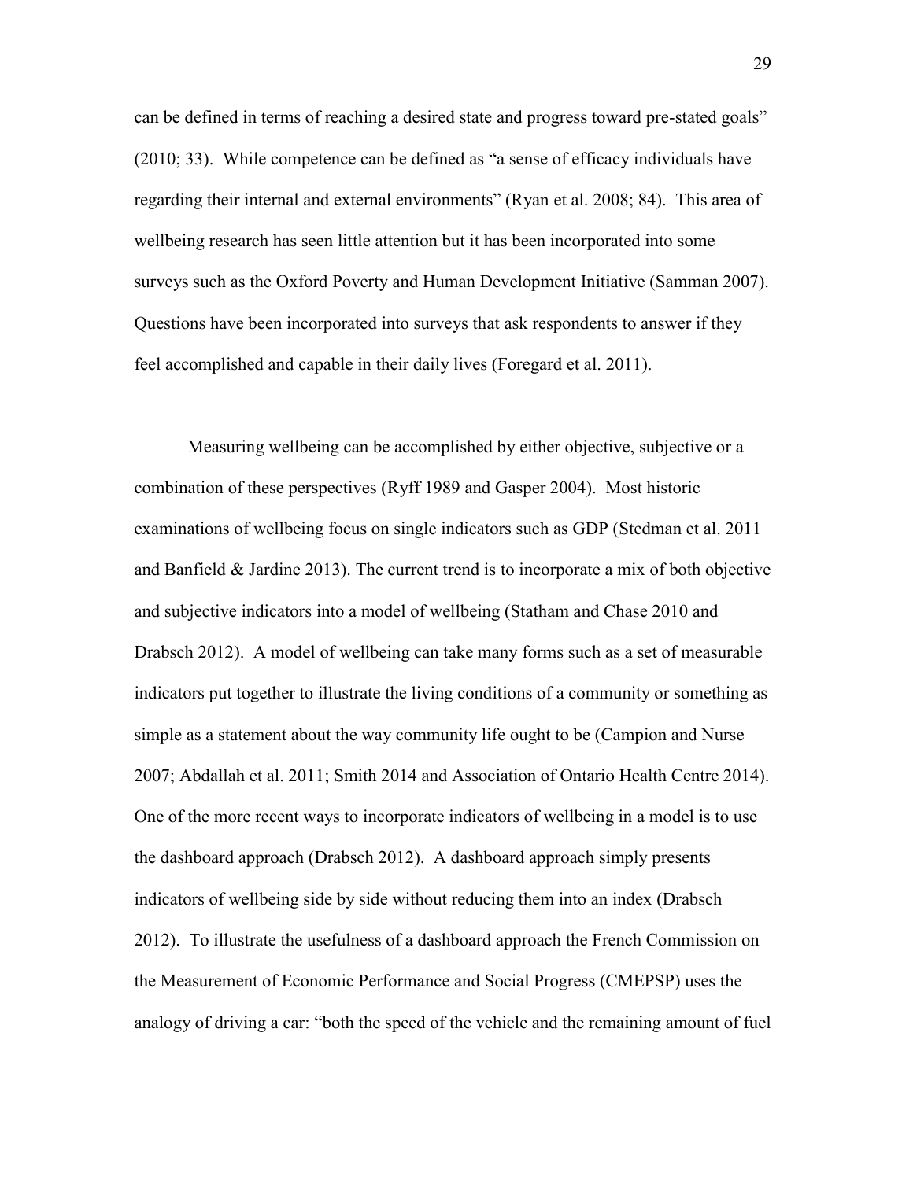can be defined in terms of reaching a desired state and progress toward pre-stated goals" (2010; 33). While competence can be defined as "a sense of efficacy individuals have regarding their internal and external environments" (Ryan et al. 2008; 84). This area of wellbeing research has seen little attention but it has been incorporated into some surveys such as the Oxford Poverty and Human Development Initiative (Samman 2007). Questions have been incorporated into surveys that ask respondents to answer if they feel accomplished and capable in their daily lives (Foregard et al. 2011).

Measuring wellbeing can be accomplished by either objective, subjective or a combination of these perspectives (Ryff 1989 and Gasper 2004). Most historic examinations of wellbeing focus on single indicators such as GDP (Stedman et al. 2011 and Banfield & Jardine 2013). The current trend is to incorporate a mix of both objective and subjective indicators into a model of wellbeing (Statham and Chase 2010 and Drabsch 2012). A model of wellbeing can take many forms such as a set of measurable indicators put together to illustrate the living conditions of a community or something as simple as a statement about the way community life ought to be (Campion and Nurse 2007; Abdallah et al. 2011; Smith 2014 and Association of Ontario Health Centre 2014). One of the more recent ways to incorporate indicators of wellbeing in a model is to use the dashboard approach (Drabsch 2012). A dashboard approach simply presents indicators of wellbeing side by side without reducing them into an index (Drabsch 2012). To illustrate the usefulness of a dashboard approach the French Commission on the Measurement of Economic Performance and Social Progress (CMEPSP) uses the analogy of driving a car: "both the speed of the vehicle and the remaining amount of fuel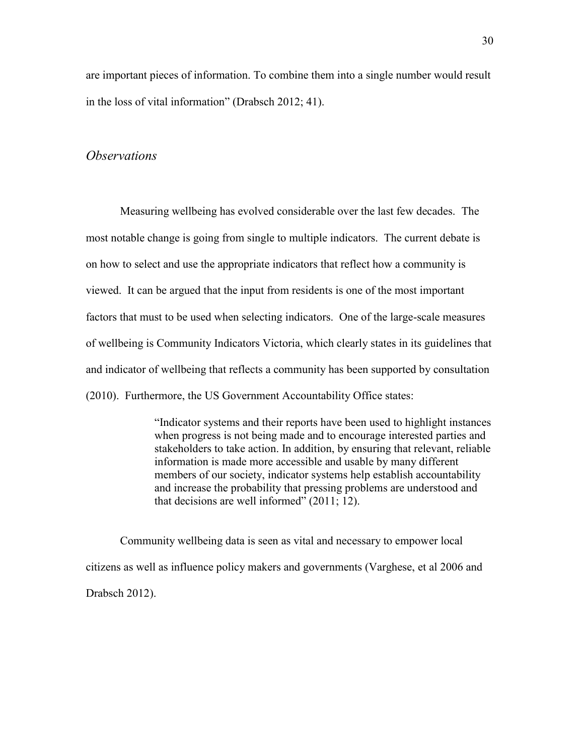are important pieces of information. To combine them into a single number would result in the loss of vital information" (Drabsch 2012; 41).

### *Observations*

Measuring wellbeing has evolved considerable over the last few decades. The most notable change is going from single to multiple indicators. The current debate is on how to select and use the appropriate indicators that reflect how a community is viewed. It can be argued that the input from residents is one of the most important factors that must to be used when selecting indicators. One of the large-scale measures of wellbeing is Community Indicators Victoria, which clearly states in its guidelines that and indicator of wellbeing that reflects a community has been supported by consultation (2010). Furthermore, the US Government Accountability Office states:

> "Indicator systems and their reports have been used to highlight instances when progress is not being made and to encourage interested parties and stakeholders to take action. In addition, by ensuring that relevant, reliable information is made more accessible and usable by many different members of our society, indicator systems help establish accountability and increase the probability that pressing problems are understood and that decisions are well informed" (2011; 12).

Community wellbeing data is seen as vital and necessary to empower local citizens as well as influence policy makers and governments (Varghese, et al 2006 and Drabsch 2012).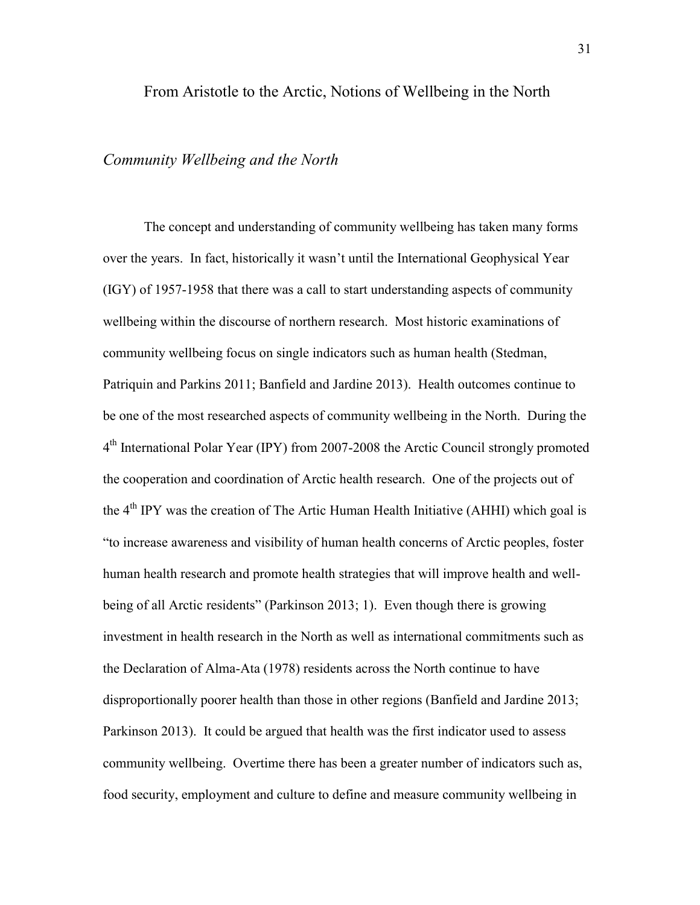# From Aristotle to the Arctic, Notions of Wellbeing in the North

## *Community Wellbeing and the North*

The concept and understanding of community wellbeing has taken many forms over the years. In fact, historically it wasn't until the International Geophysical Year (IGY) of 1957-1958 that there was a call to start understanding aspects of community wellbeing within the discourse of northern research. Most historic examinations of community wellbeing focus on single indicators such as human health (Stedman, Patriquin and Parkins 2011; Banfield and Jardine 2013). Health outcomes continue to be one of the most researched aspects of community wellbeing in the North. During the 4th International Polar Year (IPY) from 2007-2008 the Arctic Council strongly promoted the cooperation and coordination of Arctic health research. One of the projects out of the 4th IPY was the creation of The Artic Human Health Initiative (AHHI) which goal is "to increase awareness and visibility of human health concerns of Arctic peoples, foster human health research and promote health strategies that will improve health and well-being of all Arctic residents" (Parkinson 2013; 1). Even though there is growing investment in health research in the North as well as international commitments such as the Declaration of Alma-Ata (1978) residents across the North continue to have disproportionally poorer health than those in other regions (Banfield and Jardine 2013; Parkinson 2013). It could be argued that health was the first indicator used to assess community wellbeing. Overtime there has been a greater number of indicators such as, food security, employment and culture to define and measure community wellbeing in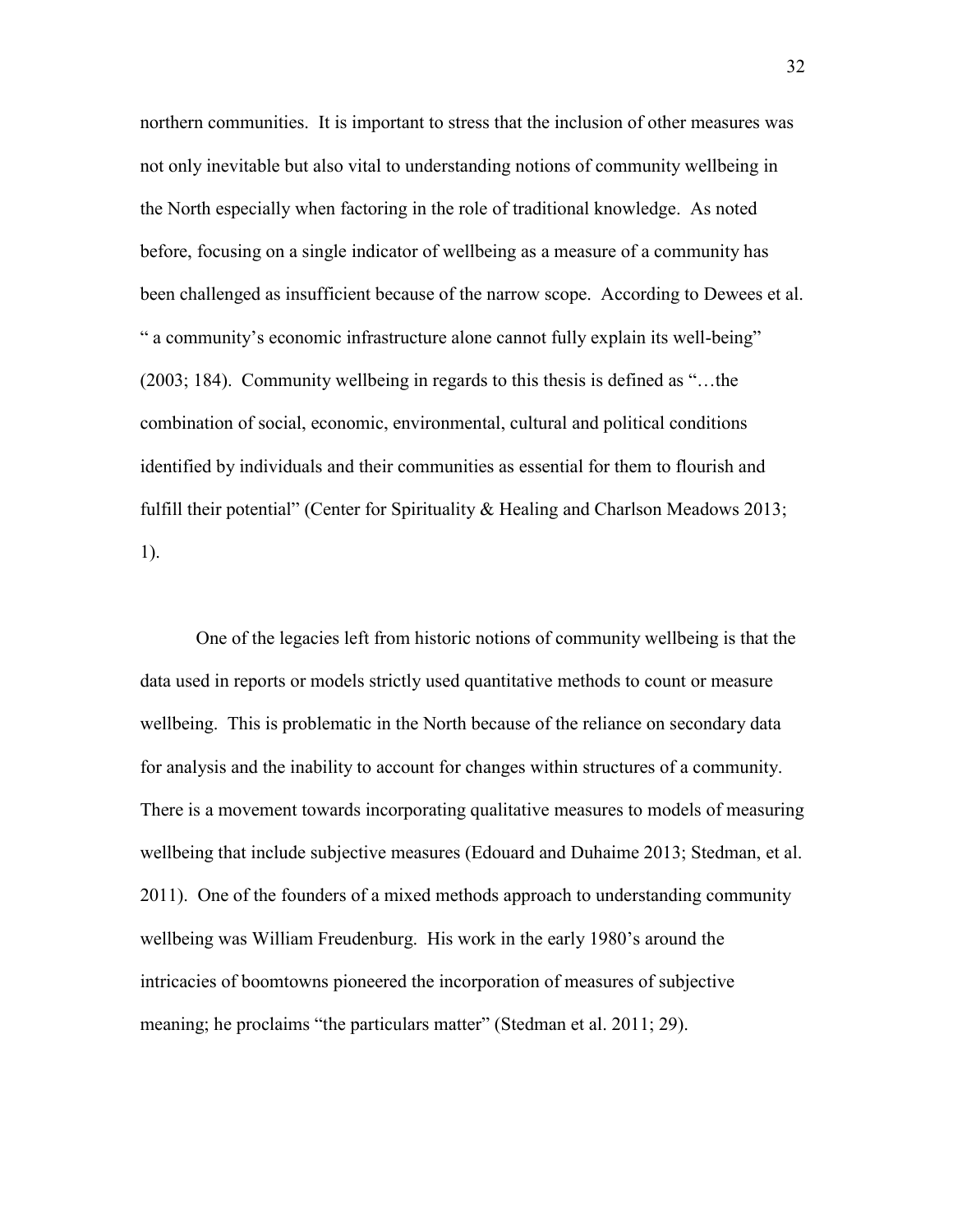northern communities. It is important to stress that the inclusion of other measures was not only inevitable but also vital to understanding notions of community wellbeing in the North especially when factoring in the role of traditional knowledge. As noted before, focusing on a single indicator of wellbeing as a measure of a community has been challenged as insufficient because of the narrow scope. According to Dewees et al. " a community's economic infrastructure alone cannot fully explain its well-being" (2003; 184). Community wellbeing in regards to this thesis is defined as "…the combination of social, economic, environmental, cultural and political conditions identified by individuals and their communities as essential for them to flourish and fulfill their potential" (Center for Spirituality & Healing and Charlson Meadows 2013; 1).

One of the legacies left from historic notions of community wellbeing is that the data used in reports or models strictly used quantitative methods to count or measure wellbeing. This is problematic in the North because of the reliance on secondary data for analysis and the inability to account for changes within structures of a community. There is a movement towards incorporating qualitative measures to models of measuring wellbeing that include subjective measures (Edouard and Duhaime 2013; Stedman, et al. 2011). One of the founders of a mixed methods approach to understanding community wellbeing was William Freudenburg. His work in the early 1980's around the intricacies of boomtowns pioneered the incorporation of measures of subjective meaning; he proclaims "the particulars matter" (Stedman et al. 2011; 29).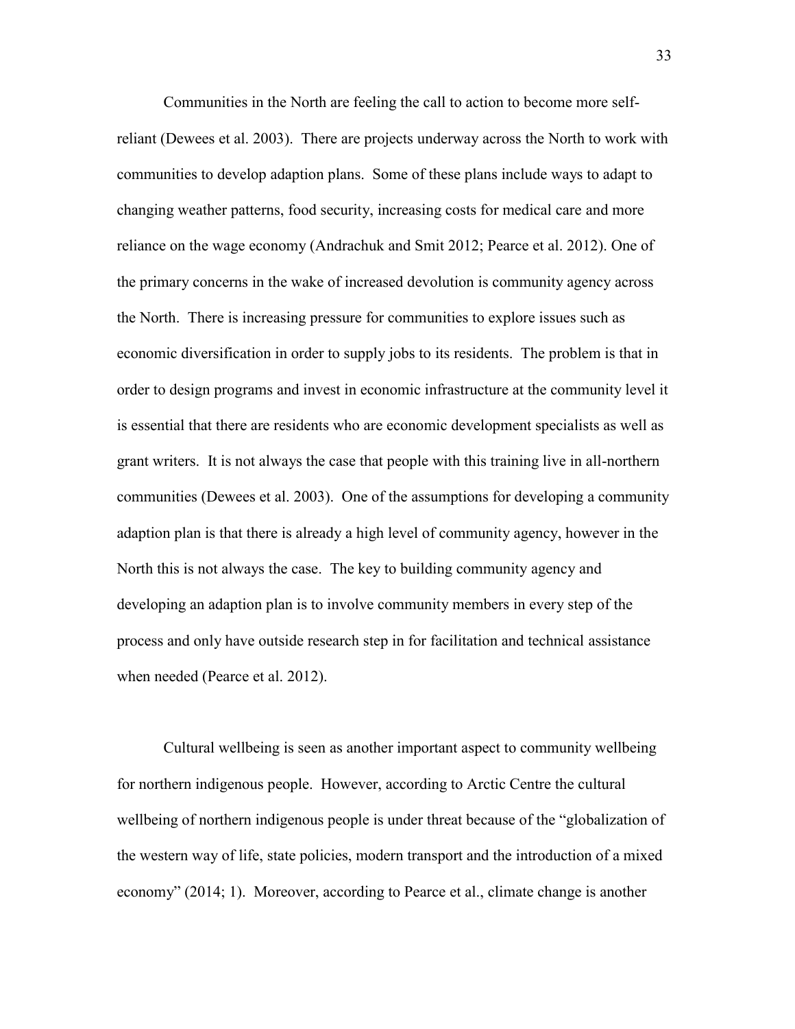Communities in the North are feeling the call to action to become more self-reliant (Dewees et al. 2003). There are projects underway across the North to work with communities to develop adaption plans. Some of these plans include ways to adapt to changing weather patterns, food security, increasing costs for medical care and more reliance on the wage economy (Andrachuk and Smit 2012; Pearce et al. 2012). One of the primary concerns in the wake of increased devolution is community agency across the North. There is increasing pressure for communities to explore issues such as economic diversification in order to supply jobs to its residents. The problem is that in order to design programs and invest in economic infrastructure at the community level it is essential that there are residents who are economic development specialists as well as grant writers. It is not always the case that people with this training live in all-northern communities (Dewees et al. 2003). One of the assumptions for developing a community adaption plan is that there is already a high level of community agency, however in the North this is not always the case. The key to building community agency and developing an adaption plan is to involve community members in every step of the process and only have outside research step in for facilitation and technical assistance when needed (Pearce et al. 2012).

Cultural wellbeing is seen as another important aspect to community wellbeing for northern indigenous people. However, according to Arctic Centre the cultural wellbeing of northern indigenous people is under threat because of the "globalization of the western way of life, state policies, modern transport and the introduction of a mixed economy" (2014; 1). Moreover, according to Pearce et al., climate change is another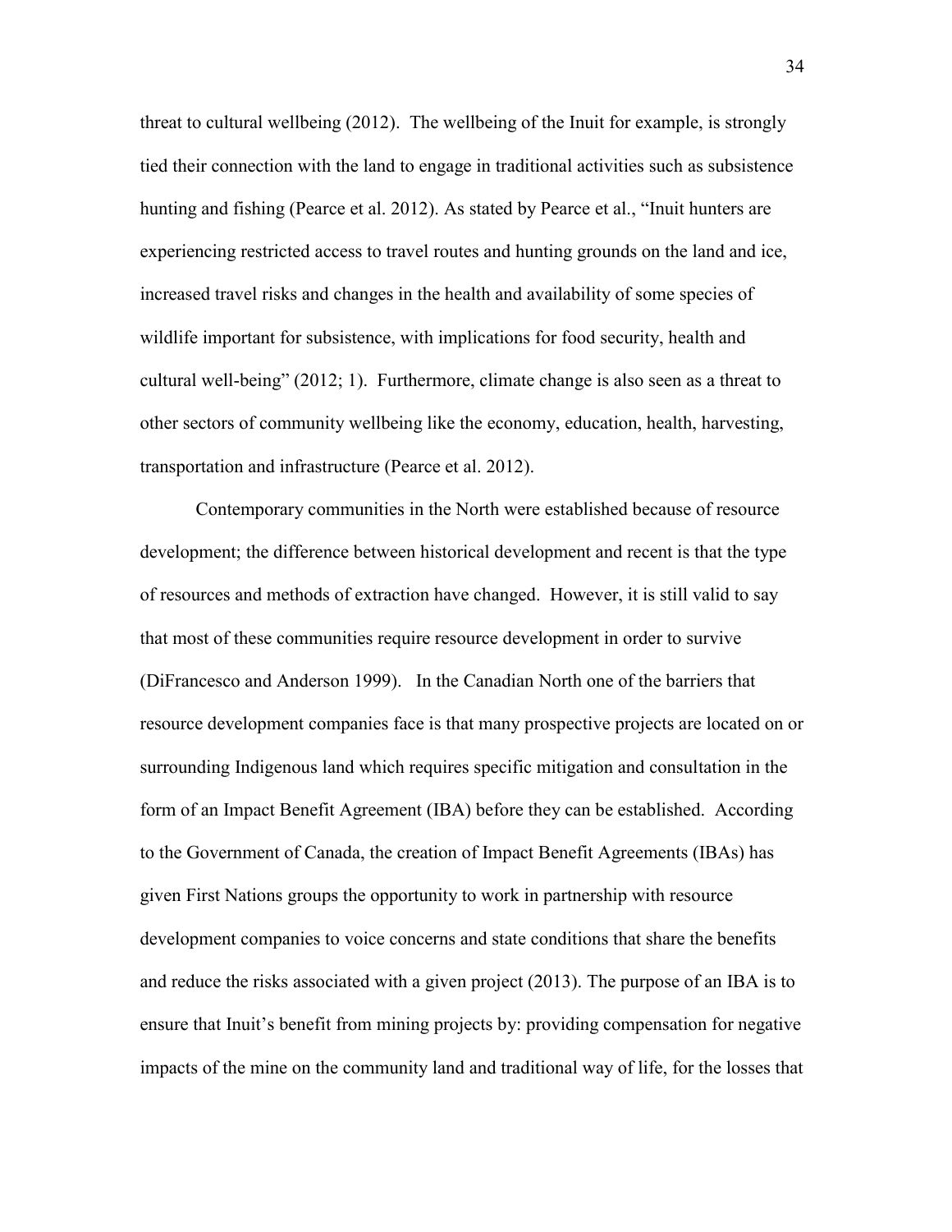threat to cultural wellbeing (2012). The wellbeing of the Inuit for example, is strongly tied their connection with the land to engage in traditional activities such as subsistence hunting and fishing (Pearce et al. 2012). As stated by Pearce et al., "Inuit hunters are experiencing restricted access to travel routes and hunting grounds on the land and ice, increased travel risks and changes in the health and availability of some species of wildlife important for subsistence, with implications for food security, health and cultural well-being" (2012; 1). Furthermore, climate change is also seen as a threat to other sectors of community wellbeing like the economy, education, health, harvesting, transportation and infrastructure (Pearce et al. 2012).

Contemporary communities in the North were established because of resource development; the difference between historical development and recent is that the type of resources and methods of extraction have changed. However, it is still valid to say that most of these communities require resource development in order to survive (DiFrancesco and Anderson 1999). In the Canadian North one of the barriers that resource development companies face is that many prospective projects are located on or surrounding Indigenous land which requires specific mitigation and consultation in the form of an Impact Benefit Agreement (IBA) before they can be established. According to the Government of Canada, the creation of Impact Benefit Agreements (IBAs) has given First Nations groups the opportunity to work in partnership with resource development companies to voice concerns and state conditions that share the benefits and reduce the risks associated with a given project (2013). The purpose of an IBA is to ensure that Inuit's benefit from mining projects by: providing compensation for negative impacts of the mine on the community land and traditional way of life, for the losses that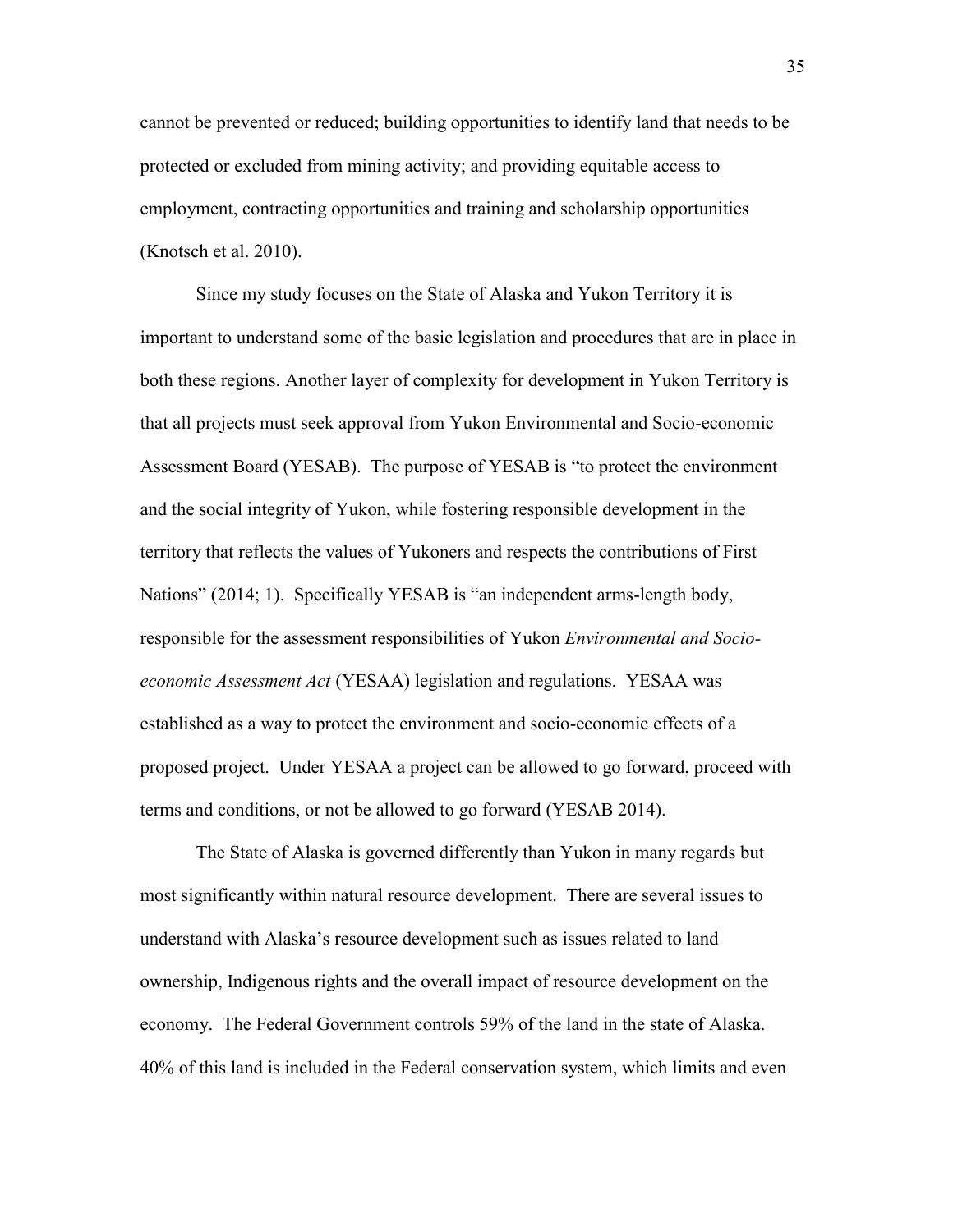cannot be prevented or reduced; building opportunities to identify land that needs to be protected or excluded from mining activity; and providing equitable access to employment, contracting opportunities and training and scholarship opportunities (Knotsch et al. 2010).

Since my study focuses on the State of Alaska and Yukon Territory it is important to understand some of the basic legislation and procedures that are in place in both these regions. Another layer of complexity for development in Yukon Territory is that all projects must seek approval from Yukon Environmental and Socio-economic Assessment Board (YESAB). The purpose of YESAB is "to protect the environment and the social integrity of Yukon, while fostering responsible development in the territory that reflects the values of Yukoners and respects the contributions of First Nations" (2014; 1). Specifically YESAB is "an independent arms-length body, responsible for the assessment responsibilities of Yukon *Environmental and Socio-economic Assessment Act* (YESAA) legislation and regulations. YESAA was established as a way to protect the environment and socio-economic effects of a proposed project. Under YESAA a project can be allowed to go forward, proceed with terms and conditions, or not be allowed to go forward (YESAB 2014).

The State of Alaska is governed differently than Yukon in many regards but most significantly within natural resource development. There are several issues to understand with Alaska's resource development such as issues related to land ownership, Indigenous rights and the overall impact of resource development on the economy. The Federal Government controls 59% of the land in the state of Alaska. 40% of this land is included in the Federal conservation system, which limits and even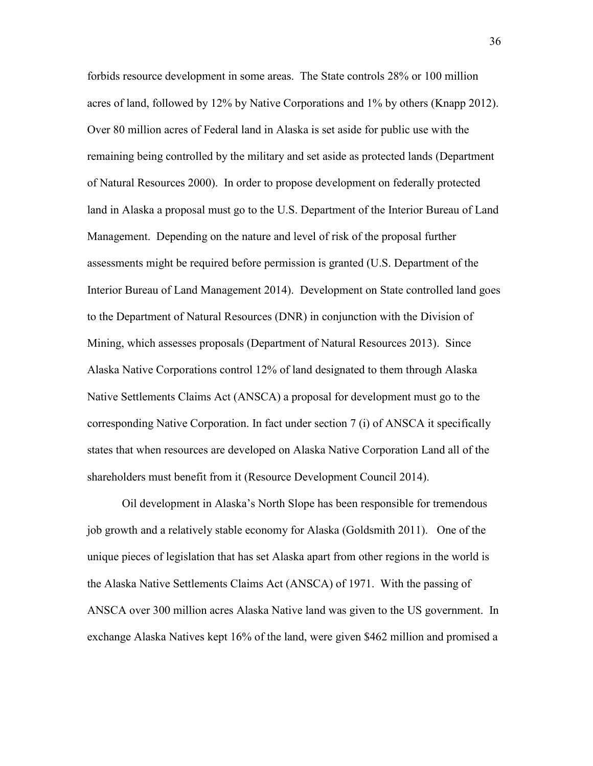forbids resource development in some areas. The State controls 28% or 100 million acres of land, followed by 12% by Native Corporations and 1% by others (Knapp 2012). Over 80 million acres of Federal land in Alaska is set aside for public use with the remaining being controlled by the military and set aside as protected lands (Department of Natural Resources 2000). In order to propose development on federally protected land in Alaska a proposal must go to the U.S. Department of the Interior Bureau of Land Management. Depending on the nature and level of risk of the proposal further assessments might be required before permission is granted (U.S. Department of the Interior Bureau of Land Management 2014). Development on State controlled land goes to the Department of Natural Resources (DNR) in conjunction with the Division of Mining, which assesses proposals (Department of Natural Resources 2013). Since Alaska Native Corporations control 12% of land designated to them through Alaska Native Settlements Claims Act (ANSCA) a proposal for development must go to the corresponding Native Corporation. In fact under section 7 (i) of ANSCA it specifically states that when resources are developed on Alaska Native Corporation Land all of the shareholders must benefit from it (Resource Development Council 2014).

Oil development in Alaska's North Slope has been responsible for tremendous job growth and a relatively stable economy for Alaska (Goldsmith 2011). One of the unique pieces of legislation that has set Alaska apart from other regions in the world is the Alaska Native Settlements Claims Act (ANSCA) of 1971. With the passing of ANSCA over 300 million acres Alaska Native land was given to the US government. In exchange Alaska Natives kept 16% of the land, were given $462 million and promised a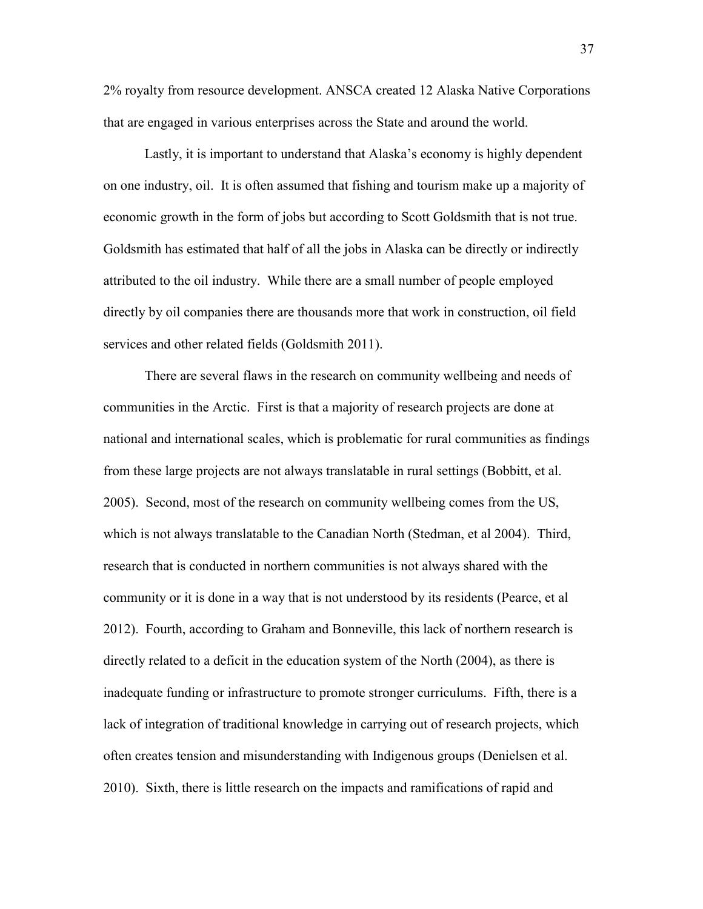2% royalty from resource development. ANSCA created 12 Alaska Native Corporations that are engaged in various enterprises across the State and around the world.

Lastly, it is important to understand that Alaska's economy is highly dependent on one industry, oil. It is often assumed that fishing and tourism make up a majority of economic growth in the form of jobs but according to Scott Goldsmith that is not true. Goldsmith has estimated that half of all the jobs in Alaska can be directly or indirectly attributed to the oil industry. While there are a small number of people employed directly by oil companies there are thousands more that work in construction, oil field services and other related fields (Goldsmith 2011).

There are several flaws in the research on community wellbeing and needs of communities in the Arctic. First is that a majority of research projects are done at national and international scales, which is problematic for rural communities as findings from these large projects are not always translatable in rural settings (Bobbitt, et al. 2005). Second, most of the research on community wellbeing comes from the US, which is not always translatable to the Canadian North (Stedman, et al 2004). Third, research that is conducted in northern communities is not always shared with the community or it is done in a way that is not understood by its residents (Pearce, et al 2012). Fourth, according to Graham and Bonneville, this lack of northern research is directly related to a deficit in the education system of the North (2004), as there is inadequate funding or infrastructure to promote stronger curriculums. Fifth, there is a lack of integration of traditional knowledge in carrying out of research projects, which often creates tension and misunderstanding with Indigenous groups (Denielsen et al. 2010). Sixth, there is little research on the impacts and ramifications of rapid and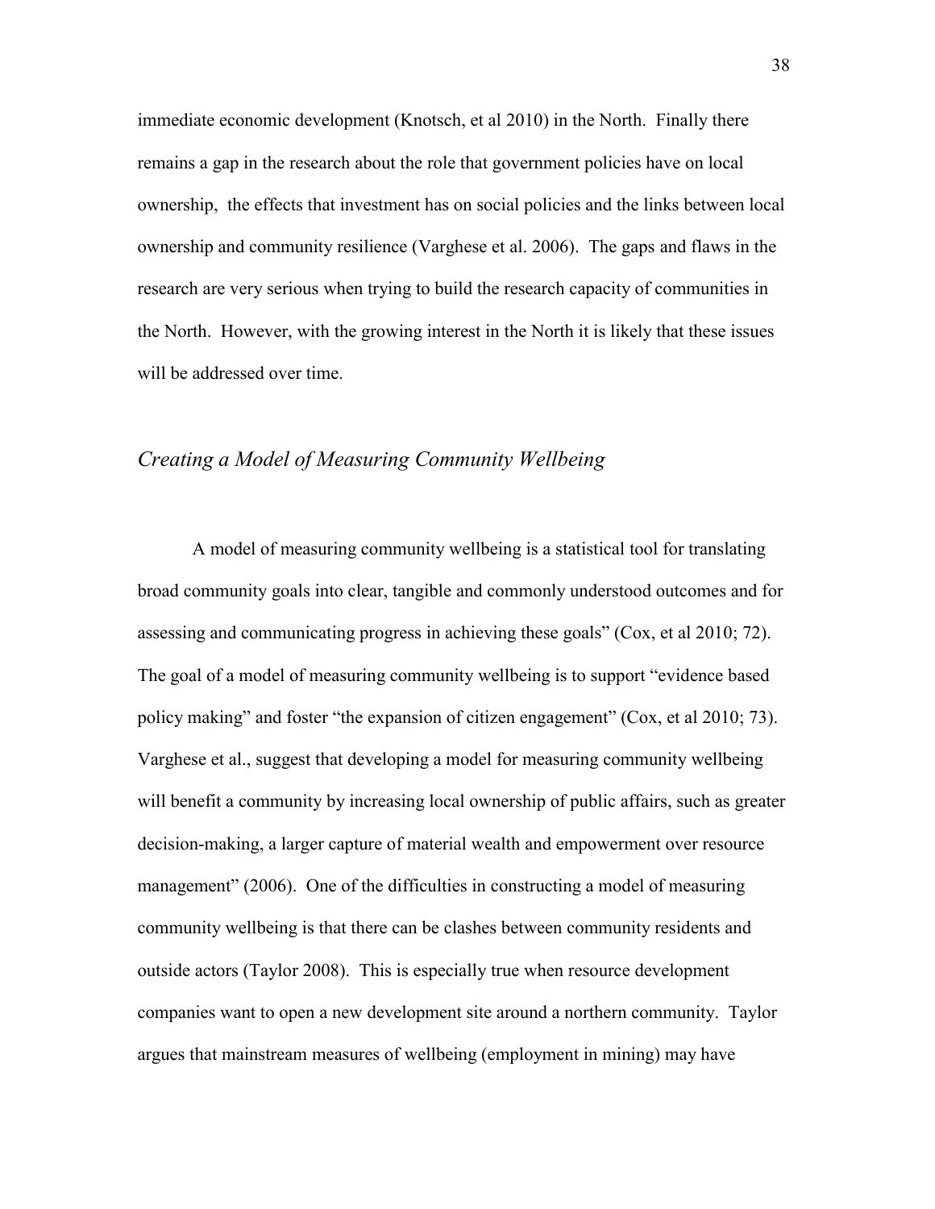immediate economic development (Knotsch, et al 2010) in the North. Finally there remains a gap in the research about the role that government policies have on local ownership, the effects that investment has on social policies and the links between local ownership and community resilience (Varghese et al. 2006). The gaps and flaws in the research are very serious when trying to build the research capacity of communities in the North. However, with the growing interest in the North it is likely that these issues will be addressed over time.

### *Creating a Model of Measuring Community Wellbeing*

A model of measuring community wellbeing is a statistical tool for translating broad community goals into clear, tangible and commonly understood outcomes and for assessing and communicating progress in achieving these goals" (Cox, et al 2010; 72). The goal of a model of measuring community wellbeing is to support "evidence based policy making" and foster "the expansion of citizen engagement" (Cox, et al 2010; 73). Varghese et al., suggest that developing a model for measuring community wellbeing will benefit a community by increasing local ownership of public affairs, such as greater decision-making, a larger capture of material wealth and empowerment over resource management" (2006). One of the difficulties in constructing a model of measuring community wellbeing is that there can be clashes between community residents and outside actors (Taylor 2008). This is especially true when resource development companies want to open a new development site around a northern community. Taylor argues that mainstream measures of wellbeing (employment in mining) may have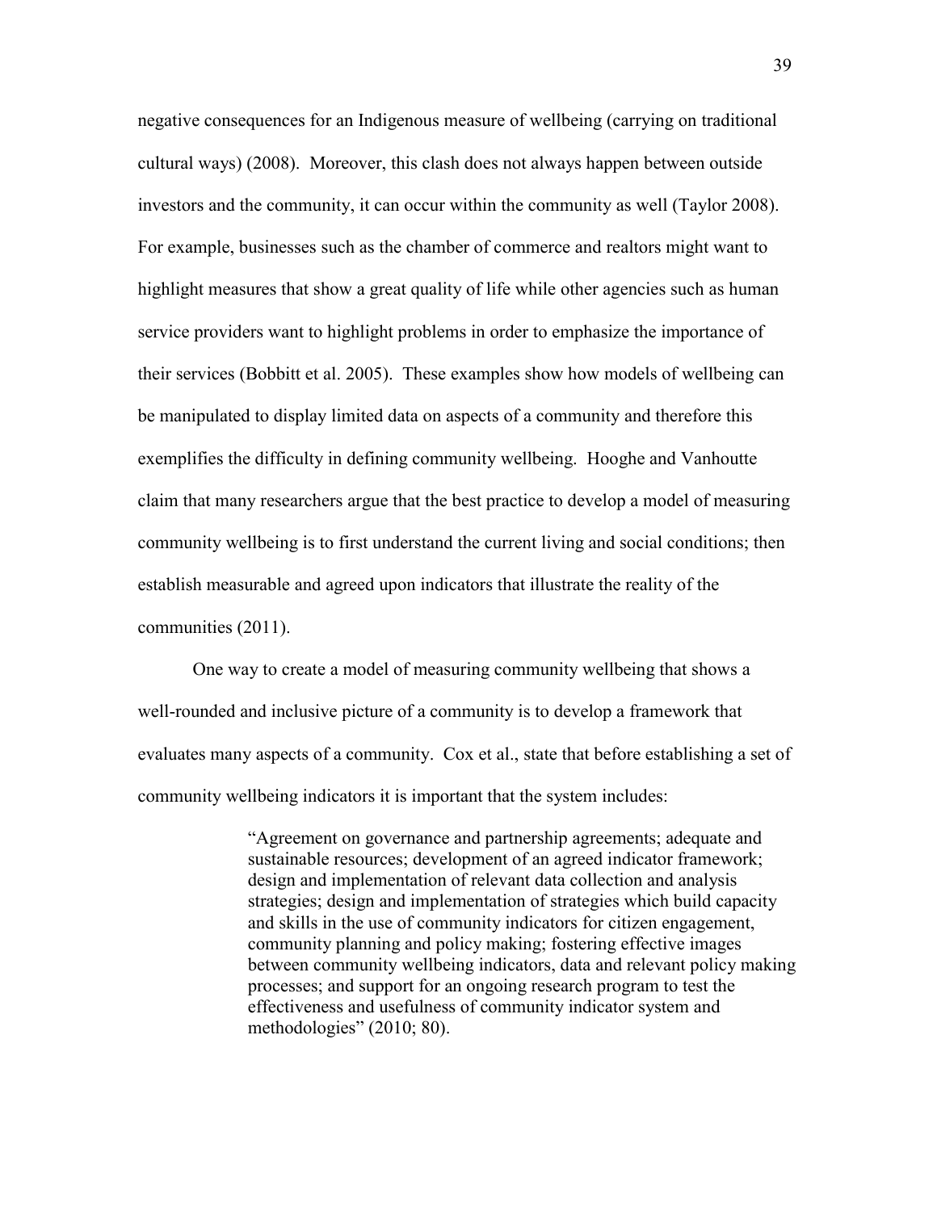negative consequences for an Indigenous measure of wellbeing (carrying on traditional cultural ways) (2008). Moreover, this clash does not always happen between outside investors and the community, it can occur within the community as well (Taylor 2008). For example, businesses such as the chamber of commerce and realtors might want to highlight measures that show a great quality of life while other agencies such as human service providers want to highlight problems in order to emphasize the importance of their services (Bobbitt et al. 2005). These examples show how models of wellbeing can be manipulated to display limited data on aspects of a community and therefore this exemplifies the difficulty in defining community wellbeing. Hooghe and Vanhoutte claim that many researchers argue that the best practice to develop a model of measuring community wellbeing is to first understand the current living and social conditions; then establish measurable and agreed upon indicators that illustrate the reality of the communities (2011).

One way to create a model of measuring community wellbeing that shows a well-rounded and inclusive picture of a community is to develop a framework that evaluates many aspects of a community. Cox et al., state that before establishing a set of community wellbeing indicators it is important that the system includes:

> "Agreement on governance and partnership agreements; adequate and sustainable resources; development of an agreed indicator framework; design and implementation of relevant data collection and analysis strategies; design and implementation of strategies which build capacity and skills in the use of community indicators for citizen engagement, community planning and policy making; fostering effective images between community wellbeing indicators, data and relevant policy making processes; and support for an ongoing research program to test the effectiveness and usefulness of community indicator system and methodologies" (2010; 80).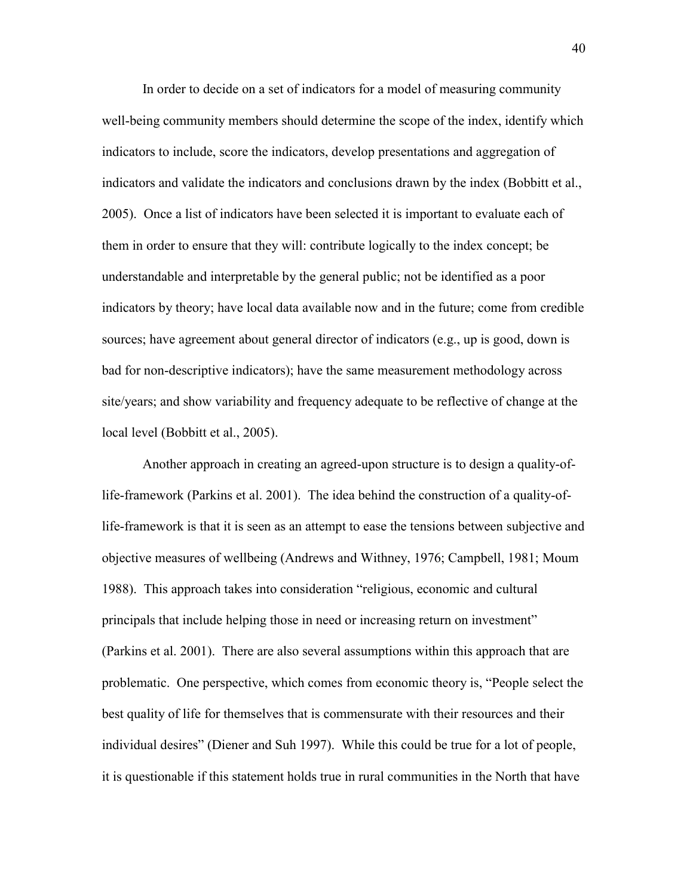In order to decide on a set of indicators for a model of measuring community well-being community members should determine the scope of the index, identify which indicators to include, score the indicators, develop presentations and aggregation of indicators and validate the indicators and conclusions drawn by the index (Bobbitt et al., 2005). Once a list of indicators have been selected it is important to evaluate each of them in order to ensure that they will: contribute logically to the index concept; be understandable and interpretable by the general public; not be identified as a poor indicators by theory; have local data available now and in the future; come from credible sources; have agreement about general director of indicators (e.g., up is good, down is bad for non-descriptive indicators); have the same measurement methodology across site/years; and show variability and frequency adequate to be reflective of change at the local level (Bobbitt et al., 2005).

Another approach in creating an agreed-upon structure is to design a quality-of-life-framework (Parkins et al. 2001). The idea behind the construction of a quality-of-life-framework is that it is seen as an attempt to ease the tensions between subjective and objective measures of wellbeing (Andrews and Withney, 1976; Campbell, 1981; Moum 1988). This approach takes into consideration "religious, economic and cultural principals that include helping those in need or increasing return on investment" (Parkins et al. 2001). There are also several assumptions within this approach that are problematic. One perspective, which comes from economic theory is, "People select the best quality of life for themselves that is commensurate with their resources and their individual desires" (Diener and Suh 1997). While this could be true for a lot of people, it is questionable if this statement holds true in rural communities in the North that have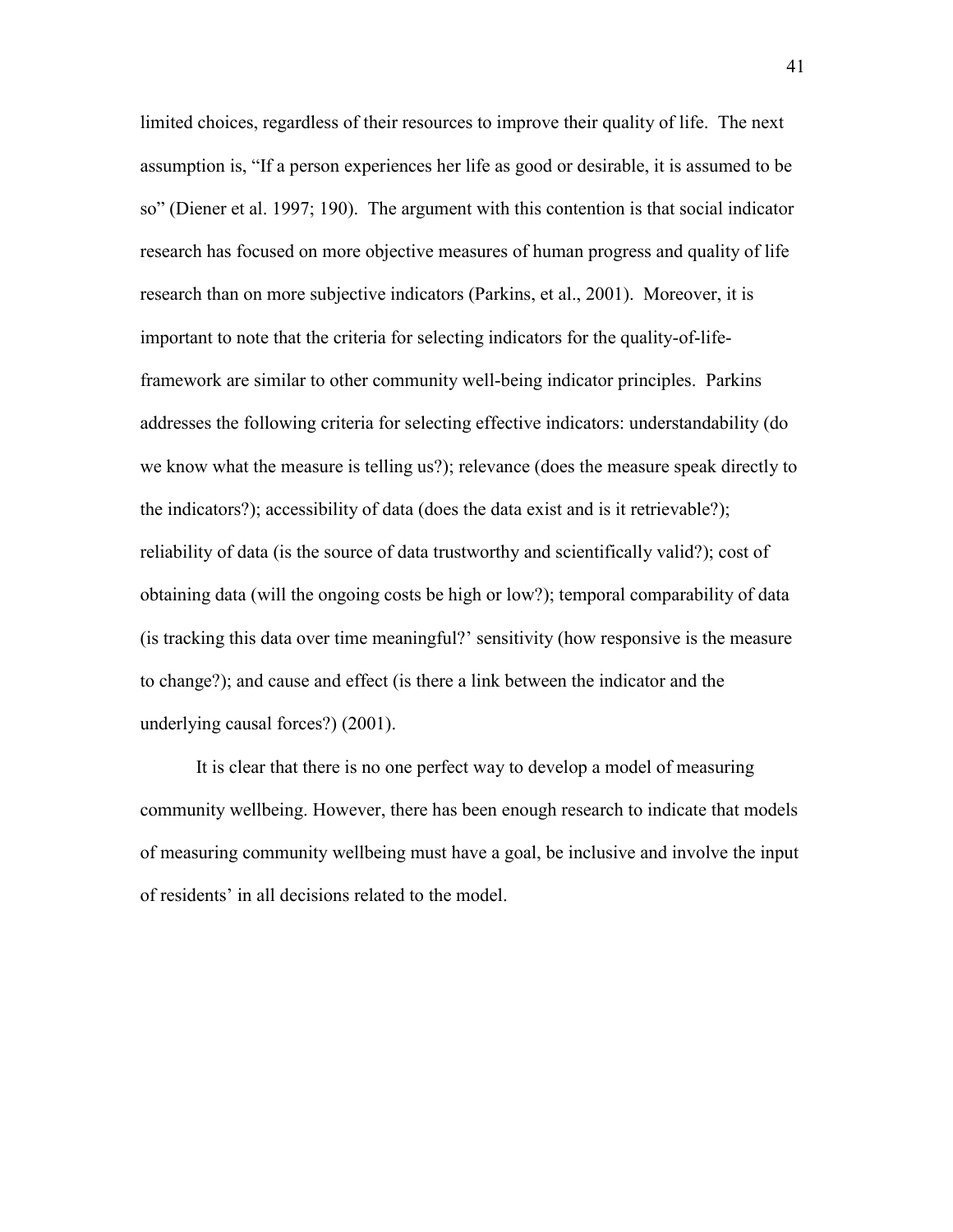limited choices, regardless of their resources to improve their quality of life. The next assumption is, "If a person experiences her life as good or desirable, it is assumed to be so" (Diener et al. 1997; 190). The argument with this contention is that social indicator research has focused on more objective measures of human progress and quality of life research than on more subjective indicators (Parkins, et al., 2001). Moreover, it is important to note that the criteria for selecting indicators for the quality-of-life-framework are similar to other community well-being indicator principles. Parkins addresses the following criteria for selecting effective indicators: understandability (do we know what the measure is telling us?); relevance (does the measure speak directly to the indicators?); accessibility of data (does the data exist and is it retrievable?); reliability of data (is the source of data trustworthy and scientifically valid?); cost of obtaining data (will the ongoing costs be high or low?); temporal comparability of data (is tracking this data over time meaningful?' sensitivity (how responsive is the measure to change?); and cause and effect (is there a link between the indicator and the underlying causal forces?) (2001).

It is clear that there is no one perfect way to develop a model of measuring community wellbeing. However, there has been enough research to indicate that models of measuring community wellbeing must have a goal, be inclusive and involve the input of residents' in all decisions related to the model.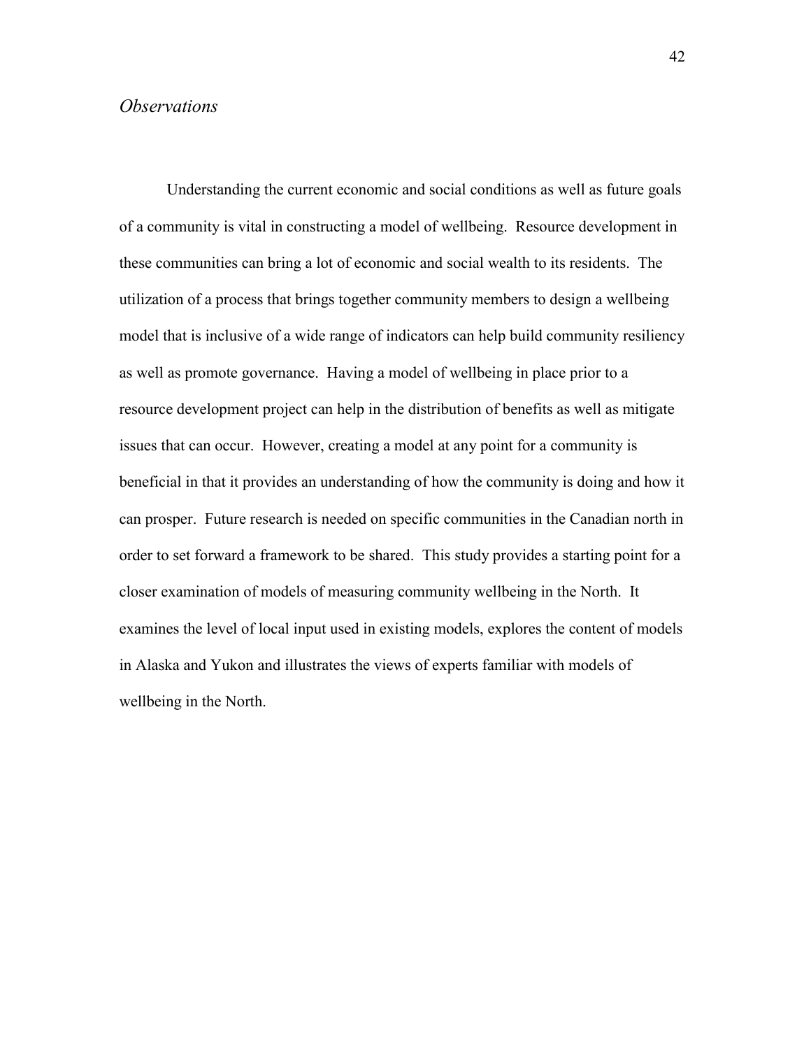### *Observations*

Understanding the current economic and social conditions as well as future goals of a community is vital in constructing a model of wellbeing. Resource development in these communities can bring a lot of economic and social wealth to its residents. The utilization of a process that brings together community members to design a wellbeing model that is inclusive of a wide range of indicators can help build community resiliency as well as promote governance. Having a model of wellbeing in place prior to a resource development project can help in the distribution of benefits as well as mitigate issues that can occur. However, creating a model at any point for a community is beneficial in that it provides an understanding of how the community is doing and how it can prosper. Future research is needed on specific communities in the Canadian north in order to set forward a framework to be shared. This study provides a starting point for a closer examination of models of measuring community wellbeing in the North. It examines the level of local input used in existing models, explores the content of models in Alaska and Yukon and illustrates the views of experts familiar with models of wellbeing in the North.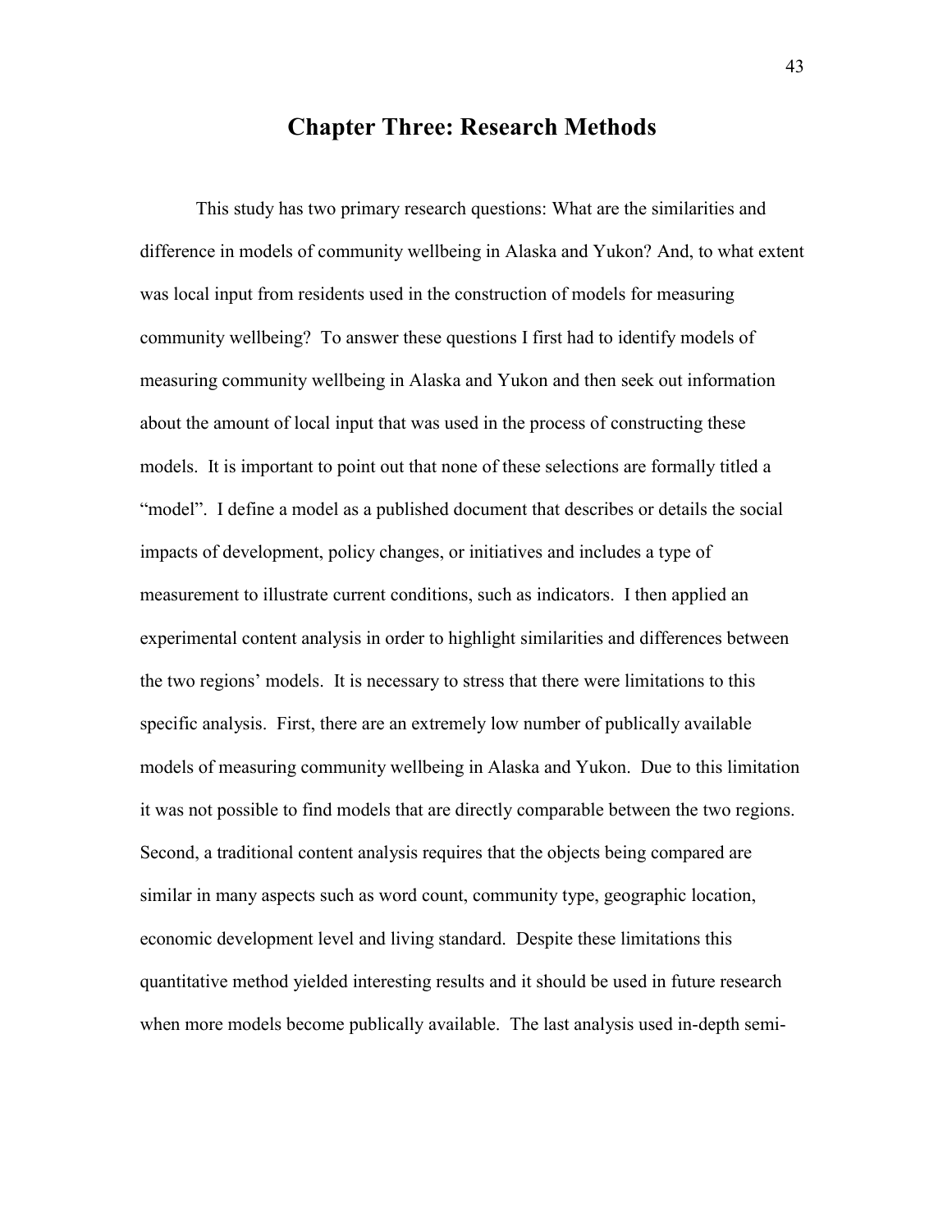# Chapter Three: Research Methods

This study has two primary research questions: What are the similarities and difference in models of community wellbeing in Alaska and Yukon? And, to what extent was local input from residents used in the construction of models for measuring community wellbeing? To answer these questions I first had to identify models of measuring community wellbeing in Alaska and Yukon and then seek out information about the amount of local input that was used in the process of constructing these models. It is important to point out that none of these selections are formally titled a "model". I define a model as a published document that describes or details the social impacts of development, policy changes, or initiatives and includes a type of measurement to illustrate current conditions, such as indicators. I then applied an experimental content analysis in order to highlight similarities and differences between the two regions' models. It is necessary to stress that there were limitations to this specific analysis. First, there are an extremely low number of publically available models of measuring community wellbeing in Alaska and Yukon. Due to this limitation it was not possible to find models that are directly comparable between the two regions. Second, a traditional content analysis requires that the objects being compared are similar in many aspects such as word count, community type, geographic location, economic development level and living standard. Despite these limitations this quantitative method yielded interesting results and it should be used in future research when more models become publically available. The last analysis used in-depth semi-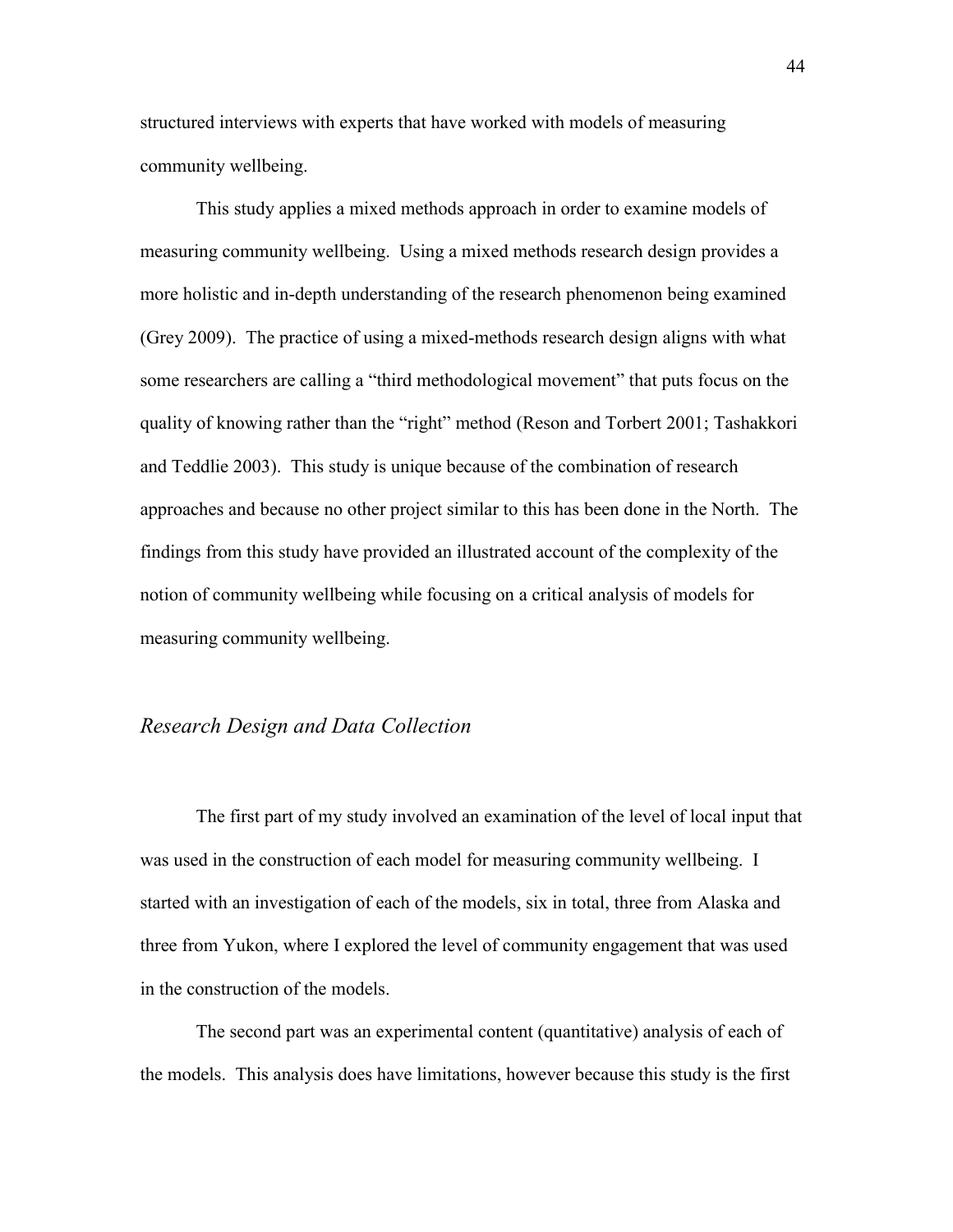structured interviews with experts that have worked with models of measuring community wellbeing.

This study applies a mixed methods approach in order to examine models of measuring community wellbeing. Using a mixed methods research design provides a more holistic and in-depth understanding of the research phenomenon being examined (Grey 2009). The practice of using a mixed-methods research design aligns with what some researchers are calling a "third methodological movement" that puts focus on the quality of knowing rather than the "right" method (Reson and Torbert 2001; Tashakkori and Teddlie 2003). This study is unique because of the combination of research approaches and because no other project similar to this has been done in the North. The findings from this study have provided an illustrated account of the complexity of the notion of community wellbeing while focusing on a critical analysis of models for measuring community wellbeing.

### *Research Design and Data Collection*

The first part of my study involved an examination of the level of local input that was used in the construction of each model for measuring community wellbeing. I started with an investigation of each of the models, six in total, three from Alaska and three from Yukon, where I explored the level of community engagement that was used in the construction of the models.

The second part was an experimental content (quantitative) analysis of each of the models. This analysis does have limitations, however because this study is the first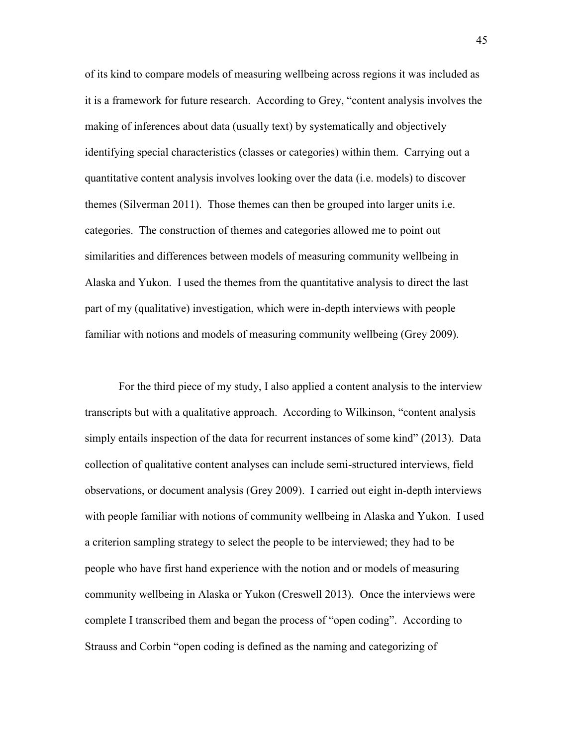of its kind to compare models of measuring wellbeing across regions it was included as it is a framework for future research. According to Grey, "content analysis involves the making of inferences about data (usually text) by systematically and objectively identifying special characteristics (classes or categories) within them. Carrying out a quantitative content analysis involves looking over the data (i.e. models) to discover themes (Silverman 2011). Those themes can then be grouped into larger units i.e. categories. The construction of themes and categories allowed me to point out similarities and differences between models of measuring community wellbeing in Alaska and Yukon. I used the themes from the quantitative analysis to direct the last part of my (qualitative) investigation, which were in-depth interviews with people familiar with notions and models of measuring community wellbeing (Grey 2009).

For the third piece of my study, I also applied a content analysis to the interview transcripts but with a qualitative approach. According to Wilkinson, "content analysis simply entails inspection of the data for recurrent instances of some kind" (2013). Data collection of qualitative content analyses can include semi-structured interviews, field observations, or document analysis (Grey 2009). I carried out eight in-depth interviews with people familiar with notions of community wellbeing in Alaska and Yukon. I used a criterion sampling strategy to select the people to be interviewed; they had to be people who have first hand experience with the notion and or models of measuring community wellbeing in Alaska or Yukon (Creswell 2013). Once the interviews were complete I transcribed them and began the process of "open coding". According to Strauss and Corbin "open coding is defined as the naming and categorizing of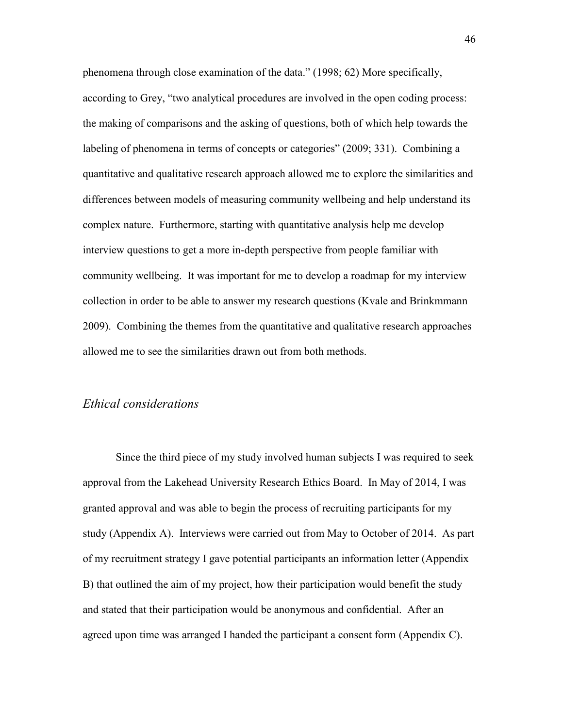phenomena through close examination of the data." (1998; 62) More specifically, according to Grey, "two analytical procedures are involved in the open coding process: the making of comparisons and the asking of questions, both of which help towards the labeling of phenomena in terms of concepts or categories" (2009; 331). Combining a quantitative and qualitative research approach allowed me to explore the similarities and differences between models of measuring community wellbeing and help understand its complex nature. Furthermore, starting with quantitative analysis help me develop interview questions to get a more in-depth perspective from people familiar with community wellbeing. It was important for me to develop a roadmap for my interview collection in order to be able to answer my research questions (Kvale and Brinkmmann 2009). Combining the themes from the quantitative and qualitative research approaches allowed me to see the similarities drawn out from both methods.

### *Ethical considerations*

Since the third piece of my study involved human subjects I was required to seek approval from the Lakehead University Research Ethics Board. In May of 2014, I was granted approval and was able to begin the process of recruiting participants for my study (Appendix A). Interviews were carried out from May to October of 2014. As part of my recruitment strategy I gave potential participants an information letter (Appendix B) that outlined the aim of my project, how their participation would benefit the study and stated that their participation would be anonymous and confidential. After an agreed upon time was arranged I handed the participant a consent form (Appendix C).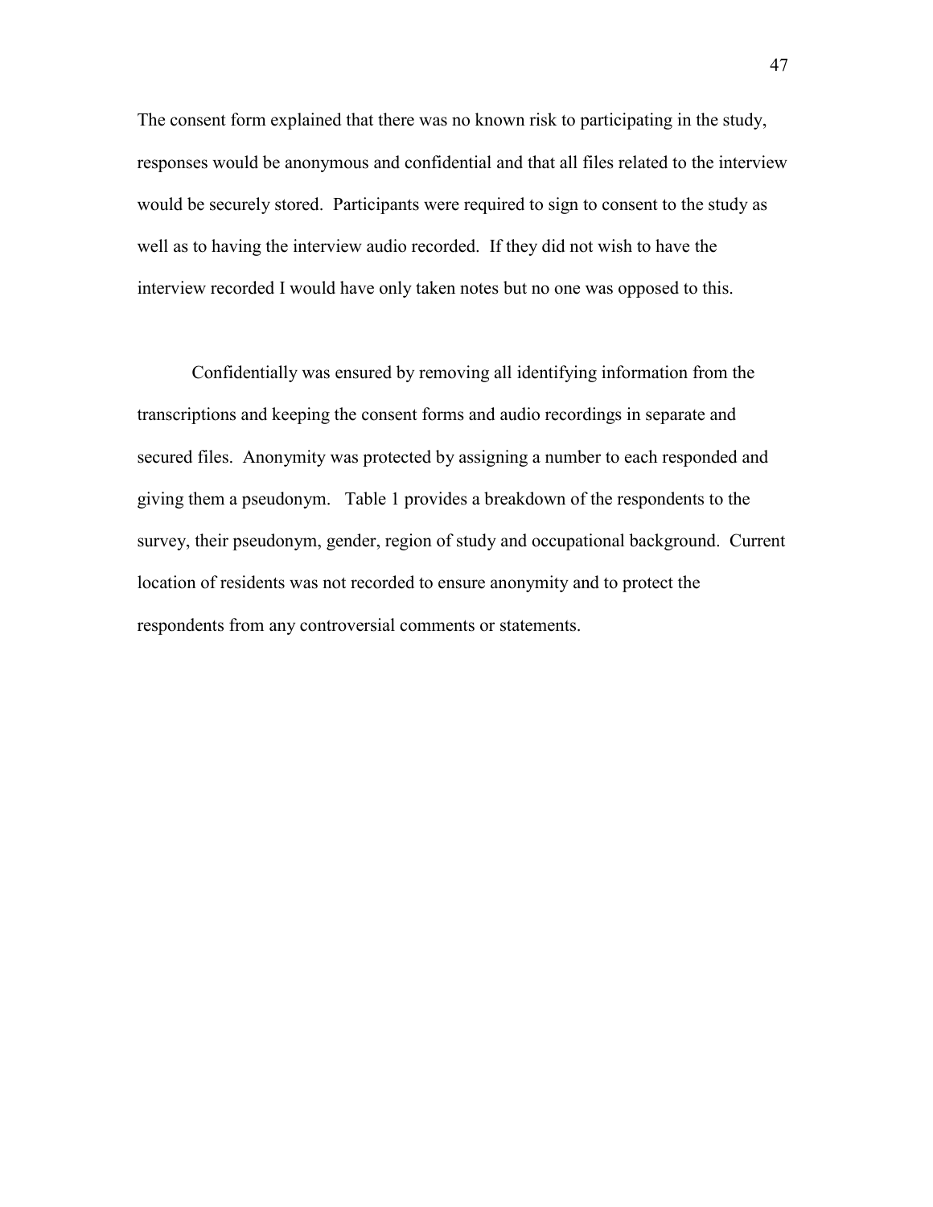The consent form explained that there was no known risk to participating in the study, responses would be anonymous and confidential and that all files related to the interview would be securely stored. Participants were required to sign to consent to the study as well as to having the interview audio recorded. If they did not wish to have the interview recorded I would have only taken notes but no one was opposed to this.

Confidentially was ensured by removing all identifying information from the transcriptions and keeping the consent forms and audio recordings in separate and secured files. Anonymity was protected by assigning a number to each responded and giving them a pseudonym. Table 1 provides a breakdown of the respondents to the survey, their pseudonym, gender, region of study and occupational background. Current location of residents was not recorded to ensure anonymity and to protect the respondents from any controversial comments or statements.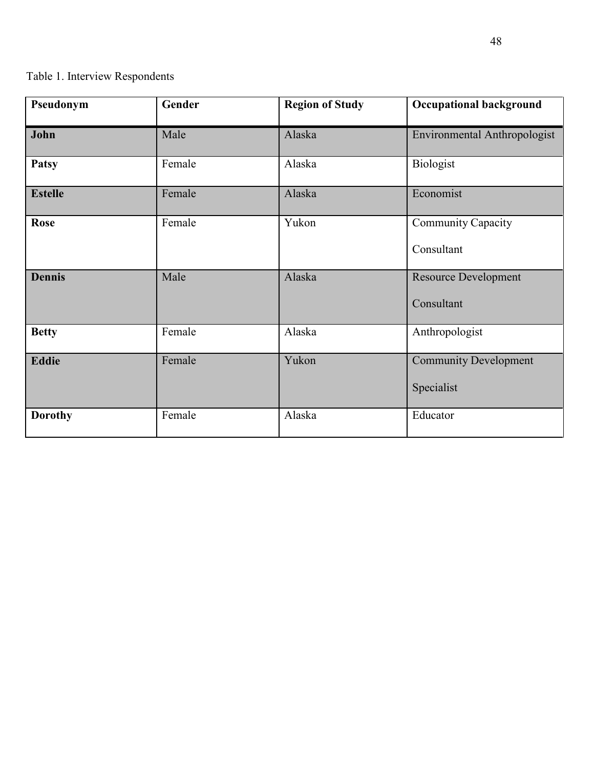Table 1. Interview Respondents

| Pseudonym | Gender | Region of Study | Occupational background |
|---|---|---|---|
| **John** | Male | Alaska | Environmental Anthropologist |
| **Patsy** | Female | Alaska | Biologist |
| **Estelle** | Female | Alaska | Economist |
| **Rose** | Female | Yukon | Community Capacity Consultant |
| **Dennis** | Male | Alaska | Resource Development Consultant |
| **Betty** | Female | Alaska | Anthropologist |
| **Eddie** | Female | Yukon | Community Development Specialist |
| **Dorothy** | Female | Alaska | Educator |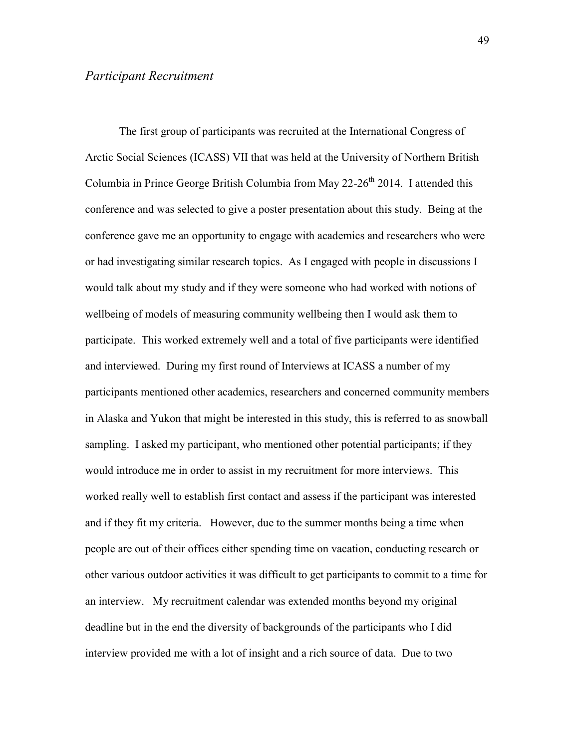### *Participant Recruitment*

The first group of participants was recruited at the International Congress of Arctic Social Sciences (ICASS) VII that was held at the University of Northern British Columbia in Prince George British Columbia from May 22-26th 2014. I attended this conference and was selected to give a poster presentation about this study. Being at the conference gave me an opportunity to engage with academics and researchers who were or had investigating similar research topics. As I engaged with people in discussions I would talk about my study and if they were someone who had worked with notions of wellbeing of models of measuring community wellbeing then I would ask them to participate. This worked extremely well and a total of five participants were identified and interviewed. During my first round of Interviews at ICASS a number of my participants mentioned other academics, researchers and concerned community members in Alaska and Yukon that might be interested in this study, this is referred to as snowball sampling. I asked my participant, who mentioned other potential participants; if they would introduce me in order to assist in my recruitment for more interviews. This worked really well to establish first contact and assess if the participant was interested and if they fit my criteria. However, due to the summer months being a time when people are out of their offices either spending time on vacation, conducting research or other various outdoor activities it was difficult to get participants to commit to a time for an interview. My recruitment calendar was extended months beyond my original deadline but in the end the diversity of backgrounds of the participants who I did interview provided me with a lot of insight and a rich source of data. Due to two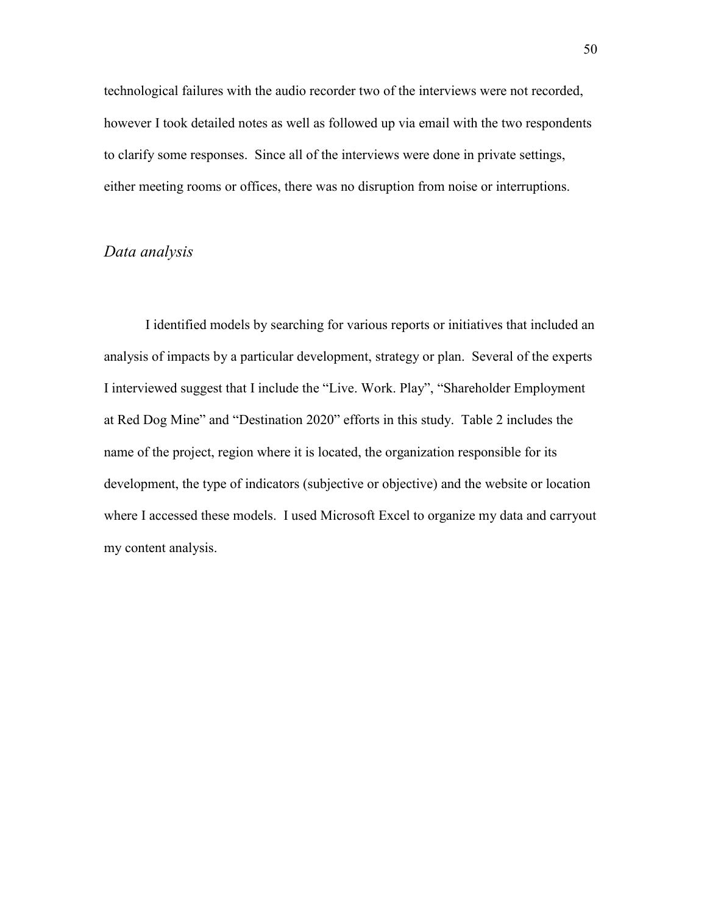technological failures with the audio recorder two of the interviews were not recorded, however I took detailed notes as well as followed up via email with the two respondents to clarify some responses. Since all of the interviews were done in private settings, either meeting rooms or offices, there was no disruption from noise or interruptions.

### *Data analysis*

I identified models by searching for various reports or initiatives that included an analysis of impacts by a particular development, strategy or plan. Several of the experts I interviewed suggest that I include the "Live. Work. Play", "Shareholder Employment at Red Dog Mine" and "Destination 2020" efforts in this study. Table 2 includes the name of the project, region where it is located, the organization responsible for its development, the type of indicators (subjective or objective) and the website or location where I accessed these models. I used Microsoft Excel to organize my data and carryout my content analysis.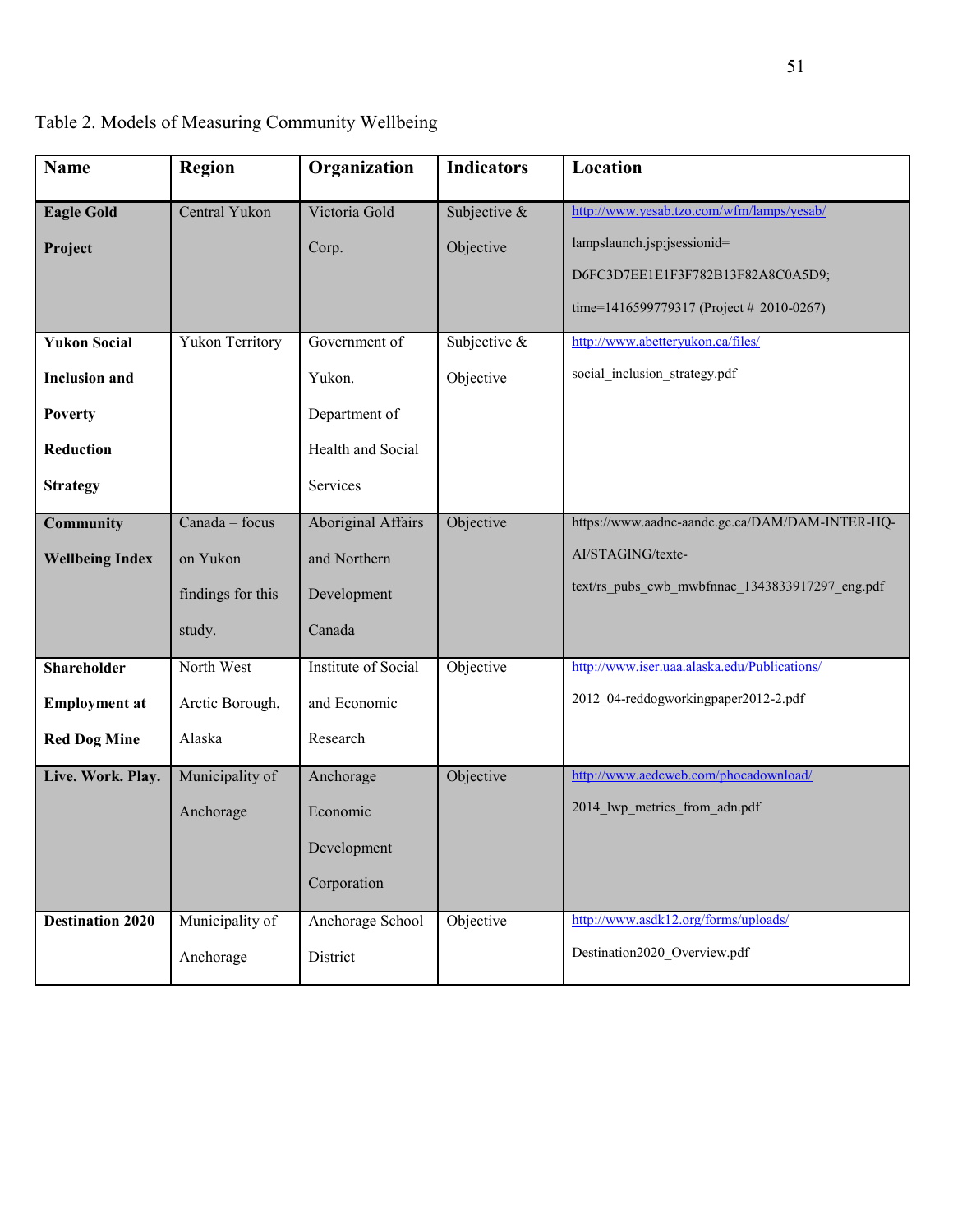Table 2. Models of Measuring Community Wellbeing

| Name | Region | Organization | Indicators | Location |
|---|---|---|---|---|
| **Eagle Gold Project** | Central Yukon | Victoria Gold Corp. | Subjective & Objective | http://www.yesab.tzo.com/wfm/lamps/yesab/lampslaunch.jsp;jsessionid=D6FC3D7EE1E1F3F782B13F82A8C0A5D9;time=1416599779317 (Project # 2010-0267) |
| **Yukon Social Inclusion and Poverty Reduction Strategy** | Yukon Territory | Government of Yukon. Department of Health and Social Services | Subjective & Objective | http://www.abetteryukon.ca/files/social_inclusion_strategy.pdf |
| **Community Wellbeing Index** | Canada – focus on Yukon findings for this study. | Aboriginal Affairs and Northern Development Canada | Objective | https://www.aadnc-aandc.gc.ca/DAM/DAM-INTER-HQ-AI/STAGING/texte-text/rs_pubs_cwb_mwbfnnac_1343833917297_eng.pdf |
| **Shareholder Employment at Red Dog Mine** | North West Arctic Borough, Alaska | Institute of Social and Economic Research | Objective | http://www.iser.uaa.alaska.edu/Publications/2012_04-reddogworkingpaper2012-2.pdf |
| **Live. Work. Play.** | Municipality of Anchorage | Anchorage Economic Development Corporation | Objective | http://www.aedcweb.com/phocadownload/2014_lwp_metrics_from_adn.pdf |
| **Destination 2020** | Municipality of Anchorage | Anchorage School District | Objective | http://www.asdk12.org/forms/uploads/Destination2020_Overview.pdf |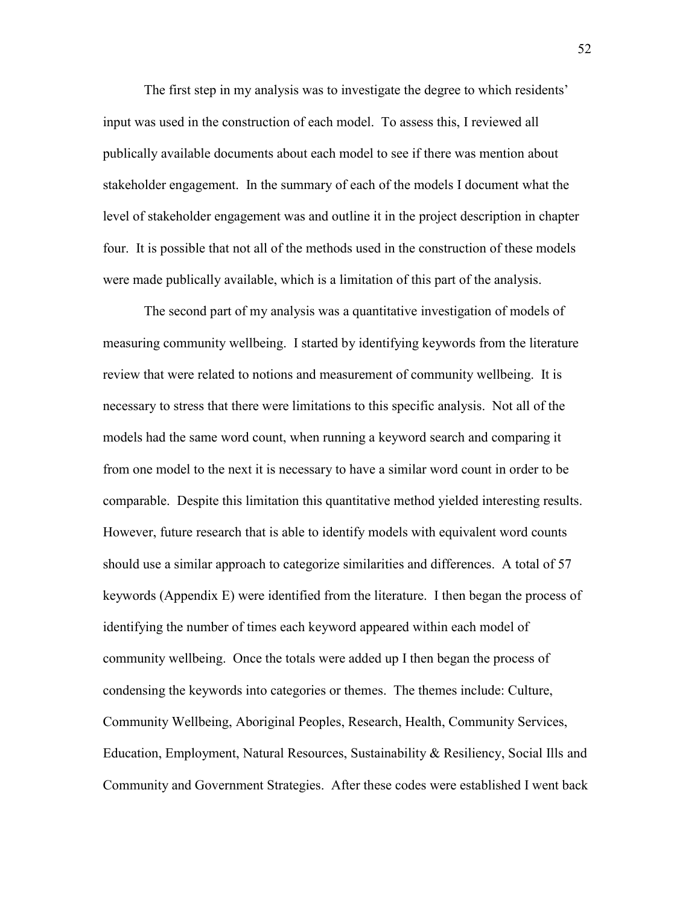The first step in my analysis was to investigate the degree to which residents' input was used in the construction of each model. To assess this, I reviewed all publically available documents about each model to see if there was mention about stakeholder engagement. In the summary of each of the models I document what the level of stakeholder engagement was and outline it in the project description in chapter four. It is possible that not all of the methods used in the construction of these models were made publically available, which is a limitation of this part of the analysis.

The second part of my analysis was a quantitative investigation of models of measuring community wellbeing. I started by identifying keywords from the literature review that were related to notions and measurement of community wellbeing. It is necessary to stress that there were limitations to this specific analysis. Not all of the models had the same word count, when running a keyword search and comparing it from one model to the next it is necessary to have a similar word count in order to be comparable. Despite this limitation this quantitative method yielded interesting results. However, future research that is able to identify models with equivalent word counts should use a similar approach to categorize similarities and differences. A total of 57 keywords (Appendix E) were identified from the literature. I then began the process of identifying the number of times each keyword appeared within each model of community wellbeing. Once the totals were added up I then began the process of condensing the keywords into categories or themes. The themes include: Culture, Community Wellbeing, Aboriginal Peoples, Research, Health, Community Services, Education, Employment, Natural Resources, Sustainability & Resiliency, Social Ills and Community and Government Strategies. After these codes were established I went back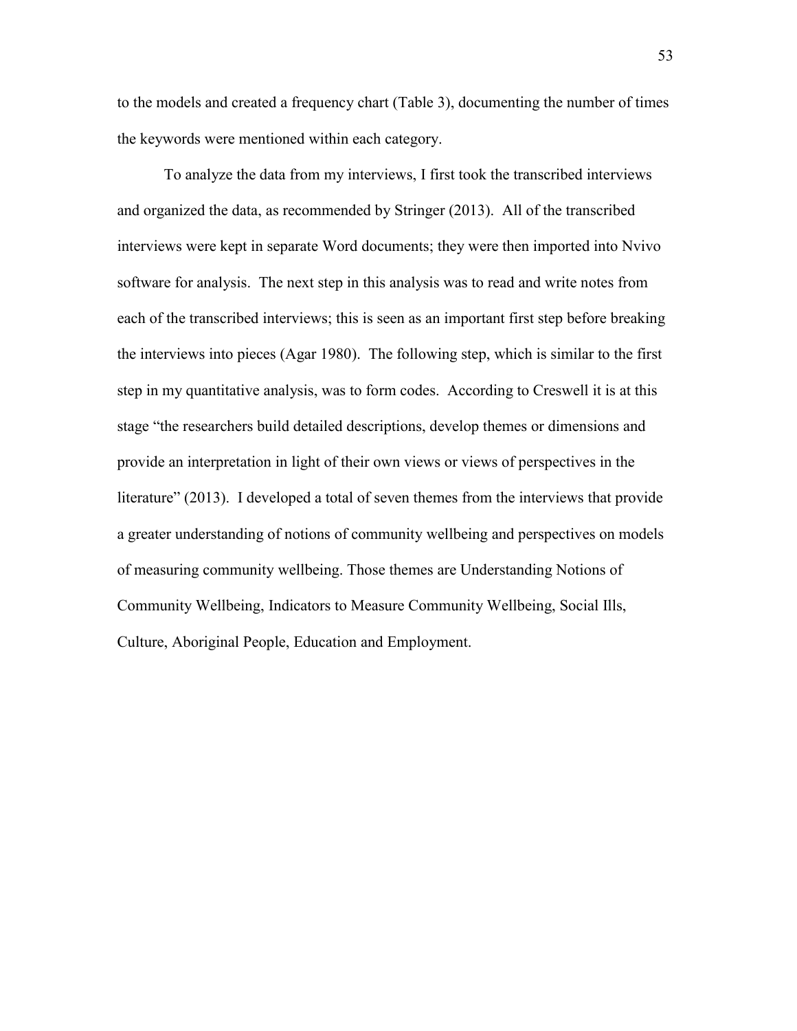to the models and created a frequency chart (Table 3), documenting the number of times the keywords were mentioned within each category.

To analyze the data from my interviews, I first took the transcribed interviews and organized the data, as recommended by Stringer (2013). All of the transcribed interviews were kept in separate Word documents; they were then imported into Nvivo software for analysis. The next step in this analysis was to read and write notes from each of the transcribed interviews; this is seen as an important first step before breaking the interviews into pieces (Agar 1980). The following step, which is similar to the first step in my quantitative analysis, was to form codes. According to Creswell it is at this stage "the researchers build detailed descriptions, develop themes or dimensions and provide an interpretation in light of their own views or views of perspectives in the literature" (2013). I developed a total of seven themes from the interviews that provide a greater understanding of notions of community wellbeing and perspectives on models of measuring community wellbeing. Those themes are Understanding Notions of Community Wellbeing, Indicators to Measure Community Wellbeing, Social Ills, Culture, Aboriginal People, Education and Employment.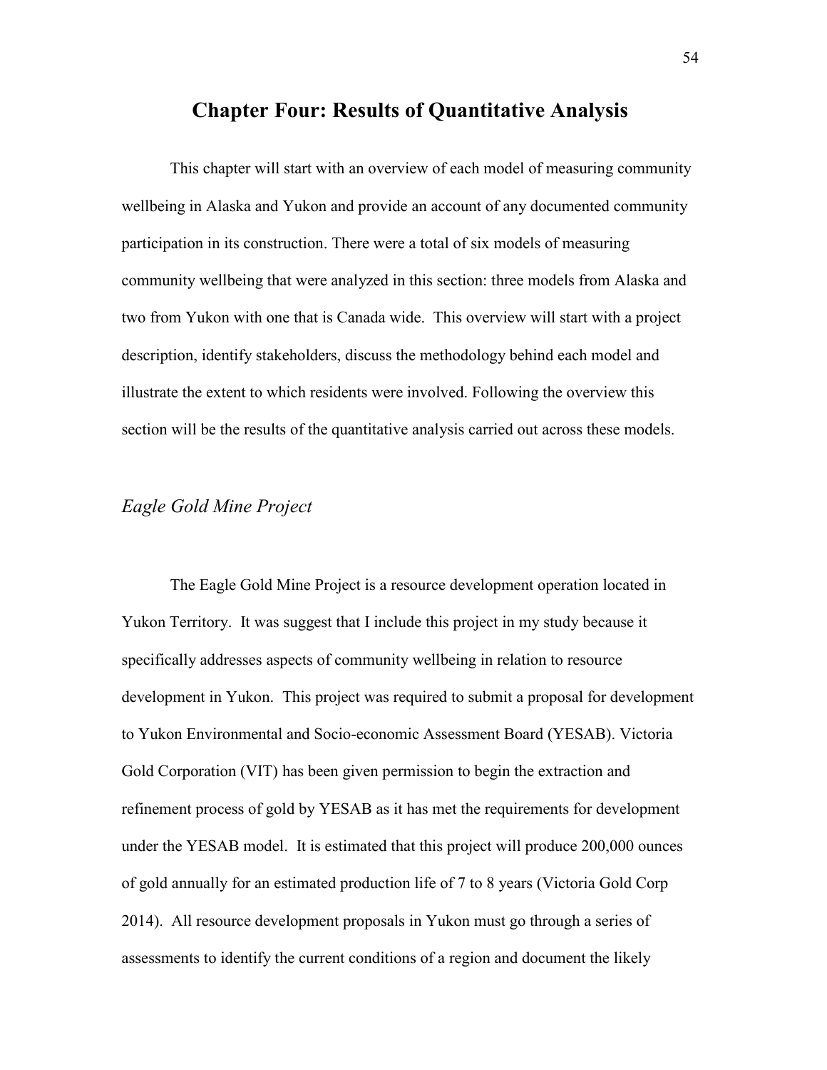# Chapter Four: Results of Quantitative Analysis

This chapter will start with an overview of each model of measuring community wellbeing in Alaska and Yukon and provide an account of any documented community participation in its construction. There were a total of six models of measuring community wellbeing that were analyzed in this section: three models from Alaska and two from Yukon with one that is Canada wide. This overview will start with a project description, identify stakeholders, discuss the methodology behind each model and illustrate the extent to which residents were involved. Following the overview this section will be the results of the quantitative analysis carried out across these models.

## *Eagle Gold Mine Project*

The Eagle Gold Mine Project is a resource development operation located in Yukon Territory. It was suggest that I include this project in my study because it specifically addresses aspects of community wellbeing in relation to resource development in Yukon. This project was required to submit a proposal for development to Yukon Environmental and Socio-economic Assessment Board (YESAB). Victoria Gold Corporation (VIT) has been given permission to begin the extraction and refinement process of gold by YESAB as it has met the requirements for development under the YESAB model. It is estimated that this project will produce 200,000 ounces of gold annually for an estimated production life of 7 to 8 years (Victoria Gold Corp 2014). All resource development proposals in Yukon must go through a series of assessments to identify the current conditions of a region and document the likely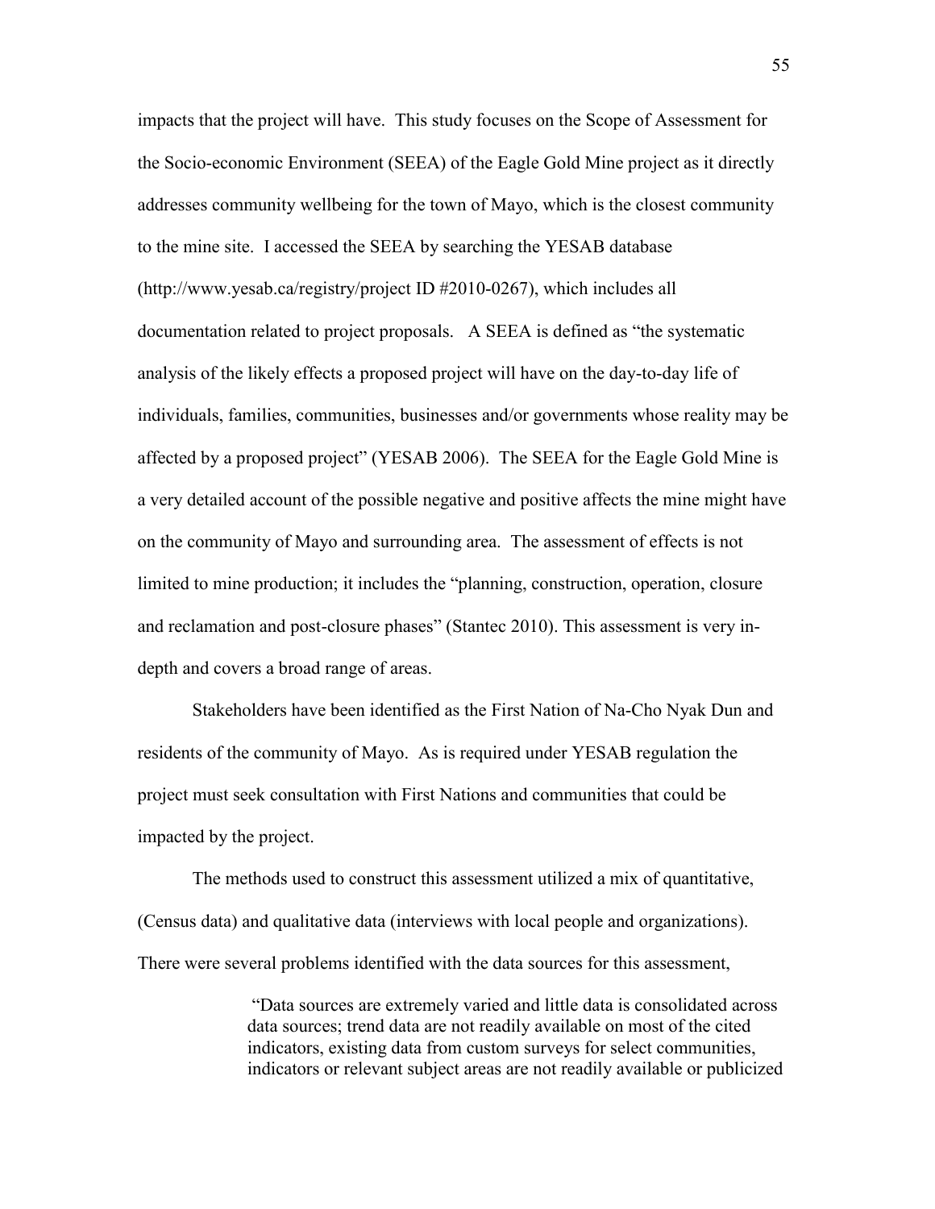impacts that the project will have. This study focuses on the Scope of Assessment for the Socio-economic Environment (SEEA) of the Eagle Gold Mine project as it directly addresses community wellbeing for the town of Mayo, which is the closest community to the mine site. I accessed the SEEA by searching the YESAB database (http://www.yesab.ca/registry/project ID #2010-0267), which includes all documentation related to project proposals. A SEEA is defined as "the systematic analysis of the likely effects a proposed project will have on the day-to-day life of individuals, families, communities, businesses and/or governments whose reality may be affected by a proposed project" (YESAB 2006). The SEEA for the Eagle Gold Mine is a very detailed account of the possible negative and positive affects the mine might have on the community of Mayo and surrounding area. The assessment of effects is not limited to mine production; it includes the "planning, construction, operation, closure and reclamation and post-closure phases" (Stantec 2010). This assessment is very in-depth and covers a broad range of areas.

Stakeholders have been identified as the First Nation of Na-Cho Nyak Dun and residents of the community of Mayo. As is required under YESAB regulation the project must seek consultation with First Nations and communities that could be impacted by the project.

The methods used to construct this assessment utilized a mix of quantitative, (Census data) and qualitative data (interviews with local people and organizations). There were several problems identified with the data sources for this assessment,

> "Data sources are extremely varied and little data is consolidated across data sources; trend data are not readily available on most of the cited indicators, existing data from custom surveys for select communities, indicators or relevant subject areas are not readily available or publicized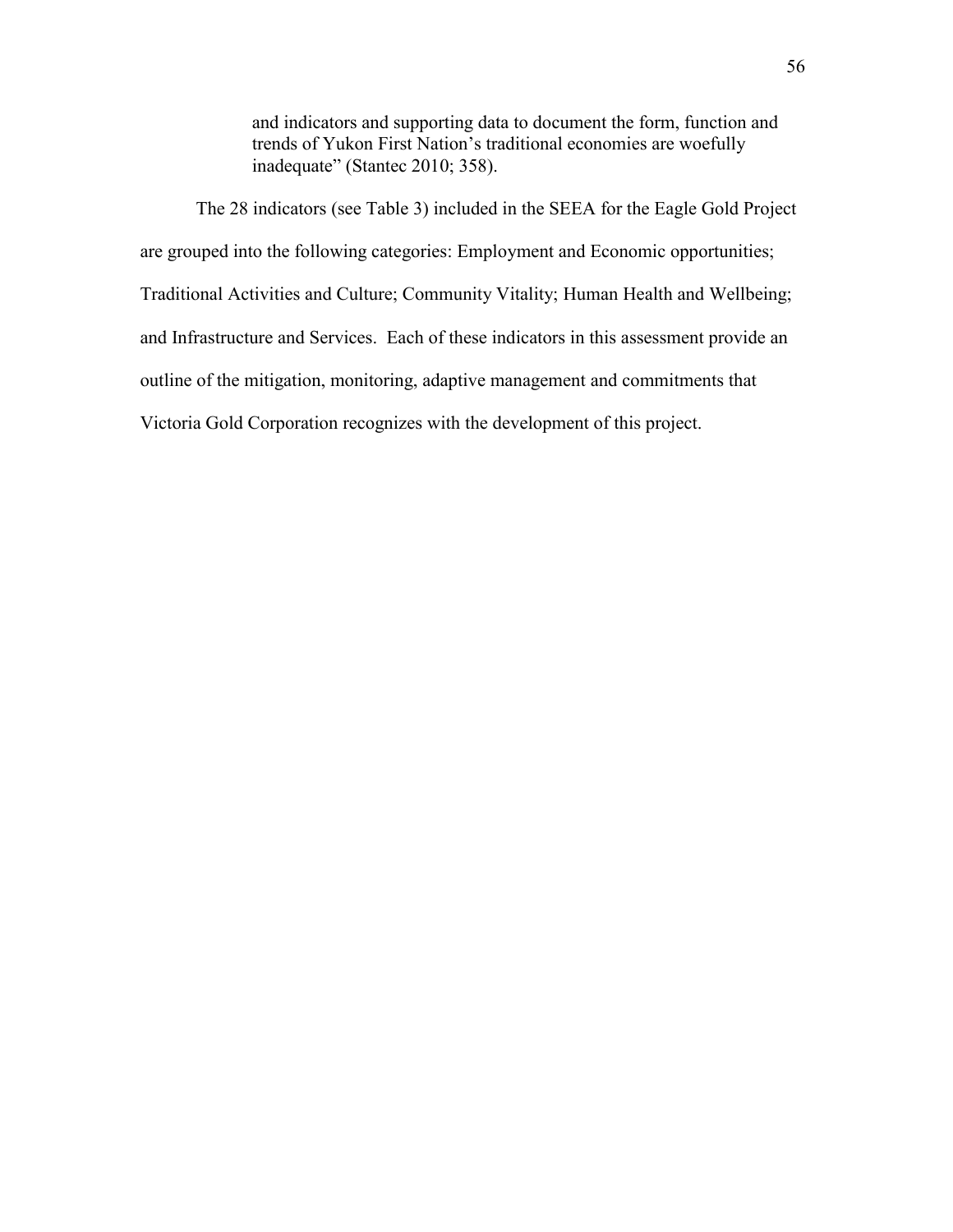> and indicators and supporting data to document the form, function and trends of Yukon First Nation's traditional economies are woefully inadequate" (Stantec 2010; 358).

The 28 indicators (see Table 3) included in the SEEA for the Eagle Gold Project are grouped into the following categories: Employment and Economic opportunities; Traditional Activities and Culture; Community Vitality; Human Health and Wellbeing; and Infrastructure and Services. Each of these indicators in this assessment provide an outline of the mitigation, monitoring, adaptive management and commitments that Victoria Gold Corporation recognizes with the development of this project.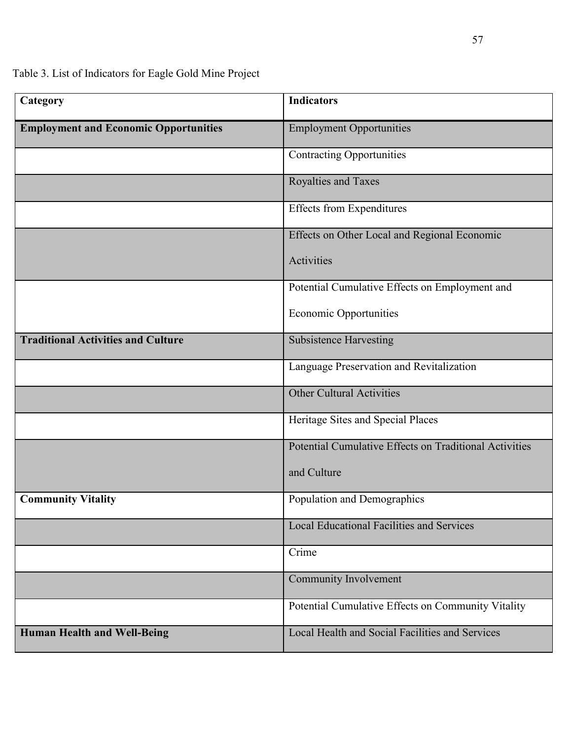Table 3. List of Indicators for Eagle Gold Mine Project

| Category | Indicators |
| --- | --- |
| **Employment and Economic Opportunities** | Employment Opportunities |
| | Contracting Opportunities |
| | Royalties and Taxes |
| | Effects from Expenditures |
| | Effects on Other Local and Regional Economic Activities |
| | Potential Cumulative Effects on Employment and Economic Opportunities |
| **Traditional Activities and Culture** | Subsistence Harvesting |
| | Language Preservation and Revitalization |
| | Other Cultural Activities |
| | Heritage Sites and Special Places |
| | Potential Cumulative Effects on Traditional Activities and Culture |
| **Community Vitality** | Population and Demographics |
| | Local Educational Facilities and Services |
| | Crime |
| | Community Involvement |
| | Potential Cumulative Effects on Community Vitality |
| **Human Health and Well-Being** | Local Health and Social Facilities and Services |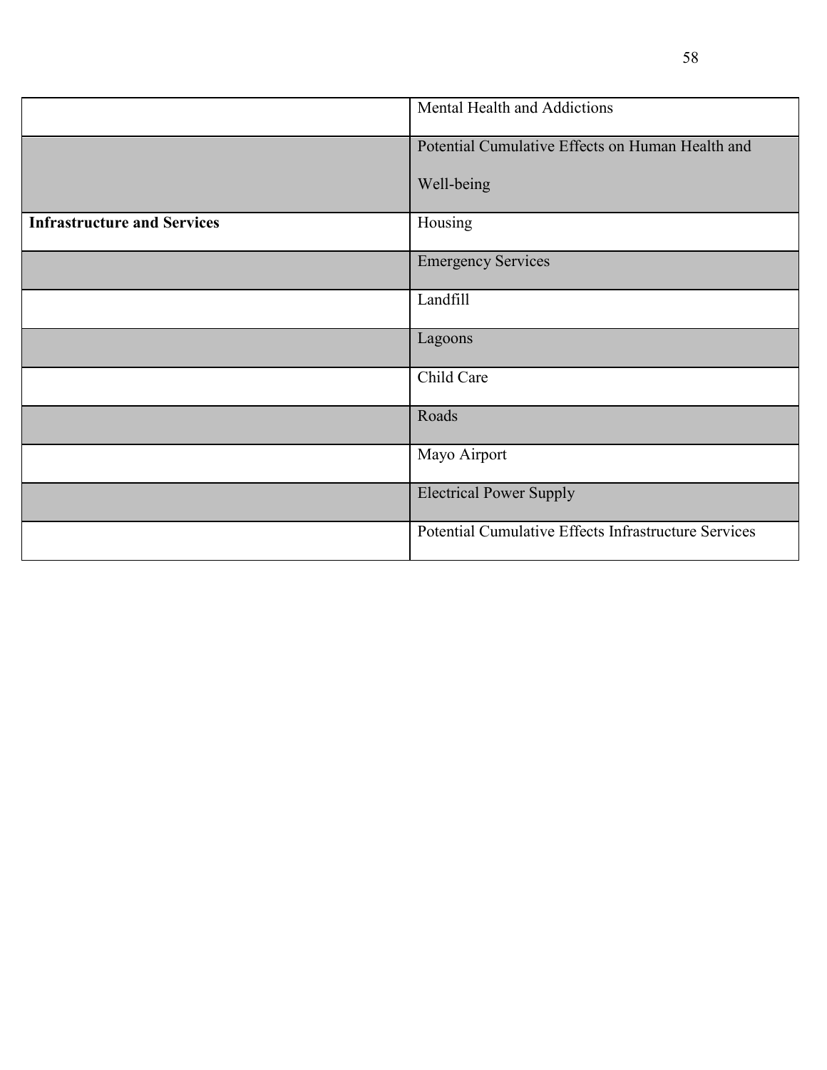| | |
|---|---|
| | Mental Health and Addictions |
| | Potential Cumulative Effects on Human Health and Well-being |
| **Infrastructure and Services** | Housing |
| | Emergency Services |
| | Landfill |
| | Lagoons |
| | Child Care |
| | Roads |
| | Mayo Airport |
| | Electrical Power Supply |
| | Potential Cumulative Effects Infrastructure Services |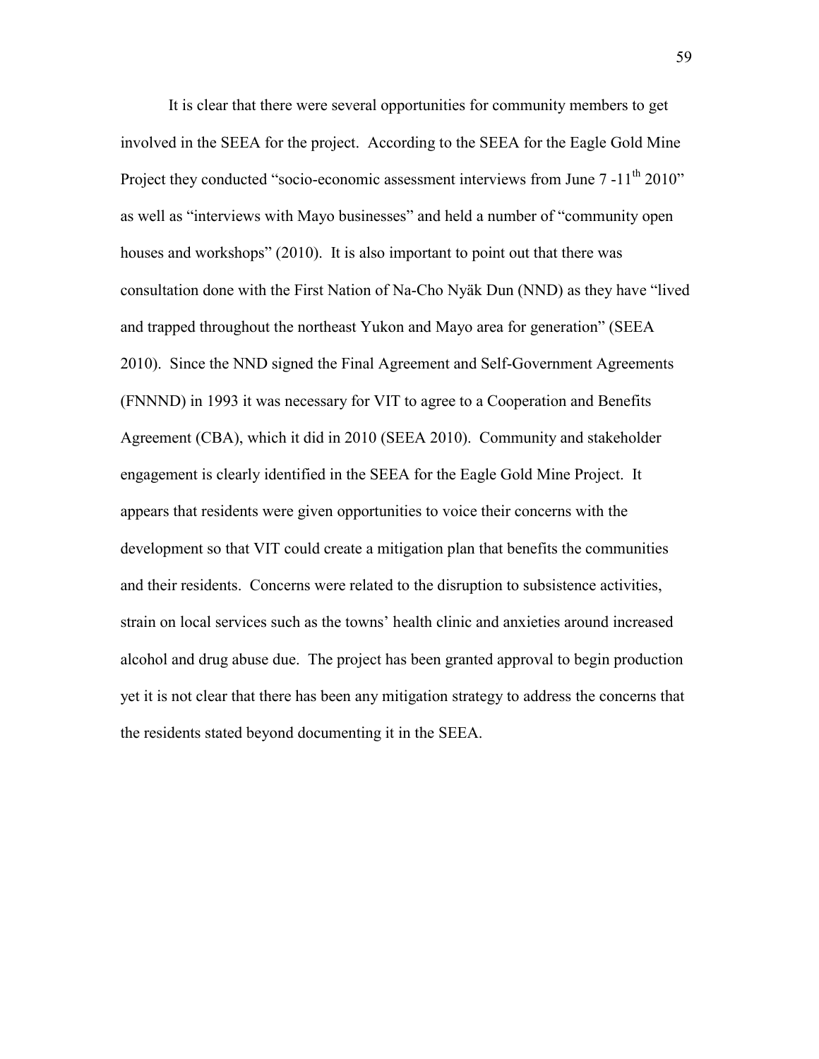It is clear that there were several opportunities for community members to get involved in the SEEA for the project. According to the SEEA for the Eagle Gold Mine Project they conducted "socio-economic assessment interviews from June 7 -11th 2010" as well as "interviews with Mayo businesses" and held a number of "community open houses and workshops" (2010). It is also important to point out that there was consultation done with the First Nation of Na-Cho Nyäk Dun (NND) as they have "lived and trapped throughout the northeast Yukon and Mayo area for generation" (SEEA 2010). Since the NND signed the Final Agreement and Self-Government Agreements (FNNND) in 1993 it was necessary for VIT to agree to a Cooperation and Benefits Agreement (CBA), which it did in 2010 (SEEA 2010). Community and stakeholder engagement is clearly identified in the SEEA for the Eagle Gold Mine Project. It appears that residents were given opportunities to voice their concerns with the development so that VIT could create a mitigation plan that benefits the communities and their residents. Concerns were related to the disruption to subsistence activities, strain on local services such as the towns' health clinic and anxieties around increased alcohol and drug abuse due. The project has been granted approval to begin production yet it is not clear that there has been any mitigation strategy to address the concerns that the residents stated beyond documenting it in the SEEA.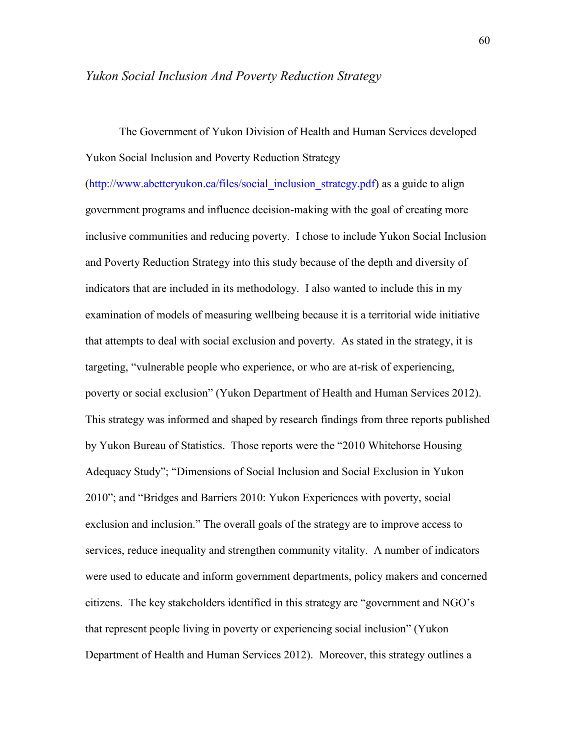### *Yukon Social Inclusion And Poverty Reduction Strategy*

The Government of Yukon Division of Health and Human Services developed Yukon Social Inclusion and Poverty Reduction Strategy (http://www.abetteryukon.ca/files/social_inclusion_strategy.pdf) as a guide to align government programs and influence decision-making with the goal of creating more inclusive communities and reducing poverty. I chose to include Yukon Social Inclusion and Poverty Reduction Strategy into this study because of the depth and diversity of indicators that are included in its methodology. I also wanted to include this in my examination of models of measuring wellbeing because it is a territorial wide initiative that attempts to deal with social exclusion and poverty. As stated in the strategy, it is targeting, "vulnerable people who experience, or who are at-risk of experiencing, poverty or social exclusion" (Yukon Department of Health and Human Services 2012). This strategy was informed and shaped by research findings from three reports published by Yukon Bureau of Statistics. Those reports were the "2010 Whitehorse Housing Adequacy Study"; "Dimensions of Social Inclusion and Social Exclusion in Yukon 2010"; and "Bridges and Barriers 2010: Yukon Experiences with poverty, social exclusion and inclusion." The overall goals of the strategy are to improve access to services, reduce inequality and strengthen community vitality. A number of indicators were used to educate and inform government departments, policy makers and concerned citizens. The key stakeholders identified in this strategy are "government and NGO's that represent people living in poverty or experiencing social inclusion" (Yukon Department of Health and Human Services 2012). Moreover, this strategy outlines a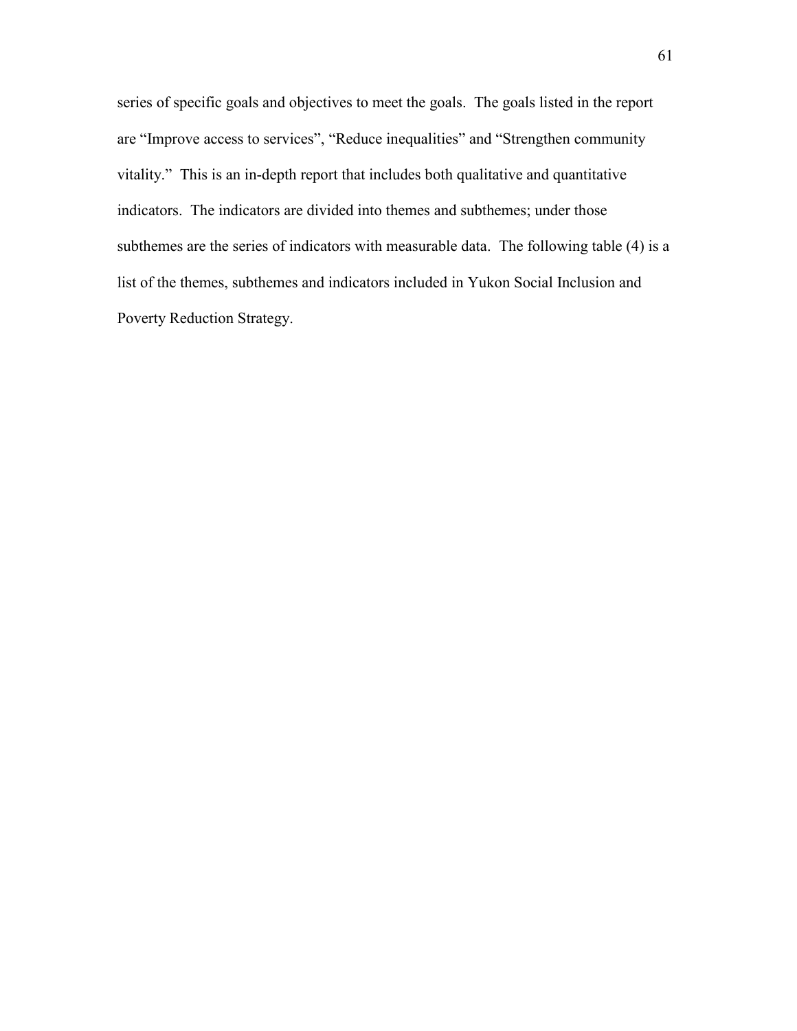series of specific goals and objectives to meet the goals. The goals listed in the report are "Improve access to services", "Reduce inequalities" and "Strengthen community vitality." This is an in-depth report that includes both qualitative and quantitative indicators. The indicators are divided into themes and subthemes; under those subthemes are the series of indicators with measurable data. The following table (4) is a list of the themes, subthemes and indicators included in Yukon Social Inclusion and Poverty Reduction Strategy.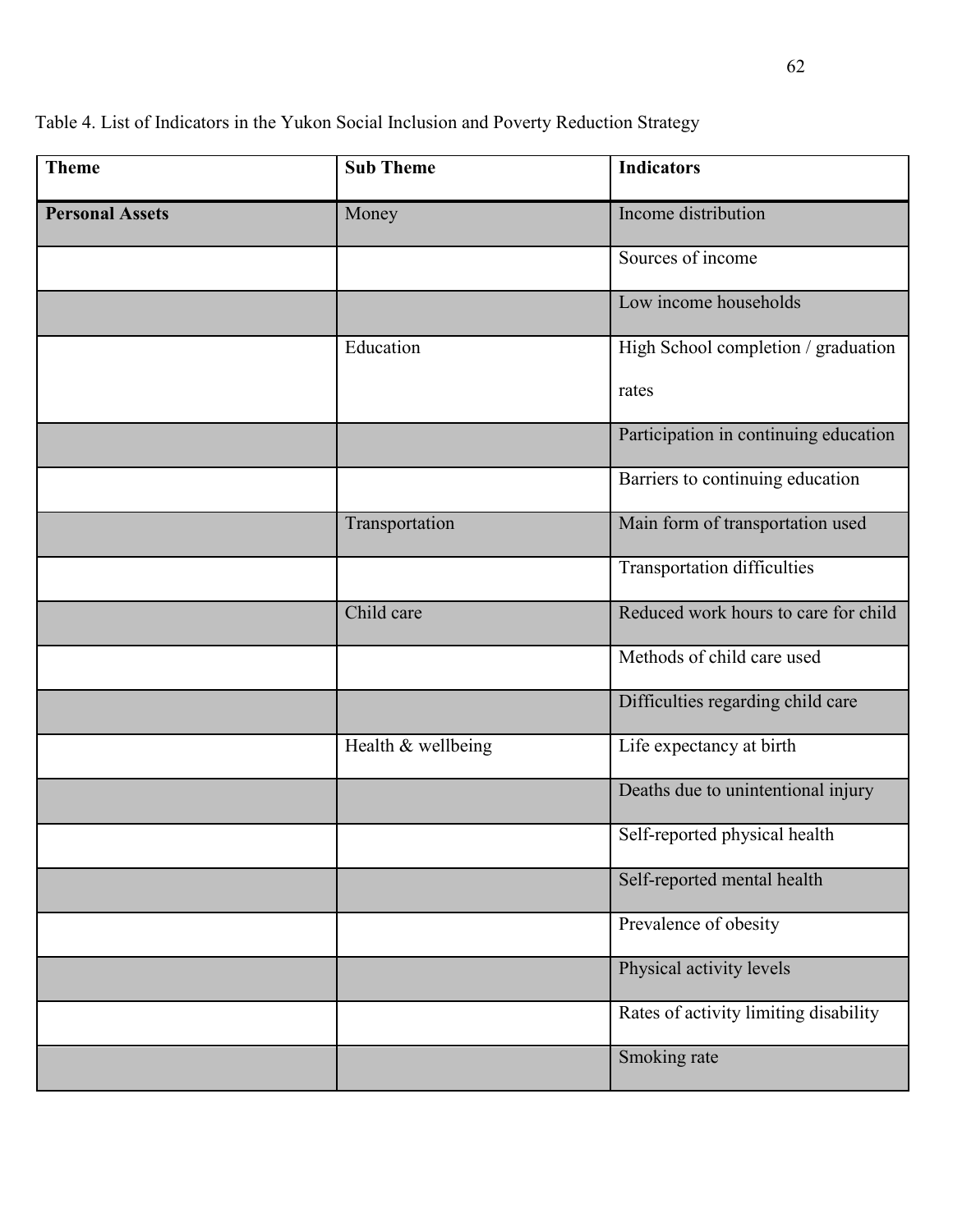Table 4. List of Indicators in the Yukon Social Inclusion and Poverty Reduction Strategy

| Theme | Sub Theme | Indicators |
|---|---|---|
| **Personal Assets** | Money | Income distribution |
| | | Sources of income |
| | | Low income households |
| | Education | High School completion / graduation rates |
| | | Participation in continuing education |
| | | Barriers to continuing education |
| | Transportation | Main form of transportation used |
| | | Transportation difficulties |
| | Child care | Reduced work hours to care for child |
| | | Methods of child care used |
| | | Difficulties regarding child care |
| | Health & wellbeing | Life expectancy at birth |
| | | Deaths due to unintentional injury |
| | | Self-reported physical health |
| | | Self-reported mental health |
| | | Prevalence of obesity |
| | | Physical activity levels |
| | | Rates of activity limiting disability |
| | | Smoking rate |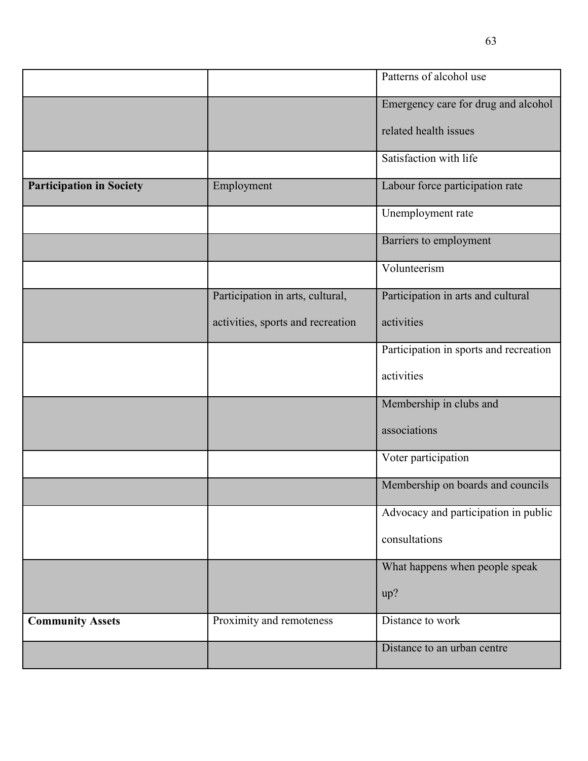| | | |
|---|---|---|
| | | Patterns of alcohol use |
| | | Emergency care for drug and alcohol related health issues |
| | | Satisfaction with life |
| **Participation in Society** | Employment | Labour force participation rate |
| | | Unemployment rate |
| | | Barriers to employment |
| | | Volunteerism |
| | Participation in arts, cultural, activities, sports and recreation | Participation in arts and cultural activities |
| | | Participation in sports and recreation activities |
| | | Membership in clubs and associations |
| | | Voter participation |
| | | Membership on boards and councils |
| | | Advocacy and participation in public consultations |
| | | What happens when people speak up? |
| **Community Assets** | Proximity and remoteness | Distance to work |
| | | Distance to an urban centre |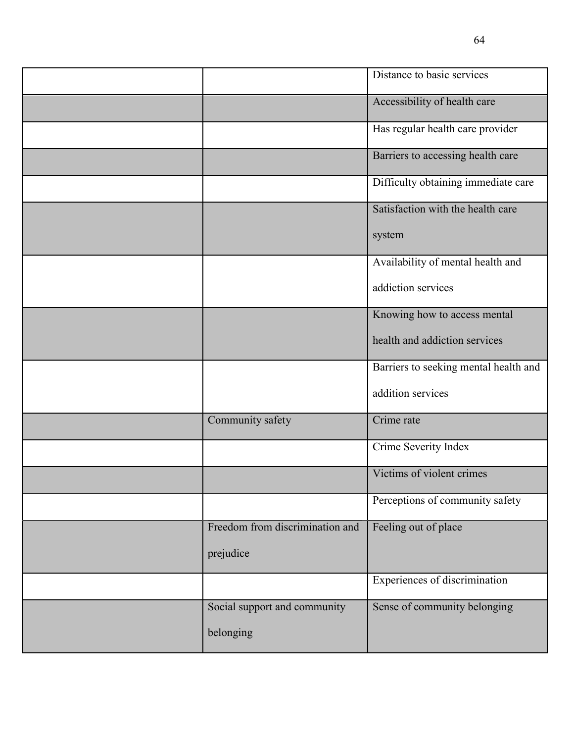| | | |
|---|---|---|
| | | Distance to basic services |
| | | Accessibility of health care |
| | | Has regular health care provider |
| | | Barriers to accessing health care |
| | | Difficulty obtaining immediate care |
| | | Satisfaction with the health care system |
| | | Availability of mental health and addiction services |
| | | Knowing how to access mental health and addiction services |
| | | Barriers to seeking mental health and addition services |
| | Community safety | Crime rate |
| | | Crime Severity Index |
| | | Victims of violent crimes |
| | | Perceptions of community safety |
| | Freedom from discrimination and prejudice | Feeling out of place |
| | | Experiences of discrimination |
| | Social support and community belonging | Sense of community belonging |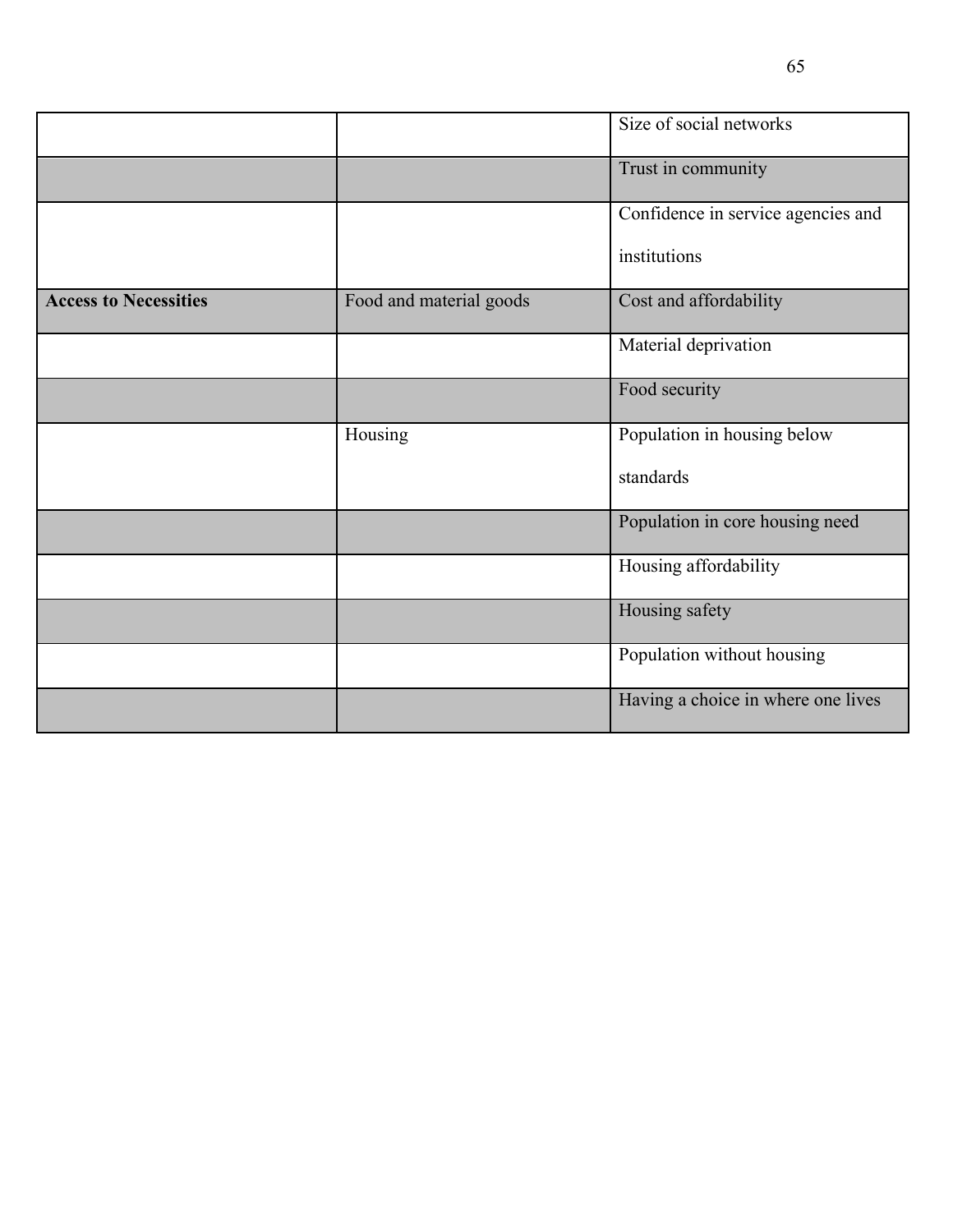| | | |
|---|---|---|
| | | Size of social networks |
| | | Trust in community |
| | | Confidence in service agencies and institutions |
| **Access to Necessities** | Food and material goods | Cost and affordability |
| | | Material deprivation |
| | | Food security |
| | Housing | Population in housing below standards |
| | | Population in core housing need |
| | | Housing affordability |
| | | Housing safety |
| | | Population without housing |
| | | Having a choice in where one lives |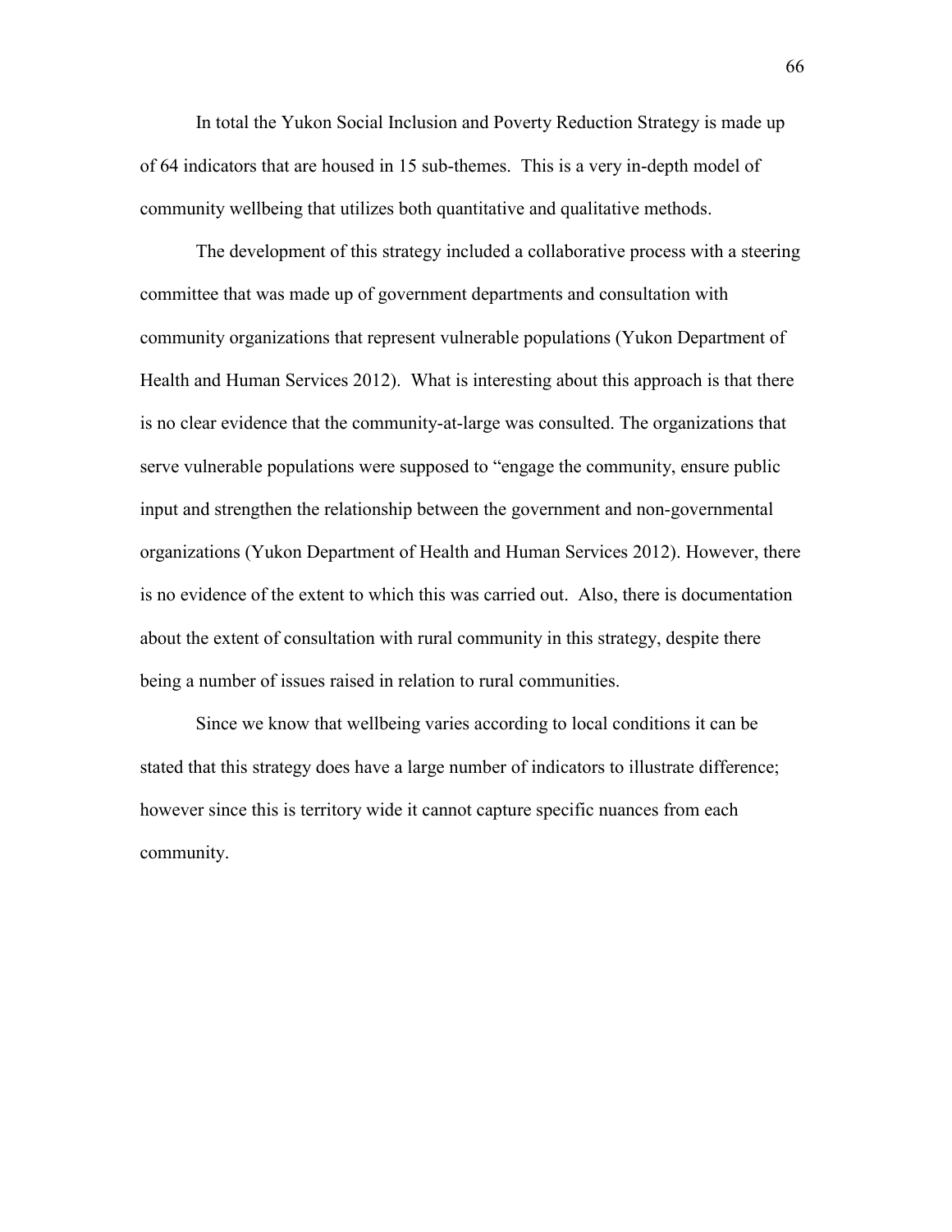In total the Yukon Social Inclusion and Poverty Reduction Strategy is made up of 64 indicators that are housed in 15 sub-themes. This is a very in-depth model of community wellbeing that utilizes both quantitative and qualitative methods.

The development of this strategy included a collaborative process with a steering committee that was made up of government departments and consultation with community organizations that represent vulnerable populations (Yukon Department of Health and Human Services 2012). What is interesting about this approach is that there is no clear evidence that the community-at-large was consulted. The organizations that serve vulnerable populations were supposed to "engage the community, ensure public input and strengthen the relationship between the government and non-governmental organizations (Yukon Department of Health and Human Services 2012). However, there is no evidence of the extent to which this was carried out. Also, there is documentation about the extent of consultation with rural community in this strategy, despite there being a number of issues raised in relation to rural communities.

Since we know that wellbeing varies according to local conditions it can be stated that this strategy does have a large number of indicators to illustrate difference; however since this is territory wide it cannot capture specific nuances from each community.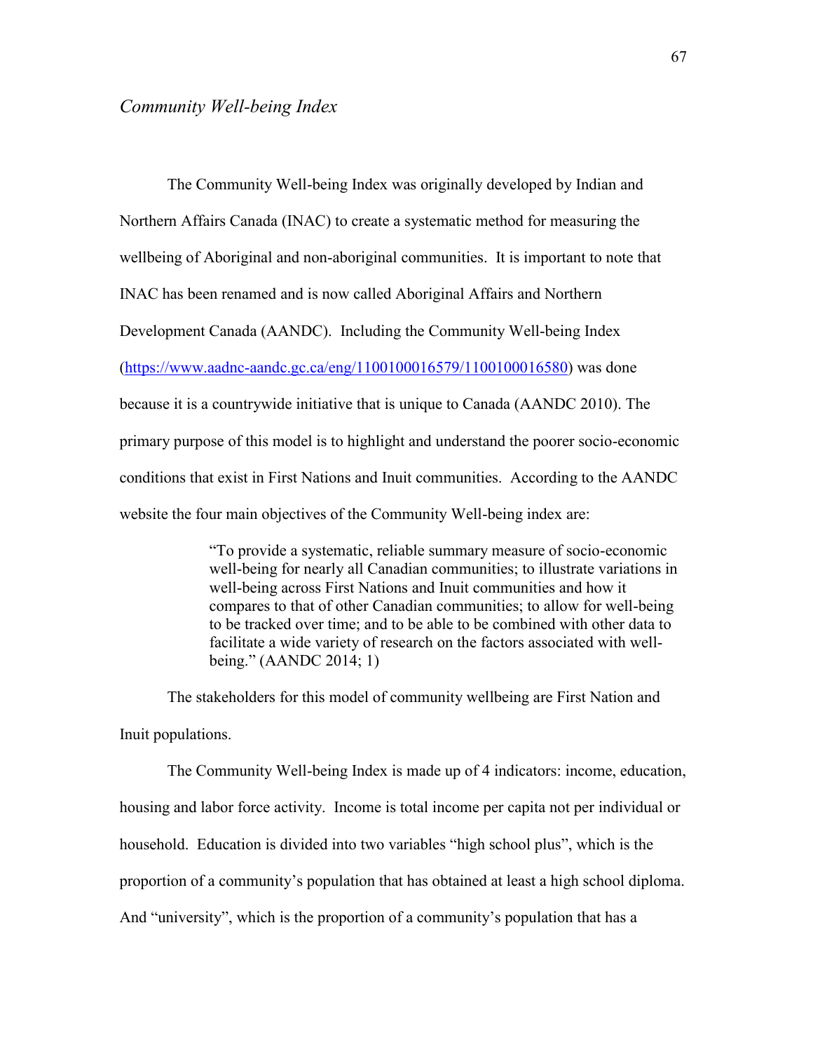### *Community Well-being Index*

The Community Well-being Index was originally developed by Indian and Northern Affairs Canada (INAC) to create a systematic method for measuring the wellbeing of Aboriginal and non-aboriginal communities. It is important to note that INAC has been renamed and is now called Aboriginal Affairs and Northern Development Canada (AANDC). Including the Community Well-being Index (https://www.aadnc-aandc.gc.ca/eng/1100100016579/1100100016580) was done because it is a countrywide initiative that is unique to Canada (AANDC 2010). The primary purpose of this model is to highlight and understand the poorer socio-economic conditions that exist in First Nations and Inuit communities. According to the AANDC website the four main objectives of the Community Well-being index are:

> "To provide a systematic, reliable summary measure of socio-economic well-being for nearly all Canadian communities; to illustrate variations in well-being across First Nations and Inuit communities and how it compares to that of other Canadian communities; to allow for well-being to be tracked over time; and to be able to be combined with other data to facilitate a wide variety of research on the factors associated with well-being." (AANDC 2014; 1)

The stakeholders for this model of community wellbeing are First Nation and Inuit populations.

The Community Well-being Index is made up of 4 indicators: income, education, housing and labor force activity. Income is total income per capita not per individual or household. Education is divided into two variables "high school plus", which is the proportion of a community's population that has obtained at least a high school diploma. And "university", which is the proportion of a community's population that has a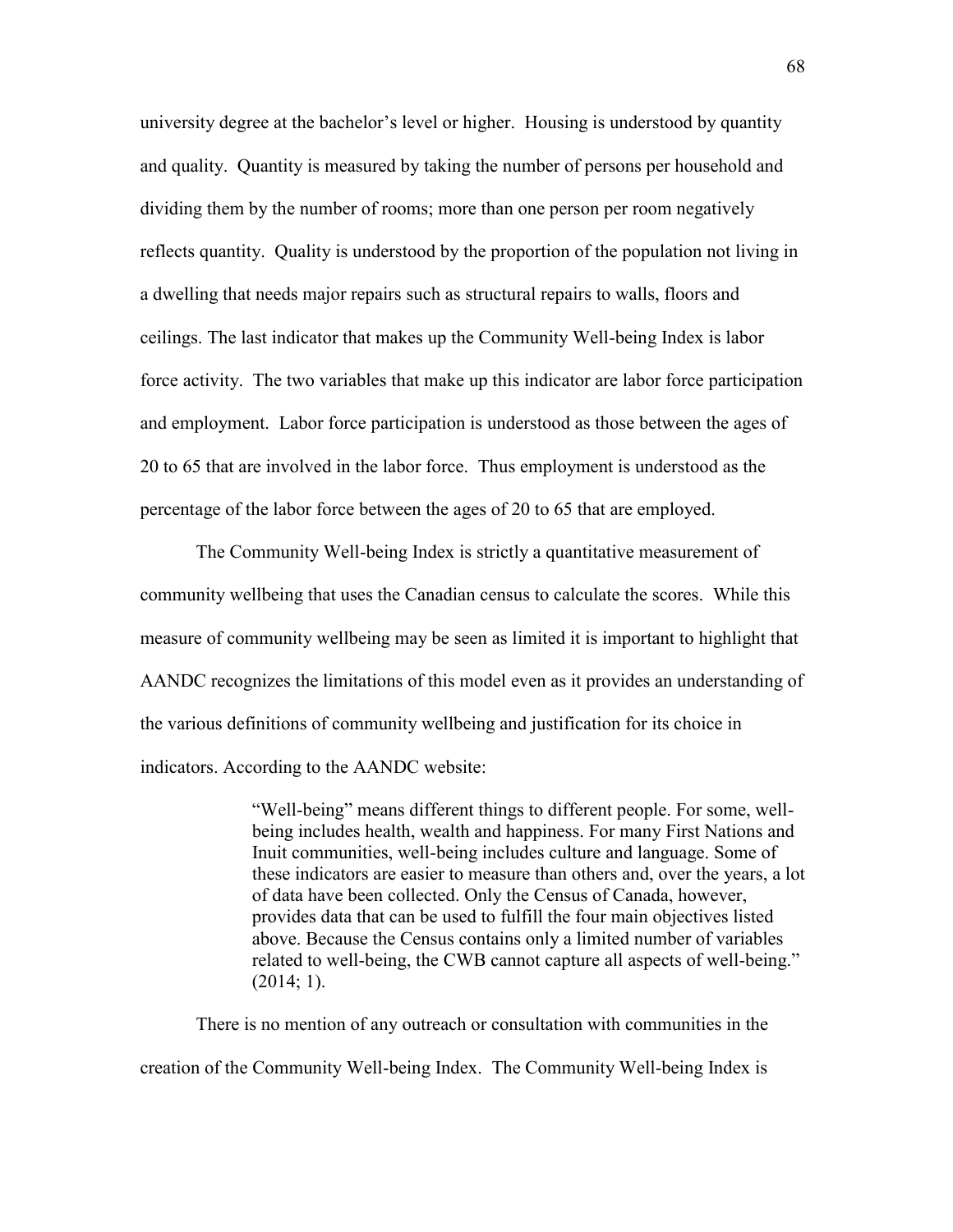university degree at the bachelor's level or higher. Housing is understood by quantity and quality. Quantity is measured by taking the number of persons per household and dividing them by the number of rooms; more than one person per room negatively reflects quantity. Quality is understood by the proportion of the population not living in a dwelling that needs major repairs such as structural repairs to walls, floors and ceilings. The last indicator that makes up the Community Well-being Index is labor force activity. The two variables that make up this indicator are labor force participation and employment. Labor force participation is understood as those between the ages of 20 to 65 that are involved in the labor force. Thus employment is understood as the percentage of the labor force between the ages of 20 to 65 that are employed.

The Community Well-being Index is strictly a quantitative measurement of community wellbeing that uses the Canadian census to calculate the scores. While this measure of community wellbeing may be seen as limited it is important to highlight that AANDC recognizes the limitations of this model even as it provides an understanding of the various definitions of community wellbeing and justification for its choice in indicators. According to the AANDC website:

> "Well-being" means different things to different people. For some, well-being includes health, wealth and happiness. For many First Nations and Inuit communities, well-being includes culture and language. Some of these indicators are easier to measure than others and, over the years, a lot of data have been collected. Only the Census of Canada, however, provides data that can be used to fulfill the four main objectives listed above. Because the Census contains only a limited number of variables related to well-being, the CWB cannot capture all aspects of well-being." (2014; 1).

There is no mention of any outreach or consultation with communities in the creation of the Community Well-being Index. The Community Well-being Index is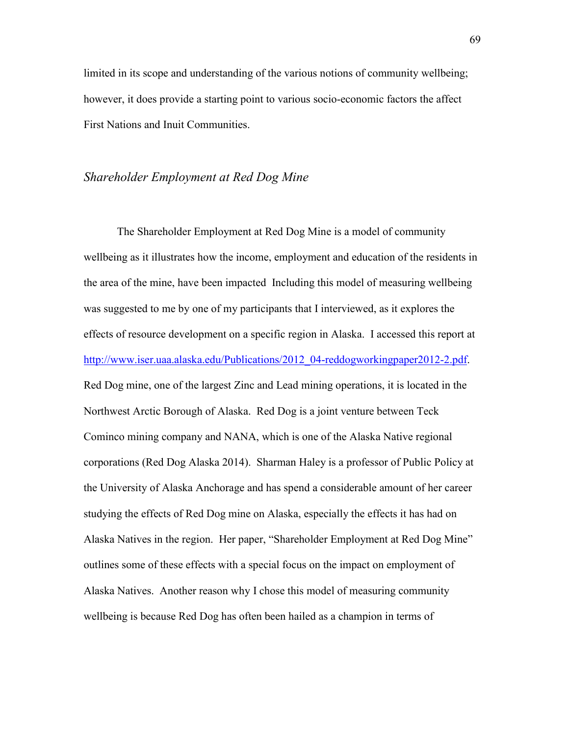limited in its scope and understanding of the various notions of community wellbeing; however, it does provide a starting point to various socio-economic factors the affect First Nations and Inuit Communities.

### *Shareholder Employment at Red Dog Mine*

The Shareholder Employment at Red Dog Mine is a model of community wellbeing as it illustrates how the income, employment and education of the residents in the area of the mine, have been impacted Including this model of measuring wellbeing was suggested to me by one of my participants that I interviewed, as it explores the effects of resource development on a specific region in Alaska. I accessed this report at http://www.iser.uaa.alaska.edu/Publications/2012_04-reddogworkingpaper2012-2.pdf. Red Dog mine, one of the largest Zinc and Lead mining operations, it is located in the Northwest Arctic Borough of Alaska. Red Dog is a joint venture between Teck Cominco mining company and NANA, which is one of the Alaska Native regional corporations (Red Dog Alaska 2014). Sharman Haley is a professor of Public Policy at the University of Alaska Anchorage and has spend a considerable amount of her career studying the effects of Red Dog mine on Alaska, especially the effects it has had on Alaska Natives in the region. Her paper, "Shareholder Employment at Red Dog Mine" outlines some of these effects with a special focus on the impact on employment of Alaska Natives. Another reason why I chose this model of measuring community wellbeing is because Red Dog has often been hailed as a champion in terms of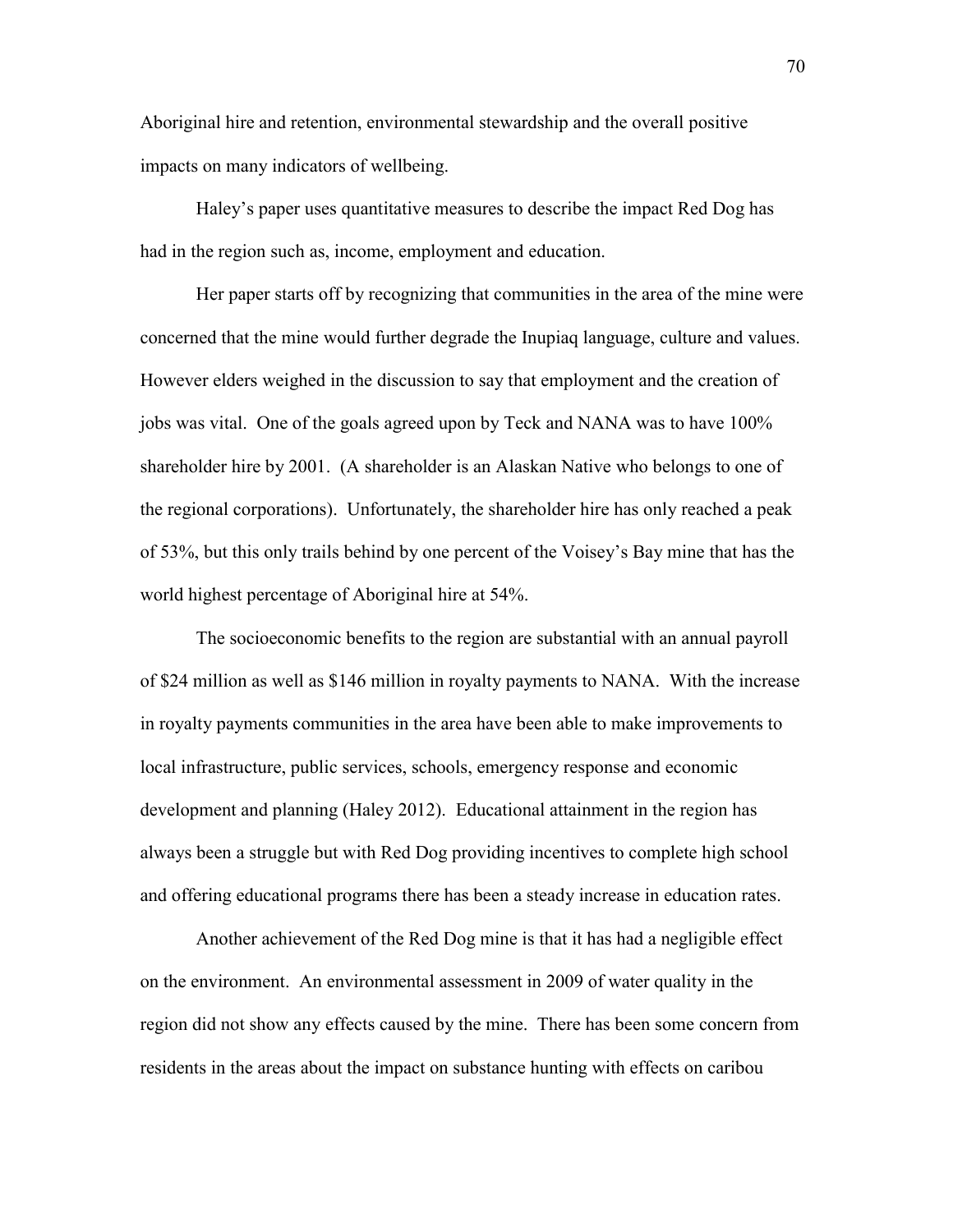Aboriginal hire and retention, environmental stewardship and the overall positive impacts on many indicators of wellbeing.

Haley's paper uses quantitative measures to describe the impact Red Dog has had in the region such as, income, employment and education.

Her paper starts off by recognizing that communities in the area of the mine were concerned that the mine would further degrade the Inupiaq language, culture and values. However elders weighed in the discussion to say that employment and the creation of jobs was vital. One of the goals agreed upon by Teck and NANA was to have 100% shareholder hire by 2001. (A shareholder is an Alaskan Native who belongs to one of the regional corporations). Unfortunately, the shareholder hire has only reached a peak of 53%, but this only trails behind by one percent of the Voisey's Bay mine that has the world highest percentage of Aboriginal hire at 54%.

The socioeconomic benefits to the region are substantial with an annual payroll of $24 million as well as $146 million in royalty payments to NANA. With the increase in royalty payments communities in the area have been able to make improvements to local infrastructure, public services, schools, emergency response and economic development and planning (Haley 2012). Educational attainment in the region has always been a struggle but with Red Dog providing incentives to complete high school and offering educational programs there has been a steady increase in education rates.

Another achievement of the Red Dog mine is that it has had a negligible effect on the environment. An environmental assessment in 2009 of water quality in the region did not show any effects caused by the mine. There has been some concern from residents in the areas about the impact on substance hunting with effects on caribou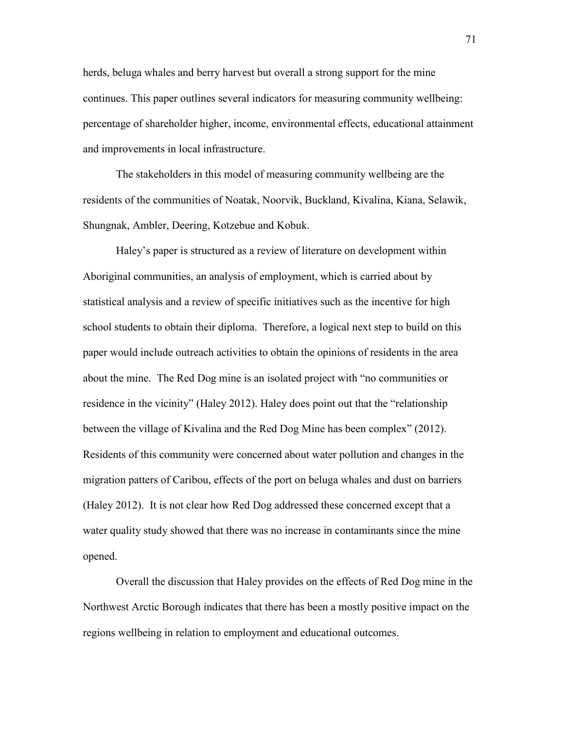herds, beluga whales and berry harvest but overall a strong support for the mine continues. This paper outlines several indicators for measuring community wellbeing: percentage of shareholder higher, income, environmental effects, educational attainment and improvements in local infrastructure.

The stakeholders in this model of measuring community wellbeing are the residents of the communities of Noatak, Noorvik, Buckland, Kivalina, Kiana, Selawik, Shungnak, Ambler, Deering, Kotzebue and Kobuk.

Haley's paper is structured as a review of literature on development within Aboriginal communities, an analysis of employment, which is carried about by statistical analysis and a review of specific initiatives such as the incentive for high school students to obtain their diploma. Therefore, a logical next step to build on this paper would include outreach activities to obtain the opinions of residents in the area about the mine. The Red Dog mine is an isolated project with "no communities or residence in the vicinity" (Haley 2012). Haley does point out that the "relationship between the village of Kivalina and the Red Dog Mine has been complex" (2012). Residents of this community were concerned about water pollution and changes in the migration patters of Caribou, effects of the port on beluga whales and dust on barriers (Haley 2012). It is not clear how Red Dog addressed these concerned except that a water quality study showed that there was no increase in contaminants since the mine opened.

Overall the discussion that Haley provides on the effects of Red Dog mine in the Northwest Arctic Borough indicates that there has been a mostly positive impact on the regions wellbeing in relation to employment and educational outcomes.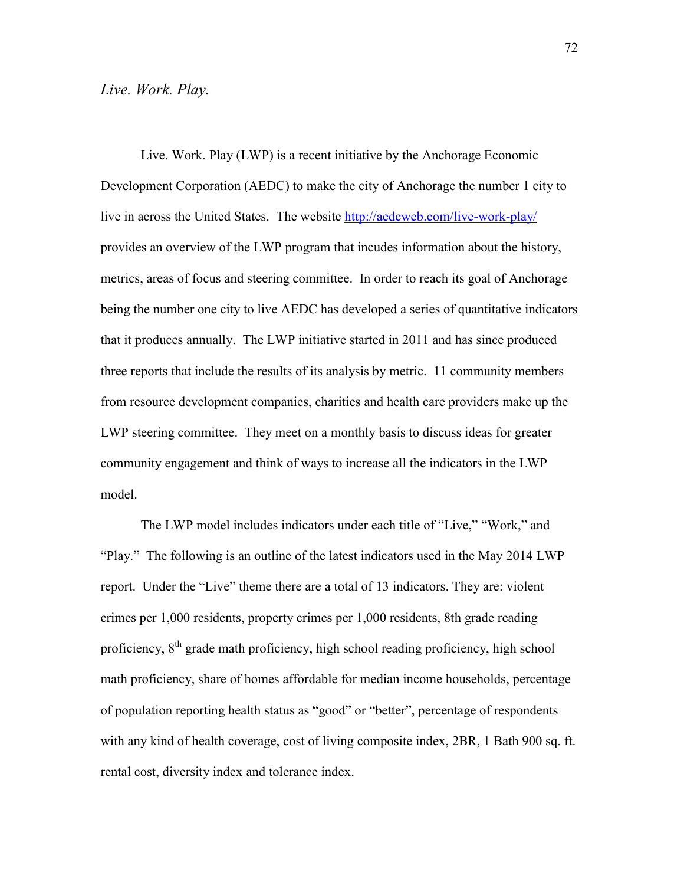*Live. Work. Play.*

Live. Work. Play (LWP) is a recent initiative by the Anchorage Economic Development Corporation (AEDC) to make the city of Anchorage the number 1 city to live in across the United States. The website http://aedcweb.com/live-work-play/ provides an overview of the LWP program that incudes information about the history, metrics, areas of focus and steering committee. In order to reach its goal of Anchorage being the number one city to live AEDC has developed a series of quantitative indicators that it produces annually. The LWP initiative started in 2011 and has since produced three reports that include the results of its analysis by metric. 11 community members from resource development companies, charities and health care providers make up the LWP steering committee. They meet on a monthly basis to discuss ideas for greater community engagement and think of ways to increase all the indicators in the LWP model.

The LWP model includes indicators under each title of "Live," "Work," and "Play." The following is an outline of the latest indicators used in the May 2014 LWP report. Under the "Live" theme there are a total of 13 indicators. They are: violent crimes per 1,000 residents, property crimes per 1,000 residents, 8th grade reading proficiency, 8th grade math proficiency, high school reading proficiency, high school math proficiency, share of homes affordable for median income households, percentage of population reporting health status as "good" or "better", percentage of respondents with any kind of health coverage, cost of living composite index, 2BR, 1 Bath 900 sq. ft. rental cost, diversity index and tolerance index.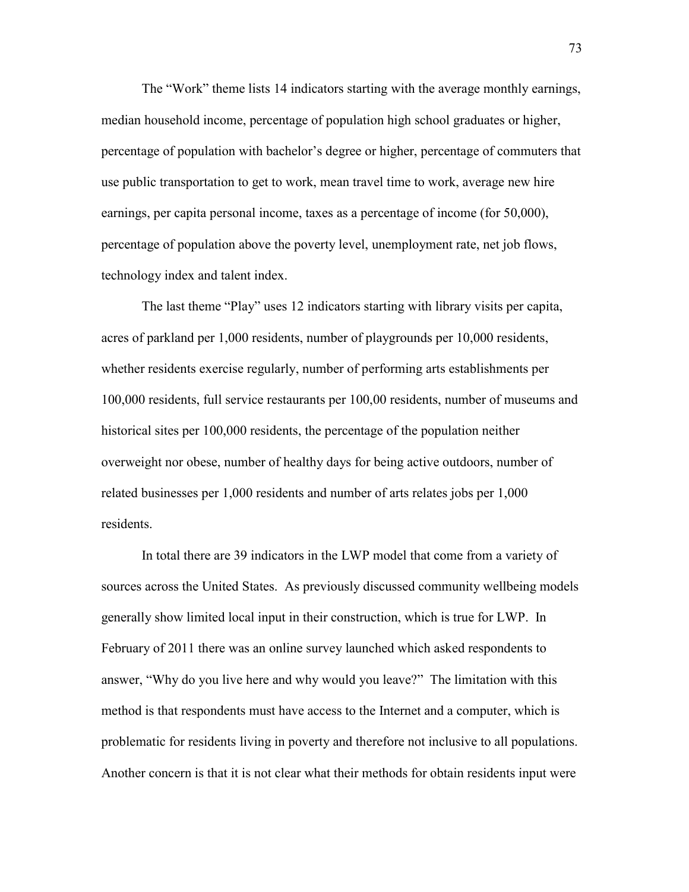The “Work” theme lists 14 indicators starting with the average monthly earnings, median household income, percentage of population high school graduates or higher, percentage of population with bachelor’s degree or higher, percentage of commuters that use public transportation to get to work, mean travel time to work, average new hire earnings, per capita personal income, taxes as a percentage of income (for 50,000), percentage of population above the poverty level, unemployment rate, net job flows, technology index and talent index.

The last theme “Play” uses 12 indicators starting with library visits per capita, acres of parkland per 1,000 residents, number of playgrounds per 10,000 residents, whether residents exercise regularly, number of performing arts establishments per 100,000 residents, full service restaurants per 100,00 residents, number of museums and historical sites per 100,000 residents, the percentage of the population neither overweight nor obese, number of healthy days for being active outdoors, number of related businesses per 1,000 residents and number of arts relates jobs per 1,000 residents.

In total there are 39 indicators in the LWP model that come from a variety of sources across the United States. As previously discussed community wellbeing models generally show limited local input in their construction, which is true for LWP. In February of 2011 there was an online survey launched which asked respondents to answer, “Why do you live here and why would you leave?” The limitation with this method is that respondents must have access to the Internet and a computer, which is problematic for residents living in poverty and therefore not inclusive to all populations. Another concern is that it is not clear what their methods for obtain residents input were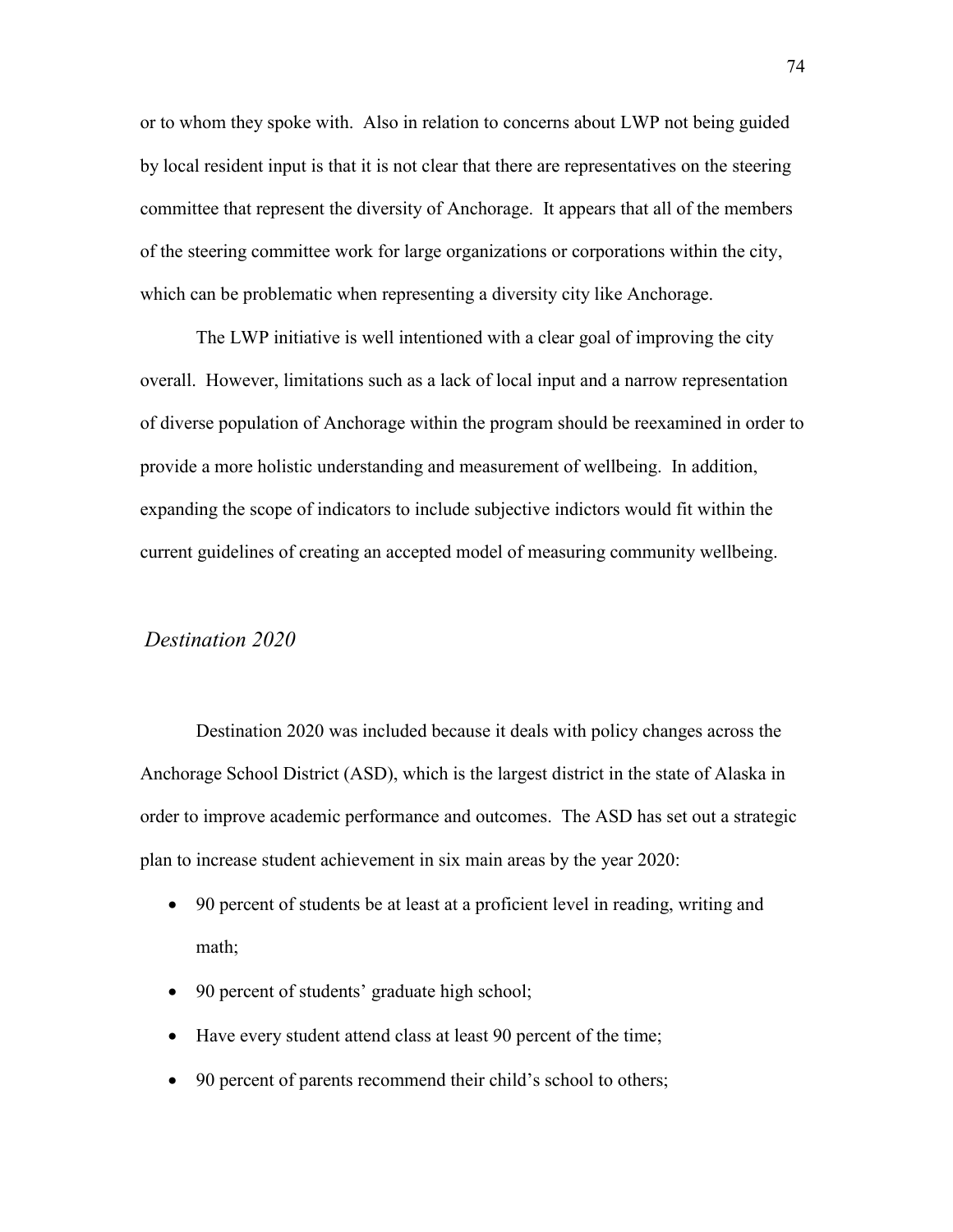or to whom they spoke with. Also in relation to concerns about LWP not being guided by local resident input is that it is not clear that there are representatives on the steering committee that represent the diversity of Anchorage. It appears that all of the members of the steering committee work for large organizations or corporations within the city, which can be problematic when representing a diversity city like Anchorage.

The LWP initiative is well intentioned with a clear goal of improving the city overall. However, limitations such as a lack of local input and a narrow representation of diverse population of Anchorage within the program should be reexamined in order to provide a more holistic understanding and measurement of wellbeing. In addition, expanding the scope of indicators to include subjective indictors would fit within the current guidelines of creating an accepted model of measuring community wellbeing.

### *Destination 2020*

Destination 2020 was included because it deals with policy changes across the Anchorage School District (ASD), which is the largest district in the state of Alaska in order to improve academic performance and outcomes. The ASD has set out a strategic plan to increase student achievement in six main areas by the year 2020:

- 90 percent of students be at least at a proficient level in reading, writing and math;
- 90 percent of students' graduate high school;
- Have every student attend class at least 90 percent of the time;
- 90 percent of parents recommend their child's school to others;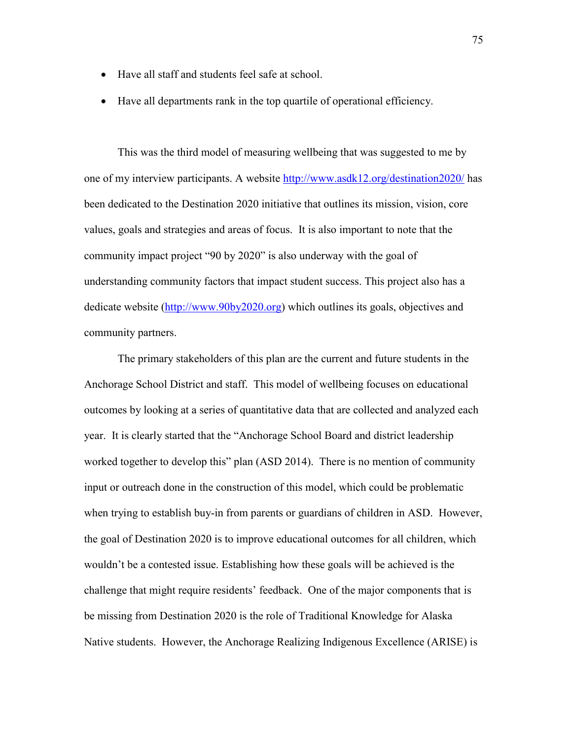- Have all staff and students feel safe at school.
- Have all departments rank in the top quartile of operational efficiency.

This was the third model of measuring wellbeing that was suggested to me by one of my interview participants. A website http://www.asdk12.org/destination2020/ has been dedicated to the Destination 2020 initiative that outlines its mission, vision, core values, goals and strategies and areas of focus. It is also important to note that the community impact project "90 by 2020" is also underway with the goal of understanding community factors that impact student success. This project also has a dedicate website (http://www.90by2020.org) which outlines its goals, objectives and community partners.

The primary stakeholders of this plan are the current and future students in the Anchorage School District and staff. This model of wellbeing focuses on educational outcomes by looking at a series of quantitative data that are collected and analyzed each year. It is clearly started that the "Anchorage School Board and district leadership worked together to develop this" plan (ASD 2014). There is no mention of community input or outreach done in the construction of this model, which could be problematic when trying to establish buy-in from parents or guardians of children in ASD. However, the goal of Destination 2020 is to improve educational outcomes for all children, which wouldn't be a contested issue. Establishing how these goals will be achieved is the challenge that might require residents' feedback. One of the major components that is be missing from Destination 2020 is the role of Traditional Knowledge for Alaska Native students. However, the Anchorage Realizing Indigenous Excellence (ARISE) is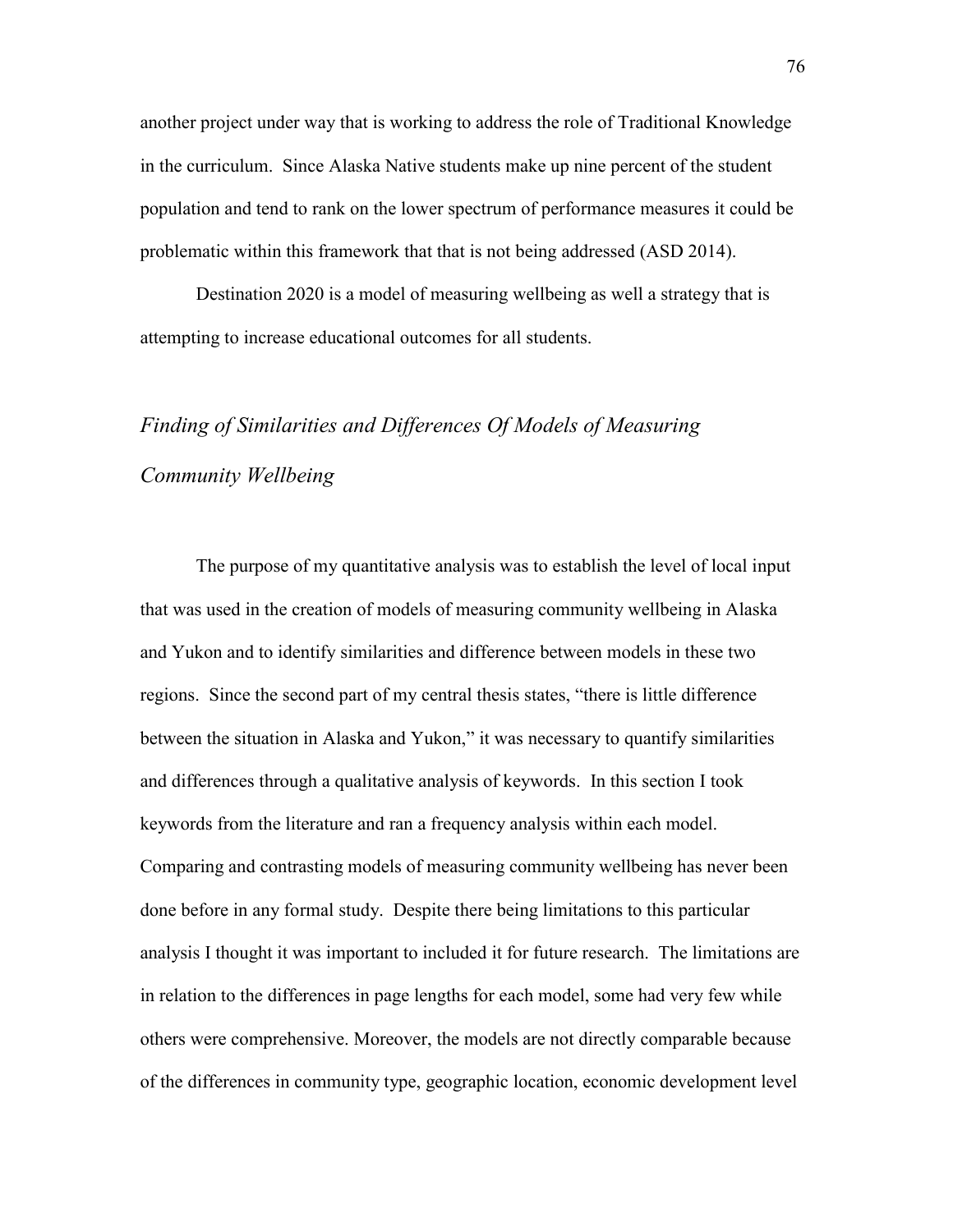another project under way that is working to address the role of Traditional Knowledge in the curriculum. Since Alaska Native students make up nine percent of the student population and tend to rank on the lower spectrum of performance measures it could be problematic within this framework that that is not being addressed (ASD 2014).

Destination 2020 is a model of measuring wellbeing as well a strategy that is attempting to increase educational outcomes for all students.

### *Finding of Similarities and Differences Of Models of Measuring Community Wellbeing*

The purpose of my quantitative analysis was to establish the level of local input that was used in the creation of models of measuring community wellbeing in Alaska and Yukon and to identify similarities and difference between models in these two regions. Since the second part of my central thesis states, "there is little difference between the situation in Alaska and Yukon," it was necessary to quantify similarities and differences through a qualitative analysis of keywords. In this section I took keywords from the literature and ran a frequency analysis within each model. Comparing and contrasting models of measuring community wellbeing has never been done before in any formal study. Despite there being limitations to this particular analysis I thought it was important to included it for future research. The limitations are in relation to the differences in page lengths for each model, some had very few while others were comprehensive. Moreover, the models are not directly comparable because of the differences in community type, geographic location, economic development level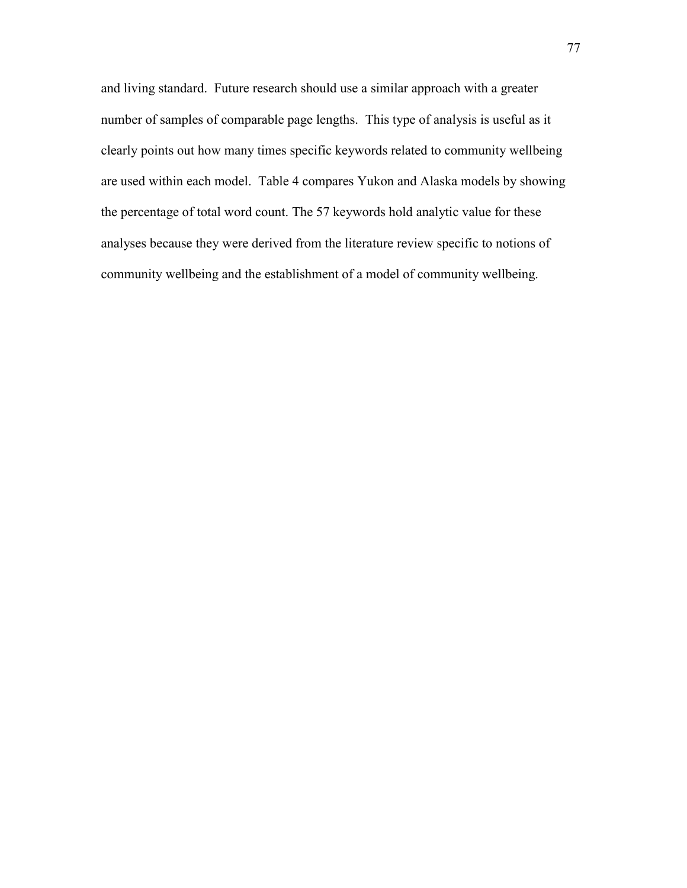and living standard. Future research should use a similar approach with a greater number of samples of comparable page lengths. This type of analysis is useful as it clearly points out how many times specific keywords related to community wellbeing are used within each model. Table 4 compares Yukon and Alaska models by showing the percentage of total word count. The 57 keywords hold analytic value for these analyses because they were derived from the literature review specific to notions of community wellbeing and the establishment of a model of community wellbeing.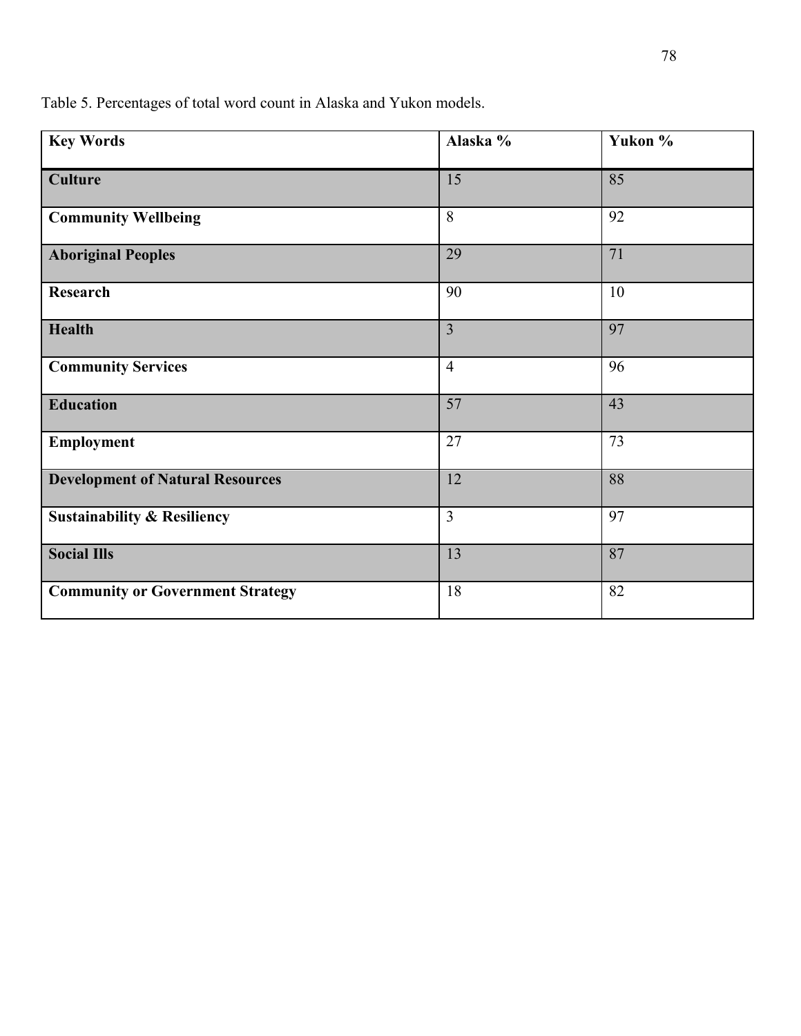Table 5. Percentages of total word count in Alaska and Yukon models.

| Key Words | Alaska % | Yukon % |
|---|---|---|
| **Culture** | 15 | 85 |
| **Community Wellbeing** | 8 | 92 |
| **Aboriginal Peoples** | 29 | 71 |
| **Research** | 90 | 10 |
| **Health** | 3 | 97 |
| **Community Services** | 4 | 96 |
| **Education** | 57 | 43 |
| **Employment** | 27 | 73 |
| **Development of Natural Resources** | 12 | 88 |
| **Sustainability & Resiliency** | 3 | 97 |
| **Social Ills** | 13 | 87 |
| **Community or Government Strategy** | 18 | 82 |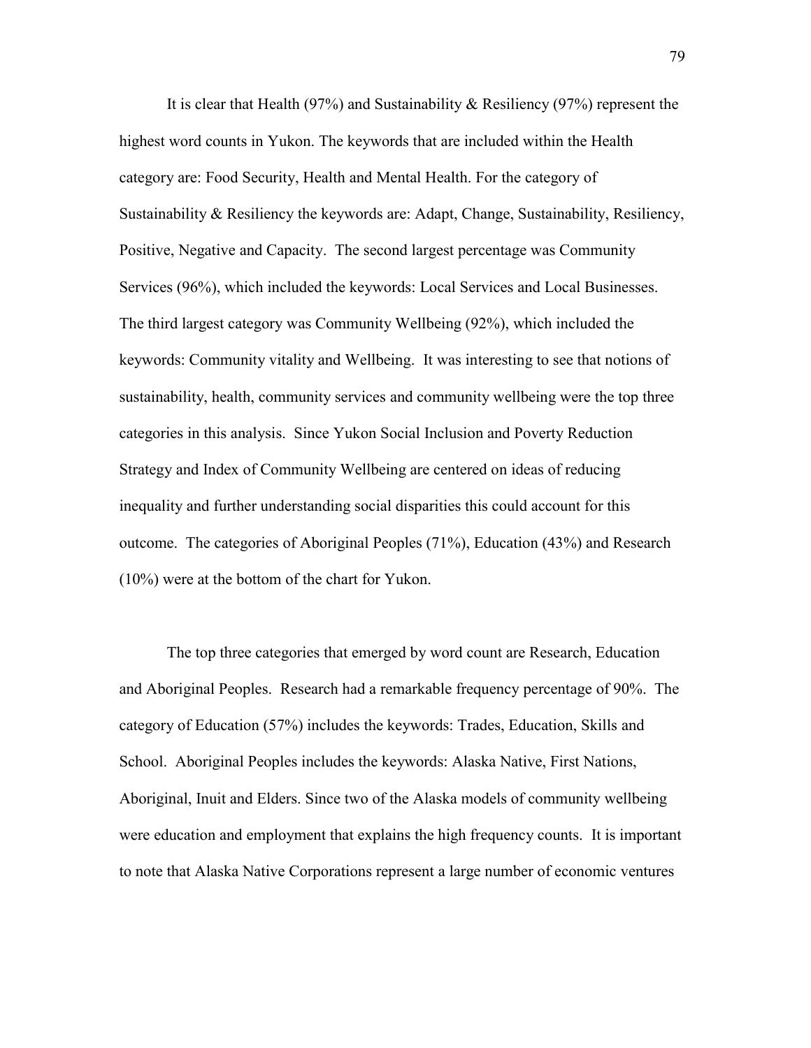It is clear that Health (97%) and Sustainability & Resiliency (97%) represent the highest word counts in Yukon. The keywords that are included within the Health category are: Food Security, Health and Mental Health. For the category of Sustainability & Resiliency the keywords are: Adapt, Change, Sustainability, Resiliency, Positive, Negative and Capacity. The second largest percentage was Community Services (96%), which included the keywords: Local Services and Local Businesses. The third largest category was Community Wellbeing (92%), which included the keywords: Community vitality and Wellbeing. It was interesting to see that notions of sustainability, health, community services and community wellbeing were the top three categories in this analysis. Since Yukon Social Inclusion and Poverty Reduction Strategy and Index of Community Wellbeing are centered on ideas of reducing inequality and further understanding social disparities this could account for this outcome. The categories of Aboriginal Peoples (71%), Education (43%) and Research (10%) were at the bottom of the chart for Yukon.

The top three categories that emerged by word count are Research, Education and Aboriginal Peoples. Research had a remarkable frequency percentage of 90%. The category of Education (57%) includes the keywords: Trades, Education, Skills and School. Aboriginal Peoples includes the keywords: Alaska Native, First Nations, Aboriginal, Inuit and Elders. Since two of the Alaska models of community wellbeing were education and employment that explains the high frequency counts. It is important to note that Alaska Native Corporations represent a large number of economic ventures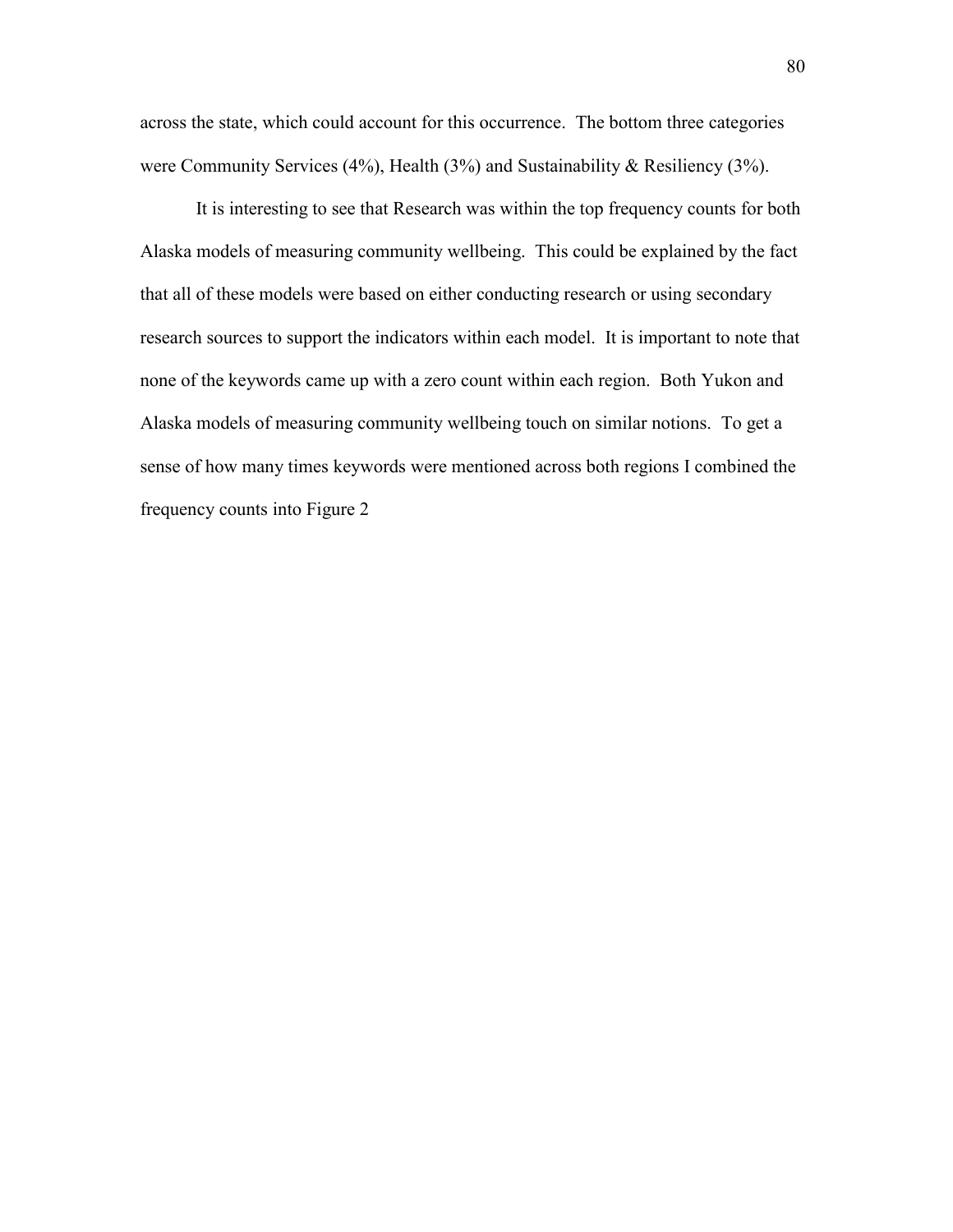across the state, which could account for this occurrence. The bottom three categories were Community Services (4%), Health (3%) and Sustainability & Resiliency (3%).

It is interesting to see that Research was within the top frequency counts for both Alaska models of measuring community wellbeing. This could be explained by the fact that all of these models were based on either conducting research or using secondary research sources to support the indicators within each model. It is important to note that none of the keywords came up with a zero count within each region. Both Yukon and Alaska models of measuring community wellbeing touch on similar notions. To get a sense of how many times keywords were mentioned across both regions I combined the frequency counts into Figure 2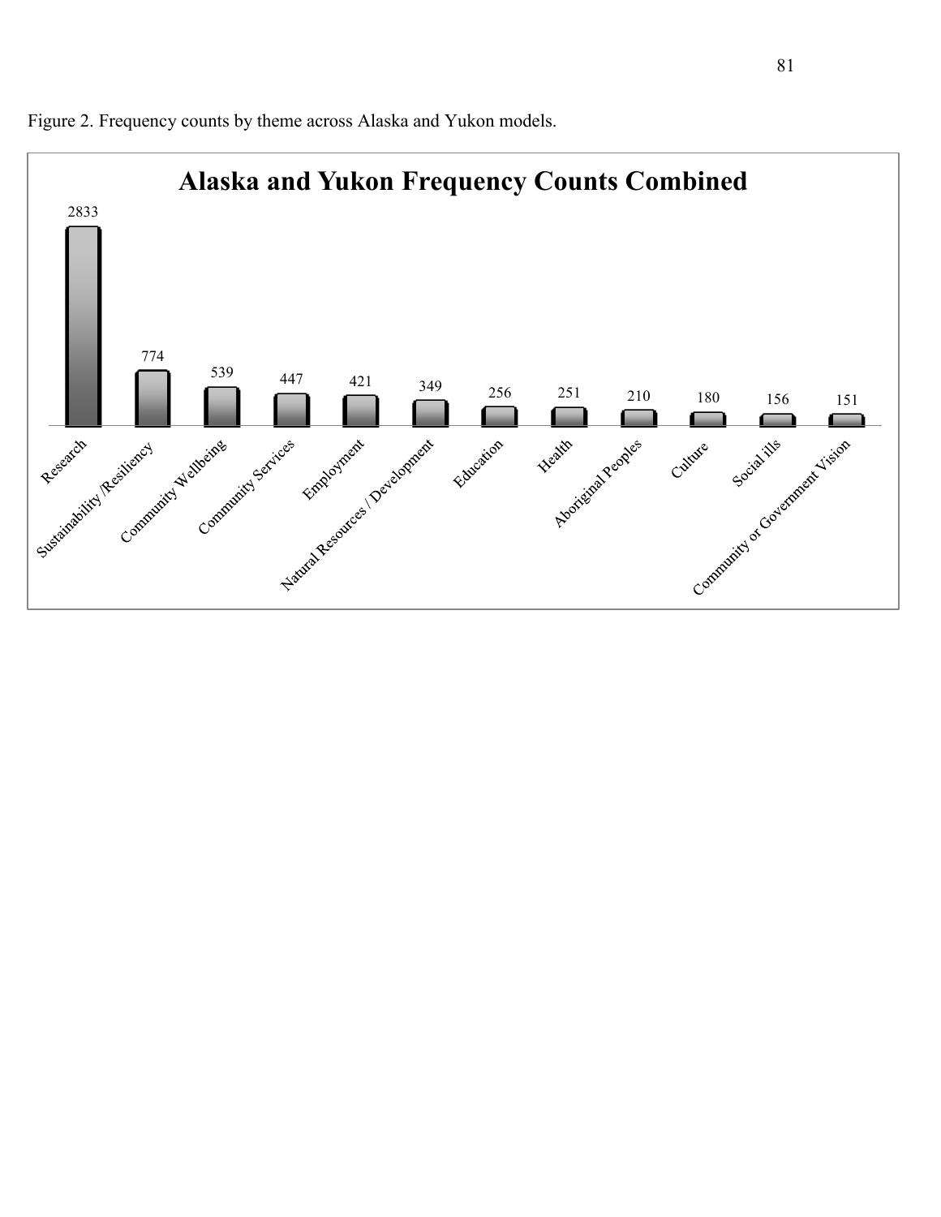Figure 2. Frequency counts by theme across Alaska and Yukon models.

**Alaska and Yukon Frequency Counts Combined**

| Theme | Frequency |
|---|---|
| Research | 2833 |
| Sustainability /Resiliency | 774 |
| Community Wellbeing | 539 |
| Community Services | 447 |
| Employment | 421 |
| Natural Resources / Development | 349 |
| Education | 256 |
| Health | 251 |
| Aboriginal Peoples | 210 |
| Culture | 180 |
| Social ills | 156 |
| Community or Government Vision | 151 |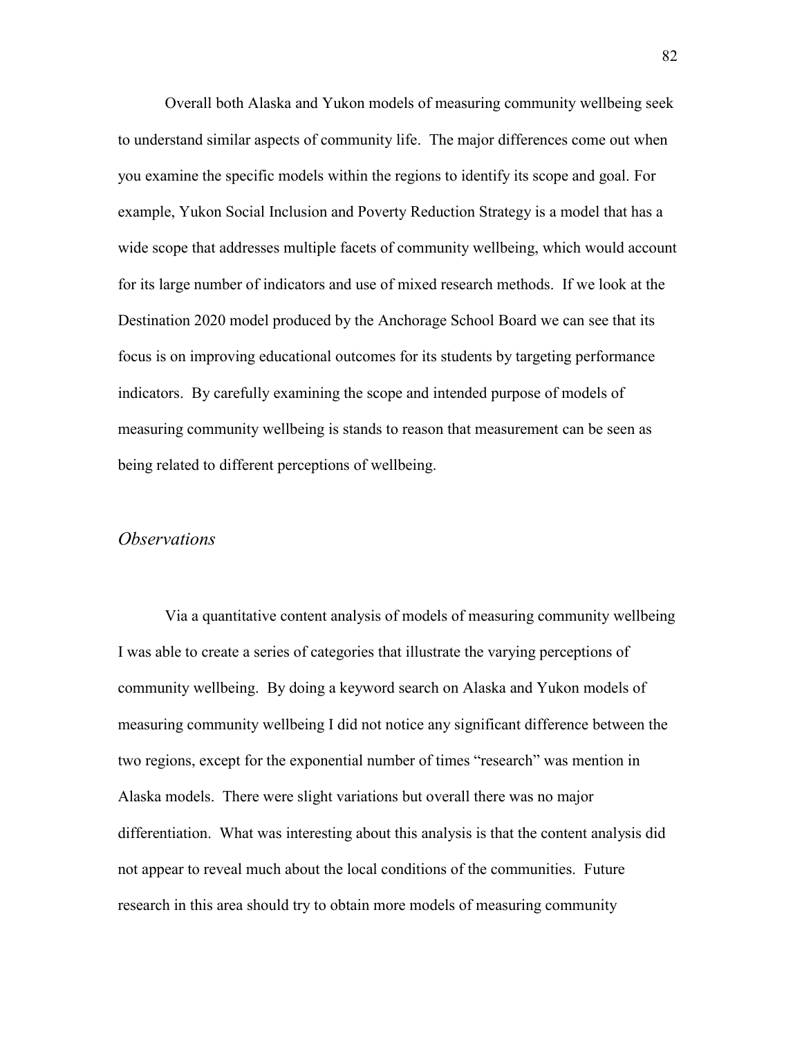Overall both Alaska and Yukon models of measuring community wellbeing seek to understand similar aspects of community life. The major differences come out when you examine the specific models within the regions to identify its scope and goal. For example, Yukon Social Inclusion and Poverty Reduction Strategy is a model that has a wide scope that addresses multiple facets of community wellbeing, which would account for its large number of indicators and use of mixed research methods. If we look at the Destination 2020 model produced by the Anchorage School Board we can see that its focus is on improving educational outcomes for its students by targeting performance indicators. By carefully examining the scope and intended purpose of models of measuring community wellbeing is stands to reason that measurement can be seen as being related to different perceptions of wellbeing.

## *Observations*

Via a quantitative content analysis of models of measuring community wellbeing I was able to create a series of categories that illustrate the varying perceptions of community wellbeing. By doing a keyword search on Alaska and Yukon models of measuring community wellbeing I did not notice any significant difference between the two regions, except for the exponential number of times "research" was mention in Alaska models. There were slight variations but overall there was no major differentiation. What was interesting about this analysis is that the content analysis did not appear to reveal much about the local conditions of the communities. Future research in this area should try to obtain more models of measuring community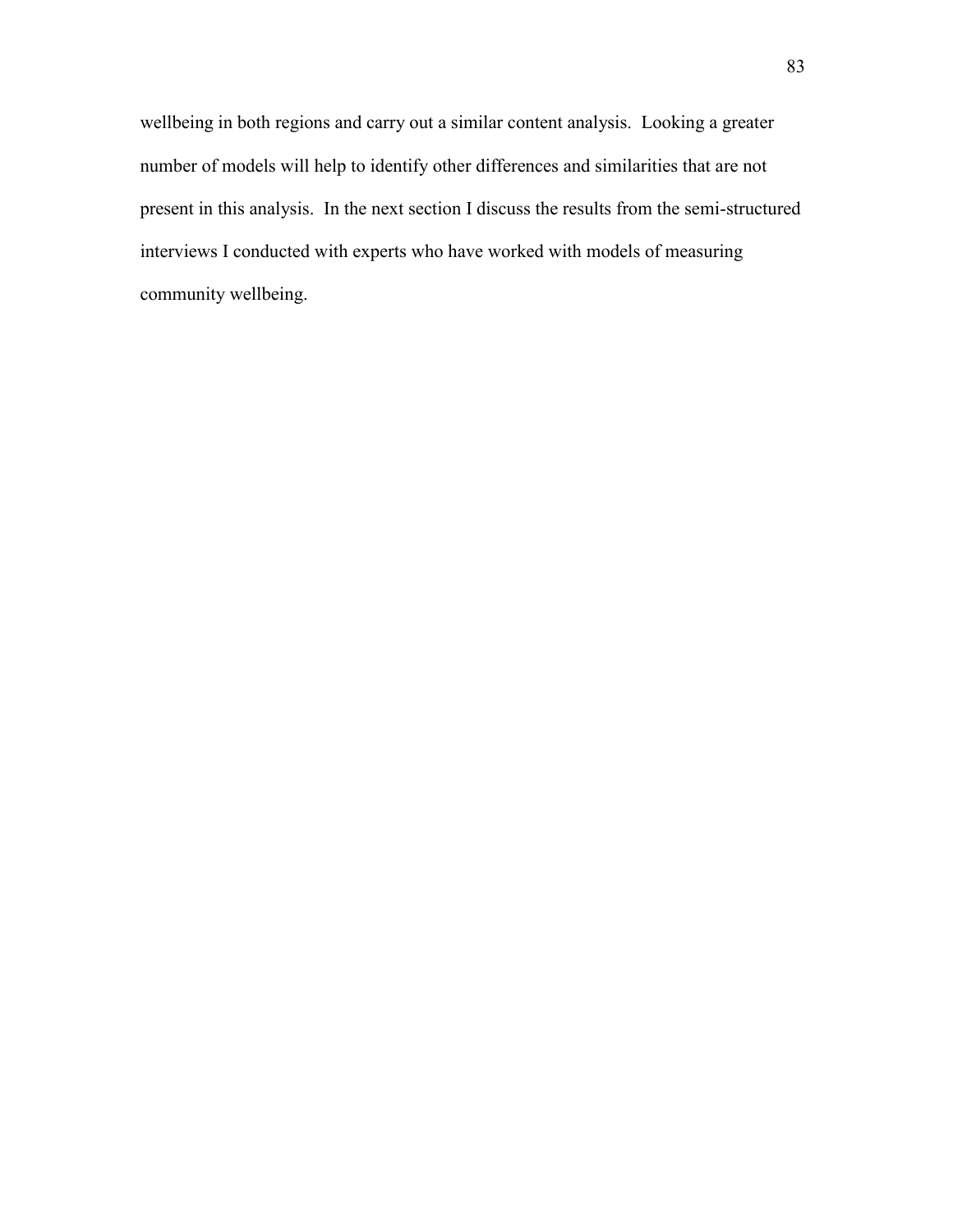wellbeing in both regions and carry out a similar content analysis. Looking a greater number of models will help to identify other differences and similarities that are not present in this analysis. In the next section I discuss the results from the semi-structured interviews I conducted with experts who have worked with models of measuring community wellbeing.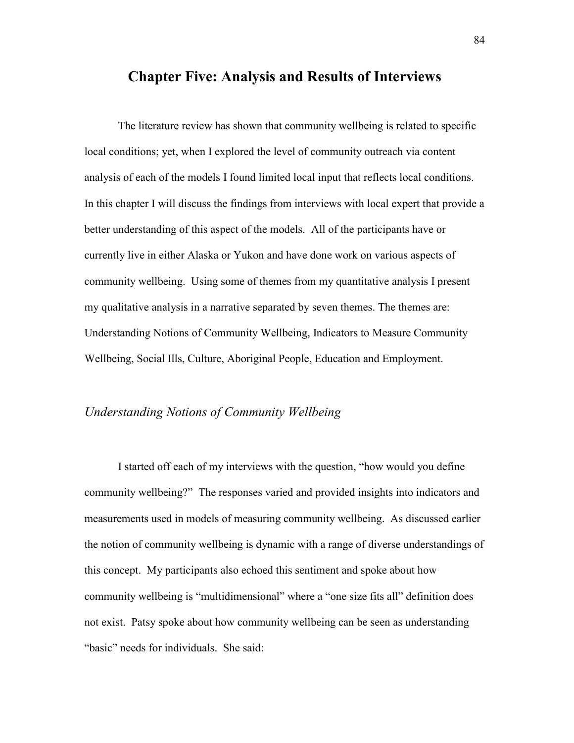# Chapter Five: Analysis and Results of Interviews

The literature review has shown that community wellbeing is related to specific local conditions; yet, when I explored the level of community outreach via content analysis of each of the models I found limited local input that reflects local conditions. In this chapter I will discuss the findings from interviews with local expert that provide a better understanding of this aspect of the models. All of the participants have or currently live in either Alaska or Yukon and have done work on various aspects of community wellbeing. Using some of themes from my quantitative analysis I present my qualitative analysis in a narrative separated by seven themes. The themes are: Understanding Notions of Community Wellbeing, Indicators to Measure Community Wellbeing, Social Ills, Culture, Aboriginal People, Education and Employment.

## *Understanding Notions of Community Wellbeing*

I started off each of my interviews with the question, "how would you define community wellbeing?" The responses varied and provided insights into indicators and measurements used in models of measuring community wellbeing. As discussed earlier the notion of community wellbeing is dynamic with a range of diverse understandings of this concept. My participants also echoed this sentiment and spoke about how community wellbeing is "multidimensional" where a "one size fits all" definition does not exist. Patsy spoke about how community wellbeing can be seen as understanding "basic" needs for individuals. She said: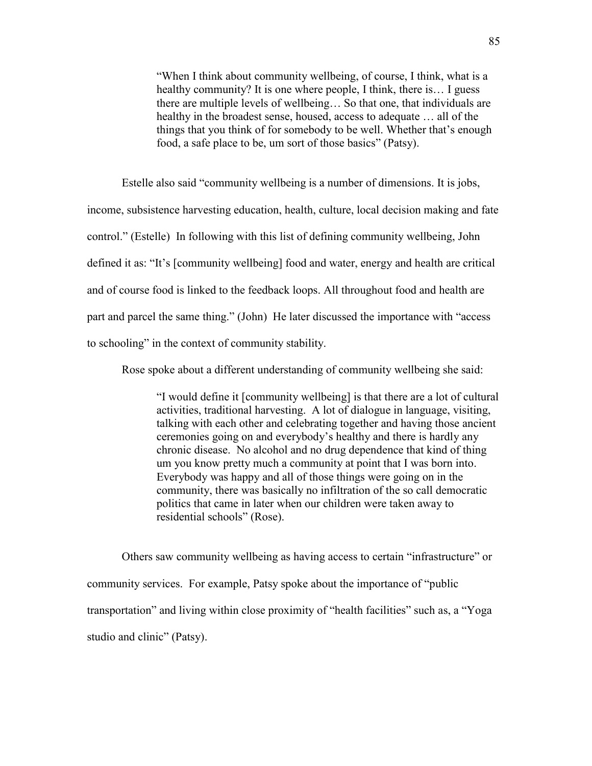> "When I think about community wellbeing, of course, I think, what is a healthy community? It is one where people, I think, there is… I guess there are multiple levels of wellbeing… So that one, that individuals are healthy in the broadest sense, housed, access to adequate … all of the things that you think of for somebody to be well. Whether that's enough food, a safe place to be, um sort of those basics" (Patsy).

Estelle also said "community wellbeing is a number of dimensions. It is jobs, income, subsistence harvesting education, health, culture, local decision making and fate control." (Estelle) In following with this list of defining community wellbeing, John defined it as: "It's [community wellbeing] food and water, energy and health are critical and of course food is linked to the feedback loops. All throughout food and health are part and parcel the same thing." (John) He later discussed the importance with "access to schooling" in the context of community stability.

Rose spoke about a different understanding of community wellbeing she said:

> "I would define it [community wellbeing] is that there are a lot of cultural activities, traditional harvesting. A lot of dialogue in language, visiting, talking with each other and celebrating together and having those ancient ceremonies going on and everybody's healthy and there is hardly any chronic disease. No alcohol and no drug dependence that kind of thing um you know pretty much a community at point that I was born into. Everybody was happy and all of those things were going on in the community, there was basically no infiltration of the so call democratic politics that came in later when our children were taken away to residential schools" (Rose).

Others saw community wellbeing as having access to certain "infrastructure" or community services. For example, Patsy spoke about the importance of "public transportation" and living within close proximity of "health facilities" such as, a "Yoga studio and clinic" (Patsy).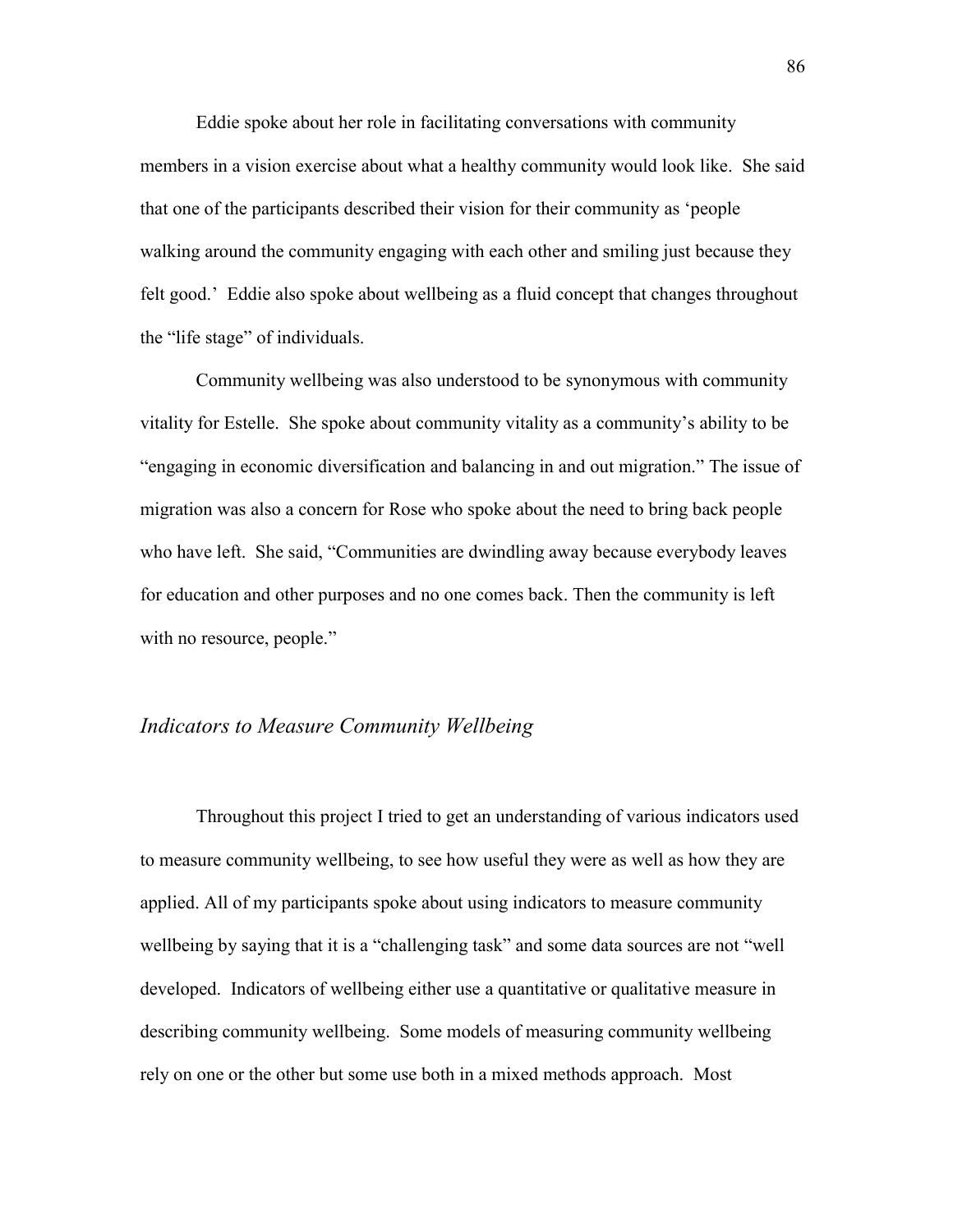Eddie spoke about her role in facilitating conversations with community members in a vision exercise about what a healthy community would look like. She said that one of the participants described their vision for their community as 'people walking around the community engaging with each other and smiling just because they felt good.' Eddie also spoke about wellbeing as a fluid concept that changes throughout the "life stage" of individuals.

Community wellbeing was also understood to be synonymous with community vitality for Estelle. She spoke about community vitality as a community's ability to be "engaging in economic diversification and balancing in and out migration." The issue of migration was also a concern for Rose who spoke about the need to bring back people who have left. She said, "Communities are dwindling away because everybody leaves for education and other purposes and no one comes back. Then the community is left with no resource, people."

### *Indicators to Measure Community Wellbeing*

Throughout this project I tried to get an understanding of various indicators used to measure community wellbeing, to see how useful they were as well as how they are applied. All of my participants spoke about using indicators to measure community wellbeing by saying that it is a "challenging task" and some data sources are not "well developed. Indicators of wellbeing either use a quantitative or qualitative measure in describing community wellbeing. Some models of measuring community wellbeing rely on one or the other but some use both in a mixed methods approach. Most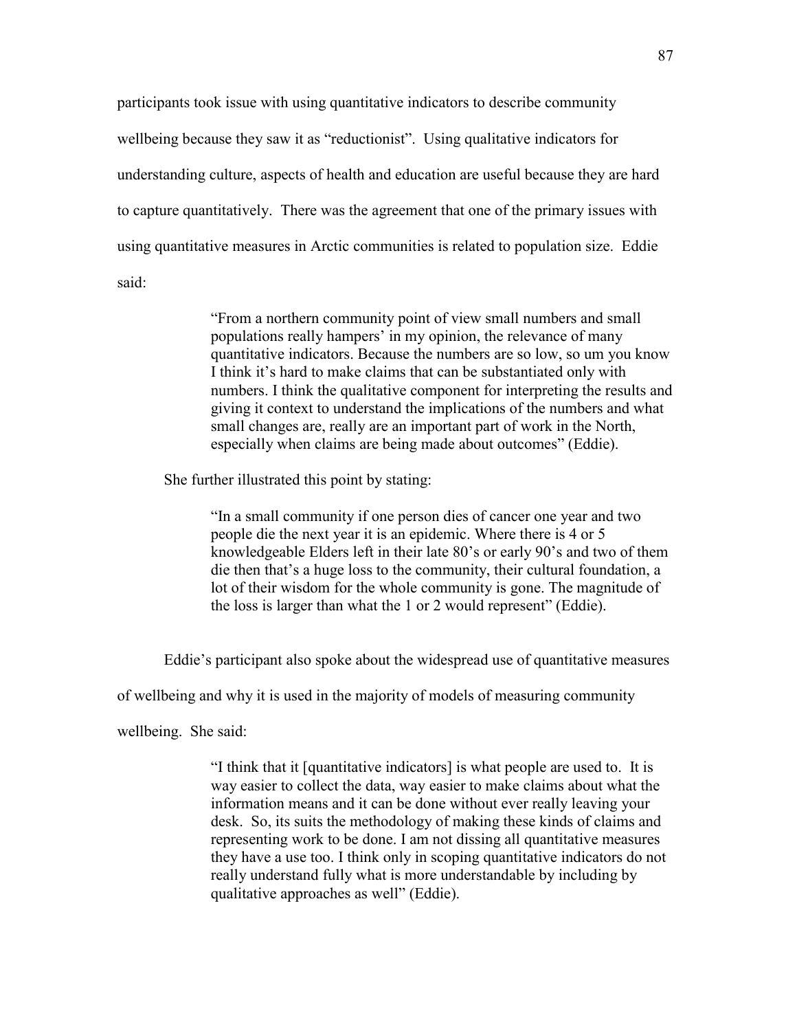participants took issue with using quantitative indicators to describe community wellbeing because they saw it as "reductionist". Using qualitative indicators for understanding culture, aspects of health and education are useful because they are hard to capture quantitatively. There was the agreement that one of the primary issues with using quantitative measures in Arctic communities is related to population size. Eddie said:

> "From a northern community point of view small numbers and small populations really hampers' in my opinion, the relevance of many quantitative indicators. Because the numbers are so low, so um you know I think it's hard to make claims that can be substantiated only with numbers. I think the qualitative component for interpreting the results and giving it context to understand the implications of the numbers and what small changes are, really are an important part of work in the North, especially when claims are being made about outcomes" (Eddie).

She further illustrated this point by stating:

> "In a small community if one person dies of cancer one year and two people die the next year it is an epidemic. Where there is 4 or 5 knowledgeable Elders left in their late 80's or early 90's and two of them die then that's a huge loss to the community, their cultural foundation, a lot of their wisdom for the whole community is gone. The magnitude of the loss is larger than what the 1 or 2 would represent" (Eddie).

Eddie's participant also spoke about the widespread use of quantitative measures of wellbeing and why it is used in the majority of models of measuring community wellbeing. She said:

> "I think that it [quantitative indicators] is what people are used to. It is way easier to collect the data, way easier to make claims about what the information means and it can be done without ever really leaving your desk. So, its suits the methodology of making these kinds of claims and representing work to be done. I am not dissing all quantitative measures they have a use too. I think only in scoping quantitative indicators do not really understand fully what is more understandable by including by qualitative approaches as well" (Eddie).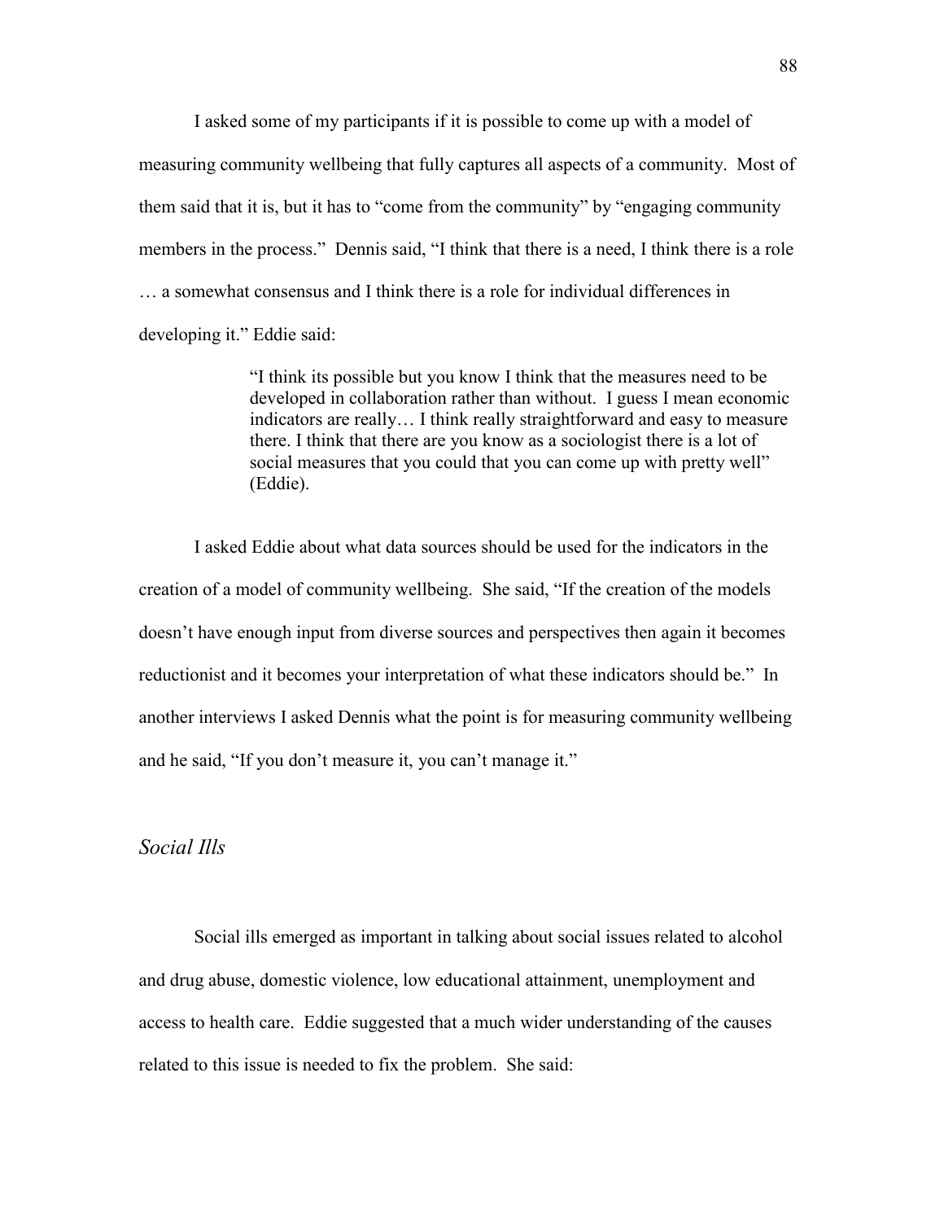I asked some of my participants if it is possible to come up with a model of measuring community wellbeing that fully captures all aspects of a community. Most of them said that it is, but it has to "come from the community" by "engaging community members in the process." Dennis said, "I think that there is a need, I think there is a role … a somewhat consensus and I think there is a role for individual differences in developing it." Eddie said:

> "I think its possible but you know I think that the measures need to be developed in collaboration rather than without. I guess I mean economic indicators are really… I think really straightforward and easy to measure there. I think that there are you know as a sociologist there is a lot of social measures that you could that you can come up with pretty well" (Eddie).

I asked Eddie about what data sources should be used for the indicators in the creation of a model of community wellbeing. She said, "If the creation of the models doesn't have enough input from diverse sources and perspectives then again it becomes reductionist and it becomes your interpretation of what these indicators should be." In another interviews I asked Dennis what the point is for measuring community wellbeing and he said, "If you don't measure it, you can't manage it."

### *Social Ills*

Social ills emerged as important in talking about social issues related to alcohol and drug abuse, domestic violence, low educational attainment, unemployment and access to health care. Eddie suggested that a much wider understanding of the causes related to this issue is needed to fix the problem. She said: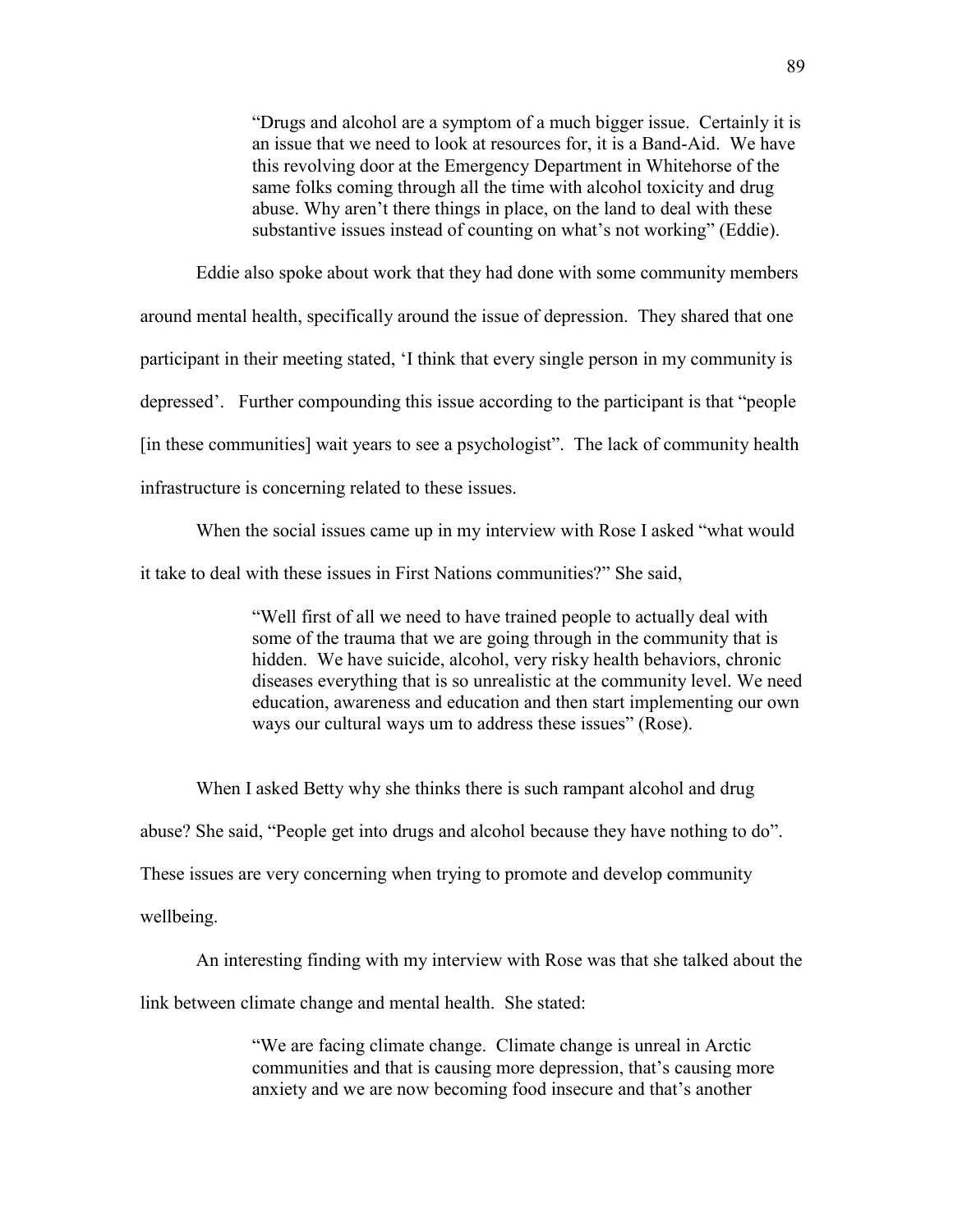> "Drugs and alcohol are a symptom of a much bigger issue. Certainly it is an issue that we need to look at resources for, it is a Band-Aid. We have this revolving door at the Emergency Department in Whitehorse of the same folks coming through all the time with alcohol toxicity and drug abuse. Why aren't there things in place, on the land to deal with these substantive issues instead of counting on what's not working" (Eddie).

Eddie also spoke about work that they had done with some community members around mental health, specifically around the issue of depression. They shared that one participant in their meeting stated, 'I think that every single person in my community is depressed'. Further compounding this issue according to the participant is that "people [in these communities] wait years to see a psychologist". The lack of community health infrastructure is concerning related to these issues.

When the social issues came up in my interview with Rose I asked "what would it take to deal with these issues in First Nations communities?" She said,

> "Well first of all we need to have trained people to actually deal with some of the trauma that we are going through in the community that is hidden. We have suicide, alcohol, very risky health behaviors, chronic diseases everything that is so unrealistic at the community level. We need education, awareness and education and then start implementing our own ways our cultural ways um to address these issues" (Rose).

When I asked Betty why she thinks there is such rampant alcohol and drug abuse? She said, "People get into drugs and alcohol because they have nothing to do". These issues are very concerning when trying to promote and develop community wellbeing.

An interesting finding with my interview with Rose was that she talked about the link between climate change and mental health. She stated:

> "We are facing climate change. Climate change is unreal in Arctic communities and that is causing more depression, that's causing more anxiety and we are now becoming food insecure and that's another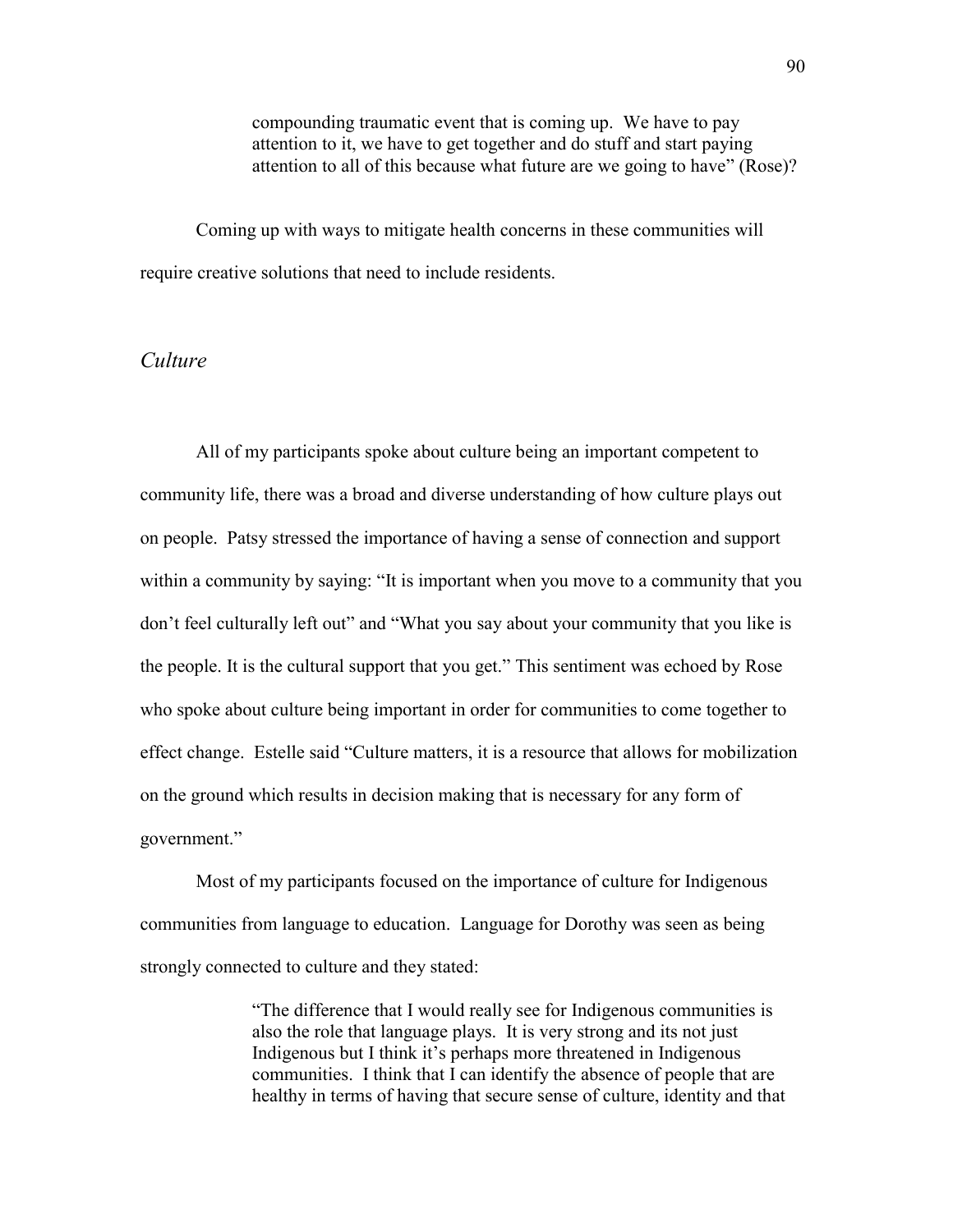> compounding traumatic event that is coming up. We have to pay attention to it, we have to get together and do stuff and start paying attention to all of this because what future are we going to have" (Rose)?

Coming up with ways to mitigate health concerns in these communities will require creative solutions that need to include residents.

### *Culture*

All of my participants spoke about culture being an important competent to community life, there was a broad and diverse understanding of how culture plays out on people. Patsy stressed the importance of having a sense of connection and support within a community by saying: "It is important when you move to a community that you don't feel culturally left out" and "What you say about your community that you like is the people. It is the cultural support that you get." This sentiment was echoed by Rose who spoke about culture being important in order for communities to come together to effect change. Estelle said "Culture matters, it is a resource that allows for mobilization on the ground which results in decision making that is necessary for any form of government."

Most of my participants focused on the importance of culture for Indigenous communities from language to education. Language for Dorothy was seen as being strongly connected to culture and they stated:

> "The difference that I would really see for Indigenous communities is also the role that language plays. It is very strong and its not just Indigenous but I think it's perhaps more threatened in Indigenous communities. I think that I can identify the absence of people that are healthy in terms of having that secure sense of culture, identity and that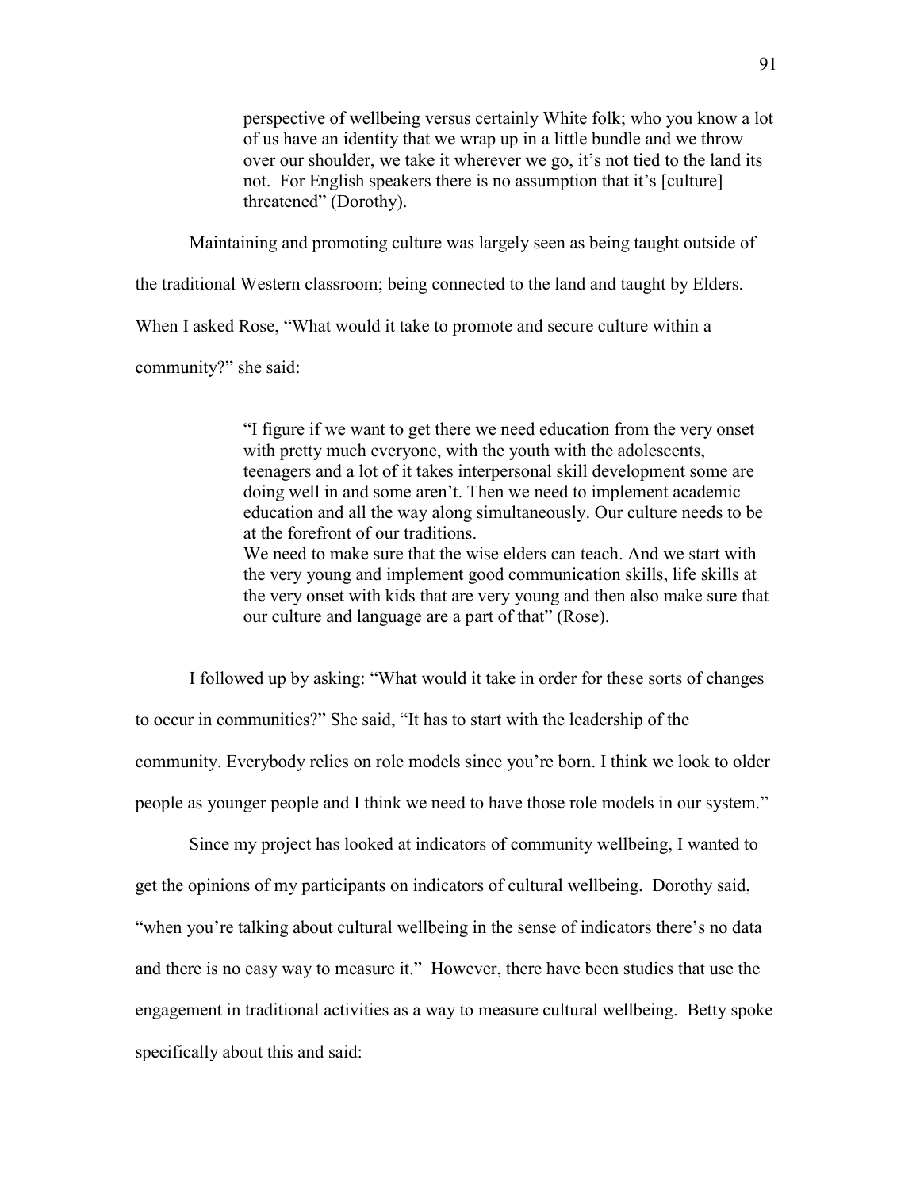> perspective of wellbeing versus certainly White folk; who you know a lot of us have an identity that we wrap up in a little bundle and we throw over our shoulder, we take it wherever we go, it's not tied to the land its not. For English speakers there is no assumption that it's [culture] threatened" (Dorothy).

Maintaining and promoting culture was largely seen as being taught outside of the traditional Western classroom; being connected to the land and taught by Elders. When I asked Rose, "What would it take to promote and secure culture within a community?" she said:

> "I figure if we want to get there we need education from the very onset with pretty much everyone, with the youth with the adolescents, teenagers and a lot of it takes interpersonal skill development some are doing well in and some aren't. Then we need to implement academic education and all the way along simultaneously. Our culture needs to be at the forefront of our traditions.
> We need to make sure that the wise elders can teach. And we start with the very young and implement good communication skills, life skills at the very onset with kids that are very young and then also make sure that our culture and language are a part of that" (Rose).

I followed up by asking: "What would it take in order for these sorts of changes to occur in communities?" She said, "It has to start with the leadership of the community. Everybody relies on role models since you're born. I think we look to older people as younger people and I think we need to have those role models in our system."

Since my project has looked at indicators of community wellbeing, I wanted to get the opinions of my participants on indicators of cultural wellbeing. Dorothy said, "when you're talking about cultural wellbeing in the sense of indicators there's no data and there is no easy way to measure it." However, there have been studies that use the engagement in traditional activities as a way to measure cultural wellbeing. Betty spoke specifically about this and said: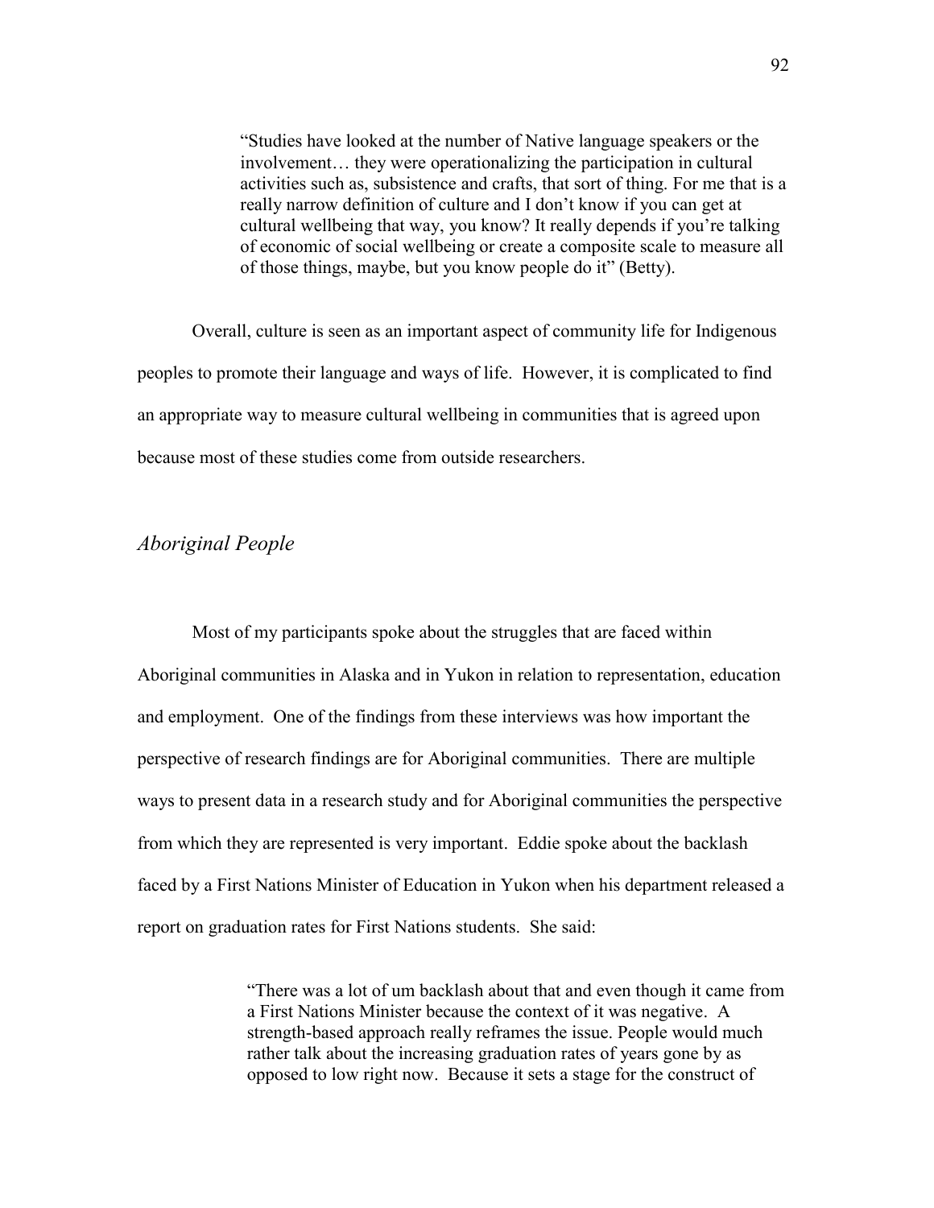> "Studies have looked at the number of Native language speakers or the involvement… they were operationalizing the participation in cultural activities such as, subsistence and crafts, that sort of thing. For me that is a really narrow definition of culture and I don't know if you can get at cultural wellbeing that way, you know? It really depends if you're talking of economic of social wellbeing or create a composite scale to measure all of those things, maybe, but you know people do it" (Betty).

Overall, culture is seen as an important aspect of community life for Indigenous peoples to promote their language and ways of life. However, it is complicated to find an appropriate way to measure cultural wellbeing in communities that is agreed upon because most of these studies come from outside researchers.

### *Aboriginal People*

Most of my participants spoke about the struggles that are faced within Aboriginal communities in Alaska and in Yukon in relation to representation, education and employment. One of the findings from these interviews was how important the perspective of research findings are for Aboriginal communities. There are multiple ways to present data in a research study and for Aboriginal communities the perspective from which they are represented is very important. Eddie spoke about the backlash faced by a First Nations Minister of Education in Yukon when his department released a report on graduation rates for First Nations students. She said:

> "There was a lot of um backlash about that and even though it came from a First Nations Minister because the context of it was negative. A strength-based approach really reframes the issue. People would much rather talk about the increasing graduation rates of years gone by as opposed to low right now. Because it sets a stage for the construct of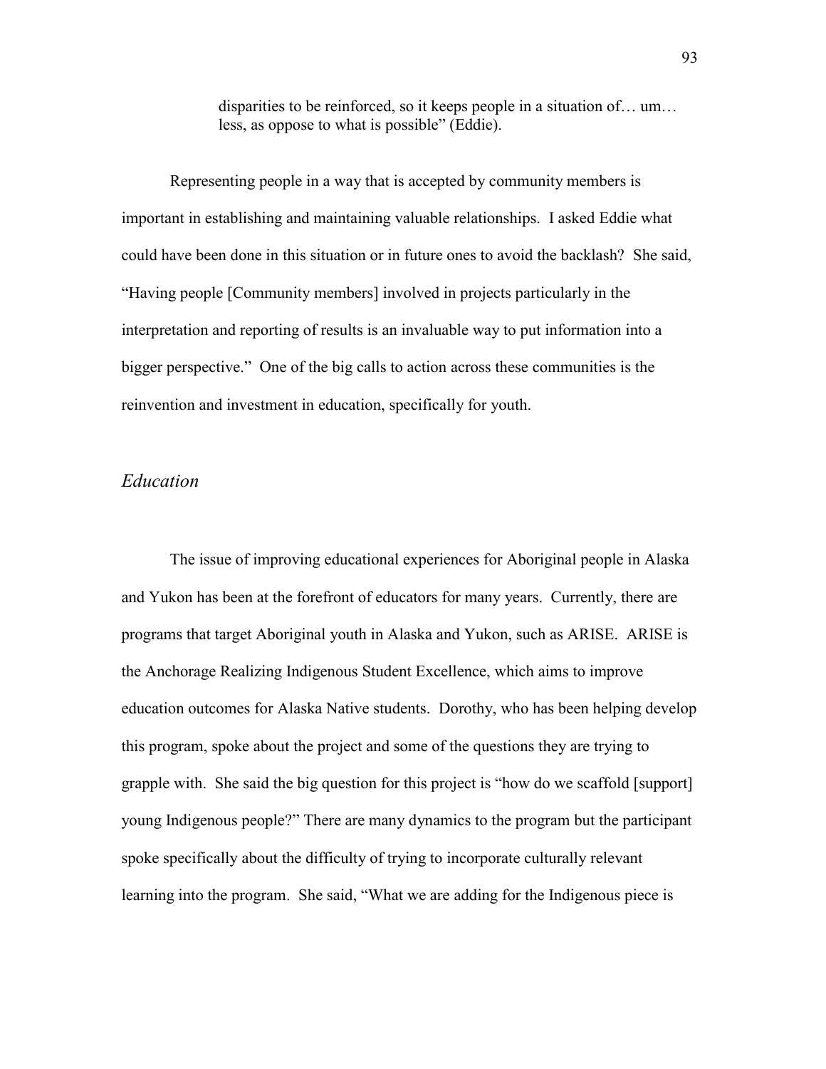> disparities to be reinforced, so it keeps people in a situation of… um… less, as oppose to what is possible" (Eddie).

Representing people in a way that is accepted by community members is important in establishing and maintaining valuable relationships. I asked Eddie what could have been done in this situation or in future ones to avoid the backlash? She said, "Having people [Community members] involved in projects particularly in the interpretation and reporting of results is an invaluable way to put information into a bigger perspective." One of the big calls to action across these communities is the reinvention and investment in education, specifically for youth.

## *Education*

The issue of improving educational experiences for Aboriginal people in Alaska and Yukon has been at the forefront of educators for many years. Currently, there are programs that target Aboriginal youth in Alaska and Yukon, such as ARISE. ARISE is the Anchorage Realizing Indigenous Student Excellence, which aims to improve education outcomes for Alaska Native students. Dorothy, who has been helping develop this program, spoke about the project and some of the questions they are trying to grapple with. She said the big question for this project is "how do we scaffold [support] young Indigenous people?" There are many dynamics to the program but the participant spoke specifically about the difficulty of trying to incorporate culturally relevant learning into the program. She said, "What we are adding for the Indigenous piece is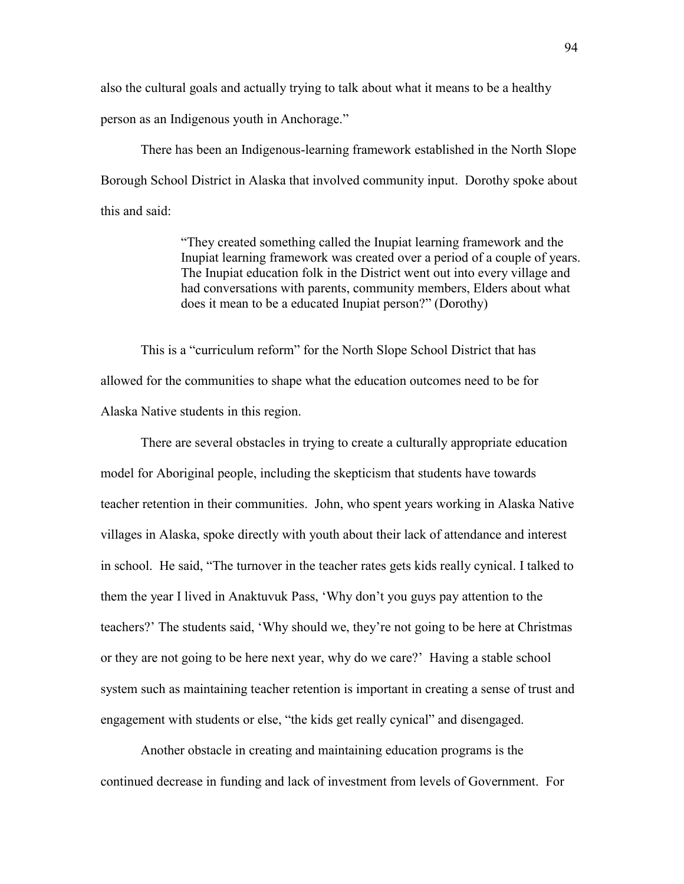also the cultural goals and actually trying to talk about what it means to be a healthy person as an Indigenous youth in Anchorage."

There has been an Indigenous-learning framework established in the North Slope Borough School District in Alaska that involved community input. Dorothy spoke about this and said:

> "They created something called the Inupiat learning framework and the Inupiat learning framework was created over a period of a couple of years. The Inupiat education folk in the District went out into every village and had conversations with parents, community members, Elders about what does it mean to be a educated Inupiat person?" (Dorothy)

This is a "curriculum reform" for the North Slope School District that has allowed for the communities to shape what the education outcomes need to be for Alaska Native students in this region.

There are several obstacles in trying to create a culturally appropriate education model for Aboriginal people, including the skepticism that students have towards teacher retention in their communities. John, who spent years working in Alaska Native villages in Alaska, spoke directly with youth about their lack of attendance and interest in school. He said, "The turnover in the teacher rates gets kids really cynical. I talked to them the year I lived in Anaktuvuk Pass, 'Why don't you guys pay attention to the teachers?' The students said, 'Why should we, they're not going to be here at Christmas or they are not going to be here next year, why do we care?' Having a stable school system such as maintaining teacher retention is important in creating a sense of trust and engagement with students or else, "the kids get really cynical" and disengaged.

Another obstacle in creating and maintaining education programs is the continued decrease in funding and lack of investment from levels of Government. For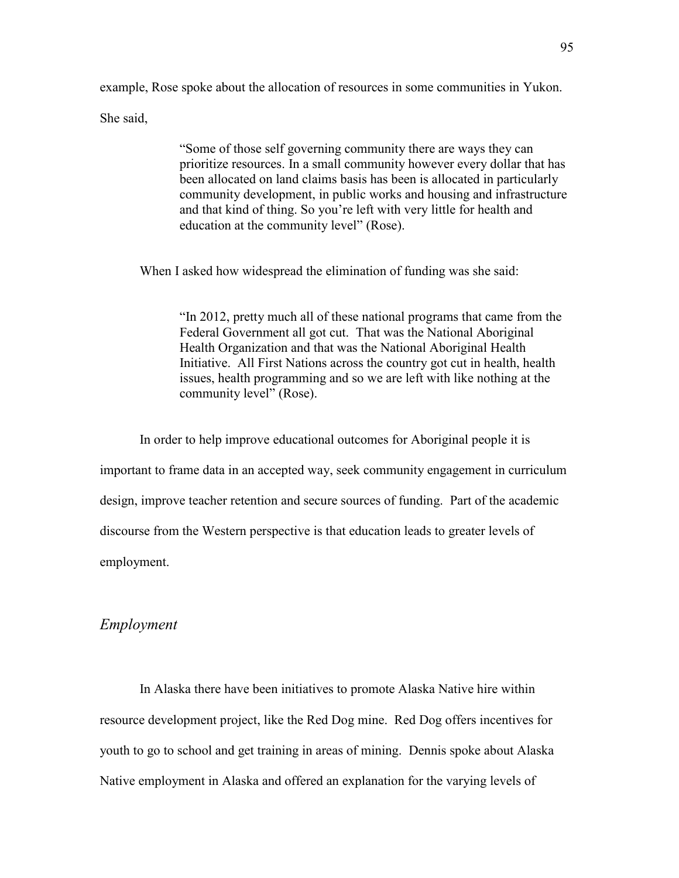example, Rose spoke about the allocation of resources in some communities in Yukon. She said,

> "Some of those self governing community there are ways they can prioritize resources. In a small community however every dollar that has been allocated on land claims basis has been is allocated in particularly community development, in public works and housing and infrastructure and that kind of thing. So you're left with very little for health and education at the community level" (Rose).

When I asked how widespread the elimination of funding was she said:

> "In 2012, pretty much all of these national programs that came from the Federal Government all got cut. That was the National Aboriginal Health Organization and that was the National Aboriginal Health Initiative. All First Nations across the country got cut in health, health issues, health programming and so we are left with like nothing at the community level" (Rose).

In order to help improve educational outcomes for Aboriginal people it is important to frame data in an accepted way, seek community engagement in curriculum design, improve teacher retention and secure sources of funding. Part of the academic discourse from the Western perspective is that education leads to greater levels of employment.

### *Employment*

In Alaska there have been initiatives to promote Alaska Native hire within resource development project, like the Red Dog mine. Red Dog offers incentives for youth to go to school and get training in areas of mining. Dennis spoke about Alaska Native employment in Alaska and offered an explanation for the varying levels of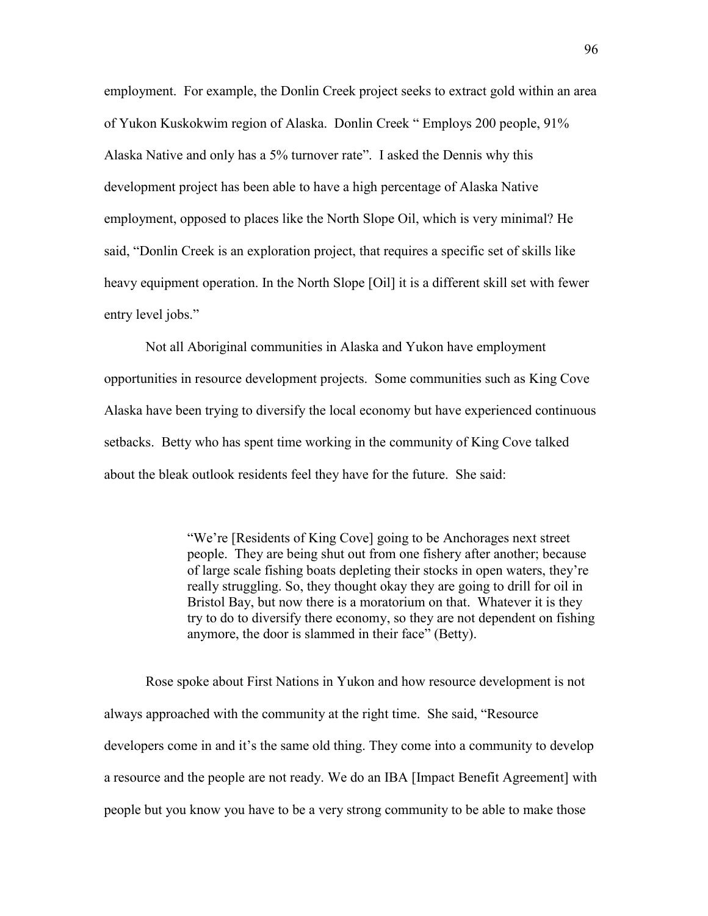employment. For example, the Donlin Creek project seeks to extract gold within an area of Yukon Kuskokwim region of Alaska. Donlin Creek " Employs 200 people, 91% Alaska Native and only has a 5% turnover rate". I asked the Dennis why this development project has been able to have a high percentage of Alaska Native employment, opposed to places like the North Slope Oil, which is very minimal? He said, "Donlin Creek is an exploration project, that requires a specific set of skills like heavy equipment operation. In the North Slope [Oil] it is a different skill set with fewer entry level jobs."

Not all Aboriginal communities in Alaska and Yukon have employment opportunities in resource development projects. Some communities such as King Cove Alaska have been trying to diversify the local economy but have experienced continuous setbacks. Betty who has spent time working in the community of King Cove talked about the bleak outlook residents feel they have for the future. She said:

> "We're [Residents of King Cove] going to be Anchorages next street people. They are being shut out from one fishery after another; because of large scale fishing boats depleting their stocks in open waters, they're really struggling. So, they thought okay they are going to drill for oil in Bristol Bay, but now there is a moratorium on that. Whatever it is they try to do to diversify there economy, so they are not dependent on fishing anymore, the door is slammed in their face" (Betty).

Rose spoke about First Nations in Yukon and how resource development is not always approached with the community at the right time. She said, "Resource developers come in and it's the same old thing. They come into a community to develop a resource and the people are not ready. We do an IBA [Impact Benefit Agreement] with people but you know you have to be a very strong community to be able to make those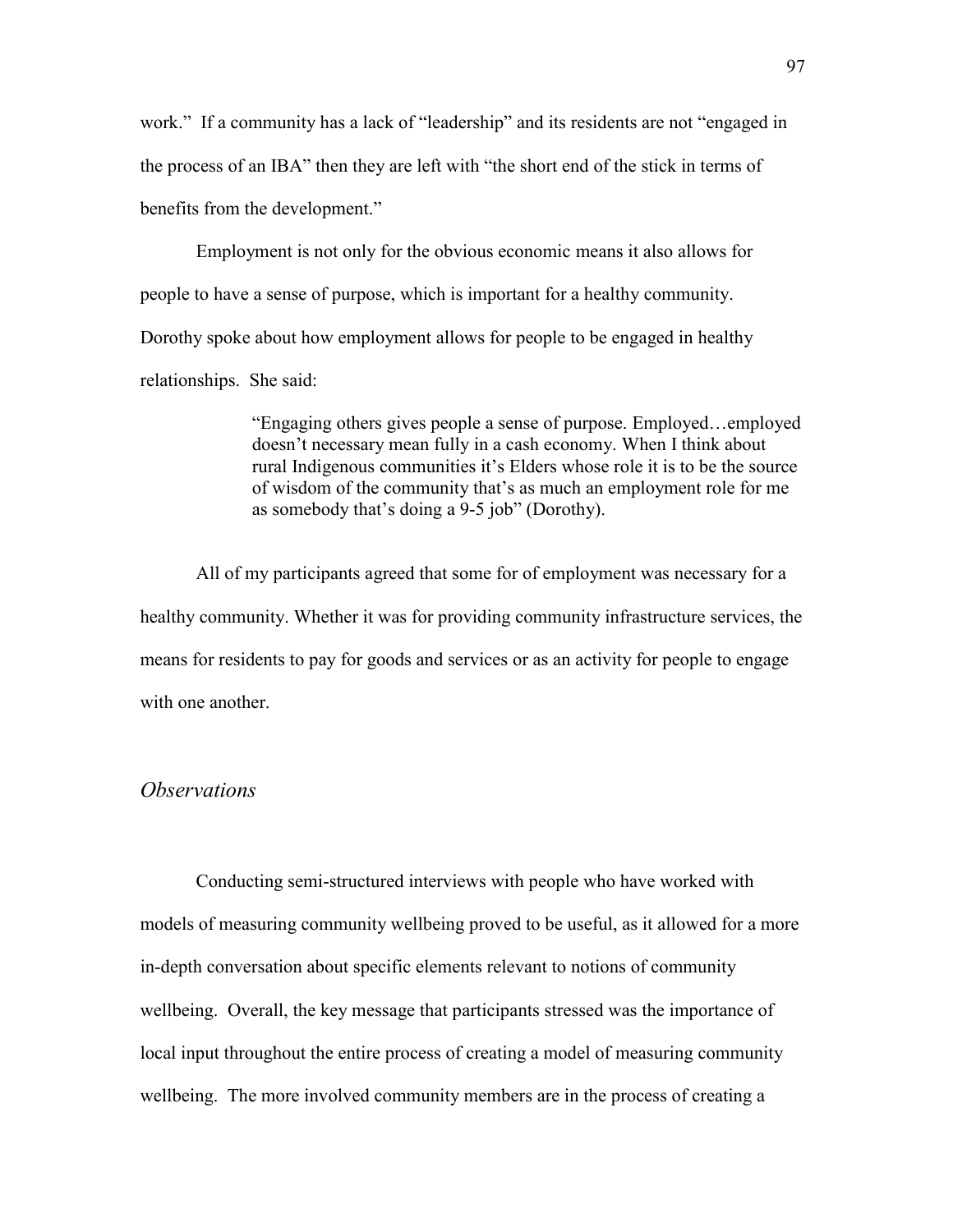work." If a community has a lack of "leadership" and its residents are not "engaged in the process of an IBA" then they are left with "the short end of the stick in terms of benefits from the development."

Employment is not only for the obvious economic means it also allows for people to have a sense of purpose, which is important for a healthy community. Dorothy spoke about how employment allows for people to be engaged in healthy relationships. She said:

> "Engaging others gives people a sense of purpose. Employed…employed doesn't necessary mean fully in a cash economy. When I think about rural Indigenous communities it's Elders whose role it is to be the source of wisdom of the community that's as much an employment role for me as somebody that's doing a 9-5 job" (Dorothy).

All of my participants agreed that some for of employment was necessary for a healthy community. Whether it was for providing community infrastructure services, the means for residents to pay for goods and services or as an activity for people to engage with one another.

## *Observations*

Conducting semi-structured interviews with people who have worked with models of measuring community wellbeing proved to be useful, as it allowed for a more in-depth conversation about specific elements relevant to notions of community wellbeing. Overall, the key message that participants stressed was the importance of local input throughout the entire process of creating a model of measuring community wellbeing. The more involved community members are in the process of creating a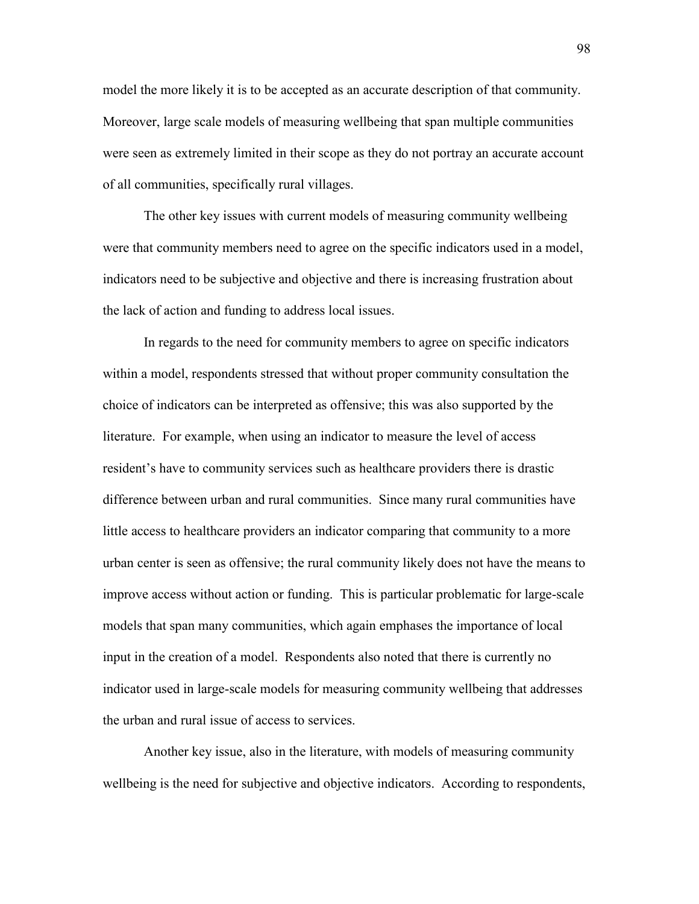model the more likely it is to be accepted as an accurate description of that community. Moreover, large scale models of measuring wellbeing that span multiple communities were seen as extremely limited in their scope as they do not portray an accurate account of all communities, specifically rural villages.

The other key issues with current models of measuring community wellbeing were that community members need to agree on the specific indicators used in a model, indicators need to be subjective and objective and there is increasing frustration about the lack of action and funding to address local issues.

In regards to the need for community members to agree on specific indicators within a model, respondents stressed that without proper community consultation the choice of indicators can be interpreted as offensive; this was also supported by the literature. For example, when using an indicator to measure the level of access resident's have to community services such as healthcare providers there is drastic difference between urban and rural communities. Since many rural communities have little access to healthcare providers an indicator comparing that community to a more urban center is seen as offensive; the rural community likely does not have the means to improve access without action or funding. This is particular problematic for large-scale models that span many communities, which again emphases the importance of local input in the creation of a model. Respondents also noted that there is currently no indicator used in large-scale models for measuring community wellbeing that addresses the urban and rural issue of access to services.

Another key issue, also in the literature, with models of measuring community wellbeing is the need for subjective and objective indicators. According to respondents,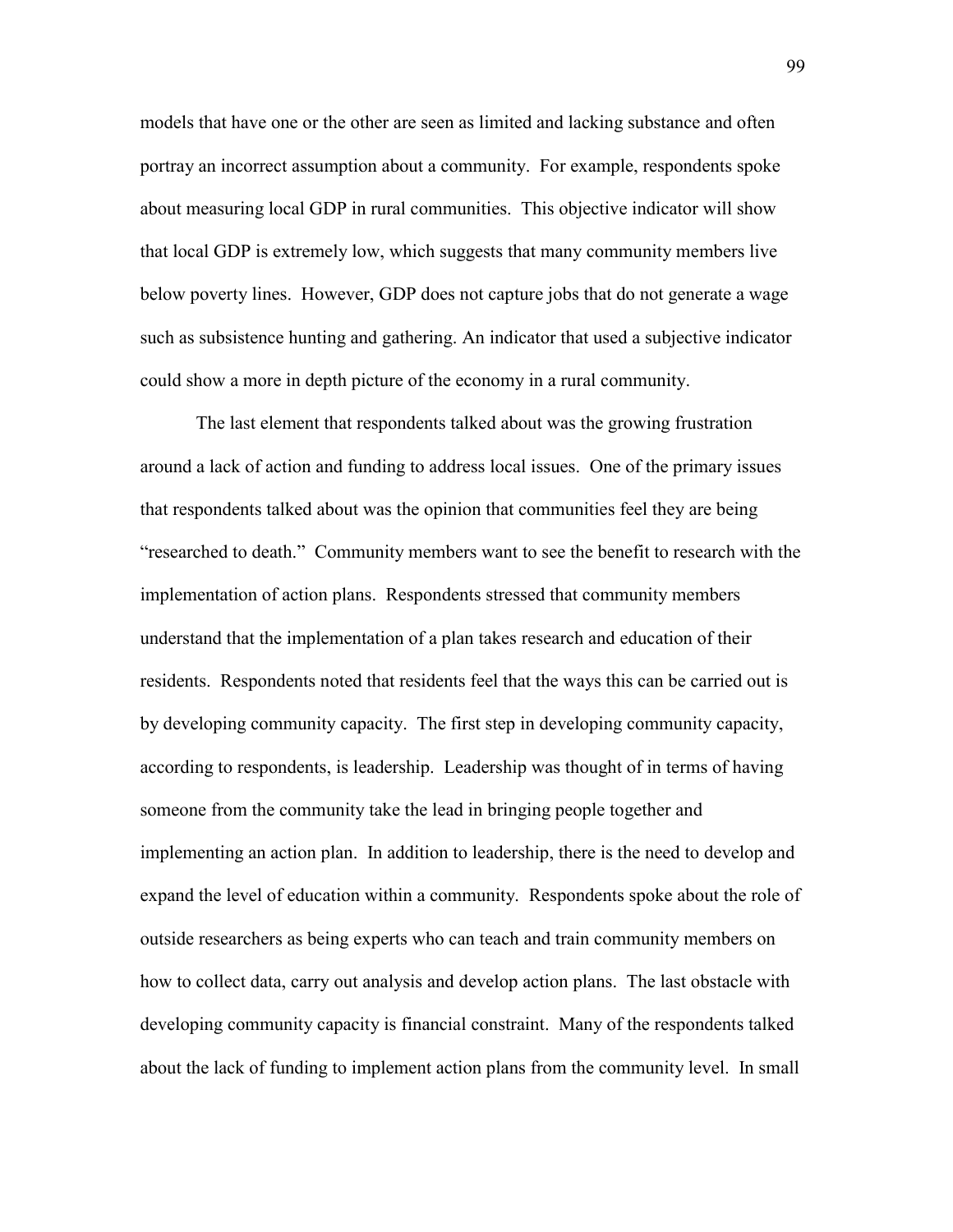models that have one or the other are seen as limited and lacking substance and often portray an incorrect assumption about a community. For example, respondents spoke about measuring local GDP in rural communities. This objective indicator will show that local GDP is extremely low, which suggests that many community members live below poverty lines. However, GDP does not capture jobs that do not generate a wage such as subsistence hunting and gathering. An indicator that used a subjective indicator could show a more in depth picture of the economy in a rural community.

The last element that respondents talked about was the growing frustration around a lack of action and funding to address local issues. One of the primary issues that respondents talked about was the opinion that communities feel they are being "researched to death." Community members want to see the benefit to research with the implementation of action plans. Respondents stressed that community members understand that the implementation of a plan takes research and education of their residents. Respondents noted that residents feel that the ways this can be carried out is by developing community capacity. The first step in developing community capacity, according to respondents, is leadership. Leadership was thought of in terms of having someone from the community take the lead in bringing people together and implementing an action plan. In addition to leadership, there is the need to develop and expand the level of education within a community. Respondents spoke about the role of outside researchers as being experts who can teach and train community members on how to collect data, carry out analysis and develop action plans. The last obstacle with developing community capacity is financial constraint. Many of the respondents talked about the lack of funding to implement action plans from the community level. In small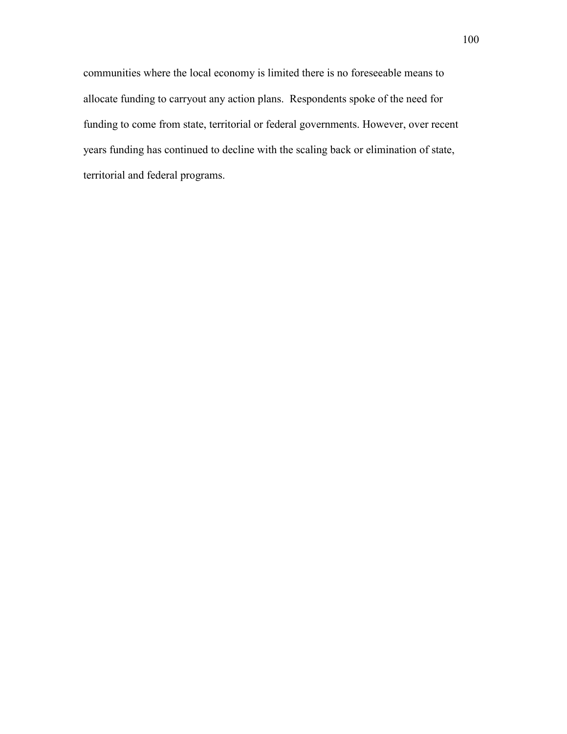communities where the local economy is limited there is no foreseeable means to allocate funding to carryout any action plans.  Respondents spoke of the need for funding to come from state, territorial or federal governments. However, over recent years funding has continued to decline with the scaling back or elimination of state, territorial and federal programs.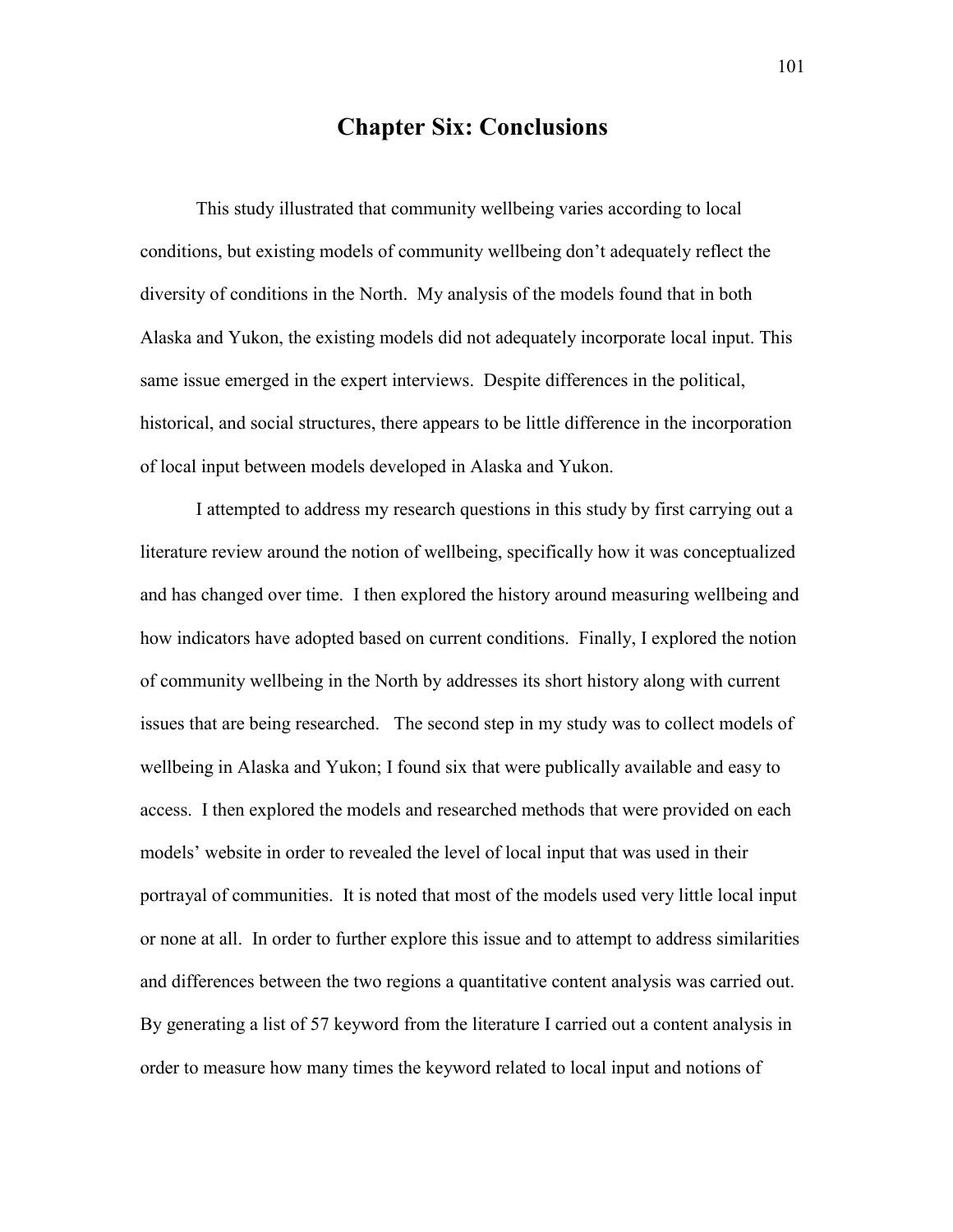# Chapter Six: Conclusions

This study illustrated that community wellbeing varies according to local conditions, but existing models of community wellbeing don't adequately reflect the diversity of conditions in the North. My analysis of the models found that in both Alaska and Yukon, the existing models did not adequately incorporate local input. This same issue emerged in the expert interviews. Despite differences in the political, historical, and social structures, there appears to be little difference in the incorporation of local input between models developed in Alaska and Yukon.

I attempted to address my research questions in this study by first carrying out a literature review around the notion of wellbeing, specifically how it was conceptualized and has changed over time. I then explored the history around measuring wellbeing and how indicators have adopted based on current conditions. Finally, I explored the notion of community wellbeing in the North by addresses its short history along with current issues that are being researched. The second step in my study was to collect models of wellbeing in Alaska and Yukon; I found six that were publically available and easy to access. I then explored the models and researched methods that were provided on each models' website in order to revealed the level of local input that was used in their portrayal of communities. It is noted that most of the models used very little local input or none at all. In order to further explore this issue and to attempt to address similarities and differences between the two regions a quantitative content analysis was carried out. By generating a list of 57 keyword from the literature I carried out a content analysis in order to measure how many times the keyword related to local input and notions of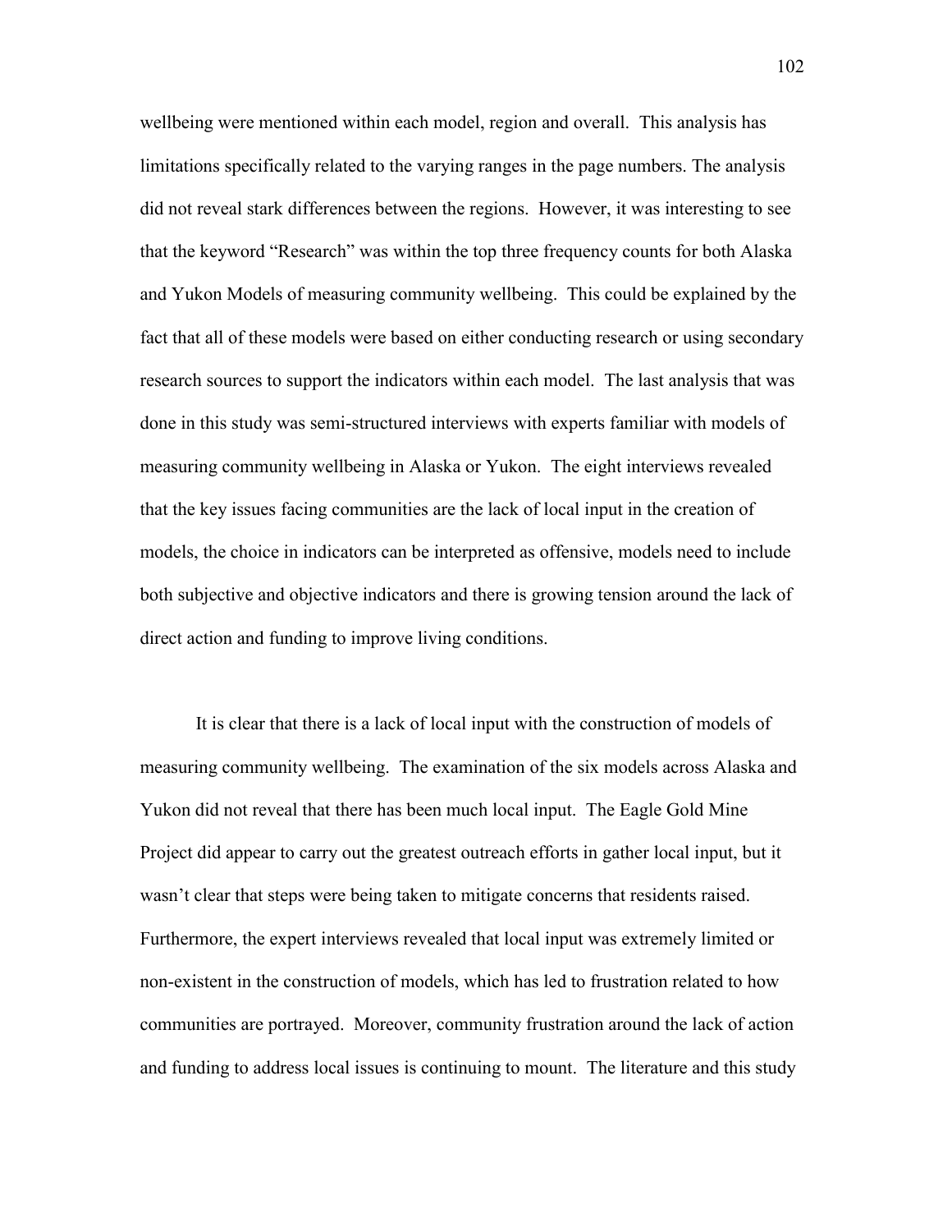wellbeing were mentioned within each model, region and overall. This analysis has limitations specifically related to the varying ranges in the page numbers. The analysis did not reveal stark differences between the regions. However, it was interesting to see that the keyword "Research" was within the top three frequency counts for both Alaska and Yukon Models of measuring community wellbeing. This could be explained by the fact that all of these models were based on either conducting research or using secondary research sources to support the indicators within each model. The last analysis that was done in this study was semi-structured interviews with experts familiar with models of measuring community wellbeing in Alaska or Yukon. The eight interviews revealed that the key issues facing communities are the lack of local input in the creation of models, the choice in indicators can be interpreted as offensive, models need to include both subjective and objective indicators and there is growing tension around the lack of direct action and funding to improve living conditions.

It is clear that there is a lack of local input with the construction of models of measuring community wellbeing. The examination of the six models across Alaska and Yukon did not reveal that there has been much local input. The Eagle Gold Mine Project did appear to carry out the greatest outreach efforts in gather local input, but it wasn't clear that steps were being taken to mitigate concerns that residents raised. Furthermore, the expert interviews revealed that local input was extremely limited or non-existent in the construction of models, which has led to frustration related to how communities are portrayed. Moreover, community frustration around the lack of action and funding to address local issues is continuing to mount. The literature and this study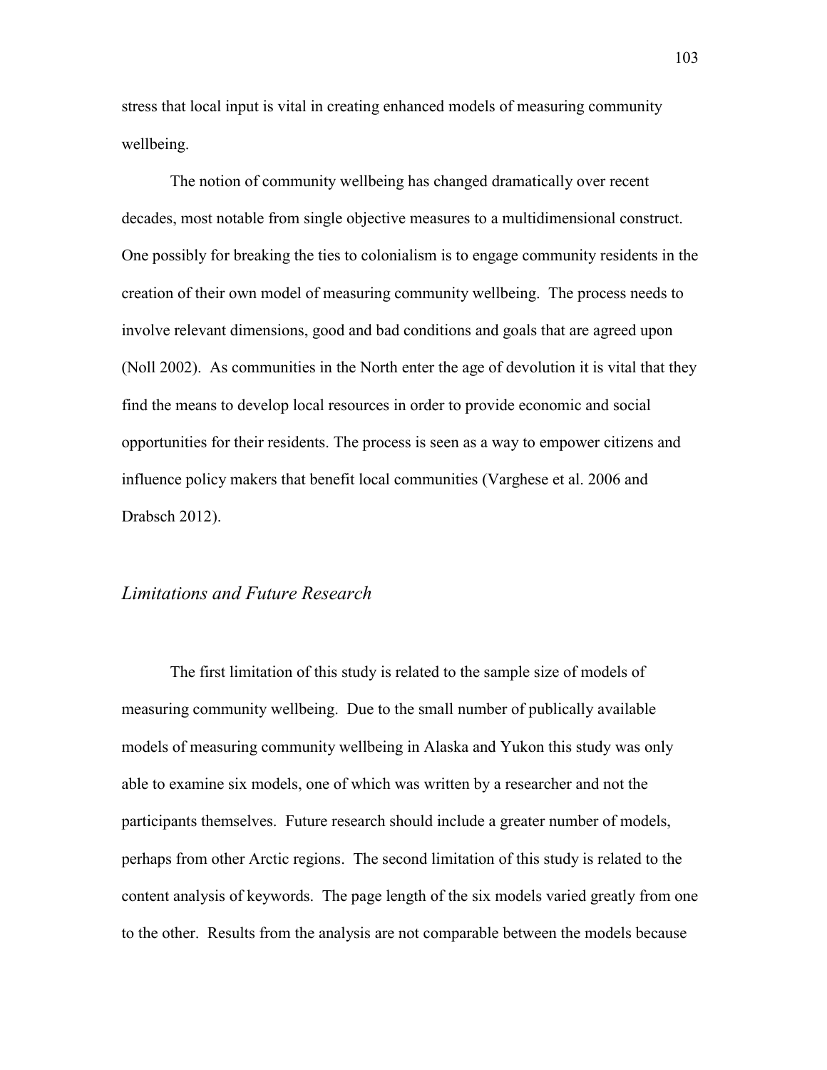stress that local input is vital in creating enhanced models of measuring community wellbeing.

The notion of community wellbeing has changed dramatically over recent decades, most notable from single objective measures to a multidimensional construct. One possibly for breaking the ties to colonialism is to engage community residents in the creation of their own model of measuring community wellbeing. The process needs to involve relevant dimensions, good and bad conditions and goals that are agreed upon (Noll 2002). As communities in the North enter the age of devolution it is vital that they find the means to develop local resources in order to provide economic and social opportunities for their residents. The process is seen as a way to empower citizens and influence policy makers that benefit local communities (Varghese et al. 2006 and Drabsch 2012).

### *Limitations and Future Research*

The first limitation of this study is related to the sample size of models of measuring community wellbeing. Due to the small number of publically available models of measuring community wellbeing in Alaska and Yukon this study was only able to examine six models, one of which was written by a researcher and not the participants themselves. Future research should include a greater number of models, perhaps from other Arctic regions. The second limitation of this study is related to the content analysis of keywords. The page length of the six models varied greatly from one to the other. Results from the analysis are not comparable between the models because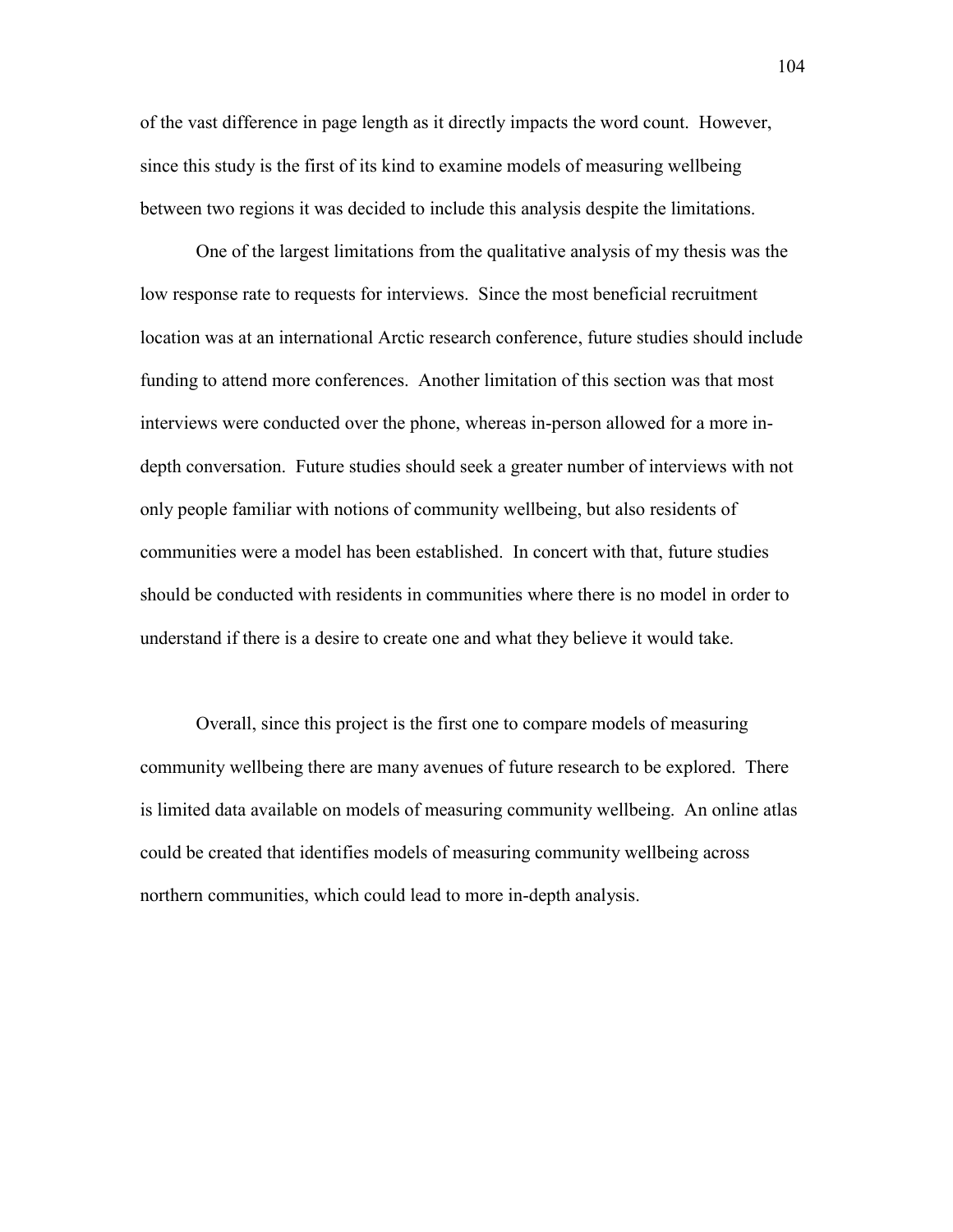of the vast difference in page length as it directly impacts the word count. However, since this study is the first of its kind to examine models of measuring wellbeing between two regions it was decided to include this analysis despite the limitations.

One of the largest limitations from the qualitative analysis of my thesis was the low response rate to requests for interviews. Since the most beneficial recruitment location was at an international Arctic research conference, future studies should include funding to attend more conferences. Another limitation of this section was that most interviews were conducted over the phone, whereas in-person allowed for a more in-depth conversation. Future studies should seek a greater number of interviews with not only people familiar with notions of community wellbeing, but also residents of communities were a model has been established. In concert with that, future studies should be conducted with residents in communities where there is no model in order to understand if there is a desire to create one and what they believe it would take.

Overall, since this project is the first one to compare models of measuring community wellbeing there are many avenues of future research to be explored. There is limited data available on models of measuring community wellbeing. An online atlas could be created that identifies models of measuring community wellbeing across northern communities, which could lead to more in-depth analysis.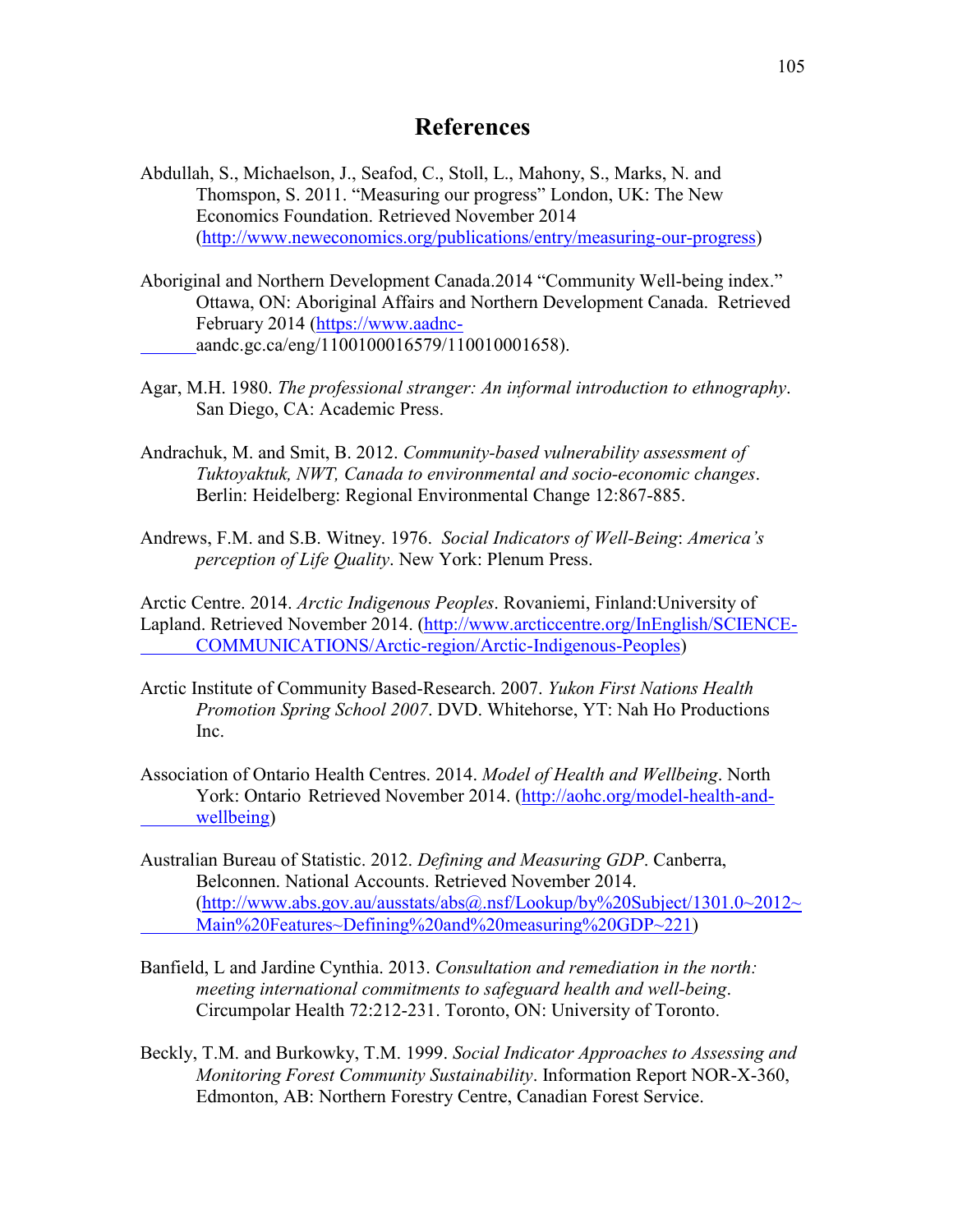# References

Abdullah, S., Michaelson, J., Seafod, C., Stoll, L., Mahony, S., Marks, N. and Thomspon, S. 2011. "Measuring our progress" London, UK: The New Economics Foundation. Retrieved November 2014 (http://www.neweconomics.org/publications/entry/measuring-our-progress)

Aboriginal and Northern Development Canada.2014 "Community Well-being index." Ottawa, ON: Aboriginal Affairs and Northern Development Canada. Retrieved February 2014 (https://www.aadnc-aandc.gc.ca/eng/1100100016579/110010001658).

Agar, M.H. 1980. *The professional stranger: An informal introduction to ethnography*. San Diego, CA: Academic Press.

Andrachuk, M. and Smit, B. 2012. *Community-based vulnerability assessment of Tuktoyaktuk, NWT, Canada to environmental and socio-economic changes*. Berlin: Heidelberg: Regional Environmental Change 12:867-885.

Andrews, F.M. and S.B. Witney. 1976. *Social Indicators of Well-Being*: *America's perception of Life Quality*. New York: Plenum Press.

Arctic Centre. 2014. *Arctic Indigenous Peoples*. Rovaniemi, Finland:University of Lapland. Retrieved November 2014. (http://www.arcticcentre.org/InEnglish/SCIENCE-COMMUNICATIONS/Arctic-region/Arctic-Indigenous-Peoples)

Arctic Institute of Community Based-Research. 2007. *Yukon First Nations Health Promotion Spring School 2007*. DVD. Whitehorse, YT: Nah Ho Productions Inc.

Association of Ontario Health Centres. 2014. *Model of Health and Wellbeing*. North York: Ontario Retrieved November 2014. (http://aohc.org/model-health-and-wellbeing)

Australian Bureau of Statistic. 2012. *Defining and Measuring GDP*. Canberra, Belconnen. National Accounts. Retrieved November 2014. (http://www.abs.gov.au/ausstats/abs@.nsf/Lookup/by%20Subject/1301.0~2012~Main%20Features~Defining%20and%20measuring%20GDP~221)

Banfield, L and Jardine Cynthia. 2013. *Consultation and remediation in the north: meeting international commitments to safeguard health and well-being*. Circumpolar Health 72:212-231. Toronto, ON: University of Toronto.

Beckly, T.M. and Burkowky, T.M. 1999. *Social Indicator Approaches to Assessing and Monitoring Forest Community Sustainability*. Information Report NOR-X-360, Edmonton, AB: Northern Forestry Centre, Canadian Forest Service.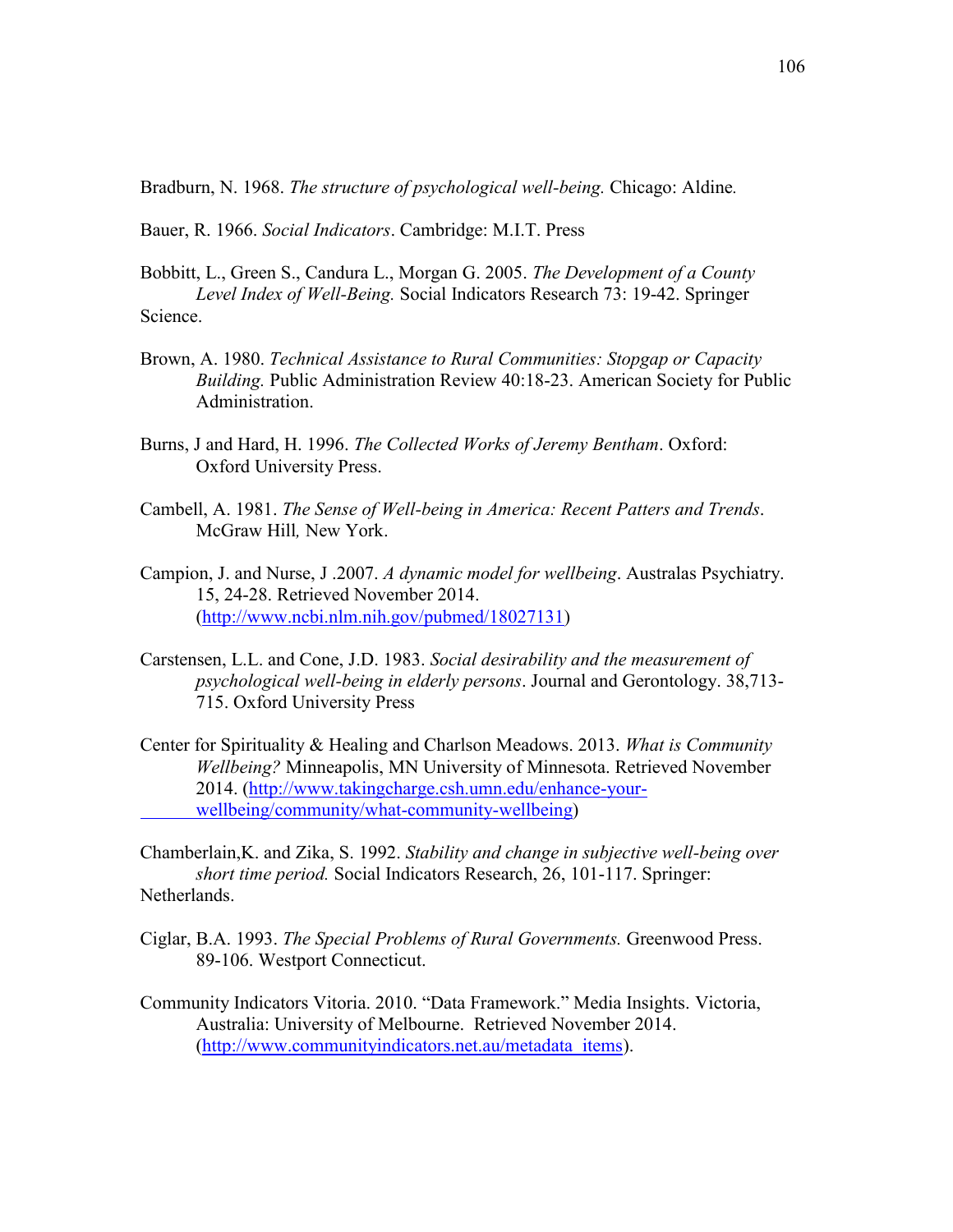Bradburn, N. 1968. *The structure of psychological well-being.* Chicago: Aldine*.*

Bauer, R. 1966. *Social Indicators*. Cambridge: M.I.T. Press

Bobbitt, L., Green S., Candura L., Morgan G. 2005. *The Development of a County Level Index of Well-Being.* Social Indicators Research 73: 19-42. Springer Science.

Brown, A. 1980. *Technical Assistance to Rural Communities: Stopgap or Capacity Building.* Public Administration Review 40:18-23. American Society for Public Administration.

Burns, J and Hard, H. 1996. *The Collected Works of Jeremy Bentham*. Oxford: Oxford University Press.

Cambell, A. 1981. *The Sense of Well-being in America: Recent Patterns and Trends*. McGraw Hill*,* New York.

Campion, J. and Nurse, J .2007. *A dynamic model for wellbeing*. Australas Psychiatry. 15, 24-28. Retrieved November 2014. (http://www.ncbi.nlm.nih.gov/pubmed/18027131)

Carstensen, L.L. and Cone, J.D. 1983. *Social desirability and the measurement of psychological well-being in elderly persons*. Journal and Gerontology. 38,713-715. Oxford University Press

Center for Spirituality & Healing and Charlson Meadows. 2013. *What is Community Wellbeing?* Minneapolis, MN University of Minnesota. Retrieved November 2014. (http://www.takingcharge.csh.umn.edu/enhance-your-wellbeing/community/what-community-wellbeing)

Chamberlain,K. and Zika, S. 1992. *Stability and change in subjective well-being over short time period.* Social Indicators Research, 26, 101-117. Springer: Netherlands.

Ciglar, B.A. 1993. *The Special Problems of Rural Governments.* Greenwood Press. 89-106. Westport Connecticut.

Community Indicators Vitoria. 2010. "Data Framework." Media Insights. Victoria, Australia: University of Melbourne. Retrieved November 2014. (http://www.communityindicators.net.au/metadata_items).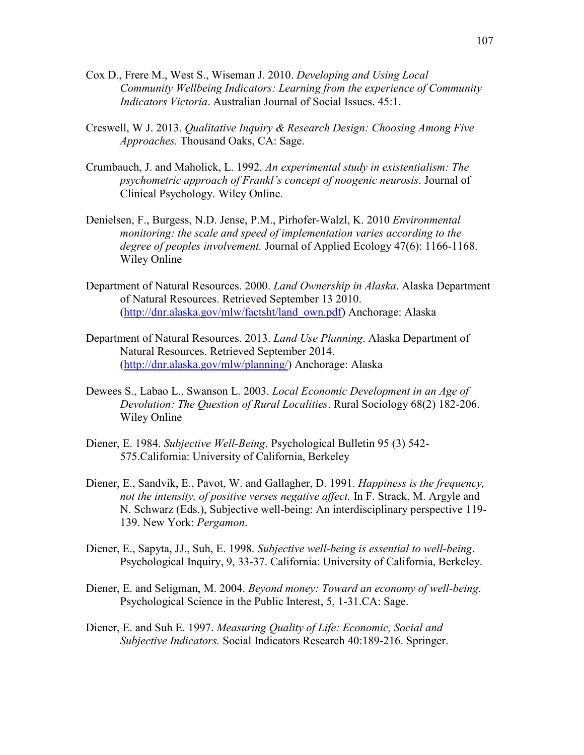Cox D., Frere M., West S., Wiseman J. 2010. *Developing and Using Local Community Wellbeing Indicators: Learning from the experience of Community Indicators Victoria*. Australian Journal of Social Issues. 45:1.

Creswell, W J. 2013. *Qualitative Inquiry & Research Design: Choosing Among Five Approaches.* Thousand Oaks, CA: Sage.

Crumbauch, J. and Maholick, L. 1992. *An experimental study in existentialism: The psychometric approach of Frankl's concept of noogenic neurosis*. Journal of Clinical Psychology. Wiley Online.

Denielsen, F., Burgess, N.D. Jense, P.M., Pirhofer-Walzl, K. 2010 *Environmental monitoring: the scale and speed of implementation varies according to the degree of peoples involvement.* Journal of Applied Ecology 47(6): 1166-1168. Wiley Online

Department of Natural Resources. 2000. *Land Ownership in Alaska*. Alaska Department of Natural Resources. Retrieved September 13 2010. (http://dnr.alaska.gov/mlw/factsht/land_own.pdf) Anchorage: Alaska

Department of Natural Resources. 2013. *Land Use Planning*. Alaska Department of Natural Resources. Retrieved September 2014. (http://dnr.alaska.gov/mlw/planning/) Anchorage: Alaska

Dewees S., Labao L., Swanson L. 2003. *Local Economic Development in an Age of Devolution: The Question of Rural Localities*. Rural Sociology 68(2) 182-206. Wiley Online

Diener, E. 1984. *Subjective Well-Being*. Psychological Bulletin 95 (3) 542-575.California: University of California, Berkeley

Diener, E., Sandvik, E., Pavot, W. and Gallagher, D. 1991. *Happiness is the frequency, not the intensity, of positive verses negative affect.* In F. Strack, M. Argyle and N. Schwarz (Eds.), Subjective well-being: An interdisciplinary perspective 119-139. New York: *Pergamon*.

Diener, E., Sapyta, JJ., Suh, E. 1998. *Subjective well-being is essential to well-being*. Psychological Inquiry, 9, 33-37. California: University of California, Berkeley.

Diener, E. and Seligman, M. 2004. *Beyond money: Toward an economy of well-being*. Psychological Science in the Public Interest, 5, 1-31.CA: Sage.

Diener, E. and Suh E. 1997. *Measuring Quality of Life: Economic, Social and Subjective Indicators.* Social Indicators Research 40:189-216. Springer.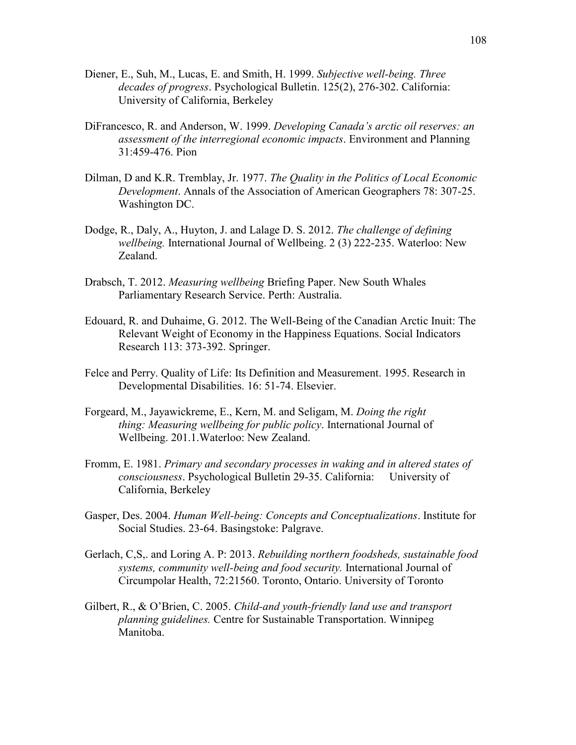Diener, E., Suh, M., Lucas, E. and Smith, H. 1999. *Subjective well-being. Three decades of progress*. Psychological Bulletin. 125(2), 276-302. California: University of California, Berkeley

DiFrancesco, R. and Anderson, W. 1999. *Developing Canada's arctic oil reserves: an assessment of the interregional economic impacts*. Environment and Planning 31:459-476. Pion

Dilman, D and K.R. Tremblay, Jr. 1977. *The Quality in the Politics of Local Economic Development*. Annals of the Association of American Geographers 78: 307-25. Washington DC.

Dodge, R., Daly, A., Huyton, J. and Lalage D. S. 2012. *The challenge of defining wellbeing.* International Journal of Wellbeing. 2 (3) 222-235. Waterloo: New Zealand.

Drabsch, T. 2012. *Measuring wellbeing* Briefing Paper. New South Whales Parliamentary Research Service. Perth: Australia.

Edouard, R. and Duhaime, G. 2012. The Well-Being of the Canadian Arctic Inuit: The Relevant Weight of Economy in the Happiness Equations. Social Indicators Research 113: 373-392. Springer.

Felce and Perry. Quality of Life: Its Definition and Measurement. 1995. Research in Developmental Disabilities. 16: 51-74. Elsevier.

Forgeard, M., Jayawickreme, E., Kern, M. and Seligam, M. *Doing the right thing: Measuring wellbeing for public policy*. International Journal of Wellbeing. 201.1.Waterloo: New Zealand.

Fromm, E. 1981. *Primary and secondary processes in waking and in altered states of consciousness*. Psychological Bulletin 29-35. California: University of California, Berkeley

Gasper, Des. 2004. *Human Well-being: Concepts and Conceptualizations*. Institute for Social Studies. 23-64. Basingstoke: Palgrave.

Gerlach, C,S,. and Loring A. P: 2013. *Rebuilding northern foodsheds, sustainable food systems, community well-being and food security.* International Journal of Circumpolar Health, 72:21560. Toronto, Ontario. University of Toronto

Gilbert, R., & O'Brien, C. 2005. *Child-and youth-friendly land use and transport planning guidelines.* Centre for Sustainable Transportation. Winnipeg Manitoba.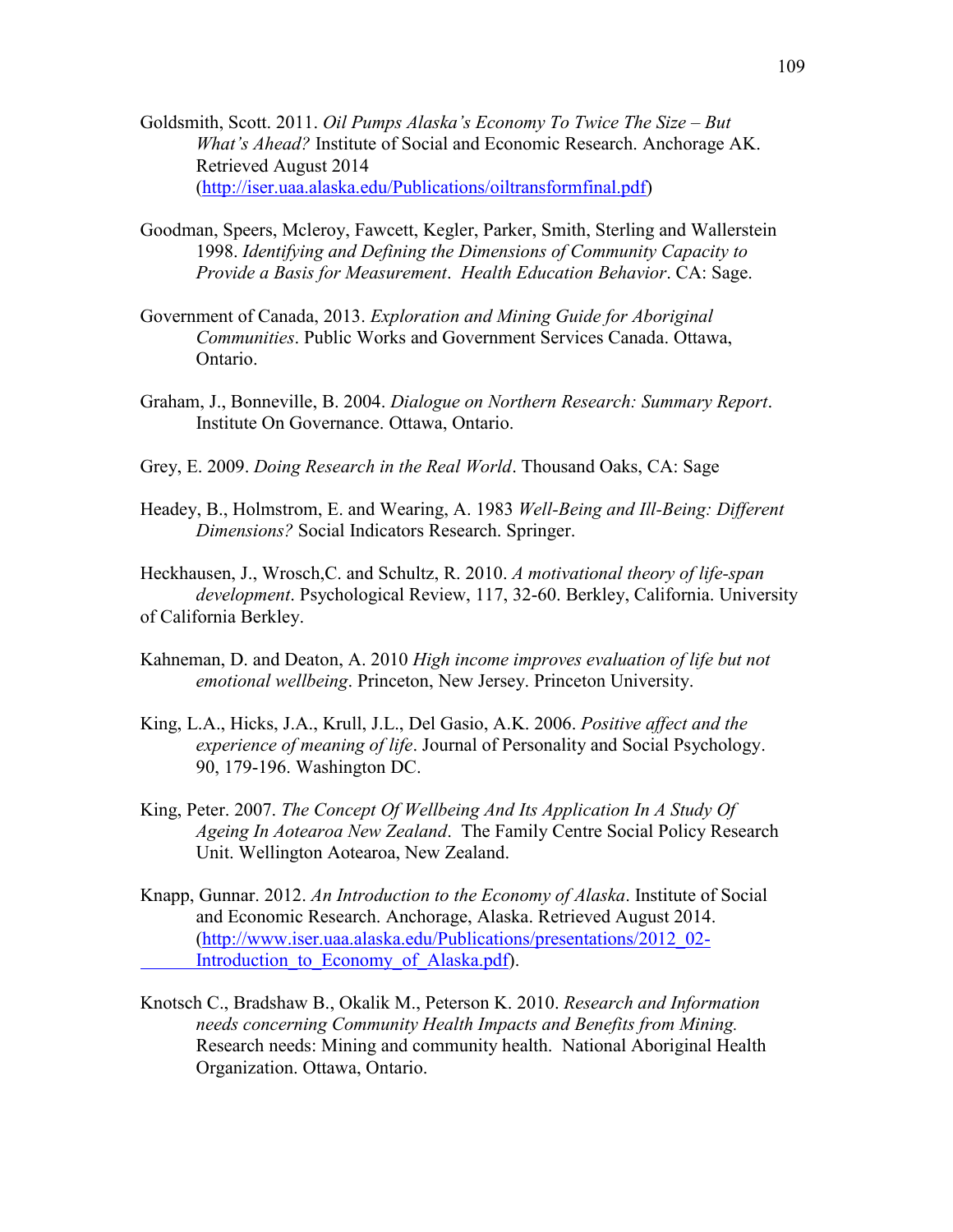Goldsmith, Scott. 2011. *Oil Pumps Alaska's Economy To Twice The Size – But What's Ahead?* Institute of Social and Economic Research. Anchorage AK. Retrieved August 2014 (http://iser.uaa.alaska.edu/Publications/oiltransformfinal.pdf)

Goodman, Speers, Mcleroy, Fawcett, Kegler, Parker, Smith, Sterling and Wallerstein 1998. *Identifying and Defining the Dimensions of Community Capacity to Provide a Basis for Measurement*. *Health Education Behavior*. CA: Sage.

Government of Canada, 2013. *Exploration and Mining Guide for Aboriginal Communities*. Public Works and Government Services Canada. Ottawa, Ontario.

Graham, J., Bonneville, B. 2004. *Dialogue on Northern Research: Summary Report*. Institute On Governance. Ottawa, Ontario.

Grey, E. 2009. *Doing Research in the Real World*. Thousand Oaks, CA: Sage

Headey, B., Holmstrom, E. and Wearing, A. 1983 *Well-Being and Ill-Being: Different Dimensions?* Social Indicators Research. Springer.

Heckhausen, J., Wrosch,C. and Schultz, R. 2010. *A motivational theory of life-span development*. Psychological Review, 117, 32-60. Berkley, California. University of California Berkley.

Kahneman, D. and Deaton, A. 2010 *High income improves evaluation of life but not emotional wellbeing*. Princeton, New Jersey. Princeton University.

King, L.A., Hicks, J.A., Krull, J.L., Del Gasio, A.K. 2006. *Positive affect and the experience of meaning of life*. Journal of Personality and Social Psychology. 90, 179-196. Washington DC.

King, Peter. 2007. *The Concept Of Wellbeing And Its Application In A Study Of Ageing In Aotearoa New Zealand*. The Family Centre Social Policy Research Unit. Wellington Aotearoa, New Zealand.

Knapp, Gunnar. 2012. *An Introduction to the Economy of Alaska*. Institute of Social and Economic Research. Anchorage, Alaska. Retrieved August 2014. (http://www.iser.uaa.alaska.edu/Publications/presentations/2012_02-Introduction_to_Economy_of_Alaska.pdf).

Knotsch C., Bradshaw B., Okalik M., Peterson K. 2010. *Research and Information needs concerning Community Health Impacts and Benefits from Mining.* Research needs: Mining and community health. National Aboriginal Health Organization. Ottawa, Ontario.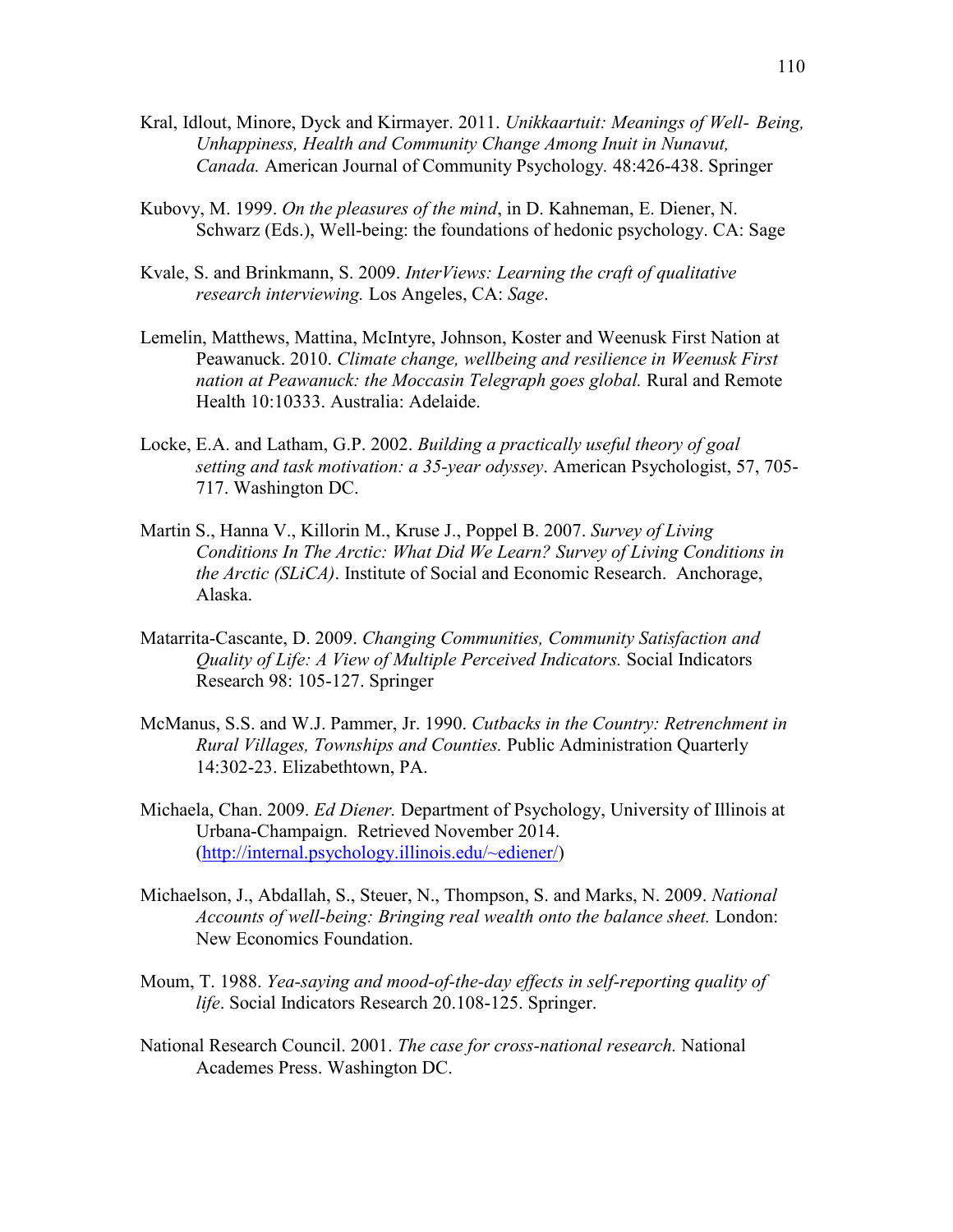Kral, Idlout, Minore, Dyck and Kirmayer. 2011. *Unikkaartuit: Meanings of Well- Being, Unhappiness, Health and Community Change Among Inuit in Nunavut, Canada.* American Journal of Community Psychology*.* 48:426-438. Springer

Kubovy, M. 1999. *On the pleasures of the mind*, in D. Kahneman, E. Diener, N. Schwarz (Eds.), Well-being: the foundations of hedonic psychology. CA: Sage

Kvale, S. and Brinkmann, S. 2009. *InterViews: Learning the craft of qualitative research interviewing.* Los Angeles, CA: *Sage*.

Lemelin, Matthews, Mattina, McIntyre, Johnson, Koster and Weenusk First Nation at Peawanuck. 2010. *Climate change, wellbeing and resilience in Weenusk First nation at Peawanuck: the Moccasin Telegraph goes global.* Rural and Remote Health 10:10333. Australia: Adelaide.

Locke, E.A. and Latham, G.P. 2002. *Building a practically useful theory of goal setting and task motivation: a 35-year odyssey*. American Psychologist, 57, 705-717. Washington DC.

Martin S., Hanna V., Killorin M., Kruse J., Poppel B. 2007. *Survey of Living Conditions In The Arctic: What Did We Learn? Survey of Living Conditions in the Arctic (SLiCA)*. Institute of Social and Economic Research. Anchorage, Alaska.

Matarrita-Cascante, D. 2009. *Changing Communities, Community Satisfaction and Quality of Life: A View of Multiple Perceived Indicators.* Social Indicators Research 98: 105-127. Springer

McManus, S.S. and W.J. Pammer, Jr. 1990. *Cutbacks in the Country: Retrenchment in Rural Villages, Townships and Counties.* Public Administration Quarterly 14:302-23. Elizabethtown, PA.

Michaela, Chan. 2009. *Ed Diener.* Department of Psychology, University of Illinois at Urbana-Champaign. Retrieved November 2014. (http://internal.psychology.illinois.edu/~ediener/)

Michaelson, J., Abdallah, S., Steuer, N., Thompson, S. and Marks, N. 2009. *National Accounts of well-being: Bringing real wealth onto the balance sheet.* London: New Economics Foundation.

Moum, T. 1988. *Yea-saying and mood-of-the-day effects in self-reporting quality of life*. Social Indicators Research 20.108-125. Springer.

National Research Council. 2001. *The case for cross-national research.* National Academes Press. Washington DC.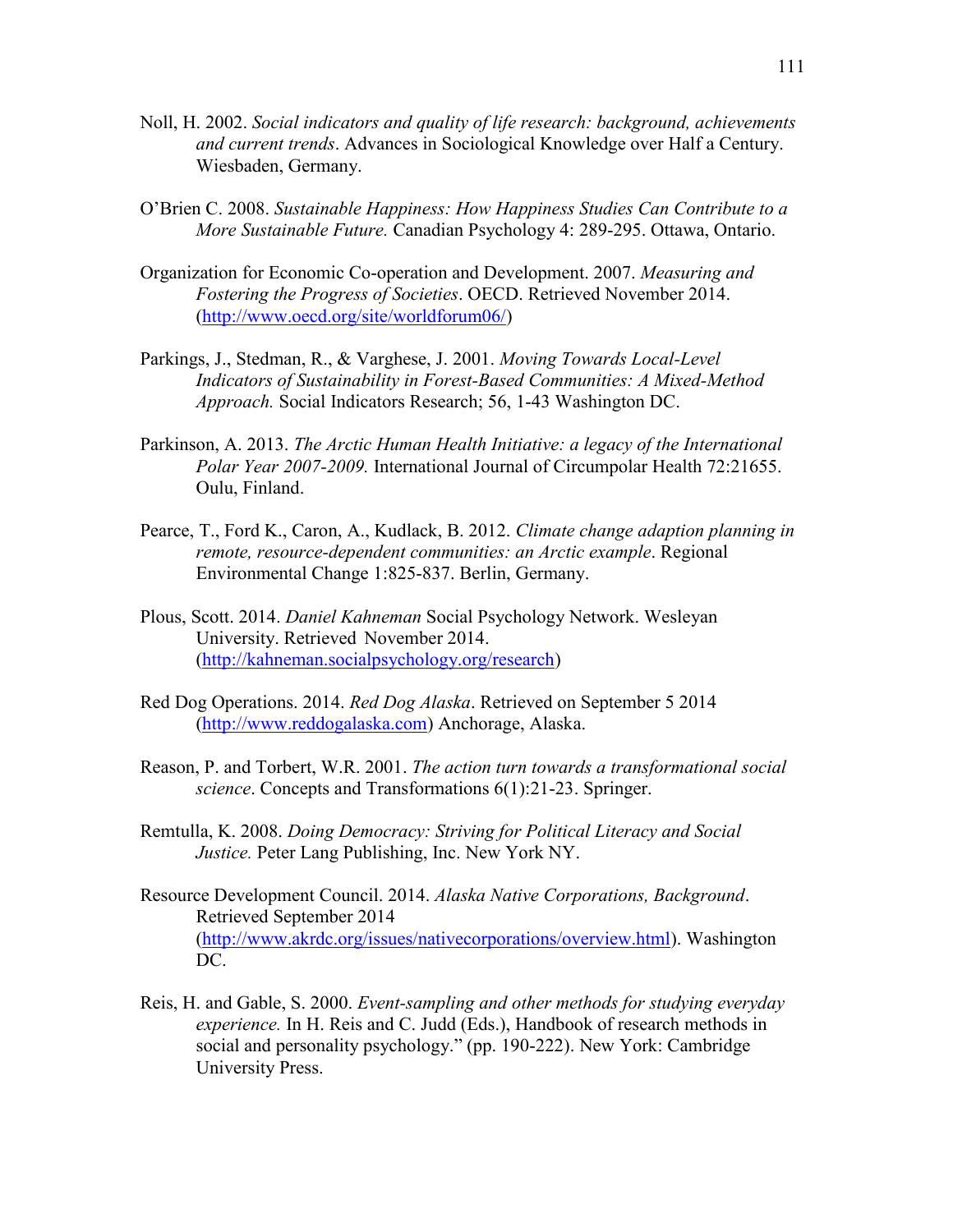Noll, H. 2002. *Social indicators and quality of life research: background, achievements and current trends*. Advances in Sociological Knowledge over Half a Century. Wiesbaden, Germany.

O'Brien C. 2008. *Sustainable Happiness: How Happiness Studies Can Contribute to a More Sustainable Future.* Canadian Psychology 4: 289-295. Ottawa, Ontario.

Organization for Economic Co-operation and Development. 2007. *Measuring and Fostering the Progress of Societies*. OECD. Retrieved November 2014. (http://www.oecd.org/site/worldforum06/)

Parkings, J., Stedman, R., & Varghese, J. 2001. *Moving Towards Local-Level Indicators of Sustainability in Forest-Based Communities: A Mixed-Method Approach.* Social Indicators Research; 56, 1-43 Washington DC.

Parkinson, A. 2013. *The Arctic Human Health Initiative: a legacy of the International Polar Year 2007-2009.* International Journal of Circumpolar Health 72:21655. Oulu, Finland.

Pearce, T., Ford K., Caron, A., Kudlack, B. 2012. *Climate change adaption planning in remote, resource-dependent communities: an Arctic example*. Regional Environmental Change 1:825-837. Berlin, Germany.

Plous, Scott. 2014. *Daniel Kahneman* Social Psychology Network. Wesleyan University. Retrieved November 2014. (http://kahneman.socialpsychology.org/research)

Red Dog Operations. 2014. *Red Dog Alaska*. Retrieved on September 5 2014 (http://www.reddogalaska.com) Anchorage, Alaska.

Reason, P. and Torbert, W.R. 2001. *The action turn towards a transformational social science*. Concepts and Transformations 6(1):21-23. Springer.

Remtulla, K. 2008. *Doing Democracy: Striving for Political Literacy and Social Justice.* Peter Lang Publishing, Inc. New York NY.

Resource Development Council. 2014. *Alaska Native Corporations, Background*. Retrieved September 2014 (http://www.akrdc.org/issues/nativecorporations/overview.html). Washington DC.

Reis, H. and Gable, S. 2000. *Event-sampling and other methods for studying everyday experience.* In H. Reis and C. Judd (Eds.), Handbook of research methods in social and personality psychology." (pp. 190-222). New York: Cambridge University Press.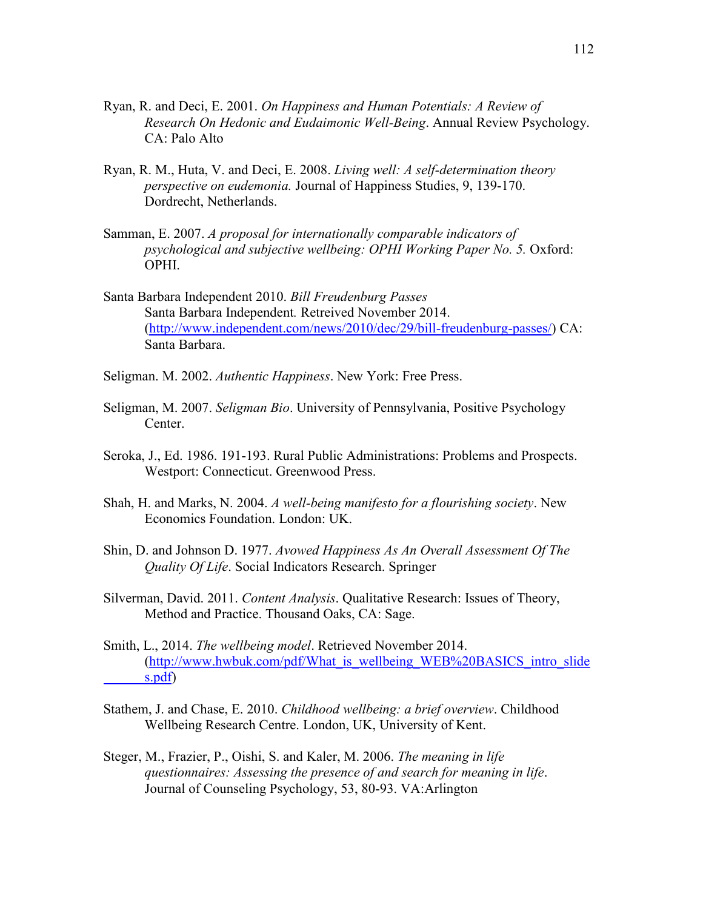Ryan, R. and Deci, E. 2001. *On Happiness and Human Potentials: A Review of Research On Hedonic and Eudaimonic Well-Being*. Annual Review Psychology. CA: Palo Alto

Ryan, R. M., Huta, V. and Deci, E. 2008. *Living well: A self-determination theory perspective on eudemonia.* Journal of Happiness Studies, 9, 139-170. Dordrecht, Netherlands.

Samman, E. 2007. *A proposal for internationally comparable indicators of psychological and subjective wellbeing: OPHI Working Paper No. 5.* Oxford: OPHI.

Santa Barbara Independent 2010. *Bill Freudenburg Passes* Santa Barbara Independent. Retreived November 2014. (http://www.independent.com/news/2010/dec/29/bill-freudenburg-passes/) CA: Santa Barbara.

Seligman. M. 2002. *Authentic Happiness*. New York: Free Press.

Seligman, M. 2007. *Seligman Bio*. University of Pennsylvania, Positive Psychology Center.

Seroka, J., Ed. 1986. 191-193. Rural Public Administrations: Problems and Prospects. Westport: Connecticut. Greenwood Press.

Shah, H. and Marks, N. 2004. *A well-being manifesto for a flourishing society*. New Economics Foundation. London: UK.

Shin, D. and Johnson D. 1977. *Avowed Happiness As An Overall Assessment Of The Quality Of Life*. Social Indicators Research. Springer

Silverman, David. 2011. *Content Analysis*. Qualitative Research: Issues of Theory, Method and Practice. Thousand Oaks, CA: Sage.

Smith, L., 2014. *The wellbeing model*. Retrieved November 2014. (http://www.hwbuk.com/pdf/What_is_wellbeing_WEB%20BASICS_intro_slides.pdf)

Stathem, J. and Chase, E. 2010. *Childhood wellbeing: a brief overview*. Childhood Wellbeing Research Centre. London, UK, University of Kent.

Steger, M., Frazier, P., Oishi, S. and Kaler, M. 2006. *The meaning in life questionnaires: Assessing the presence of and search for meaning in life*. Journal of Counseling Psychology, 53, 80-93. VA:Arlington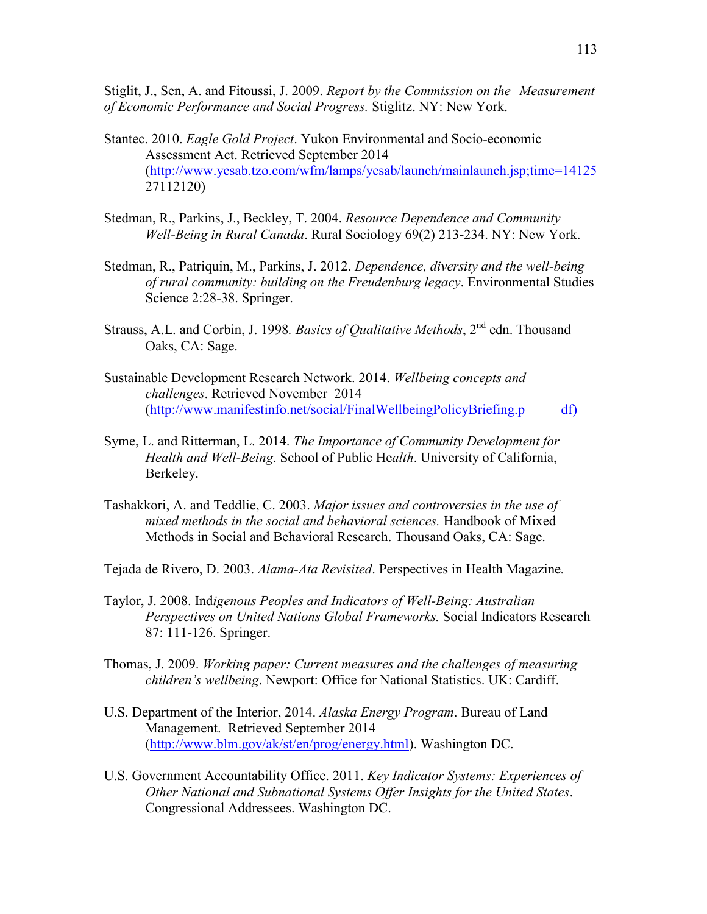Stiglit, J., Sen, A. and Fitoussi, J. 2009. *Report by the Commission on the Measurement of Economic Performance and Social Progress.* Stiglitz. NY: New York.

Stantec. 2010. *Eagle Gold Project*. Yukon Environmental and Socio-economic Assessment Act. Retrieved September 2014 (http://www.yesab.tzo.com/wfm/lamps/yesab/launch/mainlaunch.jsp;time=1412527112120)

Stedman, R., Parkins, J., Beckley, T. 2004. *Resource Dependence and Community Well-Being in Rural Canada*. Rural Sociology 69(2) 213-234. NY: New York.

Stedman, R., Patriquin, M., Parkins, J. 2012. *Dependence, diversity and the well-being of rural community: building on the Freudenburg legacy*. Environmental Studies Science 2:28-38. Springer.

Strauss, A.L. and Corbin, J. 1998. *Basics of Qualitative Methods*, 2nd edn. Thousand Oaks, CA: Sage.

Sustainable Development Research Network. 2014. *Wellbeing concepts and challenges*. Retrieved November 2014 (http://www.manifestinfo.net/social/FinalWellbeingPolicyBriefing.pdf)

Syme, L. and Ritterman, L. 2014. *The Importance of Community Development for Health and Well-Being*. School of Public Health. University of California, Berkeley.

Tashakkori, A. and Teddlie, C. 2003. *Major issues and controversies in the use of mixed methods in the social and behavioral sciences.* Handbook of Mixed Methods in Social and Behavioral Research. Thousand Oaks, CA: Sage.

Tejada de Rivero, D. 2003. *Alama-Ata Revisited*. Perspectives in Health Magazine.

Taylor, J. 2008. *Indigenous Peoples and Indicators of Well-Being: Australian Perspectives on United Nations Global Frameworks.* Social Indicators Research 87: 111-126. Springer.

Thomas, J. 2009. *Working paper: Current measures and the challenges of measuring children's wellbeing*. Newport: Office for National Statistics. UK: Cardiff.

U.S. Department of the Interior, 2014. *Alaska Energy Program*. Bureau of Land Management. Retrieved September 2014 (http://www.blm.gov/ak/st/en/prog/energy.html). Washington DC.

U.S. Government Accountability Office. 2011. *Key Indicator Systems: Experiences of Other National and Subnational Systems Offer Insights for the United States*. Congressional Addressees. Washington DC.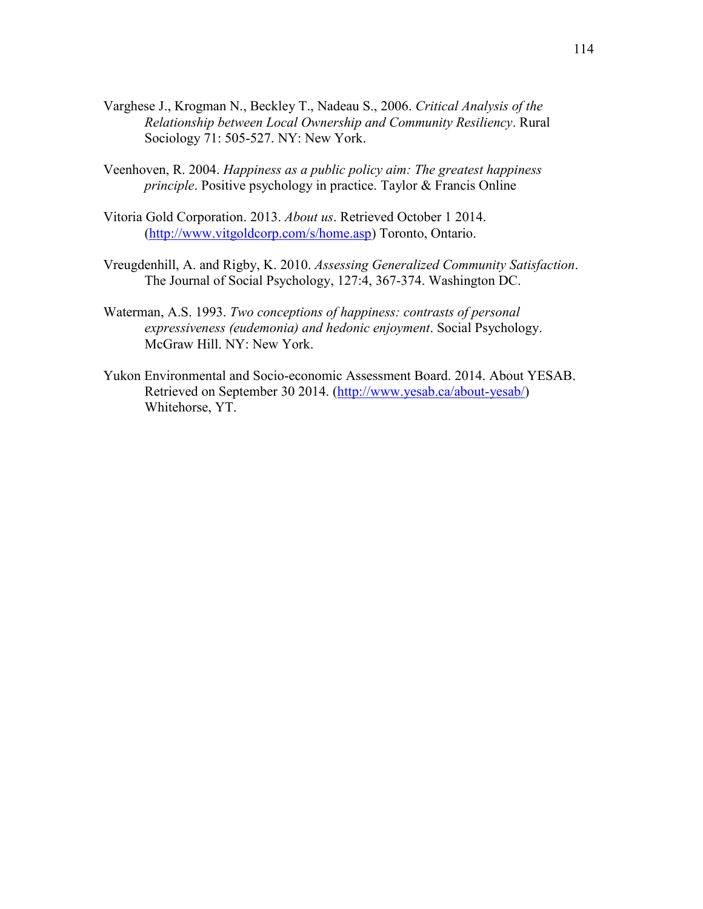Varghese J., Krogman N., Beckley T., Nadeau S., 2006. *Critical Analysis of the Relationship between Local Ownership and Community Resiliency*. Rural Sociology 71: 505-527. NY: New York.

Veenhoven, R. 2004. *Happiness as a public policy aim: The greatest happiness principle*. Positive psychology in practice. Taylor & Francis Online

Vitoria Gold Corporation. 2013. *About us*. Retrieved October 1 2014. (http://www.vitgoldcorp.com/s/home.asp) Toronto, Ontario.

Vreugdenhill, A. and Rigby, K. 2010. *Assessing Generalized Community Satisfaction*. The Journal of Social Psychology, 127:4, 367-374. Washington DC.

Waterman, A.S. 1993. *Two conceptions of happiness: contrasts of personal expressiveness (eudemonia) and hedonic enjoyment*. Social Psychology. McGraw Hill. NY: New York.

Yukon Environmental and Socio-economic Assessment Board. 2014. About YESAB. Retrieved on September 30 2014. (http://www.yesab.ca/about-yesab/) Whitehorse, YT.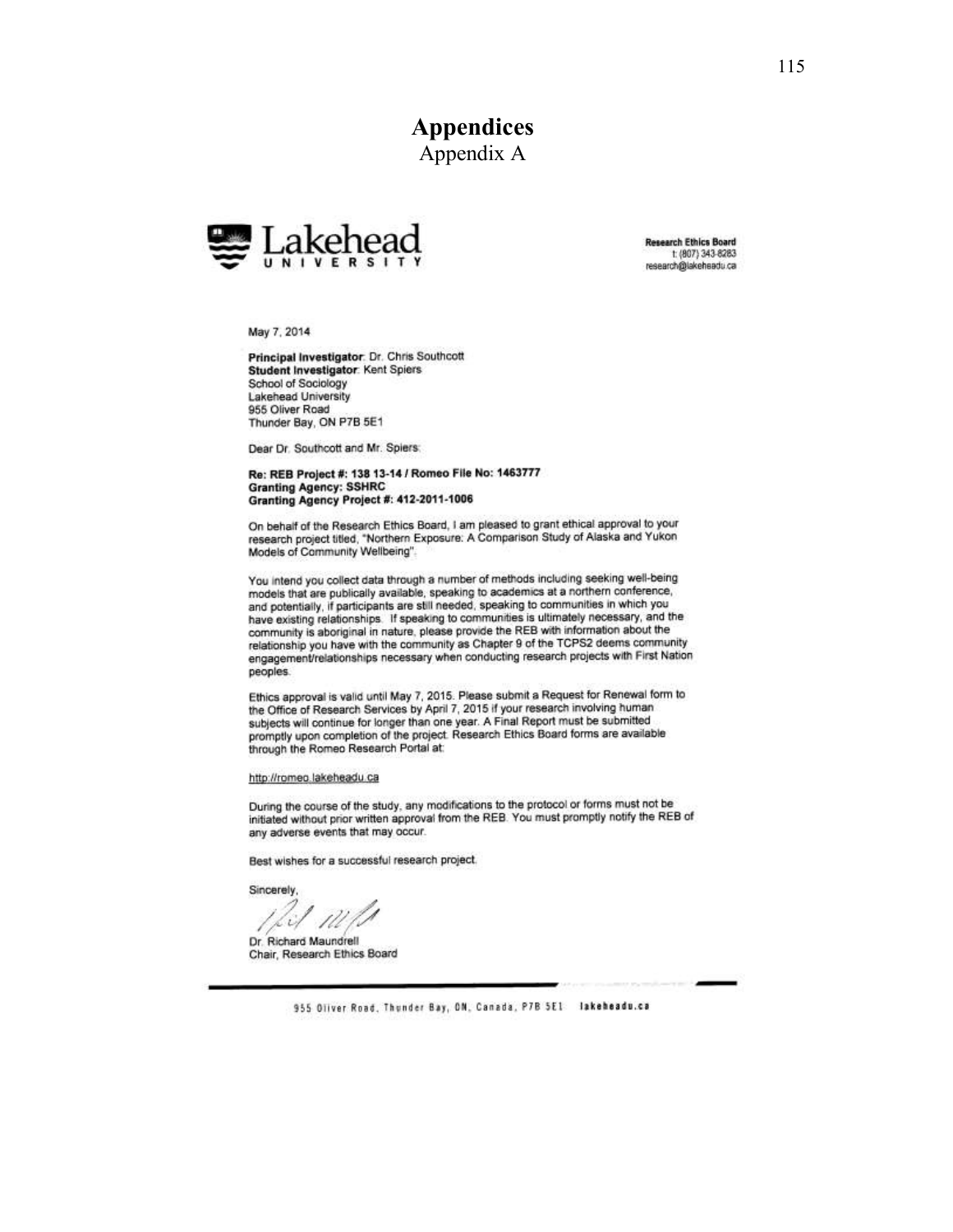# Appendices

## Appendix A

Lakehead UNIVERSITY

**Research Ethics Board**
t: (807) 343-8283
research@lakeheadu.ca

May 7, 2014

**Principal Investigator**: Dr. Chris Southcott
**Student Investigator**: Kent Spiers
School of Sociology
Lakehead University
955 Oliver Road
Thunder Bay, ON P7B 5E1

Dear Dr. Southcott and Mr. Spiers:

**Re: REB Project #: 138 13-14 / Romeo File No: 1463777**
**Granting Agency: SSHRC**
**Granting Agency Project #: 412-2011-1006**

On behalf of the Research Ethics Board, I am pleased to grant ethical approval to your research project titled, "Northern Exposure: A Comparison Study of Alaska and Yukon Models of Community Wellbeing".

You intend you collect data through a number of methods including seeking well-being models that are publically available, speaking to academics at a northern conference, and potentially, if participants are still needed, speaking to communities in which you have existing relationships. If speaking to communities is ultimately necessary, and the community is aboriginal in nature, please provide the REB with information about the relationship you have with the community as Chapter 9 of the TCPS2 deems community engagement/relationships necessary when conducting research projects with First Nation peoples.

Ethics approval is valid until May 7, 2015. Please submit a Request for Renewal form to the Office of Research Services by April 7, 2015 if your research involving human subjects will continue for longer than one year. A Final Report must be submitted promptly upon completion of the project. Research Ethics Board forms are available through the Romeo Research Portal at:

http://romeo.lakeheadu.ca

During the course of the study, any modifications to the protocol or forms must not be initiated without prior written approval from the REB. You must promptly notify the REB of any adverse events that may occur.

Best wishes for a successful research project.

Sincerely,

Dr. Richard Maundrell
Chair, Research Ethics Board

955 Oliver Road, Thunder Bay, ON, Canada, P7B 5E1 lakeheadu.ca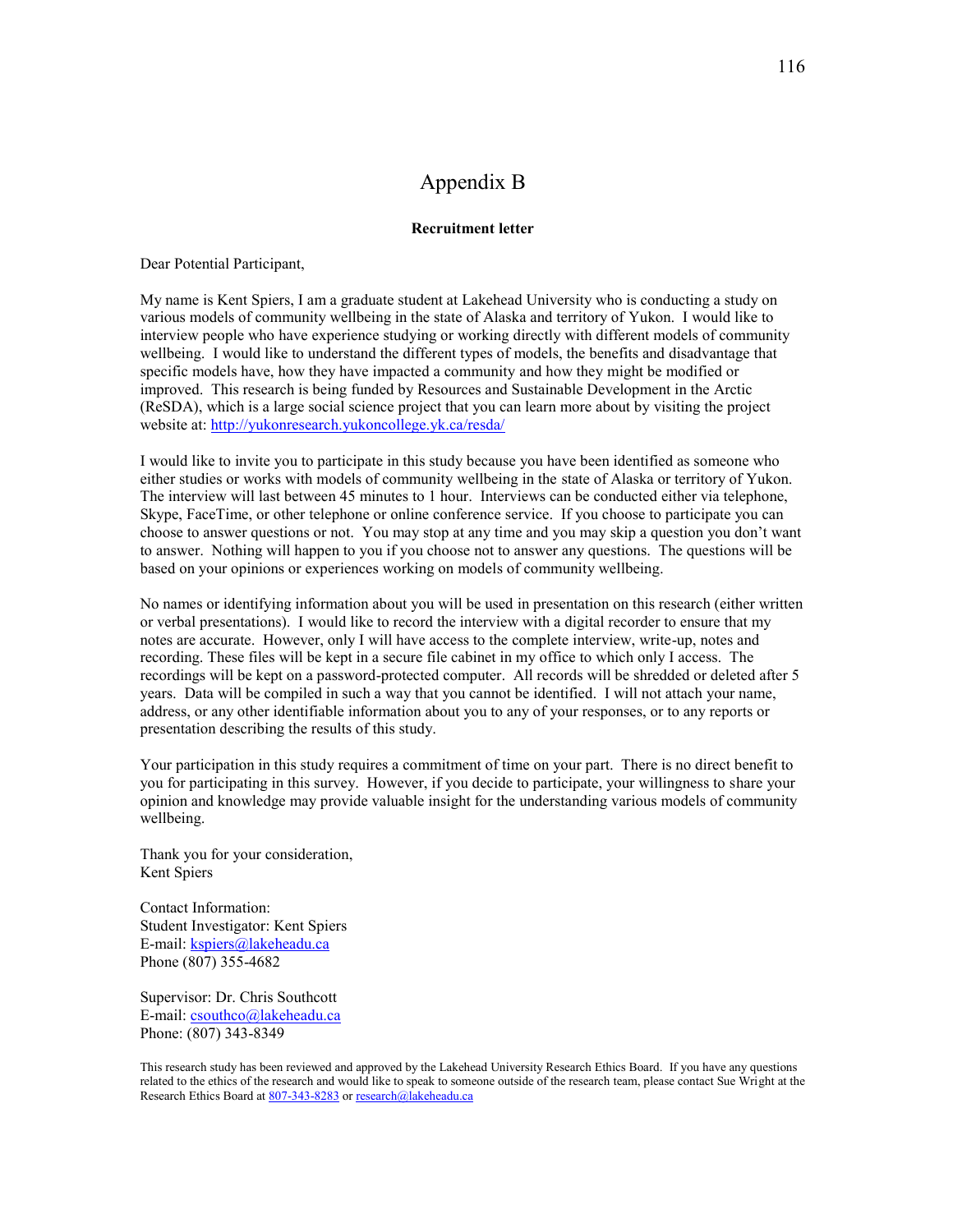# Appendix B

**Recruitment letter**

Dear Potential Participant,

My name is Kent Spiers, I am a graduate student at Lakehead University who is conducting a study on various models of community wellbeing in the state of Alaska and territory of Yukon. I would like to interview people who have experience studying or working directly with different models of community wellbeing. I would like to understand the different types of models, the benefits and disadvantage that specific models have, how they have impacted a community and how they might be modified or improved. This research is being funded by Resources and Sustainable Development in the Arctic (ReSDA), which is a large social science project that you can learn more about by visiting the project website at: http://yukonresearch.yukoncollege.yk.ca/resda/

I would like to invite you to participate in this study because you have been identified as someone who either studies or works with models of community wellbeing in the state of Alaska or territory of Yukon. The interview will last between 45 minutes to 1 hour. Interviews can be conducted either via telephone, Skype, FaceTime, or other telephone or online conference service. If you choose to participate you can choose to answer questions or not. You may stop at any time and you may skip a question you don't want to answer. Nothing will happen to you if you choose not to answer any questions. The questions will be based on your opinions or experiences working on models of community wellbeing.

No names or identifying information about you will be used in presentation on this research (either written or verbal presentations). I would like to record the interview with a digital recorder to ensure that my notes are accurate. However, only I will have access to the complete interview, write-up, notes and recording. These files will be kept in a secure file cabinet in my office to which only I access. The recordings will be kept on a password-protected computer. All records will be shredded or deleted after 5 years. Data will be compiled in such a way that you cannot be identified. I will not attach your name, address, or any other identifiable information about you to any of your responses, or to any reports or presentation describing the results of this study.

Your participation in this study requires a commitment of time on your part. There is no direct benefit to you for participating in this survey. However, if you decide to participate, your willingness to share your opinion and knowledge may provide valuable insight for the understanding various models of community wellbeing.

Thank you for your consideration,
Kent Spiers

Contact Information:
Student Investigator: Kent Spiers
E-mail: kspiers@lakeheadu.ca
Phone (807) 355-4682

Supervisor: Dr. Chris Southcott
E-mail: csouthco@lakeheadu.ca
Phone: (807) 343-8349

This research study has been reviewed and approved by the Lakehead University Research Ethics Board. If you have any questions related to the ethics of the research and would like to speak to someone outside of the research team, please contact Sue Wright at the Research Ethics Board at 807-343-8283 or research@lakeheadu.ca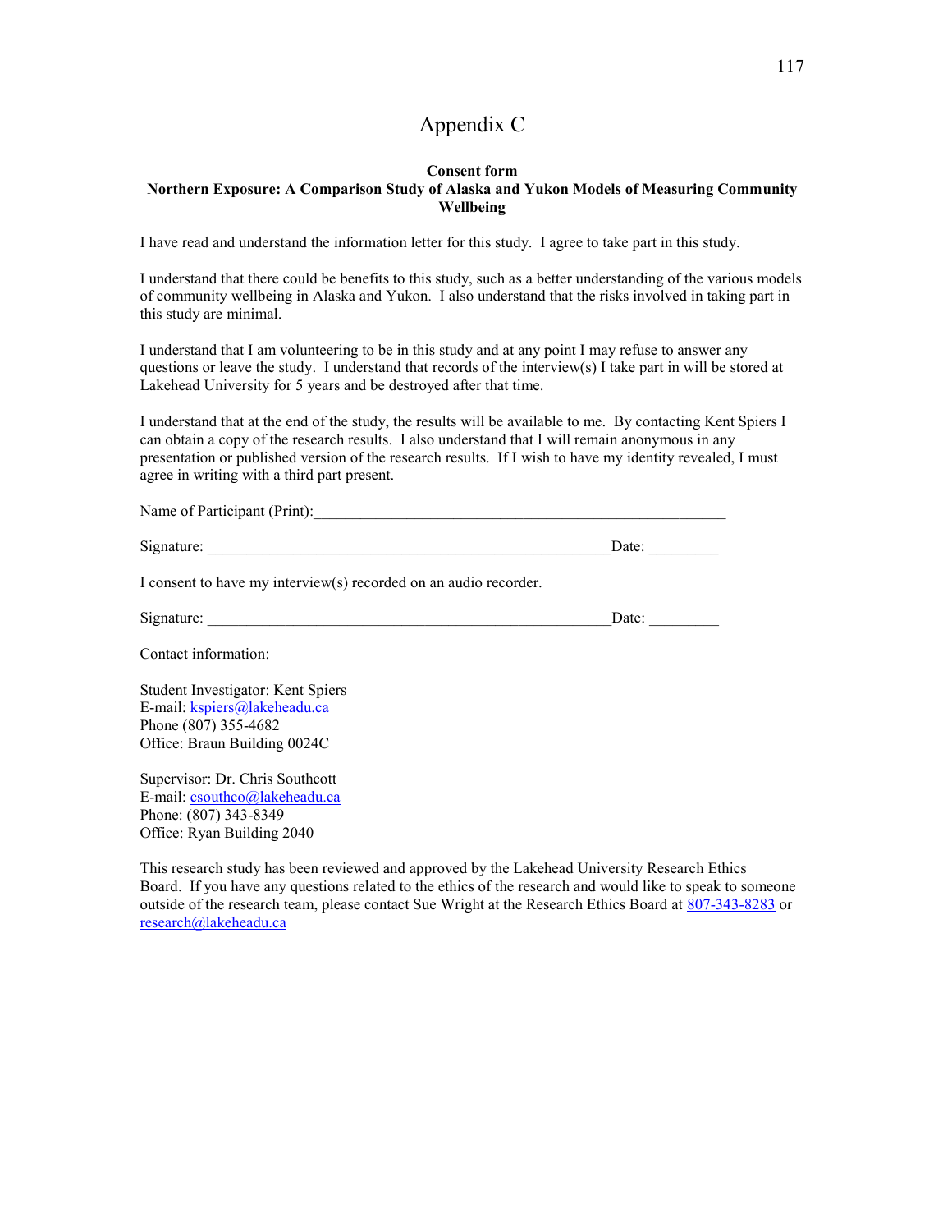# Appendix C

**Consent form**
**Northern Exposure: A Comparison Study of Alaska and Yukon Models of Measuring Community Wellbeing**

I have read and understand the information letter for this study. I agree to take part in this study.

I understand that there could be benefits to this study, such as a better understanding of the various models of community wellbeing in Alaska and Yukon. I also understand that the risks involved in taking part in this study are minimal.

I understand that I am volunteering to be in this study and at any point I may refuse to answer any questions or leave the study. I understand that records of the interview(s) I take part in will be stored at Lakehead University for 5 years and be destroyed after that time.

I understand that at the end of the study, the results will be available to me. By contacting Kent Spiers I can obtain a copy of the research results. I also understand that I will remain anonymous in any presentation or published version of the research results. If I wish to have my identity revealed, I must agree in writing with a third part present.

Name of Participant (Print):\_\_\_\_\_\_\_\_\_\_\_\_\_\_\_\_\_\_\_\_\_\_\_\_\_\_\_\_\_\_\_\_\_\_\_\_\_\_\_\_\_\_\_\_\_\_\_\_\_\_\_\_

Signature: \_\_\_\_\_\_\_\_\_\_\_\_\_\_\_\_\_\_\_\_\_\_\_\_\_\_\_\_\_\_\_\_\_\_\_\_\_\_\_\_\_\_\_\_\_\_\_\_\_\_\_\_Date: \_\_\_\_\_\_\_\_\_

I consent to have my interview(s) recorded on an audio recorder.

Signature: \_\_\_\_\_\_\_\_\_\_\_\_\_\_\_\_\_\_\_\_\_\_\_\_\_\_\_\_\_\_\_\_\_\_\_\_\_\_\_\_\_\_\_\_\_\_\_\_\_\_\_\_Date: \_\_\_\_\_\_\_\_\_

Contact information:

Student Investigator: Kent Spiers
E-mail: kspiers@lakeheadu.ca
Phone (807) 355-4682
Office: Braun Building 0024C

Supervisor: Dr. Chris Southcott
E-mail: csouthco@lakeheadu.ca
Phone: (807) 343-8349
Office: Ryan Building 2040

This research study has been reviewed and approved by the Lakehead University Research Ethics Board. If you have any questions related to the ethics of the research and would like to speak to someone outside of the research team, please contact Sue Wright at the Research Ethics Board at 807-343-8283 or research@lakeheadu.ca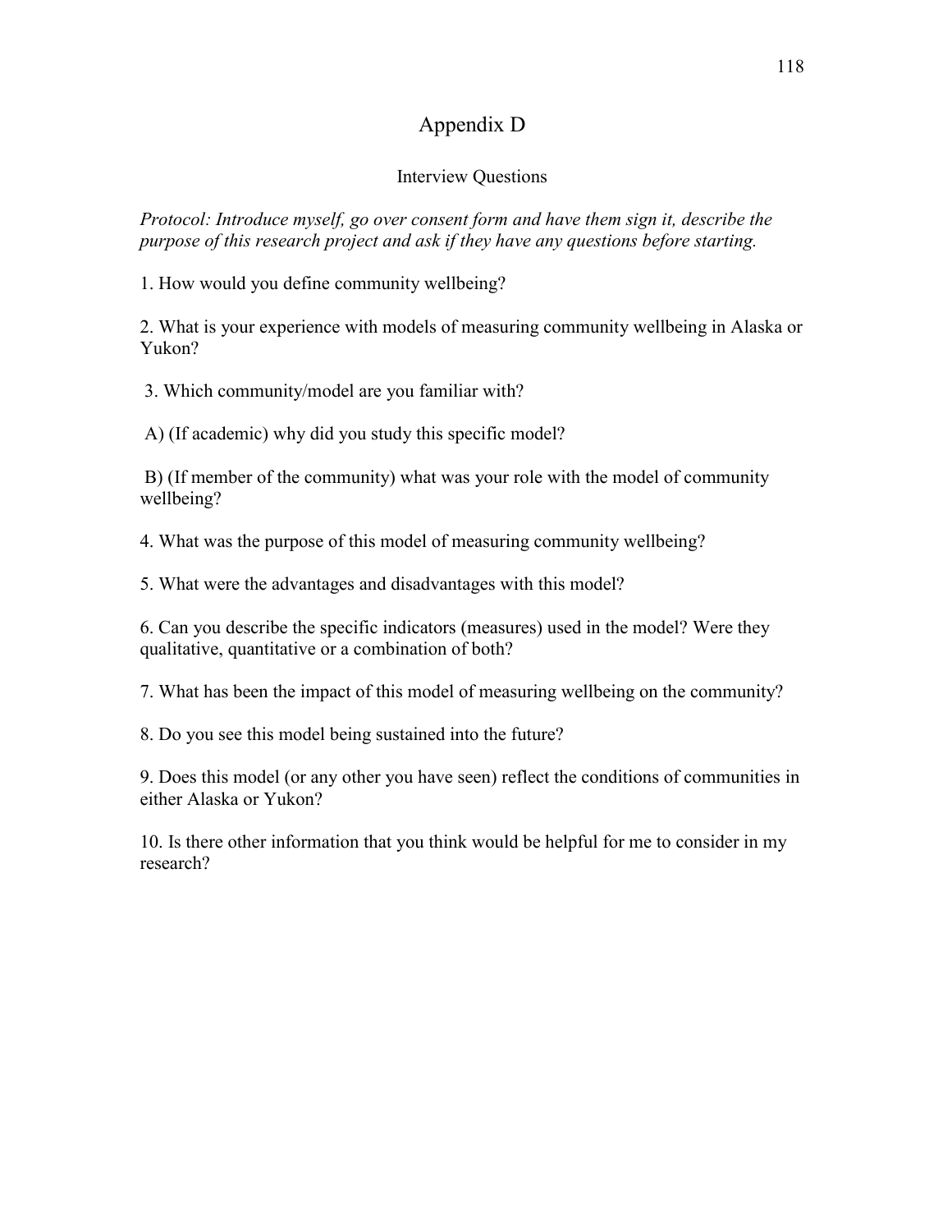# Appendix D

## Interview Questions

*Protocol: Introduce myself, go over consent form and have them sign it, describe the purpose of this research project and ask if they have any questions before starting.*

1. How would you define community wellbeing?

2. What is your experience with models of measuring community wellbeing in Alaska or Yukon?

3. Which community/model are you familiar with?

A) (If academic) why did you study this specific model?

B) (If member of the community) what was your role with the model of community wellbeing?

4. What was the purpose of this model of measuring community wellbeing?

5. What were the advantages and disadvantages with this model?

6. Can you describe the specific indicators (measures) used in the model? Were they qualitative, quantitative or a combination of both?

7. What has been the impact of this model of measuring wellbeing on the community?

8. Do you see this model being sustained into the future?

9. Does this model (or any other you have seen) reflect the conditions of communities in either Alaska or Yukon?

10. Is there other information that you think would be helpful for me to consider in my research?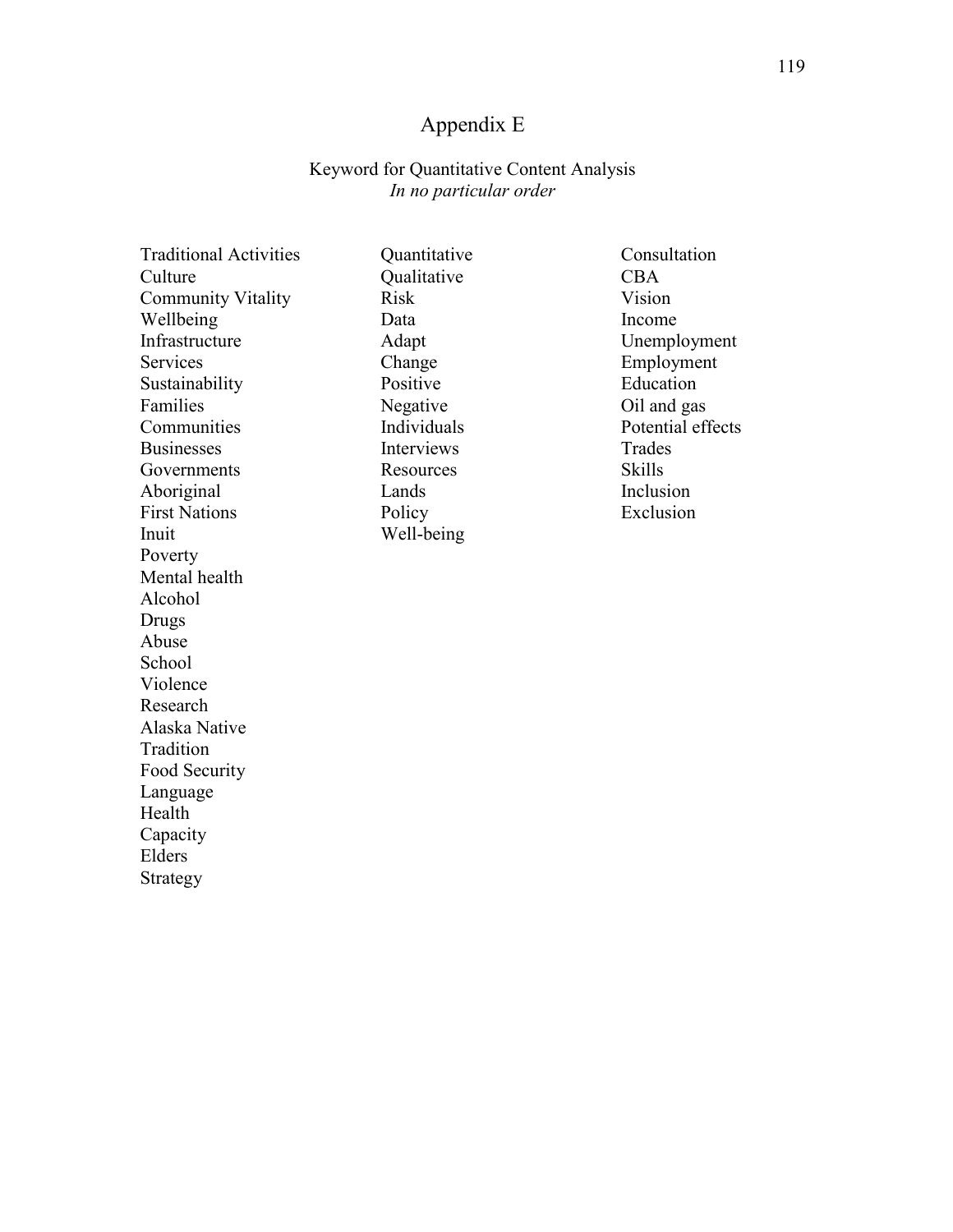# Appendix E

Keyword for Quantitative Content Analysis
*In no particular order*

Traditional Activities
Culture
Community Vitality
Wellbeing
Infrastructure
Services
Sustainability
Families
Communities
Businesses
Governments
Aboriginal
First Nations
Inuit
Poverty
Mental health
Alcohol
Drugs
Abuse
School
Violence
Research
Alaska Native
Tradition
Food Security
Language
Health
Capacity
Elders
Strategy

Quantitative
Qualitative
Risk
Data
Adapt
Change
Positive
Negative
Individuals
Interviews
Resources
Lands
Policy
Well-being

Consultation
CBA
Vision
Income
Unemployment
Employment
Education
Oil and gas
Potential effects
Trades
Skills
Inclusion
Exclusion